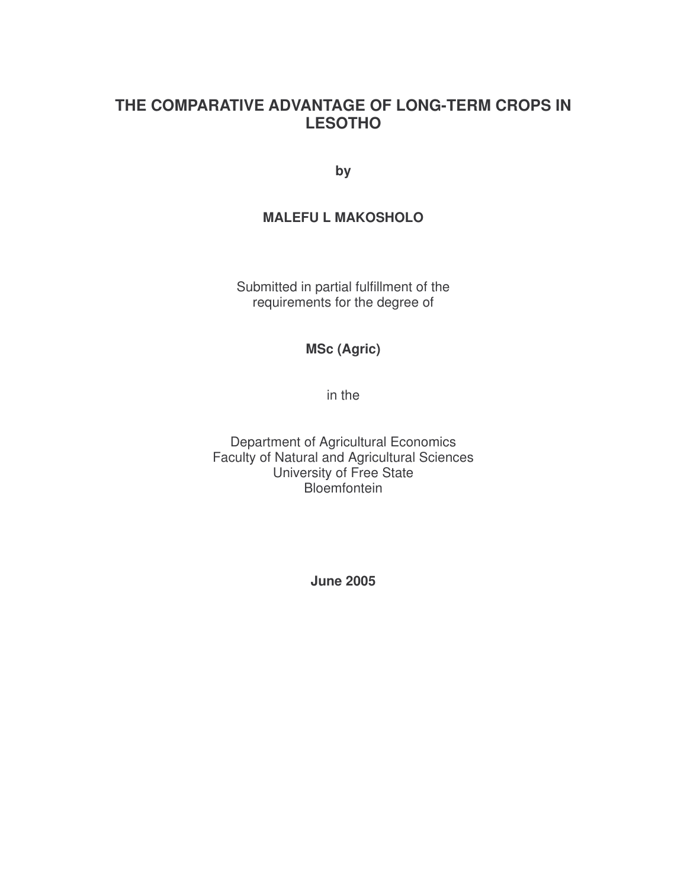# THE COMPARATIVE ADVANTAGE OF LONG-TERM CROPS IN LESOTHO

**by**

**MALEFU L MAKOSHOLO**

Submitted in partial fulfillment of the requirements for the degree of

**MSc (Agric)**

in the

Department of Agricultural Economics
Faculty of Natural and Agricultural Sciences
University of Free State
Bloemfontein

**June 2005**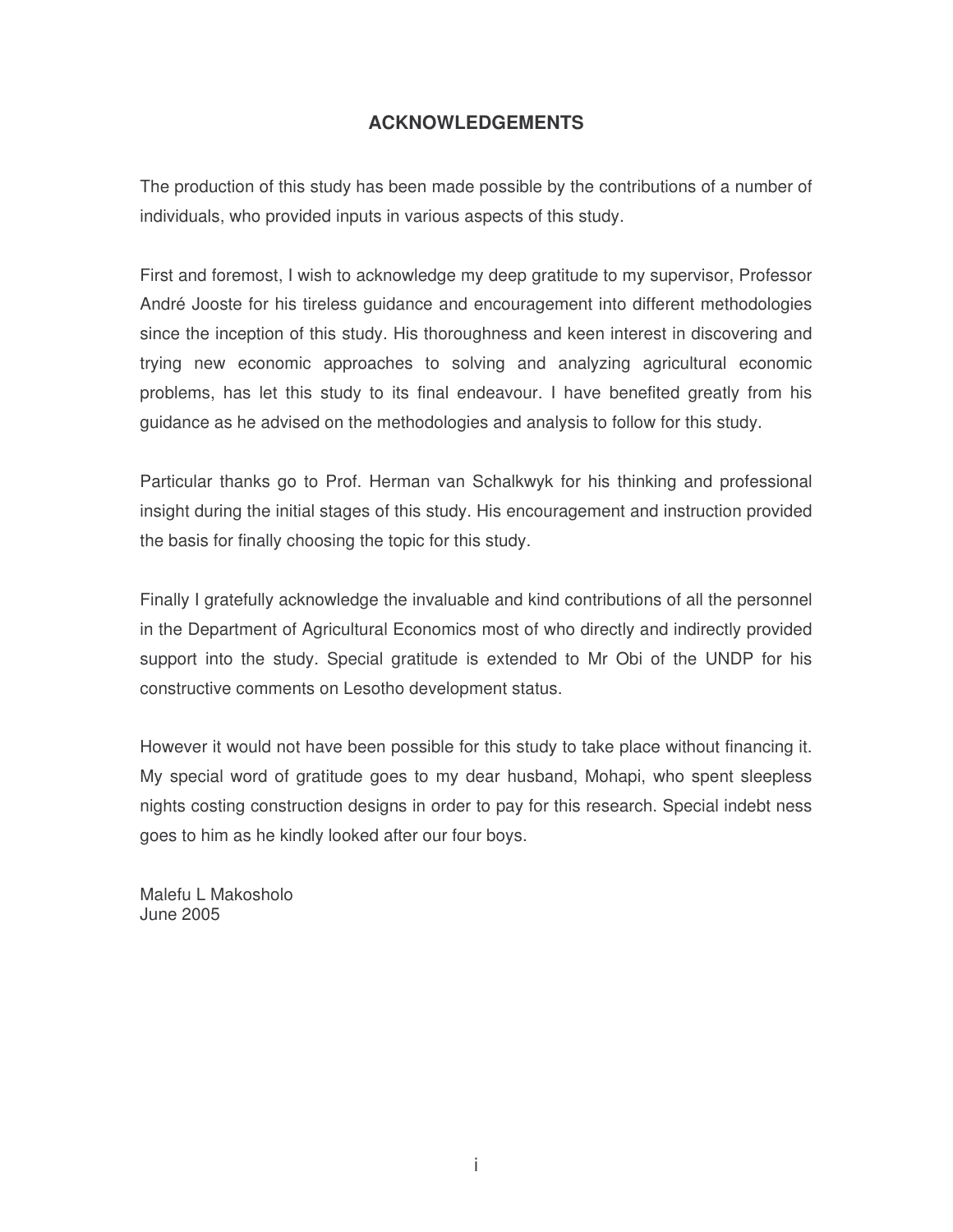# ACKNOWLEDGEMENTS

The production of this study has been made possible by the contributions of a number of individuals, who provided inputs in various aspects of this study.

First and foremost, I wish to acknowledge my deep gratitude to my supervisor, Professor André Jooste for his tireless guidance and encouragement into different methodologies since the inception of this study. His thoroughness and keen interest in discovering and trying new economic approaches to solving and analyzing agricultural economic problems, has let this study to its final endeavour. I have benefited greatly from his guidance as he advised on the methodologies and analysis to follow for this study.

Particular thanks go to Prof. Herman van Schalkwyk for his thinking and professional insight during the initial stages of this study. His encouragement and instruction provided the basis for finally choosing the topic for this study.

Finally I gratefully acknowledge the invaluable and kind contributions of all the personnel in the Department of Agricultural Economics most of who directly and indirectly provided support into the study. Special gratitude is extended to Mr Obi of the UNDP for his constructive comments on Lesotho development status.

However it would not have been possible for this study to take place without financing it. My special word of gratitude goes to my dear husband, Mohapi, who spent sleepless nights costing construction designs in order to pay for this research. Special indebt ness goes to him as he kindly looked after our four boys.

Malefu L Makosholo
June 2005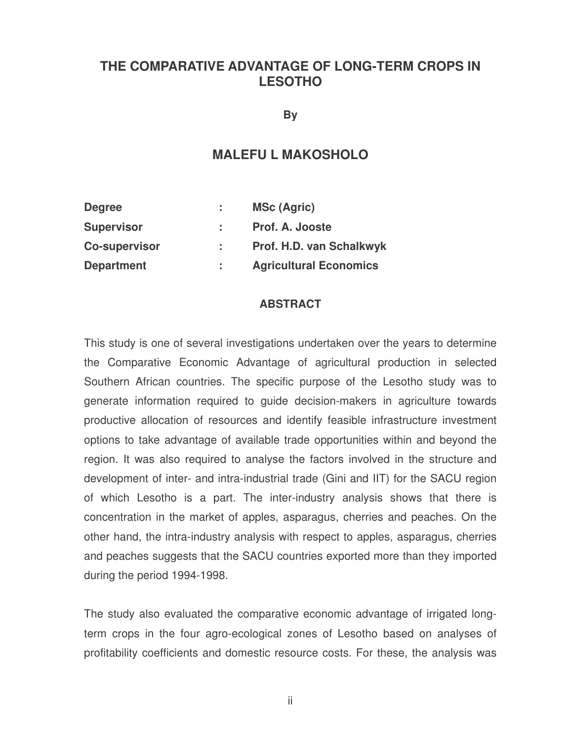# THE COMPARATIVE ADVANTAGE OF LONG-TERM CROPS IN LESOTHO

**By**

## MALEFU L MAKOSHOLO

| | | |
|---|---|---|
| **Degree** | **:** | **MSc (Agric)** |
| **Supervisor** | **:** | **Prof. A. Jooste** |
| **Co-supervisor** | **:** | **Prof. H.D. van Schalkwyk** |
| **Department** | **:** | **Agricultural Economics** |

### ABSTRACT

This study is one of several investigations undertaken over the years to determine the Comparative Economic Advantage of agricultural production in selected Southern African countries. The specific purpose of the Lesotho study was to generate information required to guide decision-makers in agriculture towards productive allocation of resources and identify feasible infrastructure investment options to take advantage of available trade opportunities within and beyond the region. It was also required to analyse the factors involved in the structure and development of inter- and intra-industrial trade (Gini and IIT) for the SACU region of which Lesotho is a part. The inter-industry analysis shows that there is concentration in the market of apples, asparagus, cherries and peaches. On the other hand, the intra-industry analysis with respect to apples, asparagus, cherries and peaches suggests that the SACU countries exported more than they imported during the period 1994-1998.

The study also evaluated the comparative economic advantage of irrigated long-term crops in the four agro-ecological zones of Lesotho based on analyses of profitability coefficients and domestic resource costs. For these, the analysis was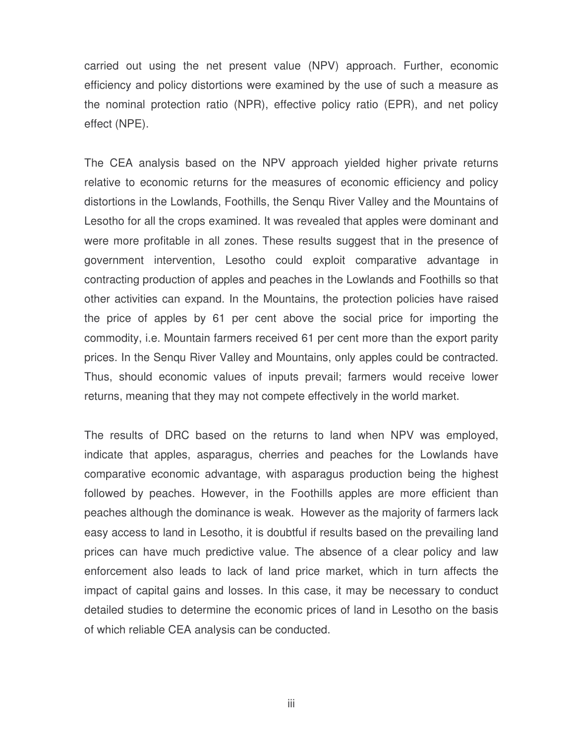carried out using the net present value (NPV) approach. Further, economic efficiency and policy distortions were examined by the use of such a measure as the nominal protection ratio (NPR), effective policy ratio (EPR), and net policy effect (NPE).

The CEA analysis based on the NPV approach yielded higher private returns relative to economic returns for the measures of economic efficiency and policy distortions in the Lowlands, Foothills, the Senqu River Valley and the Mountains of Lesotho for all the crops examined. It was revealed that apples were dominant and were more profitable in all zones. These results suggest that in the presence of government intervention, Lesotho could exploit comparative advantage in contracting production of apples and peaches in the Lowlands and Foothills so that other activities can expand. In the Mountains, the protection policies have raised the price of apples by 61 per cent above the social price for importing the commodity, i.e. Mountain farmers received 61 per cent more than the export parity prices. In the Senqu River Valley and Mountains, only apples could be contracted. Thus, should economic values of inputs prevail; farmers would receive lower returns, meaning that they may not compete effectively in the world market.

The results of DRC based on the returns to land when NPV was employed, indicate that apples, asparagus, cherries and peaches for the Lowlands have comparative economic advantage, with asparagus production being the highest followed by peaches. However, in the Foothills apples are more efficient than peaches although the dominance is weak. However as the majority of farmers lack easy access to land in Lesotho, it is doubtful if results based on the prevailing land prices can have much predictive value. The absence of a clear policy and law enforcement also leads to lack of land price market, which in turn affects the impact of capital gains and losses. In this case, it may be necessary to conduct detailed studies to determine the economic prices of land in Lesotho on the basis of which reliable CEA analysis can be conducted.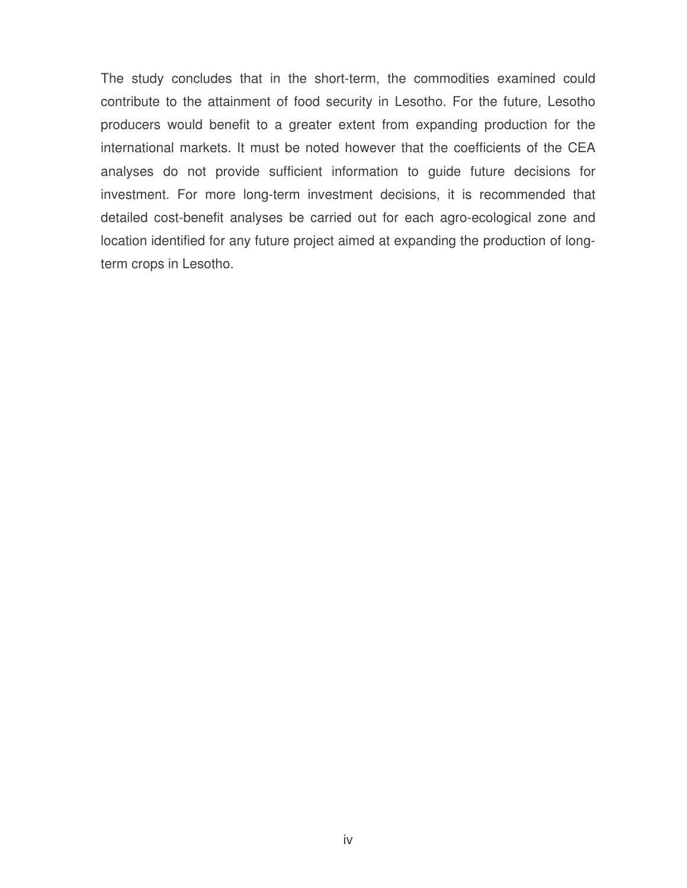The study concludes that in the short-term, the commodities examined could contribute to the attainment of food security in Lesotho. For the future, Lesotho producers would benefit to a greater extent from expanding production for the international markets. It must be noted however that the coefficients of the CEA analyses do not provide sufficient information to guide future decisions for investment. For more long-term investment decisions, it is recommended that detailed cost-benefit analyses be carried out for each agro-ecological zone and location identified for any future project aimed at expanding the production of long-term crops in Lesotho.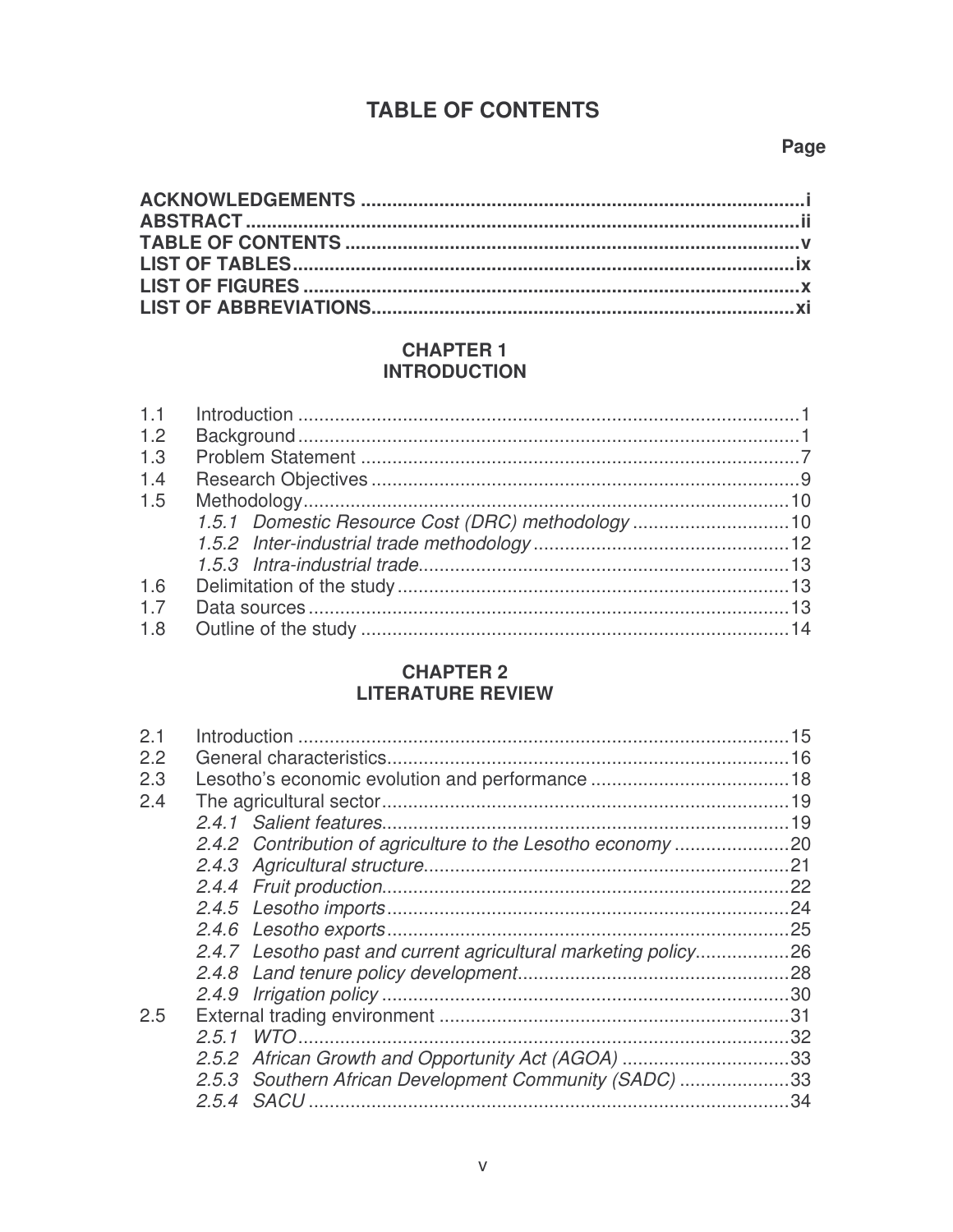# TABLE OF CONTENTS

**Page**

**ACKNOWLEDGEMENTS** .......... i
**ABSTRACT** .......... ii
**TABLE OF CONTENTS** .......... v
**LIST OF TABLES** .......... ix
**LIST OF FIGURES** .......... x
**LIST OF ABBREVIATIONS** .......... xi

## CHAPTER 1
## INTRODUCTION

1.1 Introduction .......... 1
1.2 Background .......... 1
1.3 Problem Statement .......... 7
1.4 Research Objectives .......... 9
1.5 Methodology .......... 10
   *1.5.1 Domestic Resource Cost (DRC) methodology* .......... 10
   *1.5.2 Inter-industrial trade methodology* .......... 12
   *1.5.3 Intra-industrial trade* .......... 13
1.6 Delimitation of the study .......... 13
1.7 Data sources .......... 13
1.8 Outline of the study .......... 14

## CHAPTER 2
## LITERATURE REVIEW

2.1 Introduction .......... 15
2.2 General characteristics .......... 16
2.3 Lesotho's economic evolution and performance .......... 18
2.4 The agricultural sector .......... 19
   *2.4.1 Salient features* .......... 19
   *2.4.2 Contribution of agriculture to the Lesotho economy* .......... 20
   *2.4.3 Agricultural structure* .......... 21
   *2.4.4 Fruit production* .......... 22
   *2.4.5 Lesotho imports* .......... 24
   *2.4.6 Lesotho exports* .......... 25
   *2.4.7 Lesotho past and current agricultural marketing policy* .......... 26
   *2.4.8 Land tenure policy development* .......... 28
   *2.4.9 Irrigation policy* .......... 30
2.5 External trading environment .......... 31
   *2.5.1 WTO* .......... 32
   *2.5.2 African Growth and Opportunity Act (AGOA)* .......... 33
   *2.5.3 Southern African Development Community (SADC)* .......... 33
   *2.5.4 SACU* .......... 34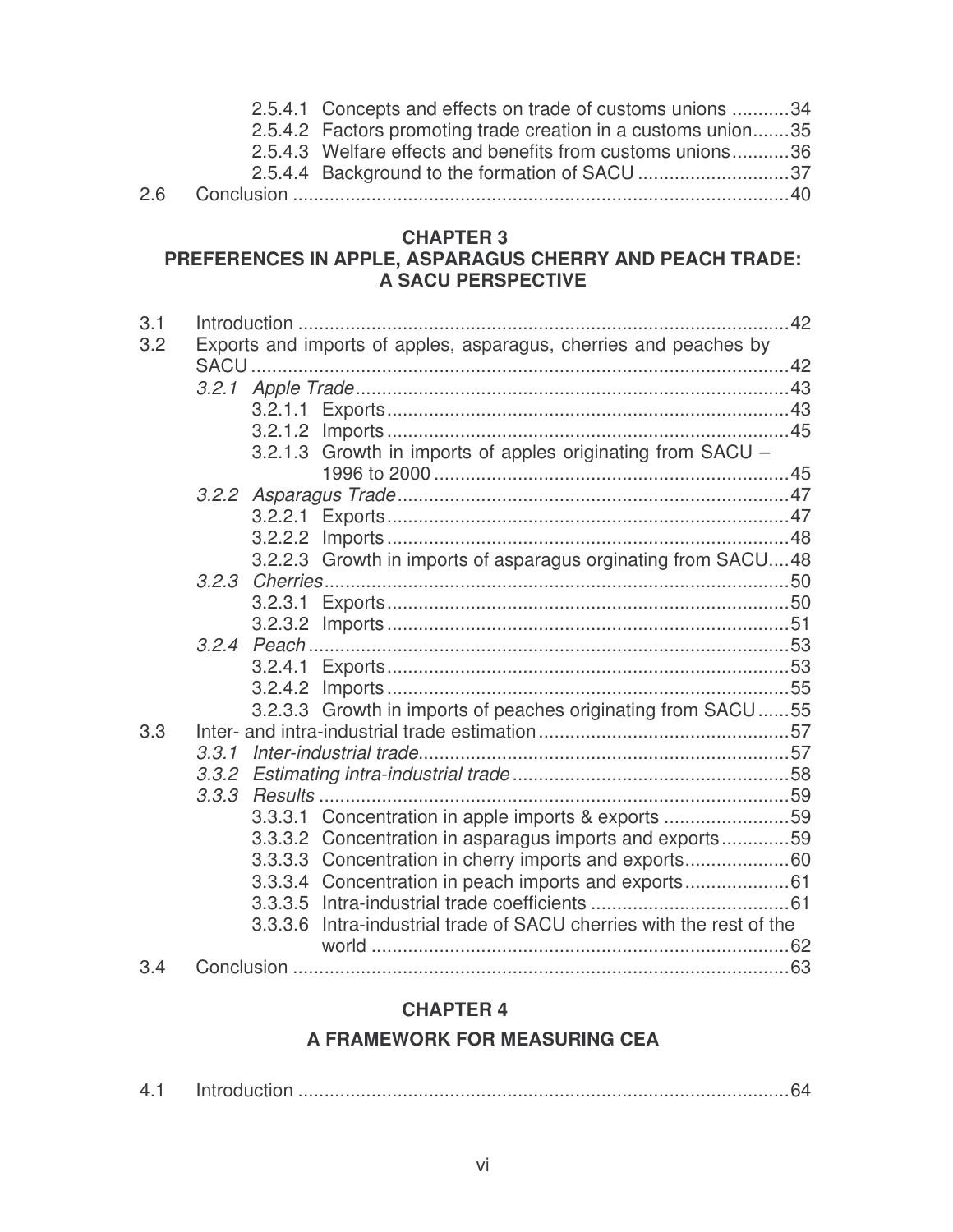2.5.4.1 Concepts and effects on trade of customs unions ........... 34
2.5.4.2 Factors promoting trade creation in a customs union....... 35
2.5.4.3 Welfare effects and benefits from customs unions........... 36
2.5.4.4 Background to the formation of SACU ............................ 37
2.6 Conclusion .............................................................................................. 40

**CHAPTER 3**
**PREFERENCES IN APPLE, ASPARAGUS CHERRY AND PEACH TRADE: A SACU PERSPECTIVE**

3.1 Introduction .............................................................................................. 42
3.2 Exports and imports of apples, asparagus, cherries and peaches by SACU ....................................................................................................... 42
*3.2.1 Apple Trade* .................................................................................. 43
3.2.1.1 Exports ............................................................................ 43
3.2.1.2 Imports ............................................................................ 45
3.2.1.3 Growth in imports of apples originating from SACU – 1996 to 2000 ................................................................... 45
*3.2.2 Asparagus Trade* .......................................................................... 47
3.2.2.1 Exports ............................................................................ 47
3.2.2.2 Imports ............................................................................ 48
3.2.2.3 Growth in imports of asparagus orginating from SACU.... 48
*3.2.3 Cherries* ....................................................................................... 50
3.2.3.1 Exports ............................................................................ 50
3.2.3.2 Imports ............................................................................ 51
*3.2.4 Peach* ........................................................................................... 53
3.2.4.1 Exports ............................................................................ 53
3.2.4.2 Imports ............................................................................ 55
3.2.3.3 Growth in imports of peaches originating from SACU ...... 55
3.3 Inter- and intra-industrial trade estimation ................................................ 57
*3.3.1 Inter-industrial trade* ...................................................................... 57
*3.3.2 Estimating intra-industrial trade* .................................................... 58
*3.3.3 Results* ......................................................................................... 59
3.3.3.1 Concentration in apple imports & exports ........................ 59
3.3.3.2 Concentration in asparagus imports and exports ............. 59
3.3.3.3 Concentration in cherry imports and exports .................... 60
3.3.3.4 Concentration in peach imports and exports .................... 61
3.3.3.5 Intra-industrial trade coefficients ...................................... 61
3.3.3.6 Intra-industrial trade of SACU cherries with the rest of the world ................................................................................ 62
3.4 Conclusion .............................................................................................. 63

**CHAPTER 4**

**A FRAMEWORK FOR MEASURING CEA**

4.1 Introduction .............................................................................................. 64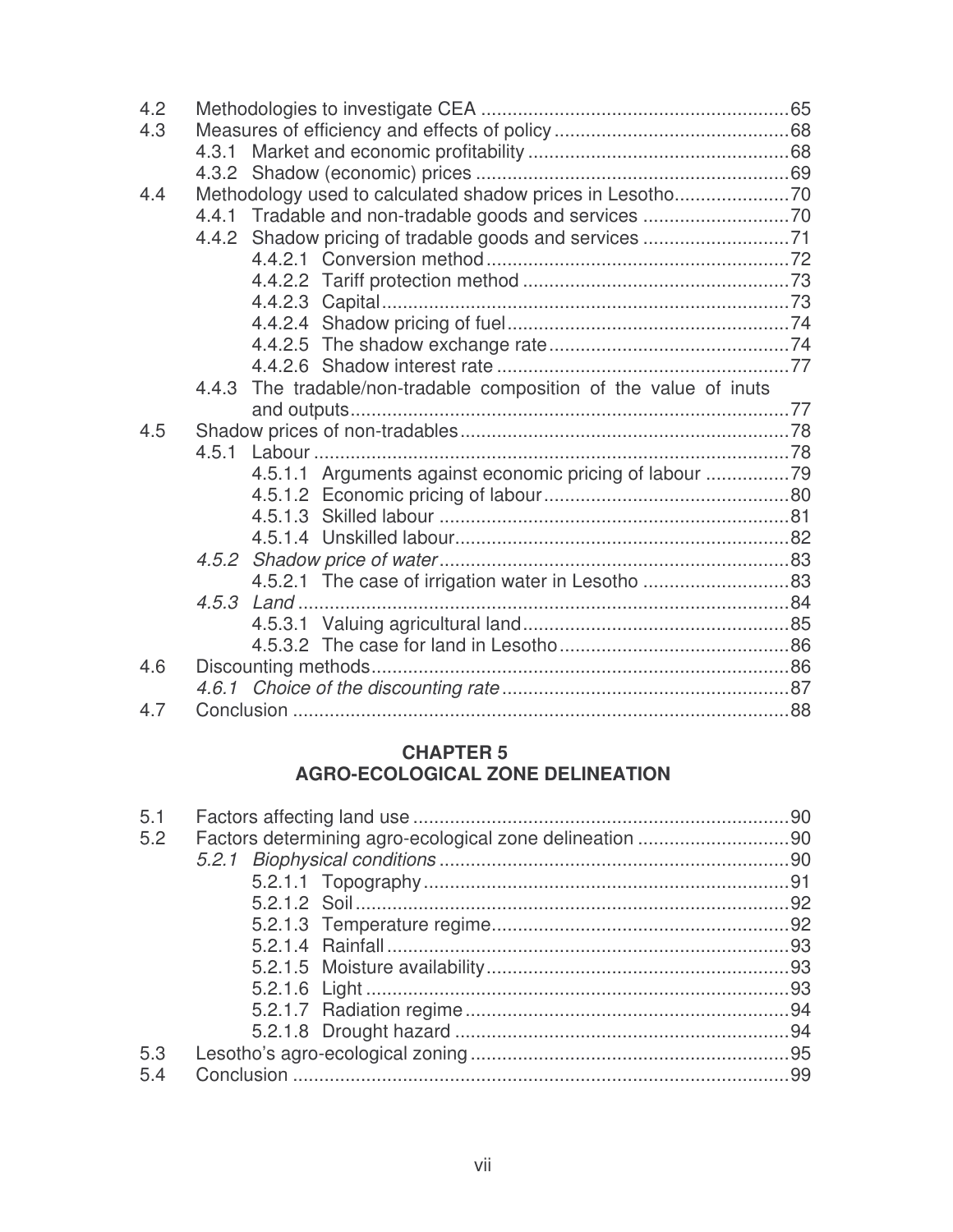| | | |
|---|---|---|
| 4.2 | Methodologies to investigate CEA | 65 |
| 4.3 | Measures of efficiency and effects of policy | 68 |
| | 4.3.1 Market and economic profitability | 68 |
| | 4.3.2 Shadow (economic) prices | 69 |
| 4.4 | Methodology used to calculated shadow prices in Lesotho | 70 |
| | 4.4.1 Tradable and non-tradable goods and services | 70 |
| | 4.4.2 Shadow pricing of tradable goods and services | 71 |
| | 4.4.2.1 Conversion method | 72 |
| | 4.4.2.2 Tariff protection method | 73 |
| | 4.4.2.3 Capital | 73 |
| | 4.4.2.4 Shadow pricing of fuel | 74 |
| | 4.4.2.5 The shadow exchange rate | 74 |
| | 4.4.2.6 Shadow interest rate | 77 |
| | 4.4.3 The tradable/non-tradable composition of the value of inuts and outputs | 77 |
| 4.5 | Shadow prices of non-tradables | 78 |
| | 4.5.1 Labour | 78 |
| | 4.5.1.1 Arguments against economic pricing of labour | 79 |
| | 4.5.1.2 Economic pricing of labour | 80 |
| | 4.5.1.3 Skilled labour | 81 |
| | 4.5.1.4 Unskilled labour | 82 |
| | *4.5.2 Shadow price of water* | 83 |
| | 4.5.2.1 The case of irrigation water in Lesotho | 83 |
| | *4.5.3 Land* | 84 |
| | 4.5.3.1 Valuing agricultural land | 85 |
| | 4.5.3.2 The case for land in Lesotho | 86 |
| 4.6 | Discounting methods | 86 |
| | *4.6.1 Choice of the discounting rate* | 87 |
| 4.7 | Conclusion | 88 |

## CHAPTER 5
## AGRO-ECOLOGICAL ZONE DELINEATION

| | | |
|---|---|---|
| 5.1 | Factors affecting land use | 90 |
| 5.2 | Factors determining agro-ecological zone delineation | 90 |
| | *5.2.1 Biophysical conditions* | 90 |
| | 5.2.1.1 Topography | 91 |
| | 5.2.1.2 Soil | 92 |
| | 5.2.1.3 Temperature regime | 92 |
| | 5.2.1.4 Rainfall | 93 |
| | 5.2.1.5 Moisture availability | 93 |
| | 5.2.1.6 Light | 93 |
| | 5.2.1.7 Radiation regime | 94 |
| | 5.2.1.8 Drought hazard | 94 |
| 5.3 | Lesotho's agro-ecological zoning | 95 |
| 5.4 | Conclusion | 99 |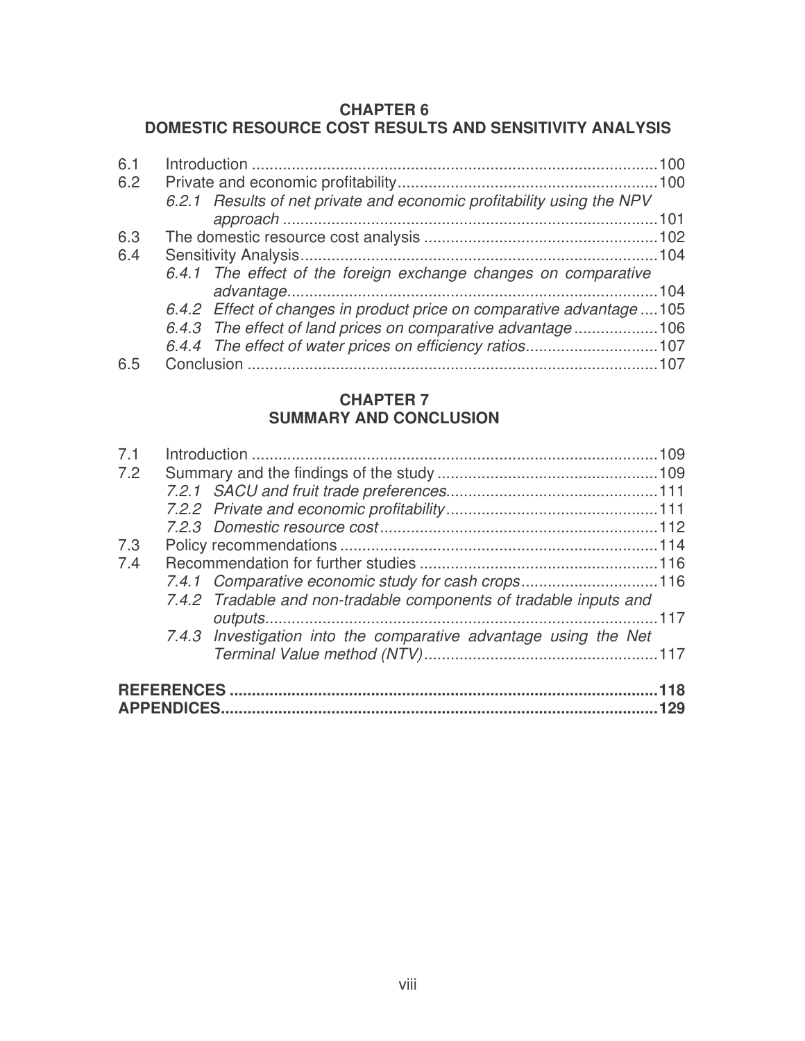**CHAPTER 6**
**DOMESTIC RESOURCE COST RESULTS AND SENSITIVITY ANALYSIS**

| | | |
|---|---|---|
| 6.1 | Introduction | 100 |
| 6.2 | Private and economic profitability | 100 |
| | *6.2.1 Results of net private and economic profitability using the NPV approach* | 101 |
| 6.3 | The domestic resource cost analysis | 102 |
| 6.4 | Sensitivity Analysis | 104 |
| | *6.4.1 The effect of the foreign exchange changes on comparative advantage* | 104 |
| | *6.4.2 Effect of changes in product price on comparative advantage* | 105 |
| | *6.4.3 The effect of land prices on comparative advantage* | 106 |
| | *6.4.4 The effect of water prices on efficiency ratios* | 107 |
| 6.5 | Conclusion | 107 |

**CHAPTER 7**
**SUMMARY AND CONCLUSION**

| | | |
|---|---|---|
| 7.1 | Introduction | 109 |
| 7.2 | Summary and the findings of the study | 109 |
| | *7.2.1 SACU and fruit trade preferences* | 111 |
| | *7.2.2 Private and economic profitability* | 111 |
| | *7.2.3 Domestic resource cost* | 112 |
| 7.3 | Policy recommendations | 114 |
| 7.4 | Recommendation for further studies | 116 |
| | *7.4.1 Comparative economic study for cash crops* | 116 |
| | *7.4.2 Tradable and non-tradable components of tradable inputs and outputs* | 117 |
| | *7.4.3 Investigation into the comparative advantage using the Net Terminal Value method (NTV)* | 117 |

**REFERENCES** .......... **118**
**APPENDICES** .......... **129**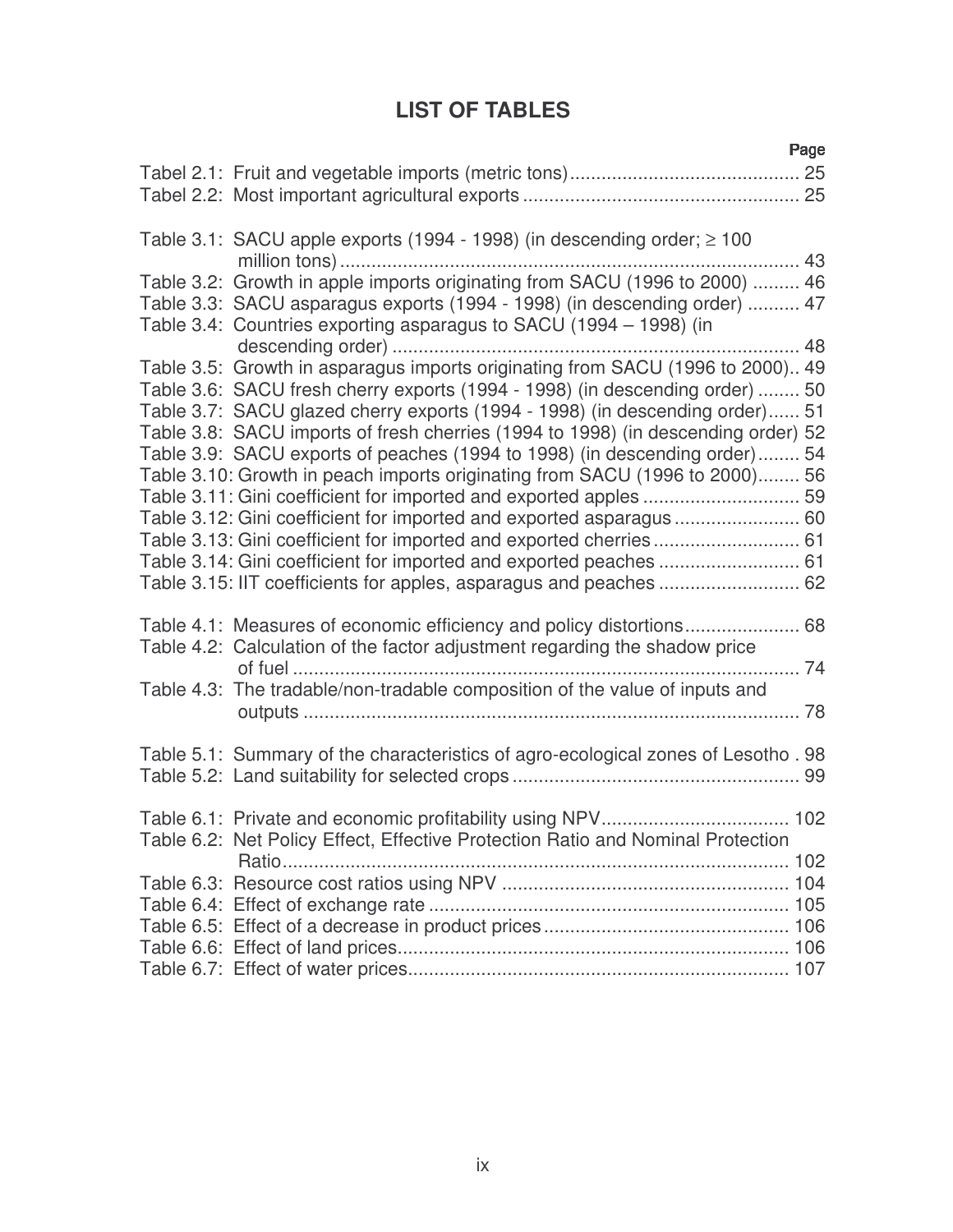# LIST OF TABLES

| | Page |
|---|---|
| Tabel 2.1: Fruit and vegetable imports (metric tons) | 25 |
| Tabel 2.2: Most important agricultural exports | 25 |
| Table 3.1: SACU apple exports (1994 - 1998) (in descending order; ≥ 100 million tons) | 43 |
| Table 3.2: Growth in apple imports originating from SACU (1996 to 2000) | 46 |
| Table 3.3: SACU asparagus exports (1994 - 1998) (in descending order) | 47 |
| Table 3.4: Countries exporting asparagus to SACU (1994 – 1998) (in descending order) | 48 |
| Table 3.5: Growth in asparagus imports originating from SACU (1996 to 2000) | 49 |
| Table 3.6: SACU fresh cherry exports (1994 - 1998) (in descending order) | 50 |
| Table 3.7: SACU glazed cherry exports (1994 - 1998) (in descending order) | 51 |
| Table 3.8: SACU imports of fresh cherries (1994 to 1998) (in descending order) | 52 |
| Table 3.9: SACU exports of peaches (1994 to 1998) (in descending order) | 54 |
| Table 3.10: Growth in peach imports originating from SACU (1996 to 2000) | 56 |
| Table 3.11: Gini coefficient for imported and exported apples | 59 |
| Table 3.12: Gini coefficient for imported and exported asparagus | 60 |
| Table 3.13: Gini coefficient for imported and exported cherries | 61 |
| Table 3.14: Gini coefficient for imported and exported peaches | 61 |
| Table 3.15: IIT coefficients for apples, asparagus and peaches | 62 |
| Table 4.1: Measures of economic efficiency and policy distortions | 68 |
| Table 4.2: Calculation of the factor adjustment regarding the shadow price of fuel | 74 |
| Table 4.3: The tradable/non-tradable composition of the value of inputs and outputs | 78 |
| Table 5.1: Summary of the characteristics of agro-ecological zones of Lesotho | 98 |
| Table 5.2: Land suitability for selected crops | 99 |
| Table 6.1: Private and economic profitability using NPV | 102 |
| Table 6.2: Net Policy Effect, Effective Protection Ratio and Nominal Protection Ratio | 102 |
| Table 6.3: Resource cost ratios using NPV | 104 |
| Table 6.4: Effect of exchange rate | 105 |
| Table 6.5: Effect of a decrease in product prices | 106 |
| Table 6.6: Effect of land prices | 106 |
| Table 6.7: Effect of water prices | 107 |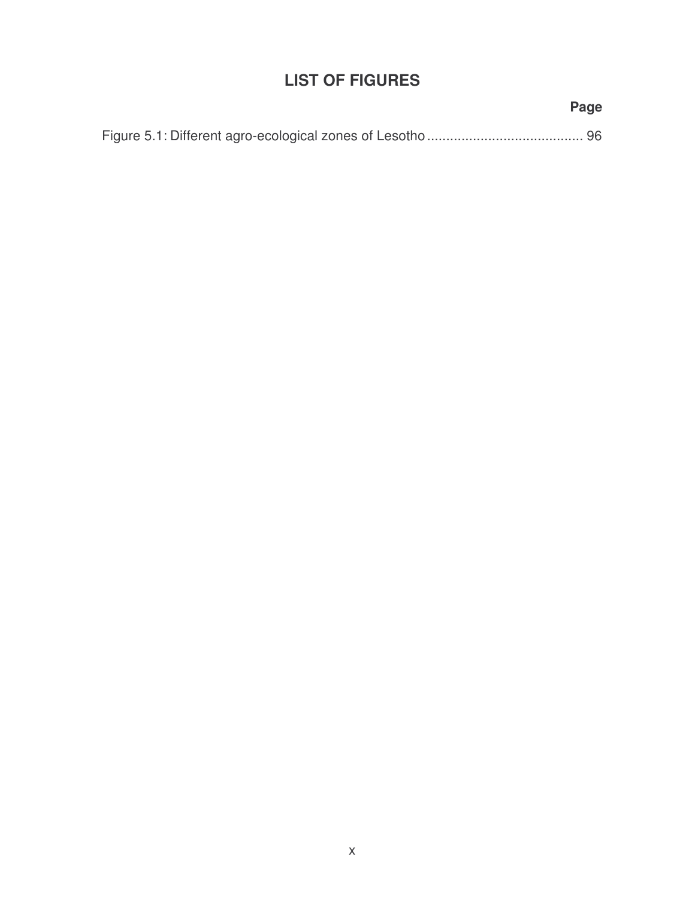# LIST OF FIGURES

| | Page |
|---|---|
| Figure 5.1: Different agro-ecological zones of Lesotho | 96 |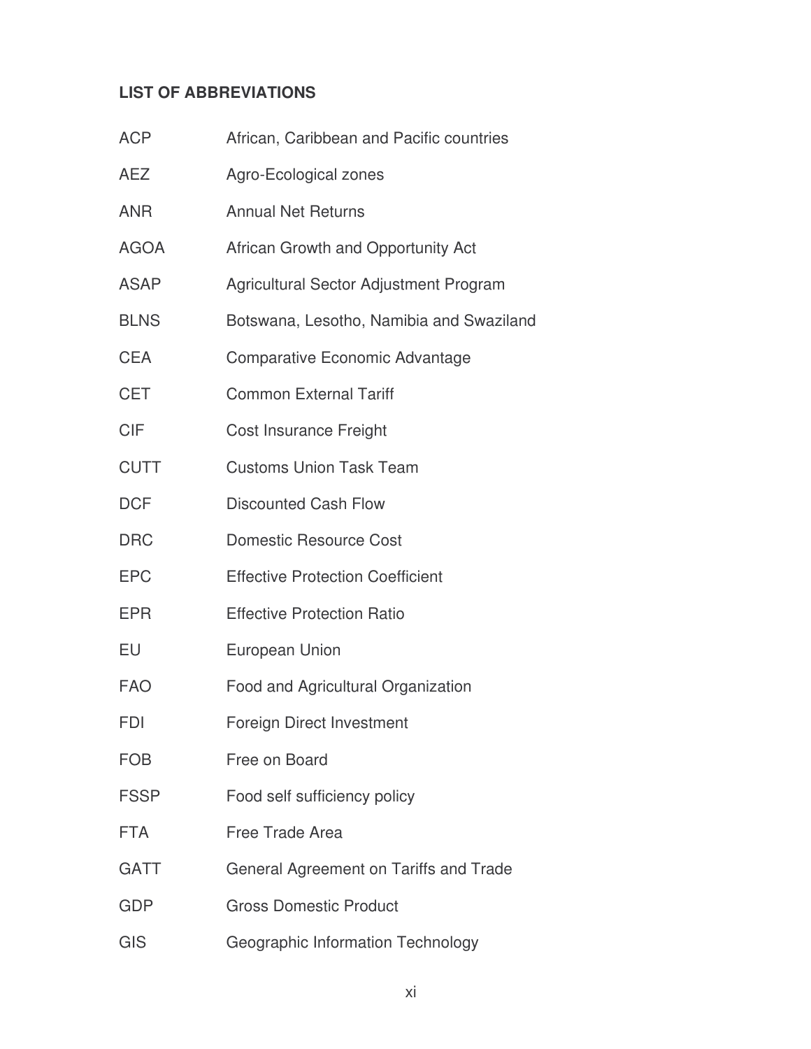## LIST OF ABBREVIATIONS

| | |
|---|---|
| ACP | African, Caribbean and Pacific countries |
| AEZ | Agro-Ecological zones |
| ANR | Annual Net Returns |
| AGOA | African Growth and Opportunity Act |
| ASAP | Agricultural Sector Adjustment Program |
| BLNS | Botswana, Lesotho, Namibia and Swaziland |
| CEA | Comparative Economic Advantage |
| CET | Common External Tariff |
| CIF | Cost Insurance Freight |
| CUTT | Customs Union Task Team |
| DCF | Discounted Cash Flow |
| DRC | Domestic Resource Cost |
| EPC | Effective Protection Coefficient |
| EPR | Effective Protection Ratio |
| EU | European Union |
| FAO | Food and Agricultural Organization |
| FDI | Foreign Direct Investment |
| FOB | Free on Board |
| FSSP | Food self sufficiency policy |
| FTA | Free Trade Area |
| GATT | General Agreement on Tariffs and Trade |
| GDP | Gross Domestic Product |
| GIS | Geographic Information Technology |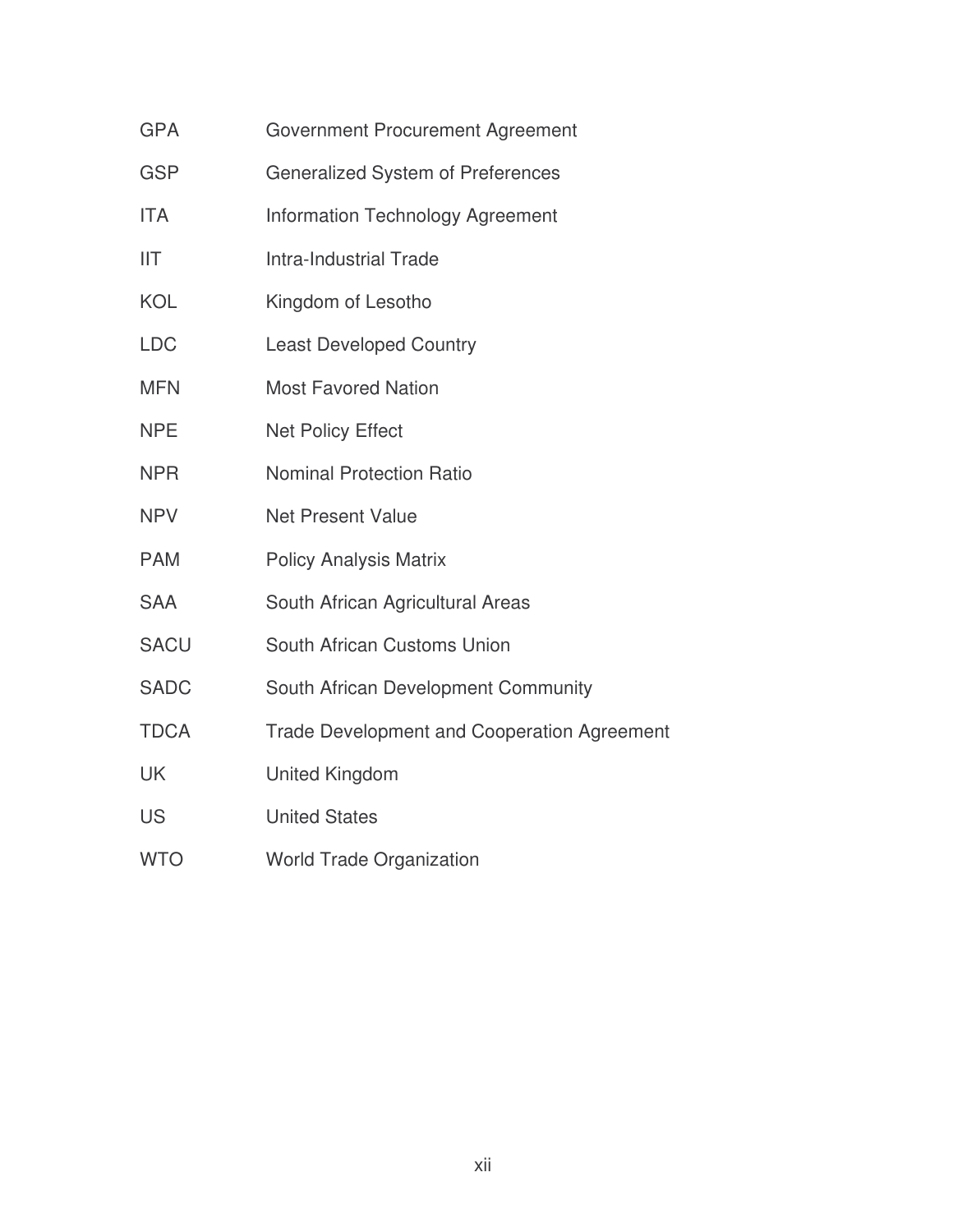| | |
|---|---|
| GPA | Government Procurement Agreement |
| GSP | Generalized System of Preferences |
| ITA | Information Technology Agreement |
| IIT | Intra-Industrial Trade |
| KOL | Kingdom of Lesotho |
| LDC | Least Developed Country |
| MFN | Most Favored Nation |
| NPE | Net Policy Effect |
| NPR | Nominal Protection Ratio |
| NPV | Net Present Value |
| PAM | Policy Analysis Matrix |
| SAA | South African Agricultural Areas |
| SACU | South African Customs Union |
| SADC | South African Development Community |
| TDCA | Trade Development and Cooperation Agreement |
| UK | United Kingdom |
| US | United States |
| WTO | World Trade Organization |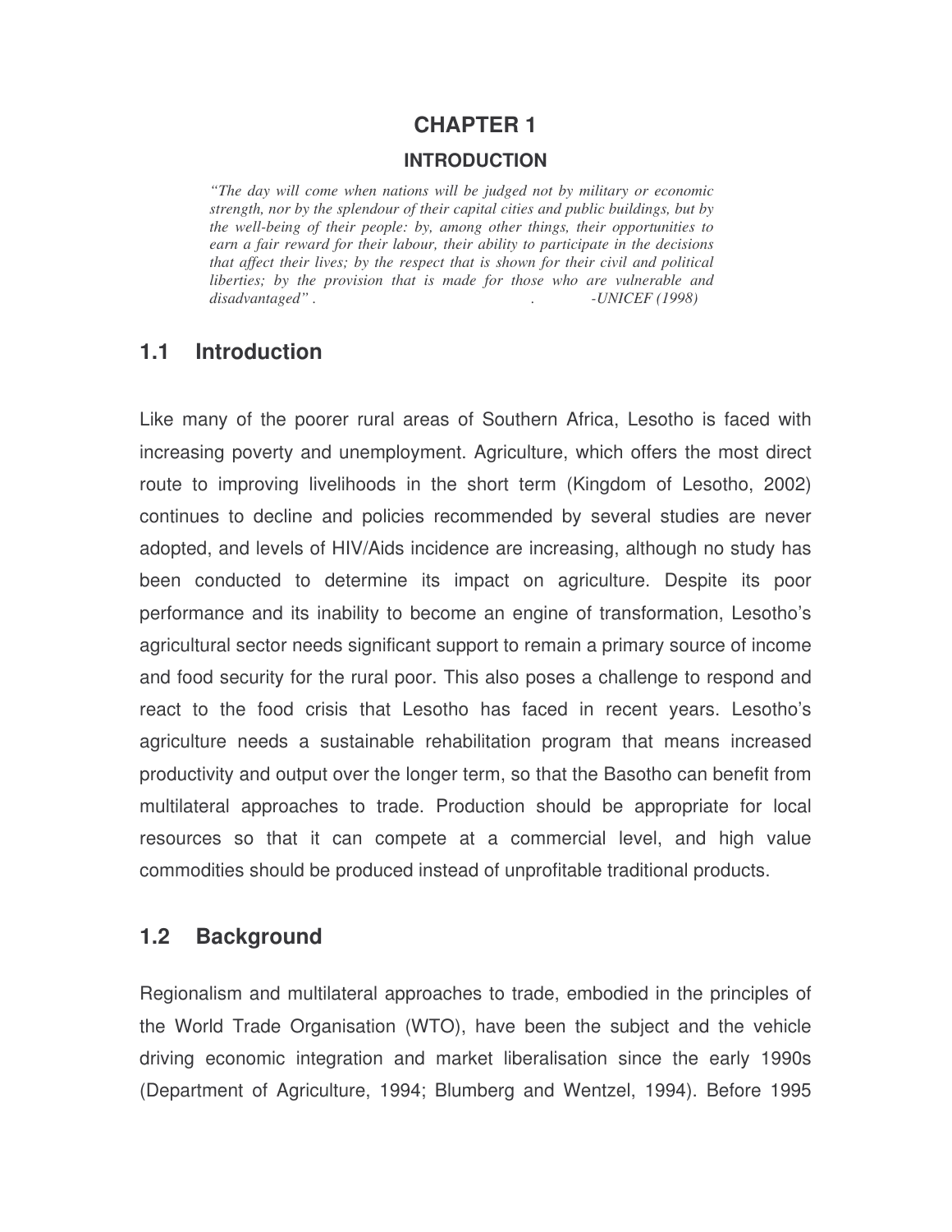# CHAPTER 1

## INTRODUCTION

*"The day will come when nations will be judged not by military or economic strength, nor by the splendour of their capital cities and public buildings, but by the well-being of their people: by, among other things, their opportunities to earn a fair reward for their labour, their ability to participate in the decisions that affect their lives; by the respect that is shown for their civil and political liberties; by the provision that is made for those who are vulnerable and disadvantaged" . . -UNICEF (1998)*

## 1.1 Introduction

Like many of the poorer rural areas of Southern Africa, Lesotho is faced with increasing poverty and unemployment. Agriculture, which offers the most direct route to improving livelihoods in the short term (Kingdom of Lesotho, 2002) continues to decline and policies recommended by several studies are never adopted, and levels of HIV/Aids incidence are increasing, although no study has been conducted to determine its impact on agriculture. Despite its poor performance and its inability to become an engine of transformation, Lesotho's agricultural sector needs significant support to remain a primary source of income and food security for the rural poor. This also poses a challenge to respond and react to the food crisis that Lesotho has faced in recent years. Lesotho's agriculture needs a sustainable rehabilitation program that means increased productivity and output over the longer term, so that the Basotho can benefit from multilateral approaches to trade. Production should be appropriate for local resources so that it can compete at a commercial level, and high value commodities should be produced instead of unprofitable traditional products.

## 1.2 Background

Regionalism and multilateral approaches to trade, embodied in the principles of the World Trade Organisation (WTO), have been the subject and the vehicle driving economic integration and market liberalisation since the early 1990s (Department of Agriculture, 1994; Blumberg and Wentzel, 1994). Before 1995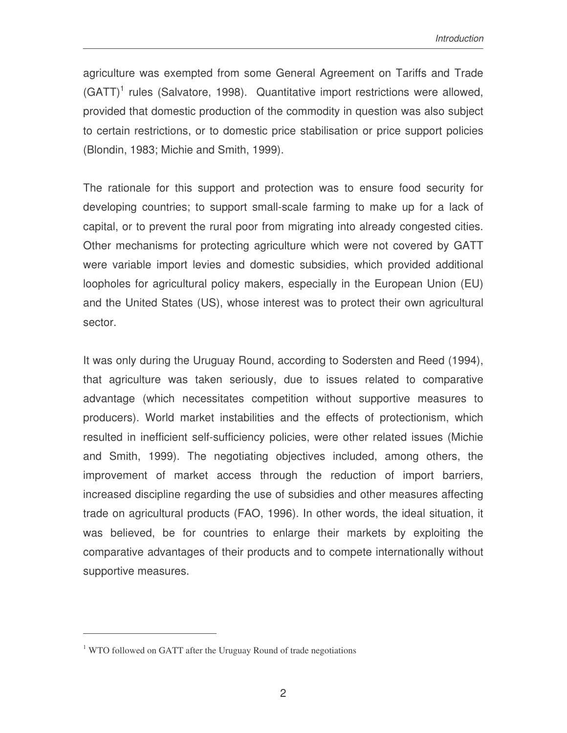agriculture was exempted from some General Agreement on Tariffs and Trade (GATT)[1] rules (Salvatore, 1998). Quantitative import restrictions were allowed, provided that domestic production of the commodity in question was also subject to certain restrictions, or to domestic price stabilisation or price support policies (Blondin, 1983; Michie and Smith, 1999).

The rationale for this support and protection was to ensure food security for developing countries; to support small-scale farming to make up for a lack of capital, or to prevent the rural poor from migrating into already congested cities. Other mechanisms for protecting agriculture which were not covered by GATT were variable import levies and domestic subsidies, which provided additional loopholes for agricultural policy makers, especially in the European Union (EU) and the United States (US), whose interest was to protect their own agricultural sector.

It was only during the Uruguay Round, according to Sodersten and Reed (1994), that agriculture was taken seriously, due to issues related to comparative advantage (which necessitates competition without supportive measures to producers). World market instabilities and the effects of protectionism, which resulted in inefficient self-sufficiency policies, were other related issues (Michie and Smith, 1999). The negotiating objectives included, among others, the improvement of market access through the reduction of import barriers, increased discipline regarding the use of subsidies and other measures affecting trade on agricultural products (FAO, 1996). In other words, the ideal situation, it was believed, be for countries to enlarge their markets by exploiting the comparative advantages of their products and to compete internationally without supportive measures.

[1] WTO followed on GATT after the Uruguay Round of trade negotiations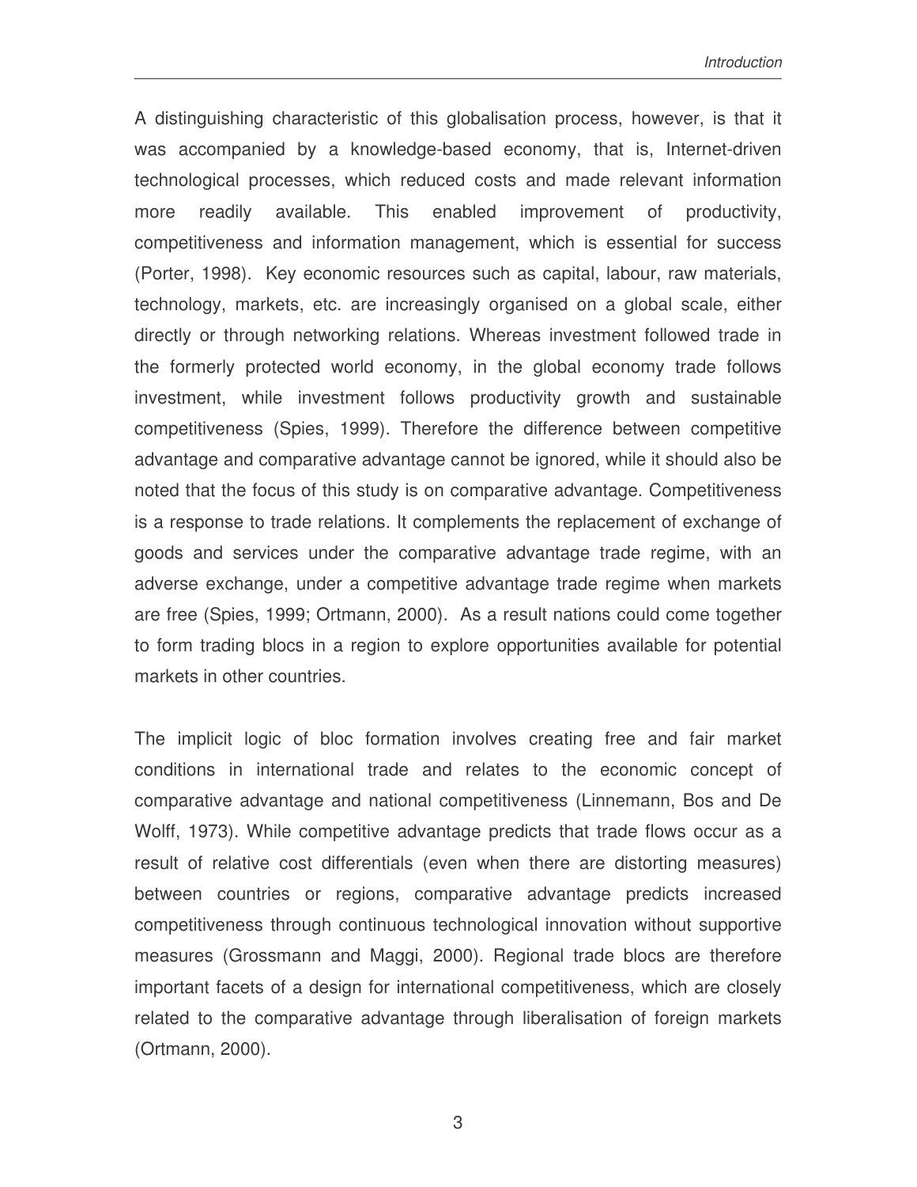A distinguishing characteristic of this globalisation process, however, is that it was accompanied by a knowledge-based economy, that is, Internet-driven technological processes, which reduced costs and made relevant information more readily available. This enabled improvement of productivity, competitiveness and information management, which is essential for success (Porter, 1998). Key economic resources such as capital, labour, raw materials, technology, markets, etc. are increasingly organised on a global scale, either directly or through networking relations. Whereas investment followed trade in the formerly protected world economy, in the global economy trade follows investment, while investment follows productivity growth and sustainable competitiveness (Spies, 1999). Therefore the difference between competitive advantage and comparative advantage cannot be ignored, while it should also be noted that the focus of this study is on comparative advantage. Competitiveness is a response to trade relations. It complements the replacement of exchange of goods and services under the comparative advantage trade regime, with an adverse exchange, under a competitive advantage trade regime when markets are free (Spies, 1999; Ortmann, 2000). As a result nations could come together to form trading blocs in a region to explore opportunities available for potential markets in other countries.

The implicit logic of bloc formation involves creating free and fair market conditions in international trade and relates to the economic concept of comparative advantage and national competitiveness (Linnemann, Bos and De Wolff, 1973). While competitive advantage predicts that trade flows occur as a result of relative cost differentials (even when there are distorting measures) between countries or regions, comparative advantage predicts increased competitiveness through continuous technological innovation without supportive measures (Grossmann and Maggi, 2000). Regional trade blocs are therefore important facets of a design for international competitiveness, which are closely related to the comparative advantage through liberalisation of foreign markets (Ortmann, 2000).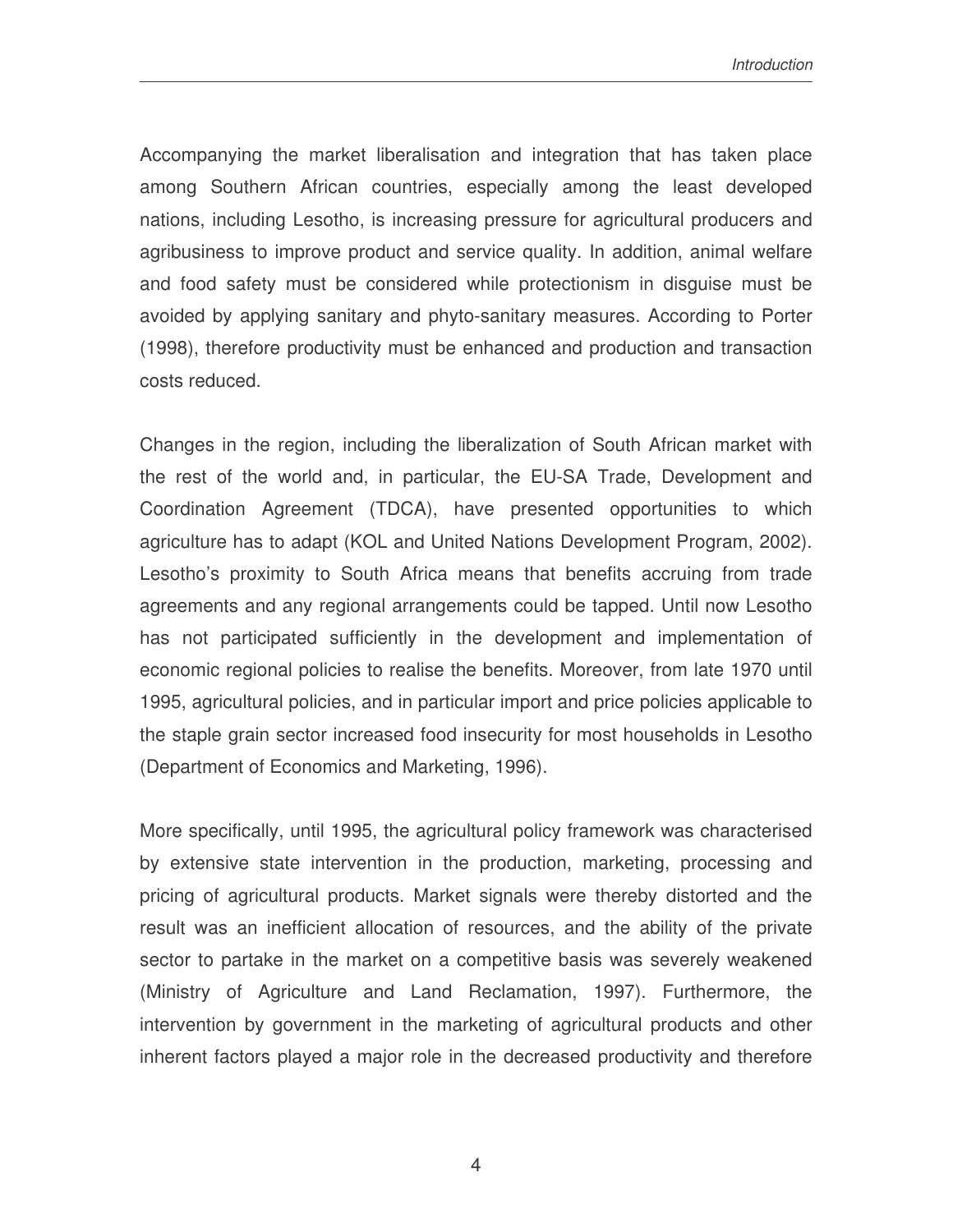Accompanying the market liberalisation and integration that has taken place among Southern African countries, especially among the least developed nations, including Lesotho, is increasing pressure for agricultural producers and agribusiness to improve product and service quality. In addition, animal welfare and food safety must be considered while protectionism in disguise must be avoided by applying sanitary and phyto-sanitary measures. According to Porter (1998), therefore productivity must be enhanced and production and transaction costs reduced.

Changes in the region, including the liberalization of South African market with the rest of the world and, in particular, the EU-SA Trade, Development and Coordination Agreement (TDCA), have presented opportunities to which agriculture has to adapt (KOL and United Nations Development Program, 2002). Lesotho's proximity to South Africa means that benefits accruing from trade agreements and any regional arrangements could be tapped. Until now Lesotho has not participated sufficiently in the development and implementation of economic regional policies to realise the benefits. Moreover, from late 1970 until 1995, agricultural policies, and in particular import and price policies applicable to the staple grain sector increased food insecurity for most households in Lesotho (Department of Economics and Marketing, 1996).

More specifically, until 1995, the agricultural policy framework was characterised by extensive state intervention in the production, marketing, processing and pricing of agricultural products. Market signals were thereby distorted and the result was an inefficient allocation of resources, and the ability of the private sector to partake in the market on a competitive basis was severely weakened (Ministry of Agriculture and Land Reclamation, 1997). Furthermore, the intervention by government in the marketing of agricultural products and other inherent factors played a major role in the decreased productivity and therefore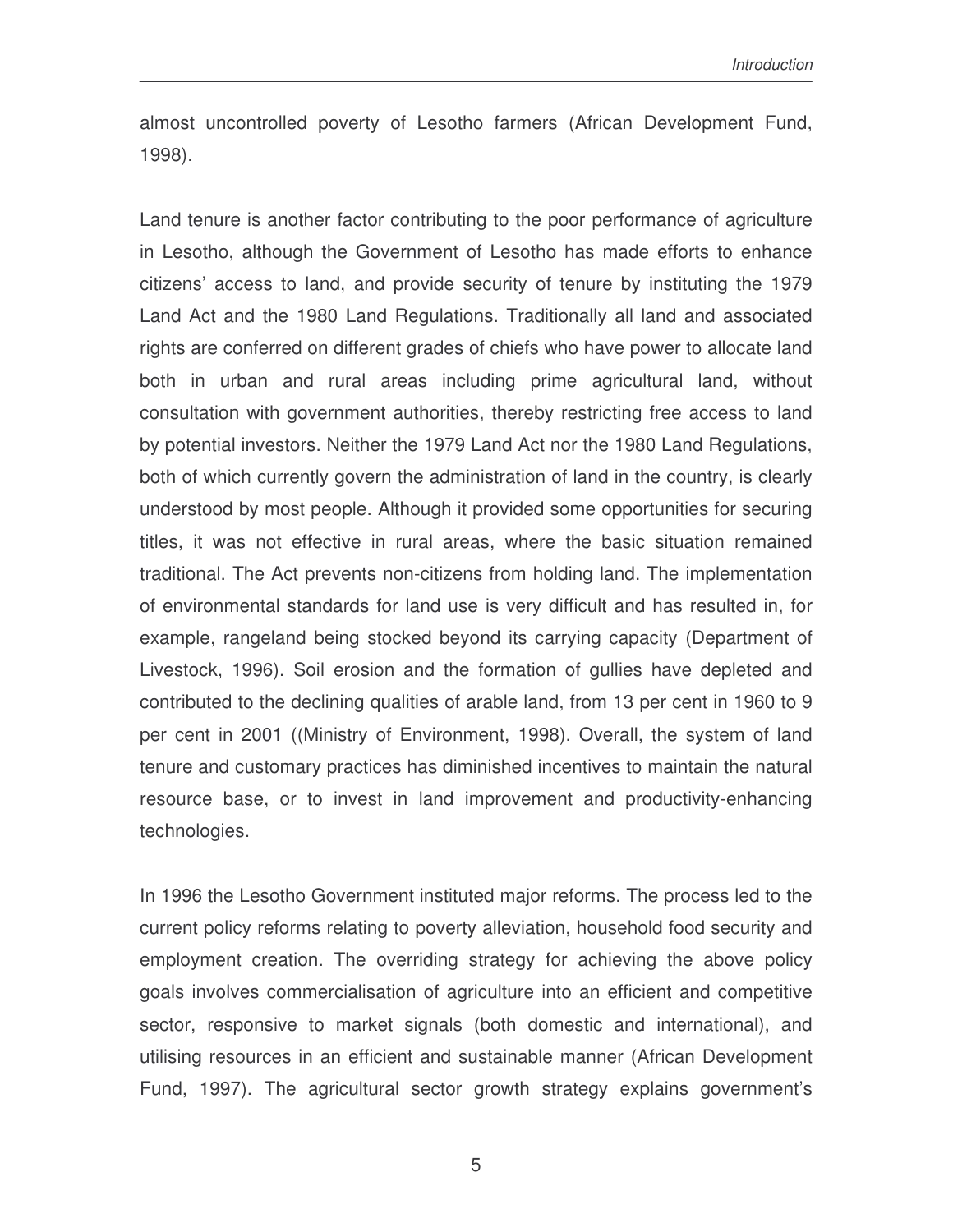almost uncontrolled poverty of Lesotho farmers (African Development Fund, 1998).

Land tenure is another factor contributing to the poor performance of agriculture in Lesotho, although the Government of Lesotho has made efforts to enhance citizens' access to land, and provide security of tenure by instituting the 1979 Land Act and the 1980 Land Regulations. Traditionally all land and associated rights are conferred on different grades of chiefs who have power to allocate land both in urban and rural areas including prime agricultural land, without consultation with government authorities, thereby restricting free access to land by potential investors. Neither the 1979 Land Act nor the 1980 Land Regulations, both of which currently govern the administration of land in the country, is clearly understood by most people. Although it provided some opportunities for securing titles, it was not effective in rural areas, where the basic situation remained traditional. The Act prevents non-citizens from holding land. The implementation of environmental standards for land use is very difficult and has resulted in, for example, rangeland being stocked beyond its carrying capacity (Department of Livestock, 1996). Soil erosion and the formation of gullies have depleted and contributed to the declining qualities of arable land, from 13 per cent in 1960 to 9 per cent in 2001 ((Ministry of Environment, 1998). Overall, the system of land tenure and customary practices has diminished incentives to maintain the natural resource base, or to invest in land improvement and productivity-enhancing technologies.

In 1996 the Lesotho Government instituted major reforms. The process led to the current policy reforms relating to poverty alleviation, household food security and employment creation. The overriding strategy for achieving the above policy goals involves commercialisation of agriculture into an efficient and competitive sector, responsive to market signals (both domestic and international), and utilising resources in an efficient and sustainable manner (African Development Fund, 1997). The agricultural sector growth strategy explains government's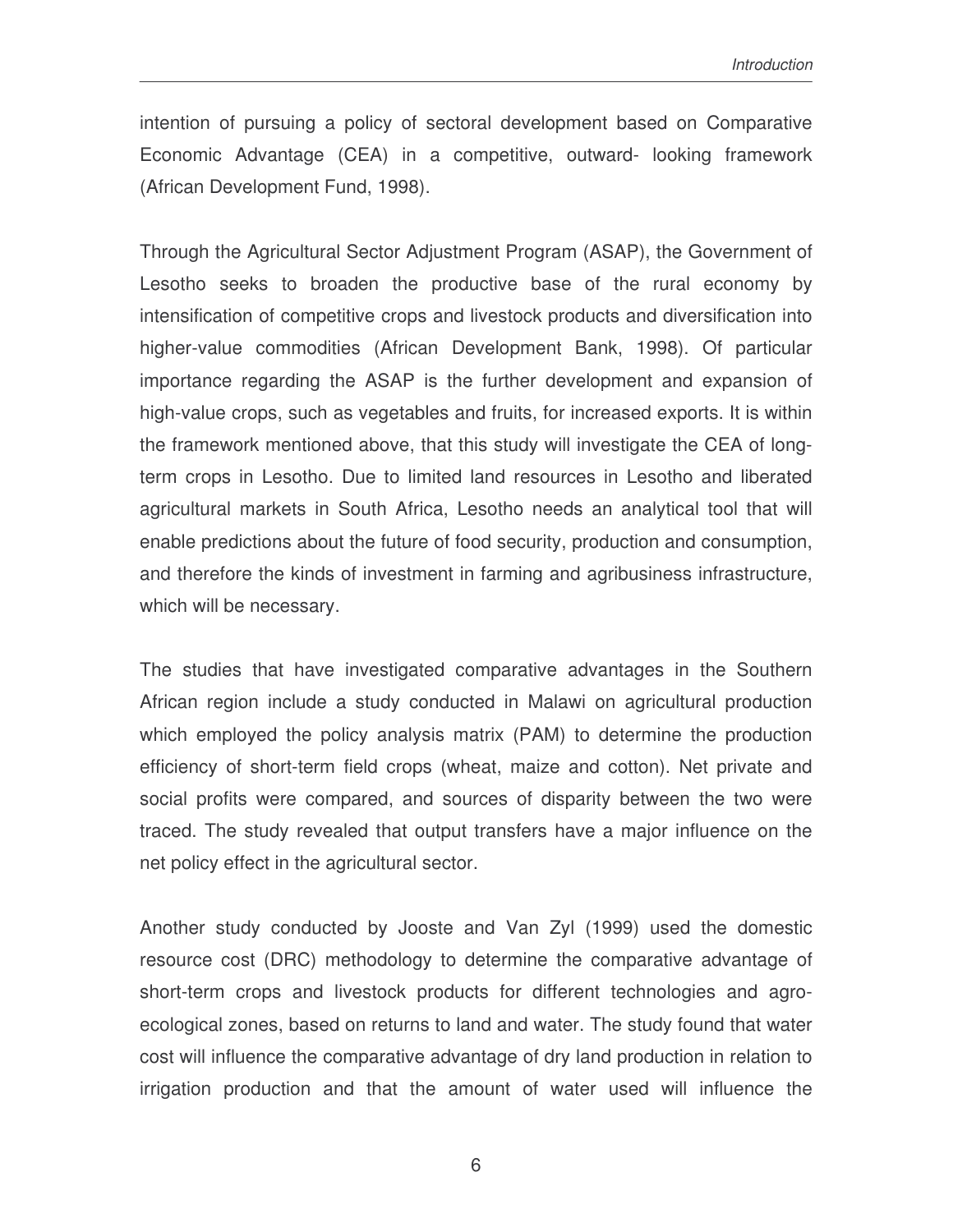intention of pursuing a policy of sectoral development based on Comparative Economic Advantage (CEA) in a competitive, outward- looking framework (African Development Fund, 1998).

Through the Agricultural Sector Adjustment Program (ASAP), the Government of Lesotho seeks to broaden the productive base of the rural economy by intensification of competitive crops and livestock products and diversification into higher-value commodities (African Development Bank, 1998). Of particular importance regarding the ASAP is the further development and expansion of high-value crops, such as vegetables and fruits, for increased exports. It is within the framework mentioned above, that this study will investigate the CEA of long-term crops in Lesotho. Due to limited land resources in Lesotho and liberated agricultural markets in South Africa, Lesotho needs an analytical tool that will enable predictions about the future of food security, production and consumption, and therefore the kinds of investment in farming and agribusiness infrastructure, which will be necessary.

The studies that have investigated comparative advantages in the Southern African region include a study conducted in Malawi on agricultural production which employed the policy analysis matrix (PAM) to determine the production efficiency of short-term field crops (wheat, maize and cotton). Net private and social profits were compared, and sources of disparity between the two were traced. The study revealed that output transfers have a major influence on the net policy effect in the agricultural sector.

Another study conducted by Jooste and Van Zyl (1999) used the domestic resource cost (DRC) methodology to determine the comparative advantage of short-term crops and livestock products for different technologies and agro-ecological zones, based on returns to land and water. The study found that water cost will influence the comparative advantage of dry land production in relation to irrigation production and that the amount of water used will influence the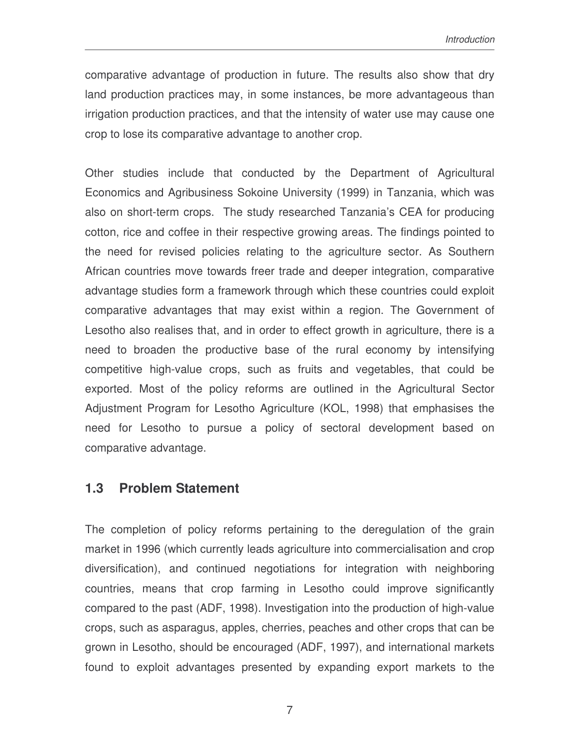comparative advantage of production in future. The results also show that dry land production practices may, in some instances, be more advantageous than irrigation production practices, and that the intensity of water use may cause one crop to lose its comparative advantage to another crop.

Other studies include that conducted by the Department of Agricultural Economics and Agribusiness Sokoine University (1999) in Tanzania, which was also on short-term crops. The study researched Tanzania's CEA for producing cotton, rice and coffee in their respective growing areas. The findings pointed to the need for revised policies relating to the agriculture sector. As Southern African countries move towards freer trade and deeper integration, comparative advantage studies form a framework through which these countries could exploit comparative advantages that may exist within a region. The Government of Lesotho also realises that, and in order to effect growth in agriculture, there is a need to broaden the productive base of the rural economy by intensifying competitive high-value crops, such as fruits and vegetables, that could be exported. Most of the policy reforms are outlined in the Agricultural Sector Adjustment Program for Lesotho Agriculture (KOL, 1998) that emphasises the need for Lesotho to pursue a policy of sectoral development based on comparative advantage.

## 1.3 Problem Statement

The completion of policy reforms pertaining to the deregulation of the grain market in 1996 (which currently leads agriculture into commercialisation and crop diversification), and continued negotiations for integration with neighboring countries, means that crop farming in Lesotho could improve significantly compared to the past (ADF, 1998). Investigation into the production of high-value crops, such as asparagus, apples, cherries, peaches and other crops that can be grown in Lesotho, should be encouraged (ADF, 1997), and international markets found to exploit advantages presented by expanding export markets to the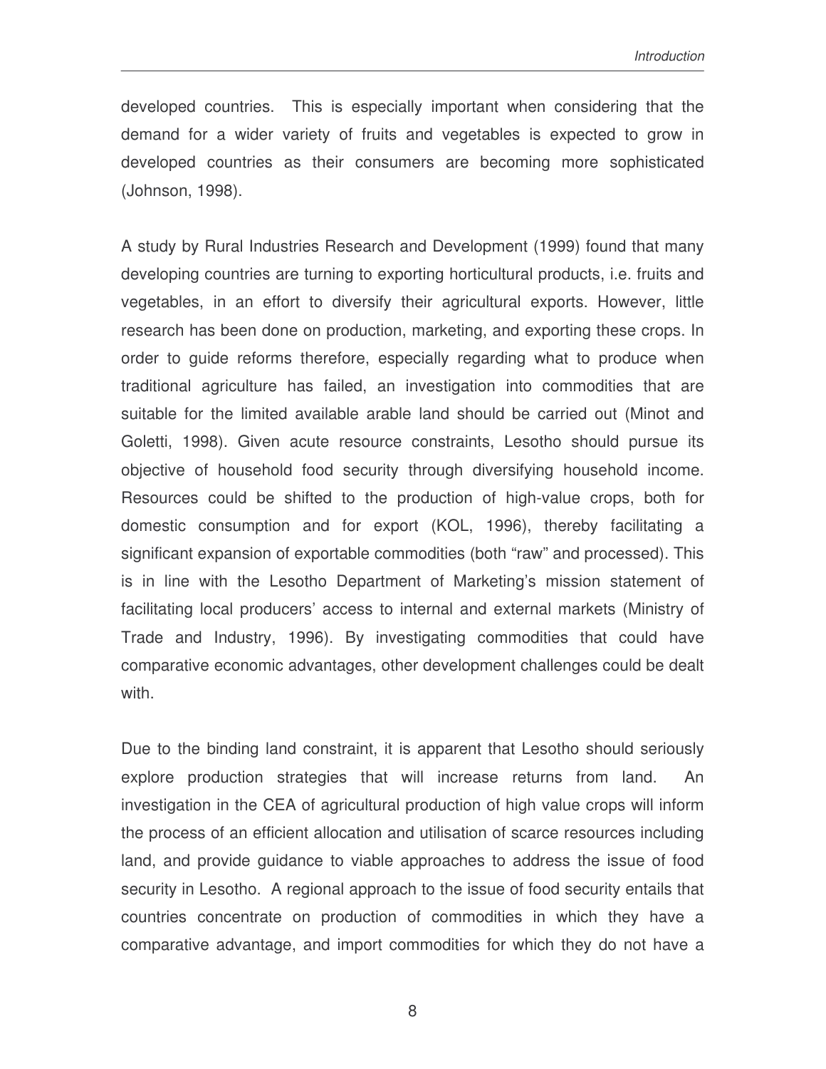developed countries. This is especially important when considering that the demand for a wider variety of fruits and vegetables is expected to grow in developed countries as their consumers are becoming more sophisticated (Johnson, 1998).

A study by Rural Industries Research and Development (1999) found that many developing countries are turning to exporting horticultural products, i.e. fruits and vegetables, in an effort to diversify their agricultural exports. However, little research has been done on production, marketing, and exporting these crops. In order to guide reforms therefore, especially regarding what to produce when traditional agriculture has failed, an investigation into commodities that are suitable for the limited available arable land should be carried out (Minot and Goletti, 1998). Given acute resource constraints, Lesotho should pursue its objective of household food security through diversifying household income. Resources could be shifted to the production of high-value crops, both for domestic consumption and for export (KOL, 1996), thereby facilitating a significant expansion of exportable commodities (both "raw" and processed). This is in line with the Lesotho Department of Marketing's mission statement of facilitating local producers' access to internal and external markets (Ministry of Trade and Industry, 1996). By investigating commodities that could have comparative economic advantages, other development challenges could be dealt with.

Due to the binding land constraint, it is apparent that Lesotho should seriously explore production strategies that will increase returns from land. An investigation in the CEA of agricultural production of high value crops will inform the process of an efficient allocation and utilisation of scarce resources including land, and provide guidance to viable approaches to address the issue of food security in Lesotho. A regional approach to the issue of food security entails that countries concentrate on production of commodities in which they have a comparative advantage, and import commodities for which they do not have a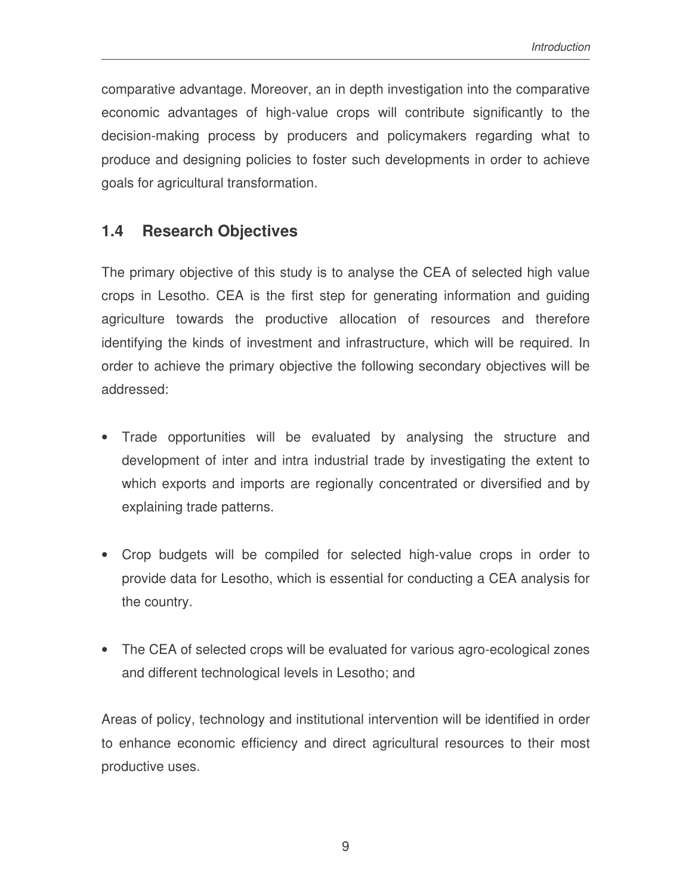comparative advantage. Moreover, an in depth investigation into the comparative economic advantages of high-value crops will contribute significantly to the decision-making process by producers and policymakers regarding what to produce and designing policies to foster such developments in order to achieve goals for agricultural transformation.

## 1.4 Research Objectives

The primary objective of this study is to analyse the CEA of selected high value crops in Lesotho. CEA is the first step for generating information and guiding agriculture towards the productive allocation of resources and therefore identifying the kinds of investment and infrastructure, which will be required. In order to achieve the primary objective the following secondary objectives will be addressed:

- Trade opportunities will be evaluated by analysing the structure and development of inter and intra industrial trade by investigating the extent to which exports and imports are regionally concentrated or diversified and by explaining trade patterns.

- Crop budgets will be compiled for selected high-value crops in order to provide data for Lesotho, which is essential for conducting a CEA analysis for the country.

- The CEA of selected crops will be evaluated for various agro-ecological zones and different technological levels in Lesotho; and

Areas of policy, technology and institutional intervention will be identified in order to enhance economic efficiency and direct agricultural resources to their most productive uses.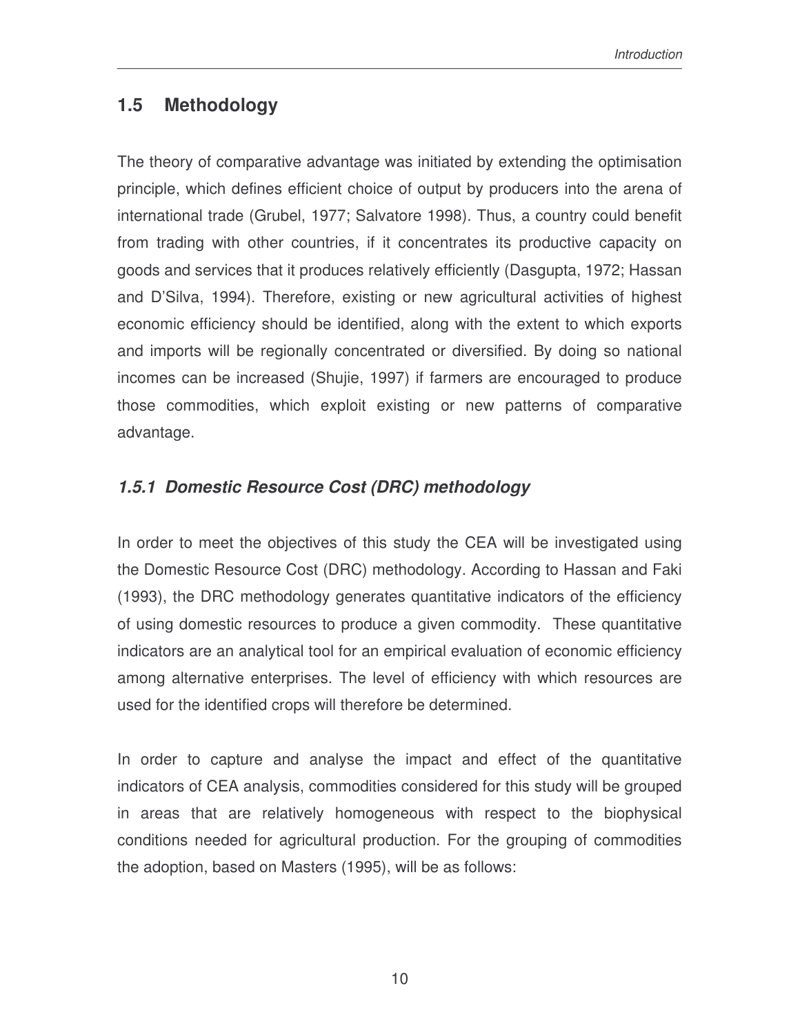## 1.5 Methodology

The theory of comparative advantage was initiated by extending the optimisation principle, which defines efficient choice of output by producers into the arena of international trade (Grubel, 1977; Salvatore 1998). Thus, a country could benefit from trading with other countries, if it concentrates its productive capacity on goods and services that it produces relatively efficiently (Dasgupta, 1972; Hassan and D'Silva, 1994). Therefore, existing or new agricultural activities of highest economic efficiency should be identified, along with the extent to which exports and imports will be regionally concentrated or diversified. By doing so national incomes can be increased (Shujie, 1997) if farmers are encouraged to produce those commodities, which exploit existing or new patterns of comparative advantage.

### *1.5.1 Domestic Resource Cost (DRC) methodology*

In order to meet the objectives of this study the CEA will be investigated using the Domestic Resource Cost (DRC) methodology. According to Hassan and Faki (1993), the DRC methodology generates quantitative indicators of the efficiency of using domestic resources to produce a given commodity. These quantitative indicators are an analytical tool for an empirical evaluation of economic efficiency among alternative enterprises. The level of efficiency with which resources are used for the identified crops will therefore be determined.

In order to capture and analyse the impact and effect of the quantitative indicators of CEA analysis, commodities considered for this study will be grouped in areas that are relatively homogeneous with respect to the biophysical conditions needed for agricultural production. For the grouping of commodities the adoption, based on Masters (1995), will be as follows: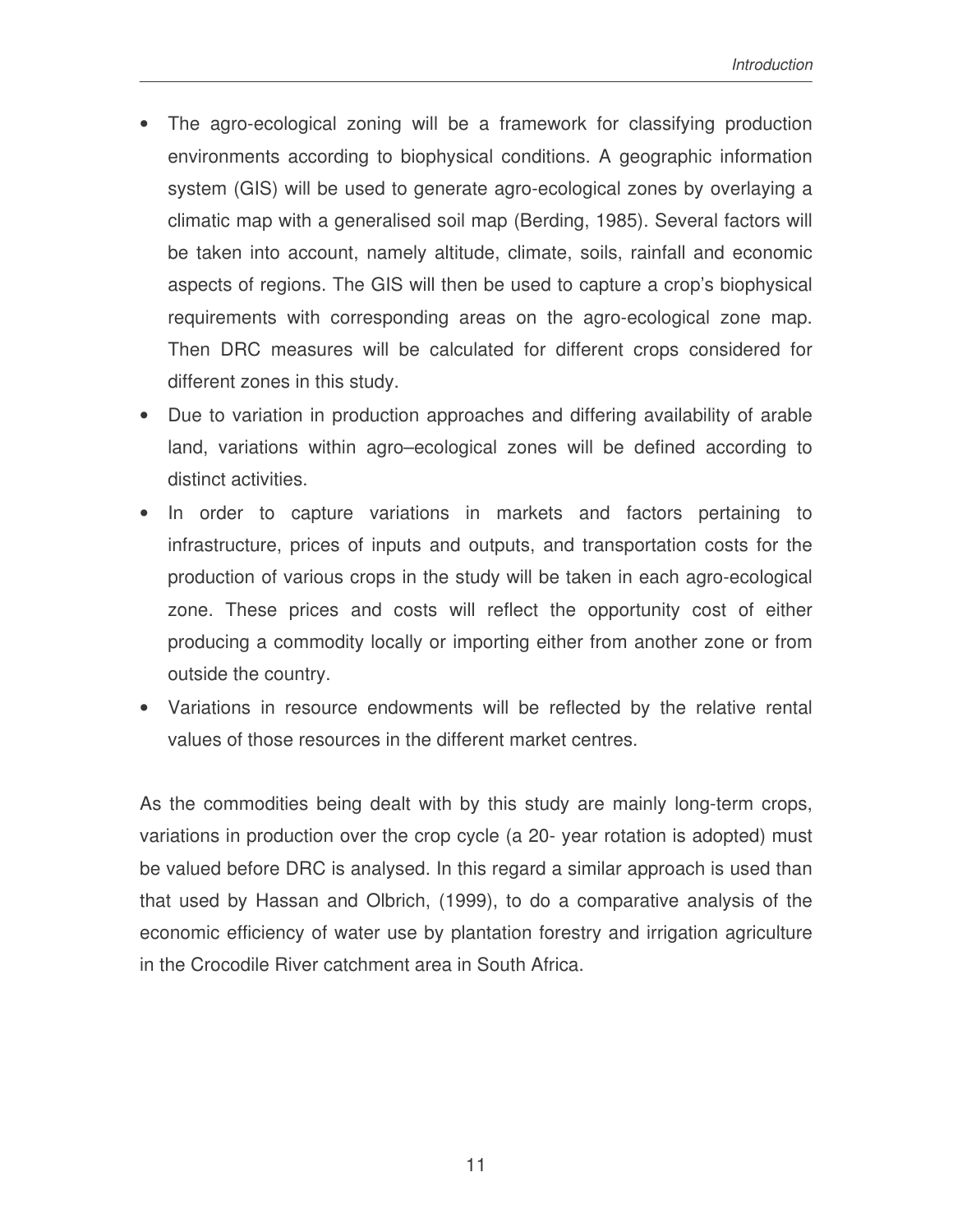- The agro-ecological zoning will be a framework for classifying production environments according to biophysical conditions. A geographic information system (GIS) will be used to generate agro-ecological zones by overlaying a climatic map with a generalised soil map (Berding, 1985). Several factors will be taken into account, namely altitude, climate, soils, rainfall and economic aspects of regions. The GIS will then be used to capture a crop's biophysical requirements with corresponding areas on the agro-ecological zone map. Then DRC measures will be calculated for different crops considered for different zones in this study.
- Due to variation in production approaches and differing availability of arable land, variations within agro–ecological zones will be defined according to distinct activities.
- In order to capture variations in markets and factors pertaining to infrastructure, prices of inputs and outputs, and transportation costs for the production of various crops in the study will be taken in each agro-ecological zone. These prices and costs will reflect the opportunity cost of either producing a commodity locally or importing either from another zone or from outside the country.
- Variations in resource endowments will be reflected by the relative rental values of those resources in the different market centres.

As the commodities being dealt with by this study are mainly long-term crops, variations in production over the crop cycle (a 20- year rotation is adopted) must be valued before DRC is analysed. In this regard a similar approach is used than that used by Hassan and Olbrich, (1999), to do a comparative analysis of the economic efficiency of water use by plantation forestry and irrigation agriculture in the Crocodile River catchment area in South Africa.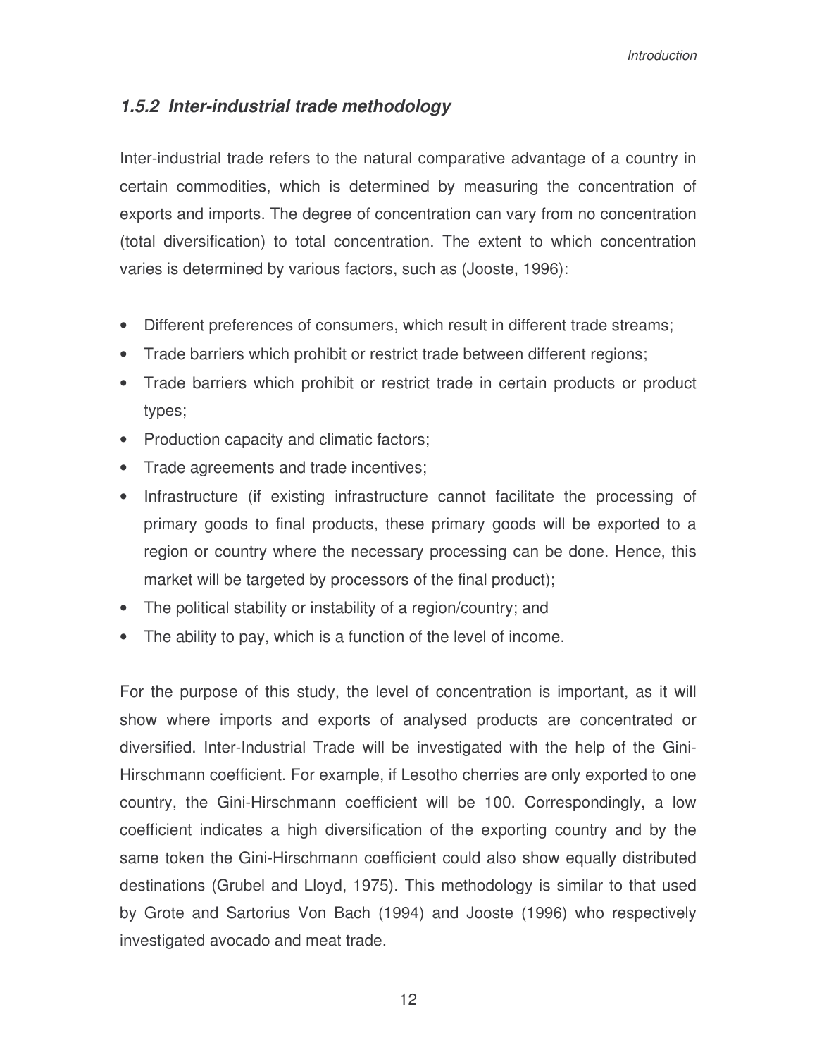### *1.5.2 Inter-industrial trade methodology*

Inter-industrial trade refers to the natural comparative advantage of a country in certain commodities, which is determined by measuring the concentration of exports and imports. The degree of concentration can vary from no concentration (total diversification) to total concentration. The extent to which concentration varies is determined by various factors, such as (Jooste, 1996):

- Different preferences of consumers, which result in different trade streams;
- Trade barriers which prohibit or restrict trade between different regions;
- Trade barriers which prohibit or restrict trade in certain products or product types;
- Production capacity and climatic factors;
- Trade agreements and trade incentives;
- Infrastructure (if existing infrastructure cannot facilitate the processing of primary goods to final products, these primary goods will be exported to a region or country where the necessary processing can be done. Hence, this market will be targeted by processors of the final product);
- The political stability or instability of a region/country; and
- The ability to pay, which is a function of the level of income.

For the purpose of this study, the level of concentration is important, as it will show where imports and exports of analysed products are concentrated or diversified. Inter-Industrial Trade will be investigated with the help of the Gini-Hirschmann coefficient. For example, if Lesotho cherries are only exported to one country, the Gini-Hirschmann coefficient will be 100. Correspondingly, a low coefficient indicates a high diversification of the exporting country and by the same token the Gini-Hirschmann coefficient could also show equally distributed destinations (Grubel and Lloyd, 1975). This methodology is similar to that used by Grote and Sartorius Von Bach (1994) and Jooste (1996) who respectively investigated avocado and meat trade.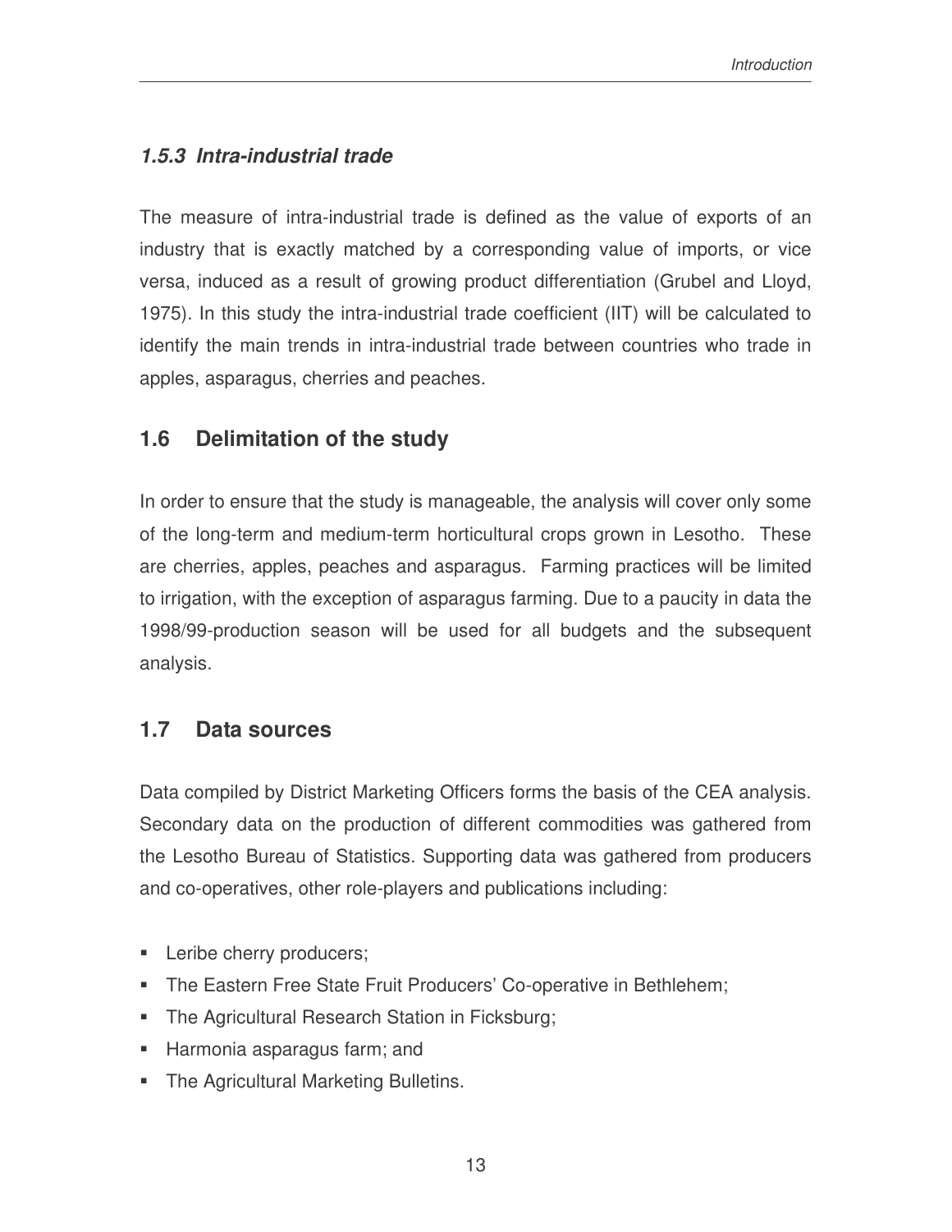### *1.5.3 Intra-industrial trade*

The measure of intra-industrial trade is defined as the value of exports of an industry that is exactly matched by a corresponding value of imports, or vice versa, induced as a result of growing product differentiation (Grubel and Lloyd, 1975). In this study the intra-industrial trade coefficient (IIT) will be calculated to identify the main trends in intra-industrial trade between countries who trade in apples, asparagus, cherries and peaches.

## 1.6 Delimitation of the study

In order to ensure that the study is manageable, the analysis will cover only some of the long-term and medium-term horticultural crops grown in Lesotho. These are cherries, apples, peaches and asparagus. Farming practices will be limited to irrigation, with the exception of asparagus farming. Due to a paucity in data the 1998/99-production season will be used for all budgets and the subsequent analysis.

## 1.7 Data sources

Data compiled by District Marketing Officers forms the basis of the CEA analysis. Secondary data on the production of different commodities was gathered from the Lesotho Bureau of Statistics. Supporting data was gathered from producers and co-operatives, other role-players and publications including:

- Leribe cherry producers;
- The Eastern Free State Fruit Producers' Co-operative in Bethlehem;
- The Agricultural Research Station in Ficksburg;
- Harmonia asparagus farm; and
- The Agricultural Marketing Bulletins.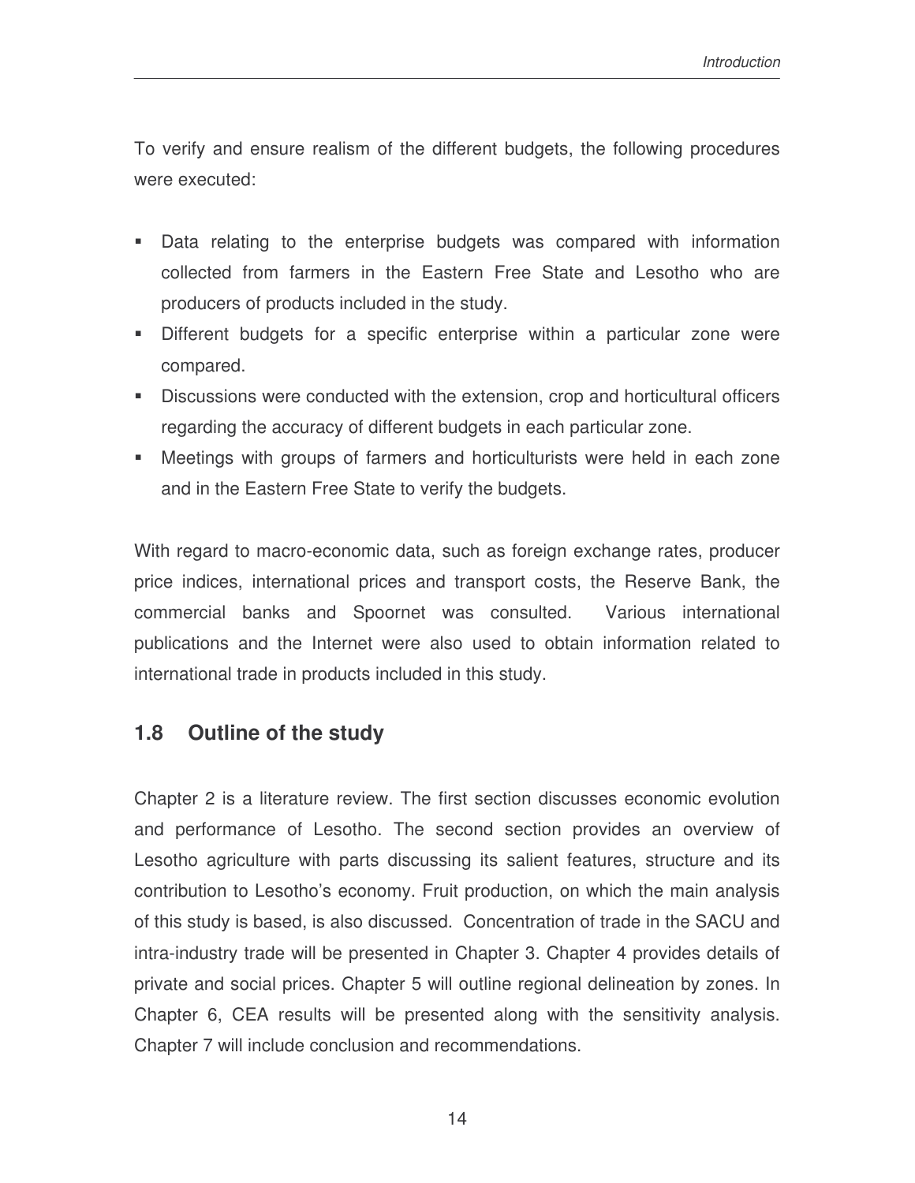To verify and ensure realism of the different budgets, the following procedures were executed:

- Data relating to the enterprise budgets was compared with information collected from farmers in the Eastern Free State and Lesotho who are producers of products included in the study.
- Different budgets for a specific enterprise within a particular zone were compared.
- Discussions were conducted with the extension, crop and horticultural officers regarding the accuracy of different budgets in each particular zone.
- Meetings with groups of farmers and horticulturists were held in each zone and in the Eastern Free State to verify the budgets.

With regard to macro-economic data, such as foreign exchange rates, producer price indices, international prices and transport costs, the Reserve Bank, the commercial banks and Spoornet was consulted. Various international publications and the Internet were also used to obtain information related to international trade in products included in this study.

## 1.8 Outline of the study

Chapter 2 is a literature review. The first section discusses economic evolution and performance of Lesotho. The second section provides an overview of Lesotho agriculture with parts discussing its salient features, structure and its contribution to Lesotho's economy. Fruit production, on which the main analysis of this study is based, is also discussed. Concentration of trade in the SACU and intra-industry trade will be presented in Chapter 3. Chapter 4 provides details of private and social prices. Chapter 5 will outline regional delineation by zones. In Chapter 6, CEA results will be presented along with the sensitivity analysis. Chapter 7 will include conclusion and recommendations.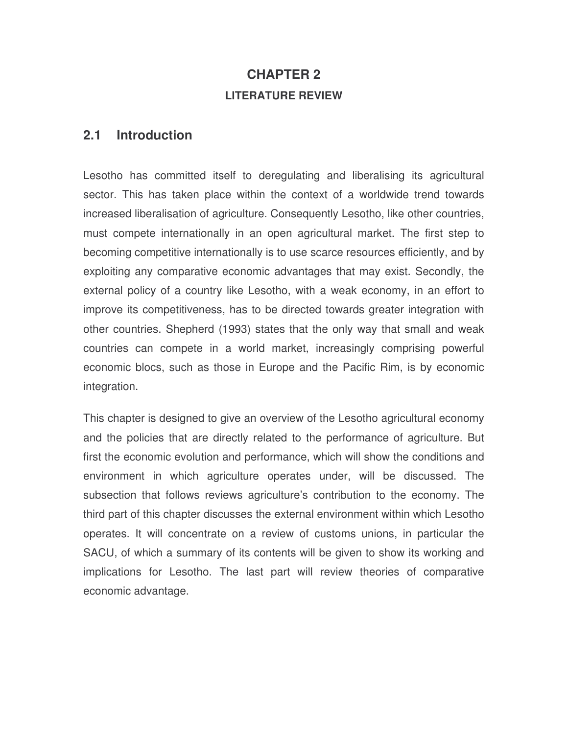# CHAPTER 2

## LITERATURE REVIEW

## 2.1 Introduction

Lesotho has committed itself to deregulating and liberalising its agricultural sector. This has taken place within the context of a worldwide trend towards increased liberalisation of agriculture. Consequently Lesotho, like other countries, must compete internationally in an open agricultural market. The first step to becoming competitive internationally is to use scarce resources efficiently, and by exploiting any comparative economic advantages that may exist. Secondly, the external policy of a country like Lesotho, with a weak economy, in an effort to improve its competitiveness, has to be directed towards greater integration with other countries. Shepherd (1993) states that the only way that small and weak countries can compete in a world market, increasingly comprising powerful economic blocs, such as those in Europe and the Pacific Rim, is by economic integration.

This chapter is designed to give an overview of the Lesotho agricultural economy and the policies that are directly related to the performance of agriculture. But first the economic evolution and performance, which will show the conditions and environment in which agriculture operates under, will be discussed. The subsection that follows reviews agriculture's contribution to the economy. The third part of this chapter discusses the external environment within which Lesotho operates. It will concentrate on a review of customs unions, in particular the SACU, of which a summary of its contents will be given to show its working and implications for Lesotho. The last part will review theories of comparative economic advantage.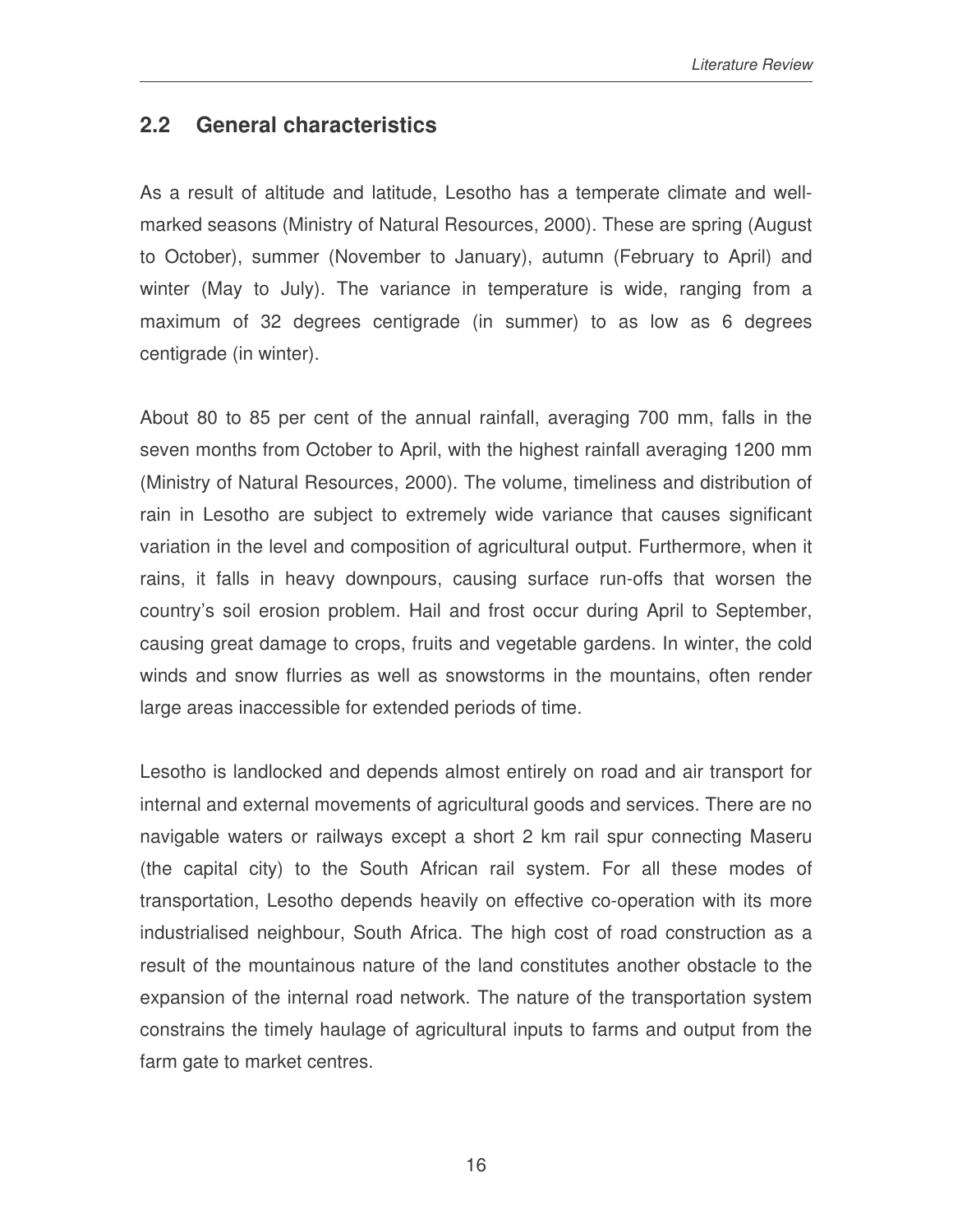## 2.2 General characteristics

As a result of altitude and latitude, Lesotho has a temperate climate and well-marked seasons (Ministry of Natural Resources, 2000). These are spring (August to October), summer (November to January), autumn (February to April) and winter (May to July). The variance in temperature is wide, ranging from a maximum of 32 degrees centigrade (in summer) to as low as 6 degrees centigrade (in winter).

About 80 to 85 per cent of the annual rainfall, averaging 700 mm, falls in the seven months from October to April, with the highest rainfall averaging 1200 mm (Ministry of Natural Resources, 2000). The volume, timeliness and distribution of rain in Lesotho are subject to extremely wide variance that causes significant variation in the level and composition of agricultural output. Furthermore, when it rains, it falls in heavy downpours, causing surface run-offs that worsen the country's soil erosion problem. Hail and frost occur during April to September, causing great damage to crops, fruits and vegetable gardens. In winter, the cold winds and snow flurries as well as snowstorms in the mountains, often render large areas inaccessible for extended periods of time.

Lesotho is landlocked and depends almost entirely on road and air transport for internal and external movements of agricultural goods and services. There are no navigable waters or railways except a short 2 km rail spur connecting Maseru (the capital city) to the South African rail system. For all these modes of transportation, Lesotho depends heavily on effective co-operation with its more industrialised neighbour, South Africa. The high cost of road construction as a result of the mountainous nature of the land constitutes another obstacle to the expansion of the internal road network. The nature of the transportation system constrains the timely haulage of agricultural inputs to farms and output from the farm gate to market centres.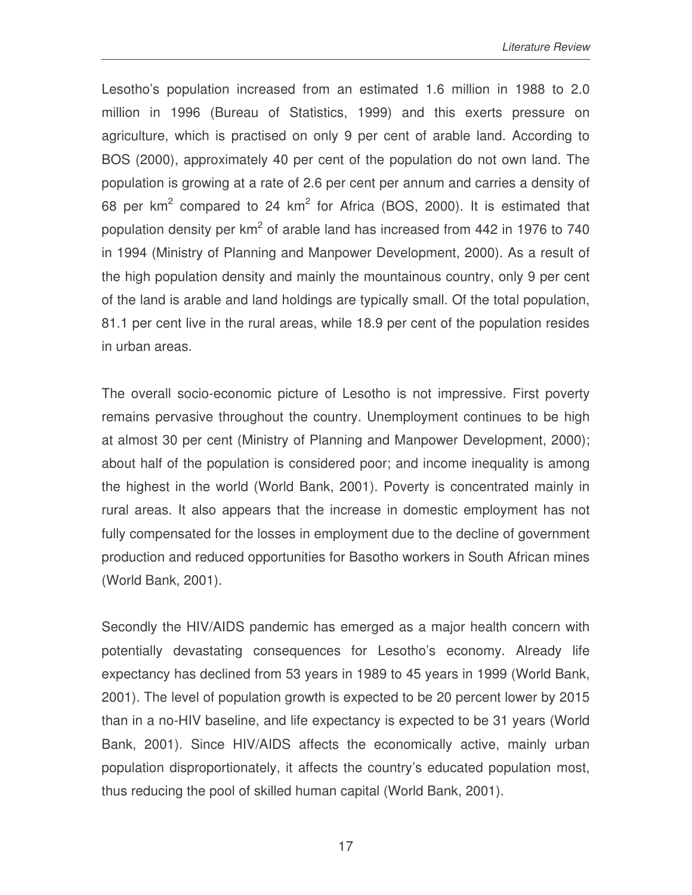Lesotho's population increased from an estimated 1.6 million in 1988 to 2.0 million in 1996 (Bureau of Statistics, 1999) and this exerts pressure on agriculture, which is practised on only 9 per cent of arable land. According to BOS (2000), approximately 40 per cent of the population do not own land. The population is growing at a rate of 2.6 per cent per annum and carries a density of 68 per $km^2$ compared to 24 $km^2$ for Africa (BOS, 2000). It is estimated that population density per $km^2$ of arable land has increased from 442 in 1976 to 740 in 1994 (Ministry of Planning and Manpower Development, 2000). As a result of the high population density and mainly the mountainous country, only 9 per cent of the land is arable and land holdings are typically small. Of the total population, 81.1 per cent live in the rural areas, while 18.9 per cent of the population resides in urban areas.

The overall socio-economic picture of Lesotho is not impressive. First poverty remains pervasive throughout the country. Unemployment continues to be high at almost 30 per cent (Ministry of Planning and Manpower Development, 2000); about half of the population is considered poor; and income inequality is among the highest in the world (World Bank, 2001). Poverty is concentrated mainly in rural areas. It also appears that the increase in domestic employment has not fully compensated for the losses in employment due to the decline of government production and reduced opportunities for Basotho workers in South African mines (World Bank, 2001).

Secondly the HIV/AIDS pandemic has emerged as a major health concern with potentially devastating consequences for Lesotho's economy. Already life expectancy has declined from 53 years in 1989 to 45 years in 1999 (World Bank, 2001). The level of population growth is expected to be 20 percent lower by 2015 than in a no-HIV baseline, and life expectancy is expected to be 31 years (World Bank, 2001). Since HIV/AIDS affects the economically active, mainly urban population disproportionately, it affects the country's educated population most, thus reducing the pool of skilled human capital (World Bank, 2001).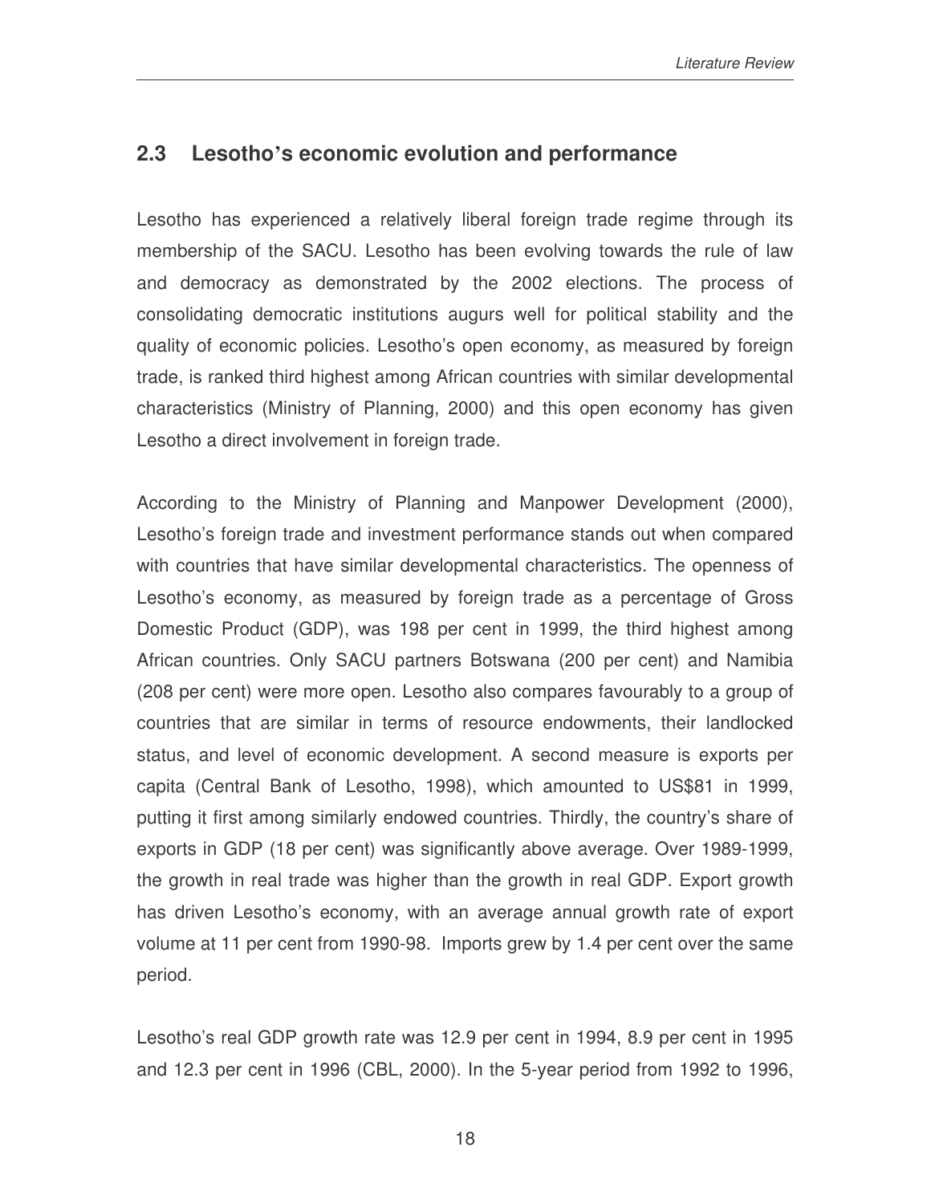## 2.3 Lesotho's economic evolution and performance

Lesotho has experienced a relatively liberal foreign trade regime through its membership of the SACU. Lesotho has been evolving towards the rule of law and democracy as demonstrated by the 2002 elections. The process of consolidating democratic institutions augurs well for political stability and the quality of economic policies. Lesotho's open economy, as measured by foreign trade, is ranked third highest among African countries with similar developmental characteristics (Ministry of Planning, 2000) and this open economy has given Lesotho a direct involvement in foreign trade.

According to the Ministry of Planning and Manpower Development (2000), Lesotho's foreign trade and investment performance stands out when compared with countries that have similar developmental characteristics. The openness of Lesotho's economy, as measured by foreign trade as a percentage of Gross Domestic Product (GDP), was 198 per cent in 1999, the third highest among African countries. Only SACU partners Botswana (200 per cent) and Namibia (208 per cent) were more open. Lesotho also compares favourably to a group of countries that are similar in terms of resource endowments, their landlocked status, and level of economic development. A second measure is exports per capita (Central Bank of Lesotho, 1998), which amounted to US$81 in 1999, putting it first among similarly endowed countries. Thirdly, the country's share of exports in GDP (18 per cent) was significantly above average. Over 1989-1999, the growth in real trade was higher than the growth in real GDP. Export growth has driven Lesotho's economy, with an average annual growth rate of export volume at 11 per cent from 1990-98. Imports grew by 1.4 per cent over the same period.

Lesotho's real GDP growth rate was 12.9 per cent in 1994, 8.9 per cent in 1995 and 12.3 per cent in 1996 (CBL, 2000). In the 5-year period from 1992 to 1996,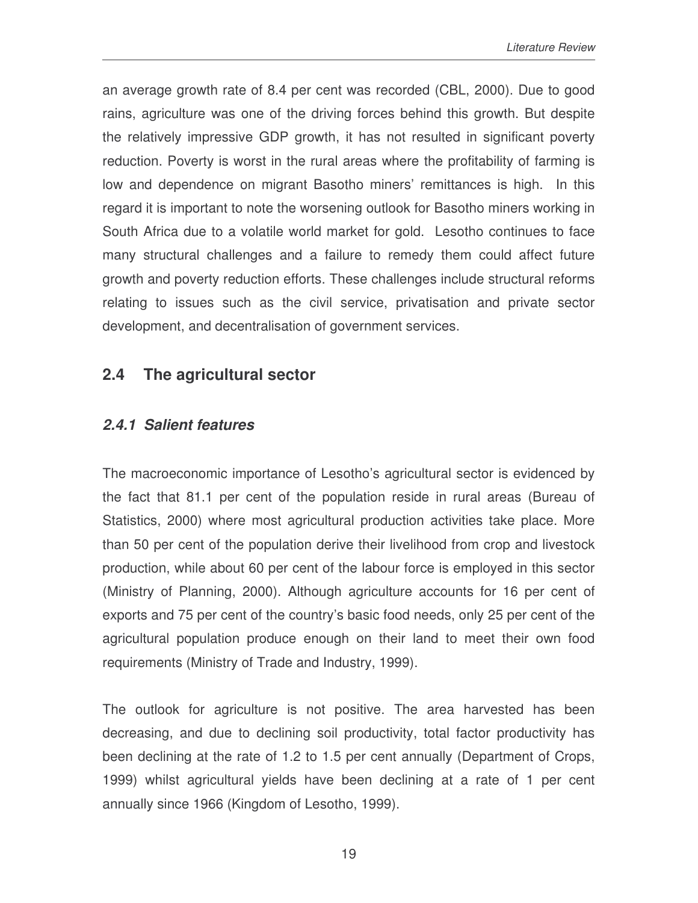an average growth rate of 8.4 per cent was recorded (CBL, 2000). Due to good rains, agriculture was one of the driving forces behind this growth. But despite the relatively impressive GDP growth, it has not resulted in significant poverty reduction. Poverty is worst in the rural areas where the profitability of farming is low and dependence on migrant Basotho miners' remittances is high. In this regard it is important to note the worsening outlook for Basotho miners working in South Africa due to a volatile world market for gold. Lesotho continues to face many structural challenges and a failure to remedy them could affect future growth and poverty reduction efforts. These challenges include structural reforms relating to issues such as the civil service, privatisation and private sector development, and decentralisation of government services.

## 2.4 The agricultural sector

### *2.4.1 Salient features*

The macroeconomic importance of Lesotho's agricultural sector is evidenced by the fact that 81.1 per cent of the population reside in rural areas (Bureau of Statistics, 2000) where most agricultural production activities take place. More than 50 per cent of the population derive their livelihood from crop and livestock production, while about 60 per cent of the labour force is employed in this sector (Ministry of Planning, 2000). Although agriculture accounts for 16 per cent of exports and 75 per cent of the country's basic food needs, only 25 per cent of the agricultural population produce enough on their land to meet their own food requirements (Ministry of Trade and Industry, 1999).

The outlook for agriculture is not positive. The area harvested has been decreasing, and due to declining soil productivity, total factor productivity has been declining at the rate of 1.2 to 1.5 per cent annually (Department of Crops, 1999) whilst agricultural yields have been declining at a rate of 1 per cent annually since 1966 (Kingdom of Lesotho, 1999).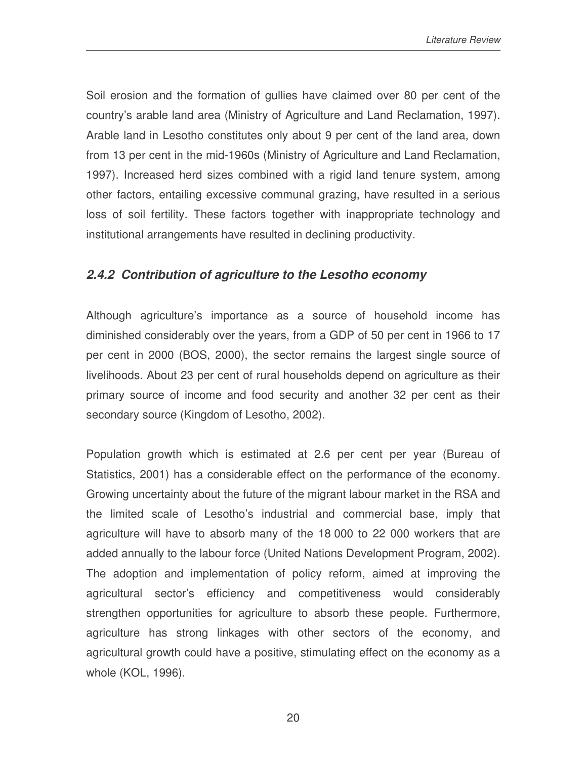Soil erosion and the formation of gullies have claimed over 80 per cent of the country's arable land area (Ministry of Agriculture and Land Reclamation, 1997). Arable land in Lesotho constitutes only about 9 per cent of the land area, down from 13 per cent in the mid-1960s (Ministry of Agriculture and Land Reclamation, 1997). Increased herd sizes combined with a rigid land tenure system, among other factors, entailing excessive communal grazing, have resulted in a serious loss of soil fertility. These factors together with inappropriate technology and institutional arrangements have resulted in declining productivity.

### *2.4.2 Contribution of agriculture to the Lesotho economy*

Although agriculture's importance as a source of household income has diminished considerably over the years, from a GDP of 50 per cent in 1966 to 17 per cent in 2000 (BOS, 2000), the sector remains the largest single source of livelihoods. About 23 per cent of rural households depend on agriculture as their primary source of income and food security and another 32 per cent as their secondary source (Kingdom of Lesotho, 2002).

Population growth which is estimated at 2.6 per cent per year (Bureau of Statistics, 2001) has a considerable effect on the performance of the economy. Growing uncertainty about the future of the migrant labour market in the RSA and the limited scale of Lesotho's industrial and commercial base, imply that agriculture will have to absorb many of the 18 000 to 22 000 workers that are added annually to the labour force (United Nations Development Program, 2002). The adoption and implementation of policy reform, aimed at improving the agricultural sector's efficiency and competitiveness would considerably strengthen opportunities for agriculture to absorb these people. Furthermore, agriculture has strong linkages with other sectors of the economy, and agricultural growth could have a positive, stimulating effect on the economy as a whole (KOL, 1996).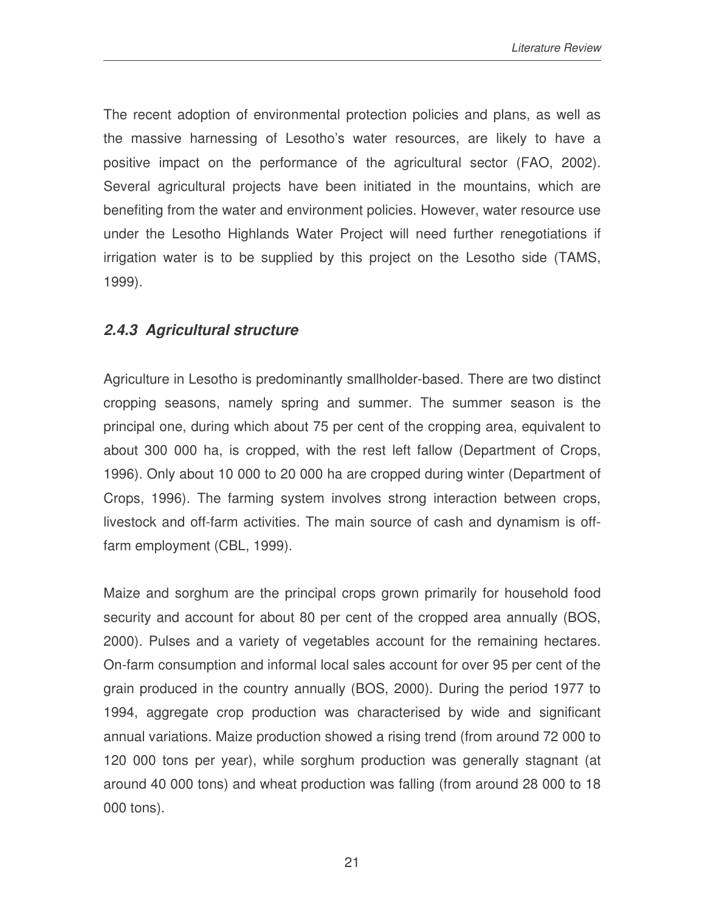The recent adoption of environmental protection policies and plans, as well as the massive harnessing of Lesotho's water resources, are likely to have a positive impact on the performance of the agricultural sector (FAO, 2002). Several agricultural projects have been initiated in the mountains, which are benefiting from the water and environment policies. However, water resource use under the Lesotho Highlands Water Project will need further renegotiations if irrigation water is to be supplied by this project on the Lesotho side (TAMS, 1999).

### *2.4.3 Agricultural structure*

Agriculture in Lesotho is predominantly smallholder-based. There are two distinct cropping seasons, namely spring and summer. The summer season is the principal one, during which about 75 per cent of the cropping area, equivalent to about 300 000 ha, is cropped, with the rest left fallow (Department of Crops, 1996). Only about 10 000 to 20 000 ha are cropped during winter (Department of Crops, 1996). The farming system involves strong interaction between crops, livestock and off-farm activities. The main source of cash and dynamism is off-farm employment (CBL, 1999).

Maize and sorghum are the principal crops grown primarily for household food security and account for about 80 per cent of the cropped area annually (BOS, 2000). Pulses and a variety of vegetables account for the remaining hectares. On-farm consumption and informal local sales account for over 95 per cent of the grain produced in the country annually (BOS, 2000). During the period 1977 to 1994, aggregate crop production was characterised by wide and significant annual variations. Maize production showed a rising trend (from around 72 000 to 120 000 tons per year), while sorghum production was generally stagnant (at around 40 000 tons) and wheat production was falling (from around 28 000 to 18 000 tons).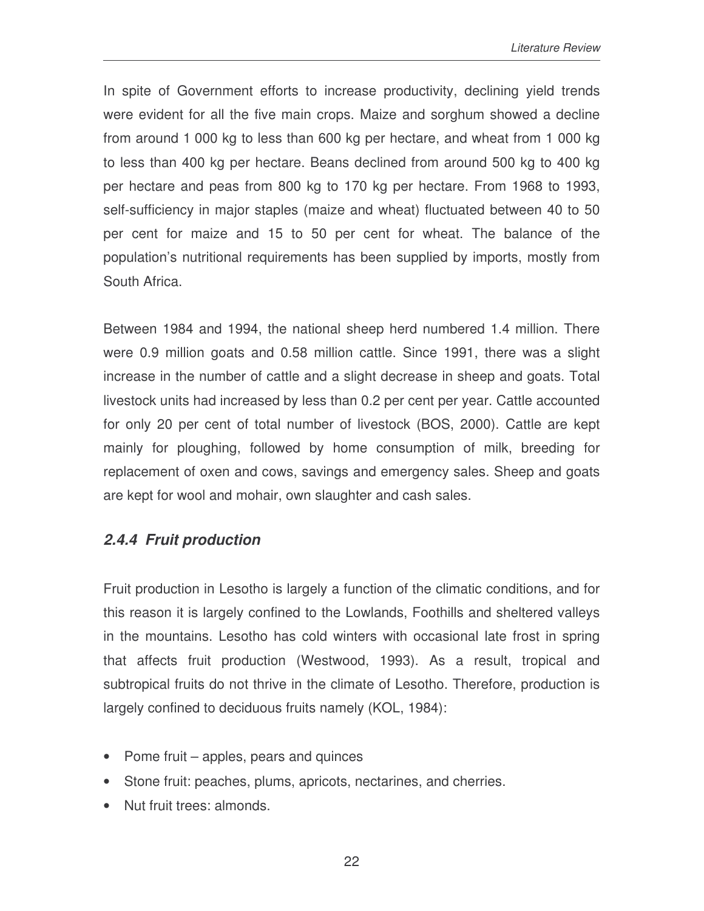In spite of Government efforts to increase productivity, declining yield trends were evident for all the five main crops. Maize and sorghum showed a decline from around 1 000 kg to less than 600 kg per hectare, and wheat from 1 000 kg to less than 400 kg per hectare. Beans declined from around 500 kg to 400 kg per hectare and peas from 800 kg to 170 kg per hectare. From 1968 to 1993, self-sufficiency in major staples (maize and wheat) fluctuated between 40 to 50 per cent for maize and 15 to 50 per cent for wheat. The balance of the population's nutritional requirements has been supplied by imports, mostly from South Africa.

Between 1984 and 1994, the national sheep herd numbered 1.4 million. There were 0.9 million goats and 0.58 million cattle. Since 1991, there was a slight increase in the number of cattle and a slight decrease in sheep and goats. Total livestock units had increased by less than 0.2 per cent per year. Cattle accounted for only 20 per cent of total number of livestock (BOS, 2000). Cattle are kept mainly for ploughing, followed by home consumption of milk, breeding for replacement of oxen and cows, savings and emergency sales. Sheep and goats are kept for wool and mohair, own slaughter and cash sales.

### *2.4.4 Fruit production*

Fruit production in Lesotho is largely a function of the climatic conditions, and for this reason it is largely confined to the Lowlands, Foothills and sheltered valleys in the mountains. Lesotho has cold winters with occasional late frost in spring that affects fruit production (Westwood, 1993). As a result, tropical and subtropical fruits do not thrive in the climate of Lesotho. Therefore, production is largely confined to deciduous fruits namely (KOL, 1984):

- Pome fruit – apples, pears and quinces
- Stone fruit: peaches, plums, apricots, nectarines, and cherries.
- Nut fruit trees: almonds.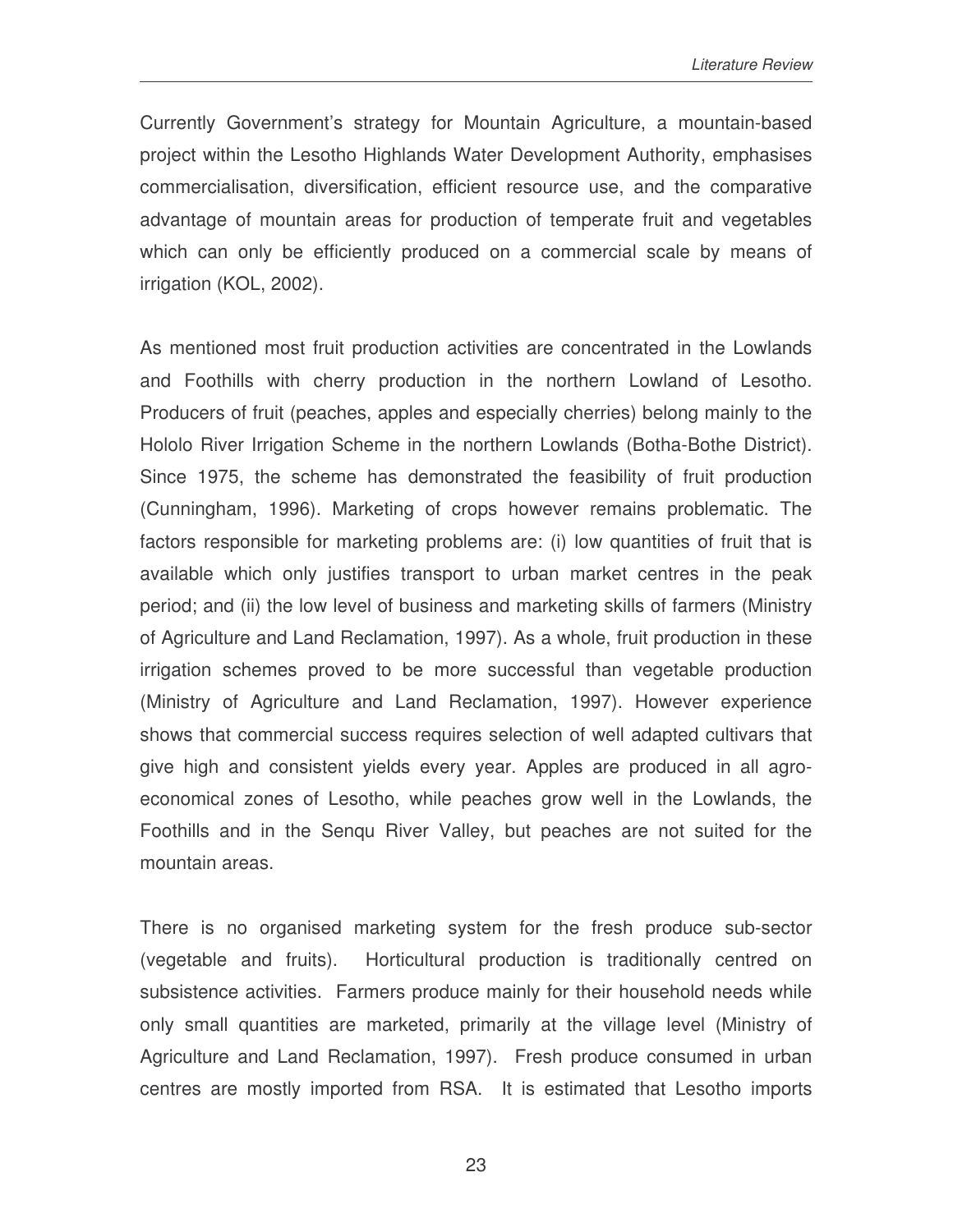Currently Government's strategy for Mountain Agriculture, a mountain-based project within the Lesotho Highlands Water Development Authority, emphasises commercialisation, diversification, efficient resource use, and the comparative advantage of mountain areas for production of temperate fruit and vegetables which can only be efficiently produced on a commercial scale by means of irrigation (KOL, 2002).

As mentioned most fruit production activities are concentrated in the Lowlands and Foothills with cherry production in the northern Lowland of Lesotho. Producers of fruit (peaches, apples and especially cherries) belong mainly to the Hololo River Irrigation Scheme in the northern Lowlands (Botha-Bothe District). Since 1975, the scheme has demonstrated the feasibility of fruit production (Cunningham, 1996). Marketing of crops however remains problematic. The factors responsible for marketing problems are: (i) low quantities of fruit that is available which only justifies transport to urban market centres in the peak period; and (ii) the low level of business and marketing skills of farmers (Ministry of Agriculture and Land Reclamation, 1997). As a whole, fruit production in these irrigation schemes proved to be more successful than vegetable production (Ministry of Agriculture and Land Reclamation, 1997). However experience shows that commercial success requires selection of well adapted cultivars that give high and consistent yields every year. Apples are produced in all agro-economical zones of Lesotho, while peaches grow well in the Lowlands, the Foothills and in the Senqu River Valley, but peaches are not suited for the mountain areas.

There is no organised marketing system for the fresh produce sub-sector (vegetable and fruits). Horticultural production is traditionally centred on subsistence activities. Farmers produce mainly for their household needs while only small quantities are marketed, primarily at the village level (Ministry of Agriculture and Land Reclamation, 1997). Fresh produce consumed in urban centres are mostly imported from RSA. It is estimated that Lesotho imports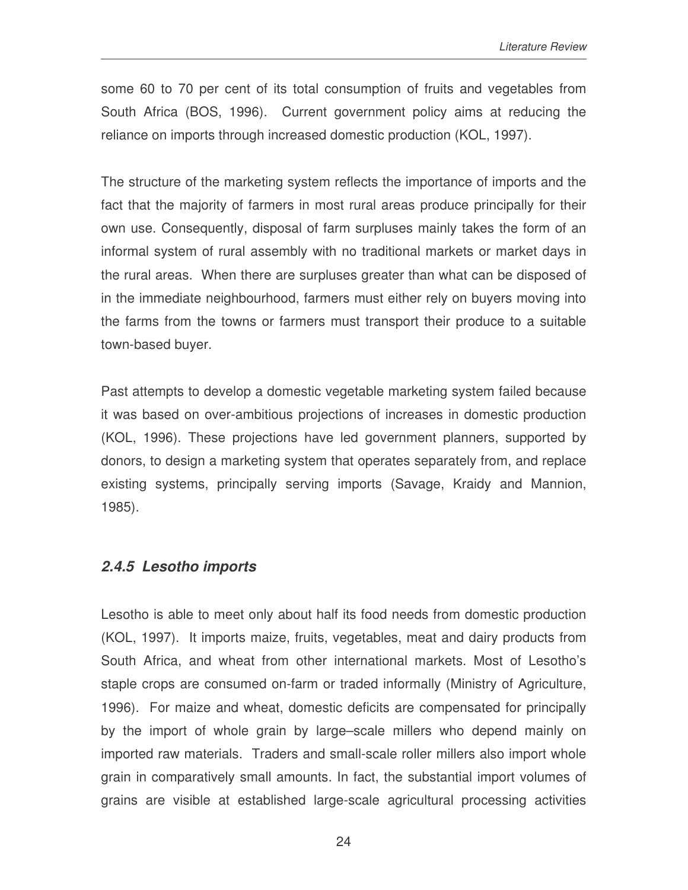some 60 to 70 per cent of its total consumption of fruits and vegetables from South Africa (BOS, 1996). Current government policy aims at reducing the reliance on imports through increased domestic production (KOL, 1997).

The structure of the marketing system reflects the importance of imports and the fact that the majority of farmers in most rural areas produce principally for their own use. Consequently, disposal of farm surpluses mainly takes the form of an informal system of rural assembly with no traditional markets or market days in the rural areas. When there are surpluses greater than what can be disposed of in the immediate neighbourhood, farmers must either rely on buyers moving into the farms from the towns or farmers must transport their produce to a suitable town-based buyer.

Past attempts to develop a domestic vegetable marketing system failed because it was based on over-ambitious projections of increases in domestic production (KOL, 1996). These projections have led government planners, supported by donors, to design a marketing system that operates separately from, and replace existing systems, principally serving imports (Savage, Kraidy and Mannion, 1985).

### *2.4.5 Lesotho imports*

Lesotho is able to meet only about half its food needs from domestic production (KOL, 1997). It imports maize, fruits, vegetables, meat and dairy products from South Africa, and wheat from other international markets. Most of Lesotho's staple crops are consumed on-farm or traded informally (Ministry of Agriculture, 1996). For maize and wheat, domestic deficits are compensated for principally by the import of whole grain by large–scale millers who depend mainly on imported raw materials. Traders and small-scale roller millers also import whole grain in comparatively small amounts. In fact, the substantial import volumes of grains are visible at established large-scale agricultural processing activities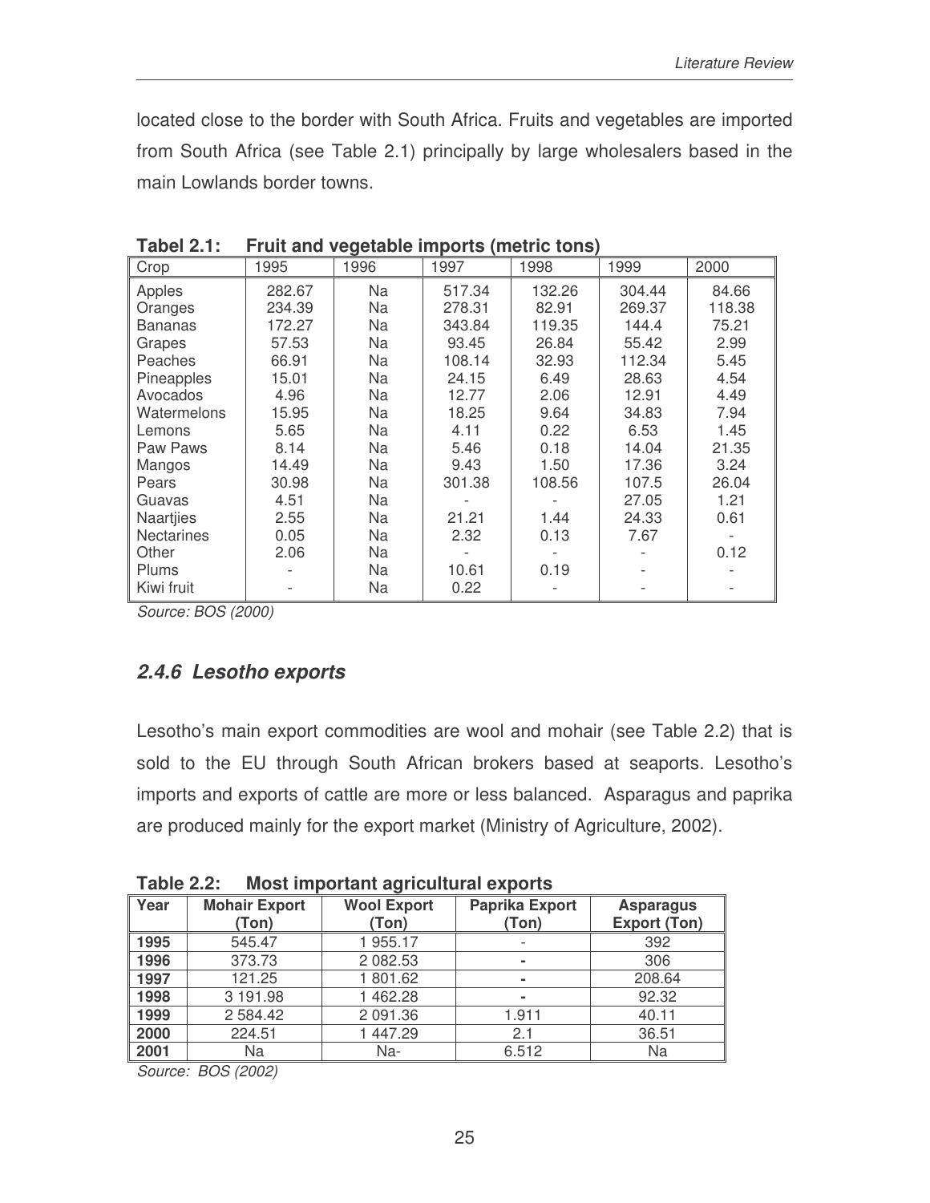located close to the border with South Africa. Fruits and vegetables are imported from South Africa (see Table 2.1) principally by large wholesalers based in the main Lowlands border towns.

**Tabel 2.1: Fruit and vegetable imports (metric tons)**

| Crop | 1995 | 1996 | 1997 | 1998 | 1999 | 2000 |
|---|---|---|---|---|---|---|
| Apples | 282.67 | Na | 517.34 | 132.26 | 304.44 | 84.66 |
| Oranges | 234.39 | Na | 278.31 | 82.91 | 269.37 | 118.38 |
| Bananas | 172.27 | Na | 343.84 | 119.35 | 144.4 | 75.21 |
| Grapes | 57.53 | Na | 93.45 | 26.84 | 55.42 | 2.99 |
| Peaches | 66.91 | Na | 108.14 | 32.93 | 112.34 | 5.45 |
| Pineapples | 15.01 | Na | 24.15 | 6.49 | 28.63 | 4.54 |
| Avocados | 4.96 | Na | 12.77 | 2.06 | 12.91 | 4.49 |
| Watermelons | 15.95 | Na | 18.25 | 9.64 | 34.83 | 7.94 |
| Lemons | 5.65 | Na | 4.11 | 0.22 | 6.53 | 1.45 |
| Paw Paws | 8.14 | Na | 5.46 | 0.18 | 14.04 | 21.35 |
| Mangos | 14.49 | Na | 9.43 | 1.50 | 17.36 | 3.24 |
| Pears | 30.98 | Na | 301.38 | 108.56 | 107.5 | 26.04 |
| Guavas | 4.51 | Na | - | - | 27.05 | 1.21 |
| Naartjies | 2.55 | Na | 21.21 | 1.44 | 24.33 | 0.61 |
| Nectarines | 0.05 | Na | 2.32 | 0.13 | 7.67 | - |
| Other | 2.06 | Na | - | - | - | 0.12 |
| Plums | - | Na | 10.61 | 0.19 | - | - |
| Kiwi fruit | - | Na | 0.22 | - | - | - |

*Source: BOS (2000)*

### *2.4.6 Lesotho exports*

Lesotho's main export commodities are wool and mohair (see Table 2.2) that is sold to the EU through South African brokers based at seaports. Lesotho's imports and exports of cattle are more or less balanced. Asparagus and paprika are produced mainly for the export market (Ministry of Agriculture, 2002).

**Table 2.2: Most important agricultural exports**

| Year | Mohair Export (Ton) | Wool Export (Ton) | Paprika Export (Ton) | Asparagus Export (Ton) |
|---|---|---|---|---|
| **1995** | 545.47 | 1 955.17 | - | 392 |
| **1996** | 373.73 | 2 082.53 | - | 306 |
| **1997** | 121.25 | 1 801.62 | - | 208.64 |
| **1998** | 3 191.98 | 1 462.28 | - | 92.32 |
| **1999** | 2 584.42 | 2 091.36 | 1.911 | 40.11 |
| **2000** | 224.51 | 1 447.29 | 2.1 | 36.51 |
| **2001** | Na | Na- | 6.512 | Na |

*Source: BOS (2002)*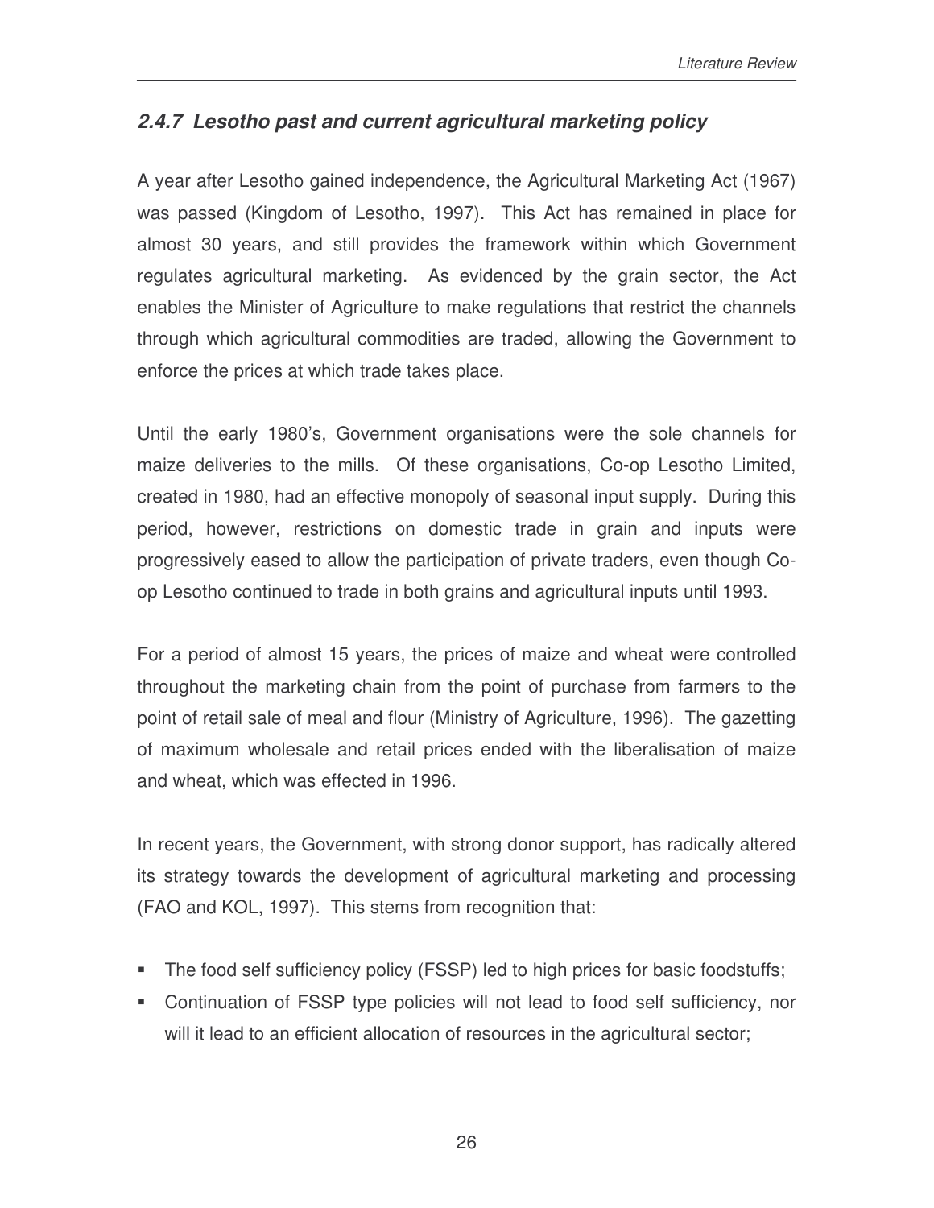### *2.4.7 Lesotho past and current agricultural marketing policy*

A year after Lesotho gained independence, the Agricultural Marketing Act (1967) was passed (Kingdom of Lesotho, 1997). This Act has remained in place for almost 30 years, and still provides the framework within which Government regulates agricultural marketing. As evidenced by the grain sector, the Act enables the Minister of Agriculture to make regulations that restrict the channels through which agricultural commodities are traded, allowing the Government to enforce the prices at which trade takes place.

Until the early 1980's, Government organisations were the sole channels for maize deliveries to the mills. Of these organisations, Co-op Lesotho Limited, created in 1980, had an effective monopoly of seasonal input supply. During this period, however, restrictions on domestic trade in grain and inputs were progressively eased to allow the participation of private traders, even though Co-op Lesotho continued to trade in both grains and agricultural inputs until 1993.

For a period of almost 15 years, the prices of maize and wheat were controlled throughout the marketing chain from the point of purchase from farmers to the point of retail sale of meal and flour (Ministry of Agriculture, 1996). The gazetting of maximum wholesale and retail prices ended with the liberalisation of maize and wheat, which was effected in 1996.

In recent years, the Government, with strong donor support, has radically altered its strategy towards the development of agricultural marketing and processing (FAO and KOL, 1997). This stems from recognition that:

- The food self sufficiency policy (FSSP) led to high prices for basic foodstuffs;
- Continuation of FSSP type policies will not lead to food self sufficiency, nor will it lead to an efficient allocation of resources in the agricultural sector;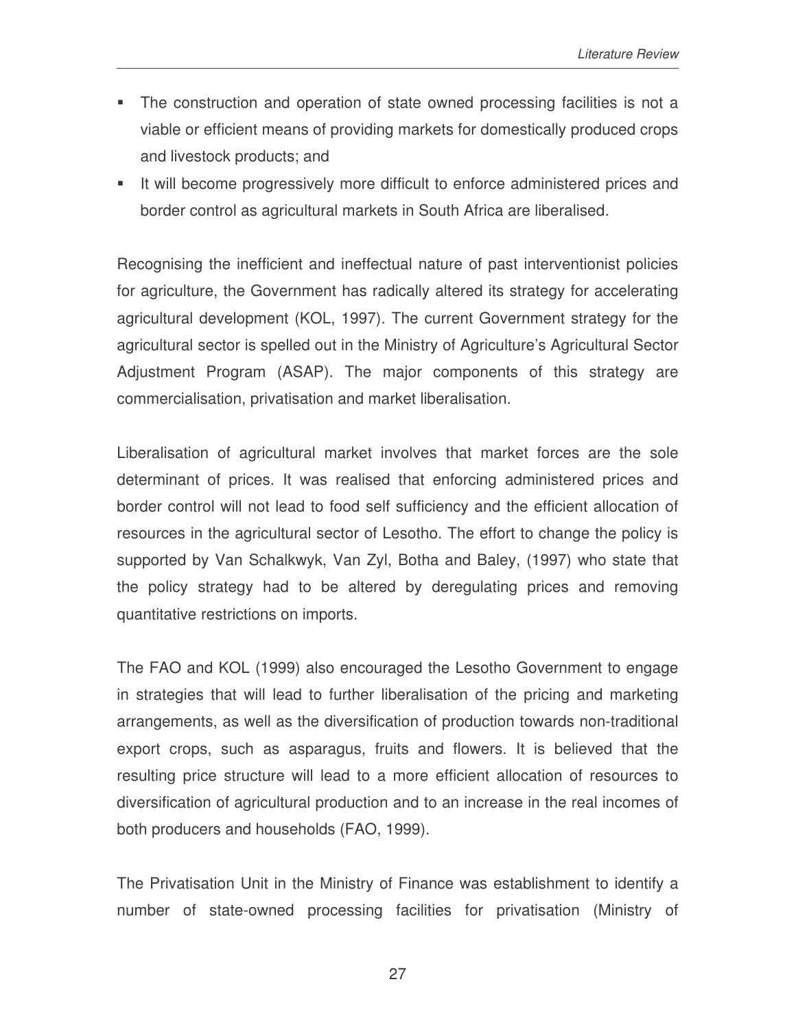- The construction and operation of state owned processing facilities is not a viable or efficient means of providing markets for domestically produced crops and livestock products; and
- It will become progressively more difficult to enforce administered prices and border control as agricultural markets in South Africa are liberalised.

Recognising the inefficient and ineffectual nature of past interventionist policies for agriculture, the Government has radically altered its strategy for accelerating agricultural development (KOL, 1997). The current Government strategy for the agricultural sector is spelled out in the Ministry of Agriculture's Agricultural Sector Adjustment Program (ASAP). The major components of this strategy are commercialisation, privatisation and market liberalisation.

Liberalisation of agricultural market involves that market forces are the sole determinant of prices. It was realised that enforcing administered prices and border control will not lead to food self sufficiency and the efficient allocation of resources in the agricultural sector of Lesotho. The effort to change the policy is supported by Van Schalkwyk, Van Zyl, Botha and Baley, (1997) who state that the policy strategy had to be altered by deregulating prices and removing quantitative restrictions on imports.

The FAO and KOL (1999) also encouraged the Lesotho Government to engage in strategies that will lead to further liberalisation of the pricing and marketing arrangements, as well as the diversification of production towards non-traditional export crops, such as asparagus, fruits and flowers. It is believed that the resulting price structure will lead to a more efficient allocation of resources to diversification of agricultural production and to an increase in the real incomes of both producers and households (FAO, 1999).

The Privatisation Unit in the Ministry of Finance was establishment to identify a number of state-owned processing facilities for privatisation (Ministry of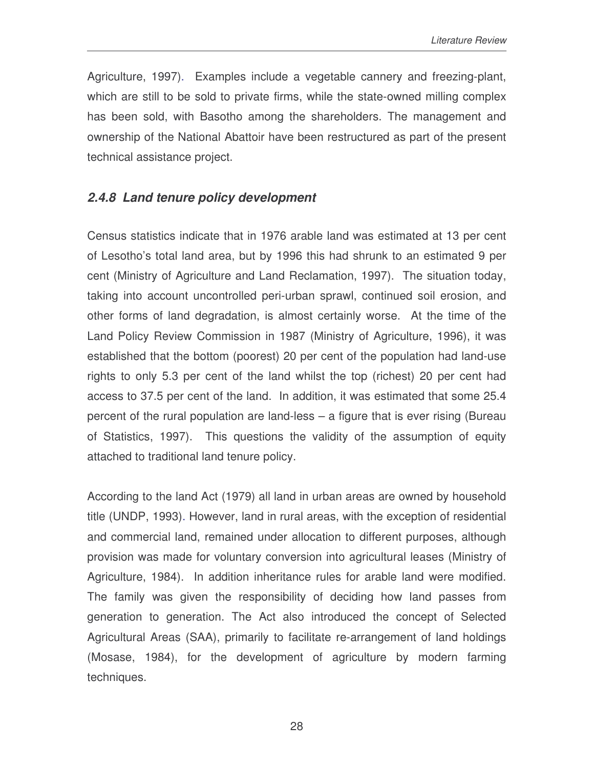Agriculture, 1997). Examples include a vegetable cannery and freezing-plant, which are still to be sold to private firms, while the state-owned milling complex has been sold, with Basotho among the shareholders. The management and ownership of the National Abattoir have been restructured as part of the present technical assistance project.

### *2.4.8 Land tenure policy development*

Census statistics indicate that in 1976 arable land was estimated at 13 per cent of Lesotho's total land area, but by 1996 this had shrunk to an estimated 9 per cent (Ministry of Agriculture and Land Reclamation, 1997). The situation today, taking into account uncontrolled peri-urban sprawl, continued soil erosion, and other forms of land degradation, is almost certainly worse. At the time of the Land Policy Review Commission in 1987 (Ministry of Agriculture, 1996), it was established that the bottom (poorest) 20 per cent of the population had land-use rights to only 5.3 per cent of the land whilst the top (richest) 20 per cent had access to 37.5 per cent of the land. In addition, it was estimated that some 25.4 percent of the rural population are land-less – a figure that is ever rising (Bureau of Statistics, 1997). This questions the validity of the assumption of equity attached to traditional land tenure policy.

According to the land Act (1979) all land in urban areas are owned by household title (UNDP, 1993). However, land in rural areas, with the exception of residential and commercial land, remained under allocation to different purposes, although provision was made for voluntary conversion into agricultural leases (Ministry of Agriculture, 1984). In addition inheritance rules for arable land were modified. The family was given the responsibility of deciding how land passes from generation to generation. The Act also introduced the concept of Selected Agricultural Areas (SAA), primarily to facilitate re-arrangement of land holdings (Mosase, 1984), for the development of agriculture by modern farming techniques.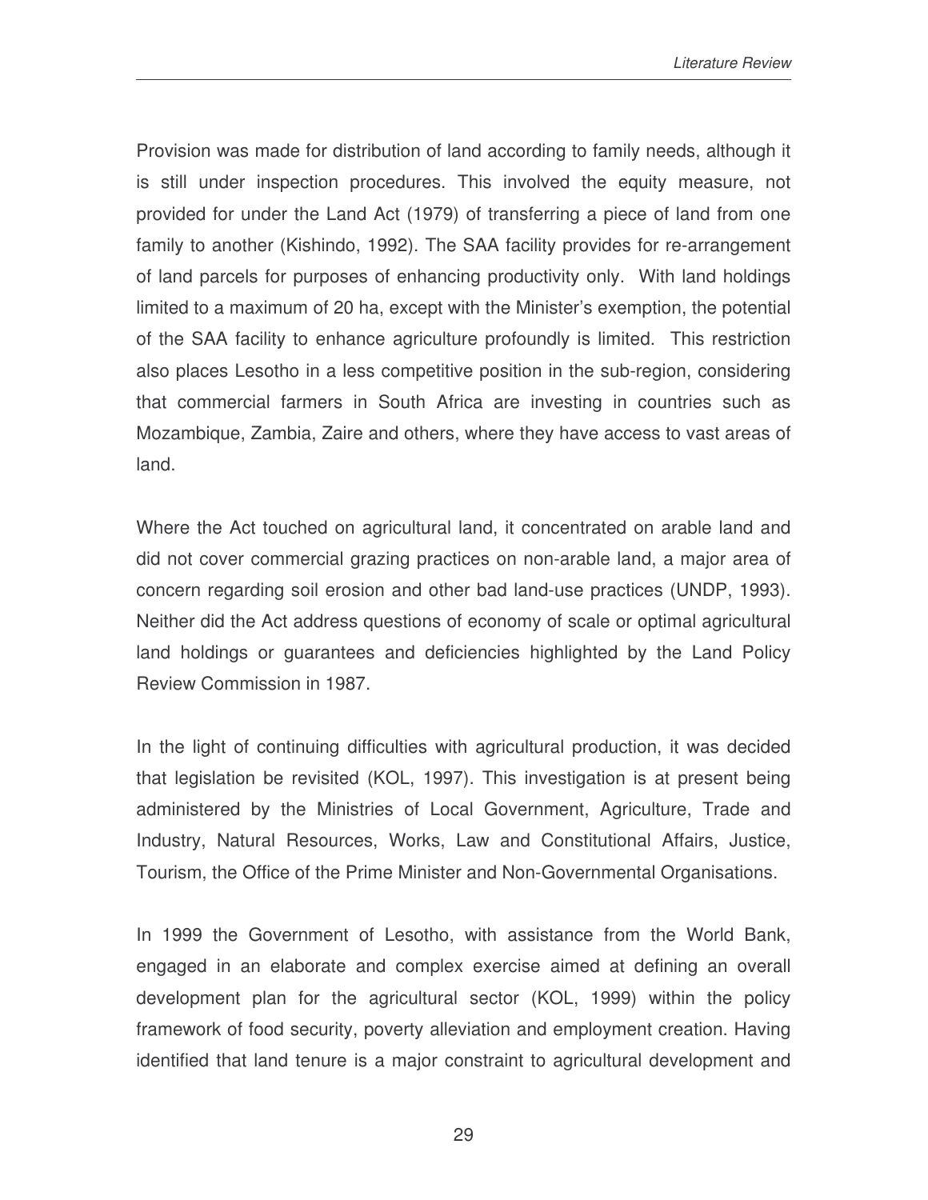Provision was made for distribution of land according to family needs, although it is still under inspection procedures. This involved the equity measure, not provided for under the Land Act (1979) of transferring a piece of land from one family to another (Kishindo, 1992). The SAA facility provides for re-arrangement of land parcels for purposes of enhancing productivity only. With land holdings limited to a maximum of 20 ha, except with the Minister's exemption, the potential of the SAA facility to enhance agriculture profoundly is limited. This restriction also places Lesotho in a less competitive position in the sub-region, considering that commercial farmers in South Africa are investing in countries such as Mozambique, Zambia, Zaire and others, where they have access to vast areas of land.

Where the Act touched on agricultural land, it concentrated on arable land and did not cover commercial grazing practices on non-arable land, a major area of concern regarding soil erosion and other bad land-use practices (UNDP, 1993). Neither did the Act address questions of economy of scale or optimal agricultural land holdings or guarantees and deficiencies highlighted by the Land Policy Review Commission in 1987.

In the light of continuing difficulties with agricultural production, it was decided that legislation be revisited (KOL, 1997). This investigation is at present being administered by the Ministries of Local Government, Agriculture, Trade and Industry, Natural Resources, Works, Law and Constitutional Affairs, Justice, Tourism, the Office of the Prime Minister and Non-Governmental Organisations.

In 1999 the Government of Lesotho, with assistance from the World Bank, engaged in an elaborate and complex exercise aimed at defining an overall development plan for the agricultural sector (KOL, 1999) within the policy framework of food security, poverty alleviation and employment creation. Having identified that land tenure is a major constraint to agricultural development and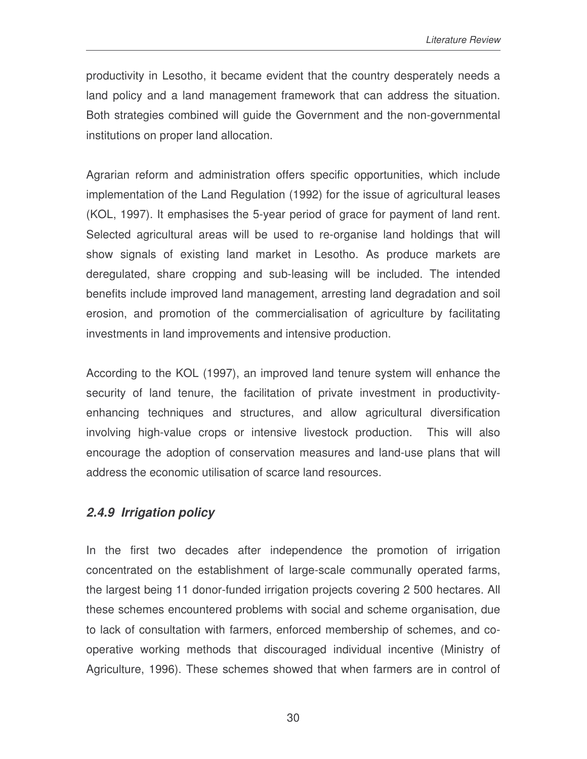productivity in Lesotho, it became evident that the country desperately needs a land policy and a land management framework that can address the situation. Both strategies combined will guide the Government and the non-governmental institutions on proper land allocation.

Agrarian reform and administration offers specific opportunities, which include implementation of the Land Regulation (1992) for the issue of agricultural leases (KOL, 1997). It emphasises the 5-year period of grace for payment of land rent. Selected agricultural areas will be used to re-organise land holdings that will show signals of existing land market in Lesotho. As produce markets are deregulated, share cropping and sub-leasing will be included. The intended benefits include improved land management, arresting land degradation and soil erosion, and promotion of the commercialisation of agriculture by facilitating investments in land improvements and intensive production.

According to the KOL (1997), an improved land tenure system will enhance the security of land tenure, the facilitation of private investment in productivity-enhancing techniques and structures, and allow agricultural diversification involving high-value crops or intensive livestock production. This will also encourage the adoption of conservation measures and land-use plans that will address the economic utilisation of scarce land resources.

### *2.4.9 Irrigation policy*

In the first two decades after independence the promotion of irrigation concentrated on the establishment of large-scale communally operated farms, the largest being 11 donor-funded irrigation projects covering 2 500 hectares. All these schemes encountered problems with social and scheme organisation, due to lack of consultation with farmers, enforced membership of schemes, and co-operative working methods that discouraged individual incentive (Ministry of Agriculture, 1996). These schemes showed that when farmers are in control of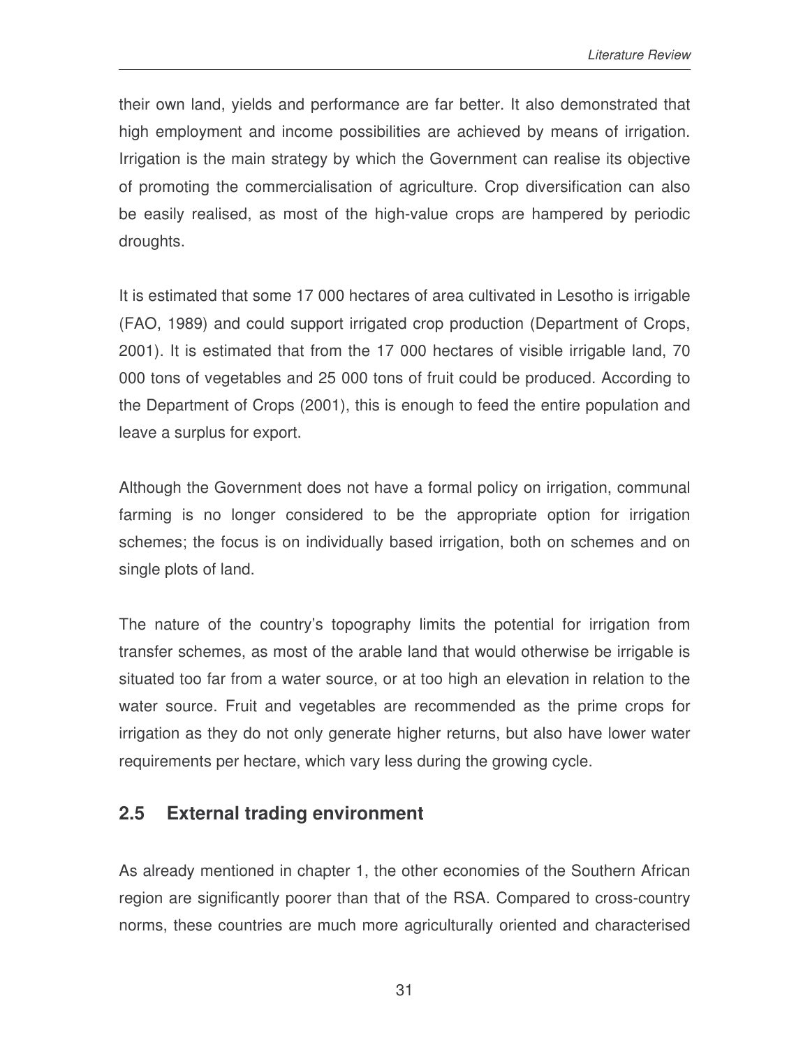their own land, yields and performance are far better. It also demonstrated that high employment and income possibilities are achieved by means of irrigation. Irrigation is the main strategy by which the Government can realise its objective of promoting the commercialisation of agriculture. Crop diversification can also be easily realised, as most of the high-value crops are hampered by periodic droughts.

It is estimated that some 17 000 hectares of area cultivated in Lesotho is irrigable (FAO, 1989) and could support irrigated crop production (Department of Crops, 2001). It is estimated that from the 17 000 hectares of visible irrigable land, 70 000 tons of vegetables and 25 000 tons of fruit could be produced. According to the Department of Crops (2001), this is enough to feed the entire population and leave a surplus for export.

Although the Government does not have a formal policy on irrigation, communal farming is no longer considered to be the appropriate option for irrigation schemes; the focus is on individually based irrigation, both on schemes and on single plots of land.

The nature of the country's topography limits the potential for irrigation from transfer schemes, as most of the arable land that would otherwise be irrigable is situated too far from a water source, or at too high an elevation in relation to the water source. Fruit and vegetables are recommended as the prime crops for irrigation as they do not only generate higher returns, but also have lower water requirements per hectare, which vary less during the growing cycle.

## 2.5 External trading environment

As already mentioned in chapter 1, the other economies of the Southern African region are significantly poorer than that of the RSA. Compared to cross-country norms, these countries are much more agriculturally oriented and characterised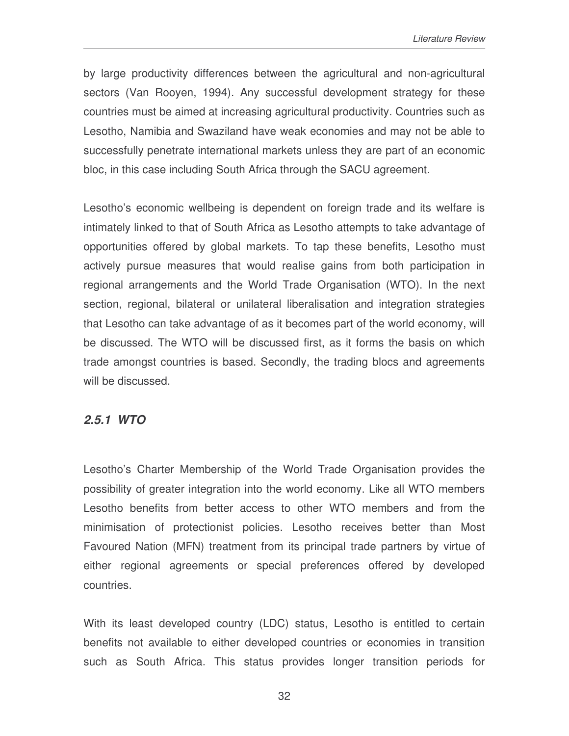by large productivity differences between the agricultural and non-agricultural sectors (Van Rooyen, 1994). Any successful development strategy for these countries must be aimed at increasing agricultural productivity. Countries such as Lesotho, Namibia and Swaziland have weak economies and may not be able to successfully penetrate international markets unless they are part of an economic bloc, in this case including South Africa through the SACU agreement.

Lesotho's economic wellbeing is dependent on foreign trade and its welfare is intimately linked to that of South Africa as Lesotho attempts to take advantage of opportunities offered by global markets. To tap these benefits, Lesotho must actively pursue measures that would realise gains from both participation in regional arrangements and the World Trade Organisation (WTO). In the next section, regional, bilateral or unilateral liberalisation and integration strategies that Lesotho can take advantage of as it becomes part of the world economy, will be discussed. The WTO will be discussed first, as it forms the basis on which trade amongst countries is based. Secondly, the trading blocs and agreements will be discussed.

### *2.5.1 WTO*

Lesotho's Charter Membership of the World Trade Organisation provides the possibility of greater integration into the world economy. Like all WTO members Lesotho benefits from better access to other WTO members and from the minimisation of protectionist policies. Lesotho receives better than Most Favoured Nation (MFN) treatment from its principal trade partners by virtue of either regional agreements or special preferences offered by developed countries.

With its least developed country (LDC) status, Lesotho is entitled to certain benefits not available to either developed countries or economies in transition such as South Africa. This status provides longer transition periods for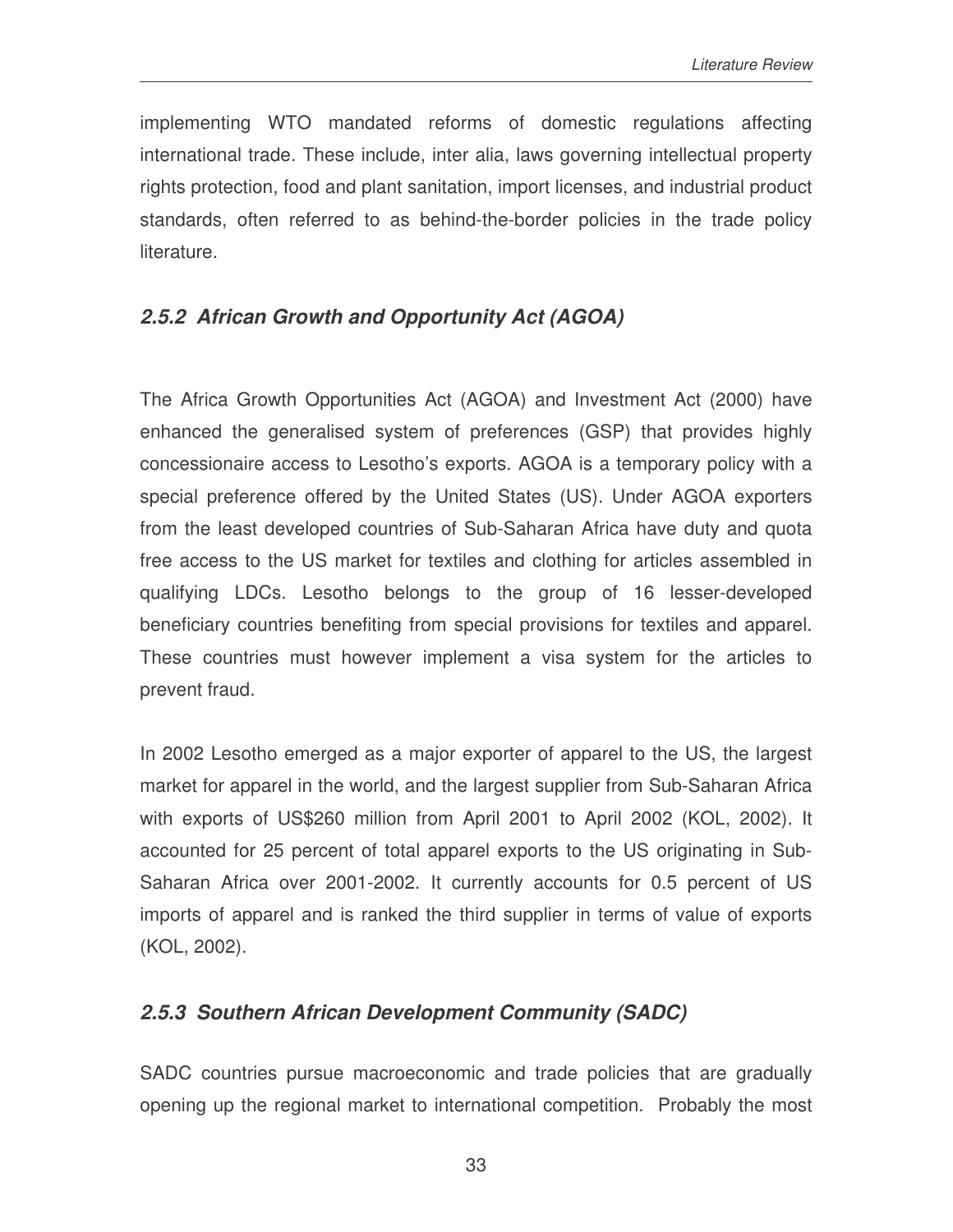implementing WTO mandated reforms of domestic regulations affecting international trade. These include, inter alia, laws governing intellectual property rights protection, food and plant sanitation, import licenses, and industrial product standards, often referred to as behind-the-border policies in the trade policy literature.

### *2.5.2 African Growth and Opportunity Act (AGOA)*

The Africa Growth Opportunities Act (AGOA) and Investment Act (2000) have enhanced the generalised system of preferences (GSP) that provides highly concessionaire access to Lesotho's exports. AGOA is a temporary policy with a special preference offered by the United States (US). Under AGOA exporters from the least developed countries of Sub-Saharan Africa have duty and quota free access to the US market for textiles and clothing for articles assembled in qualifying LDCs. Lesotho belongs to the group of 16 lesser-developed beneficiary countries benefiting from special provisions for textiles and apparel. These countries must however implement a visa system for the articles to prevent fraud.

In 2002 Lesotho emerged as a major exporter of apparel to the US, the largest market for apparel in the world, and the largest supplier from Sub-Saharan Africa with exports of US$260 million from April 2001 to April 2002 (KOL, 2002). It accounted for 25 percent of total apparel exports to the US originating in Sub-Saharan Africa over 2001-2002. It currently accounts for 0.5 percent of US imports of apparel and is ranked the third supplier in terms of value of exports (KOL, 2002).

### *2.5.3 Southern African Development Community (SADC)*

SADC countries pursue macroeconomic and trade policies that are gradually opening up the regional market to international competition. Probably the most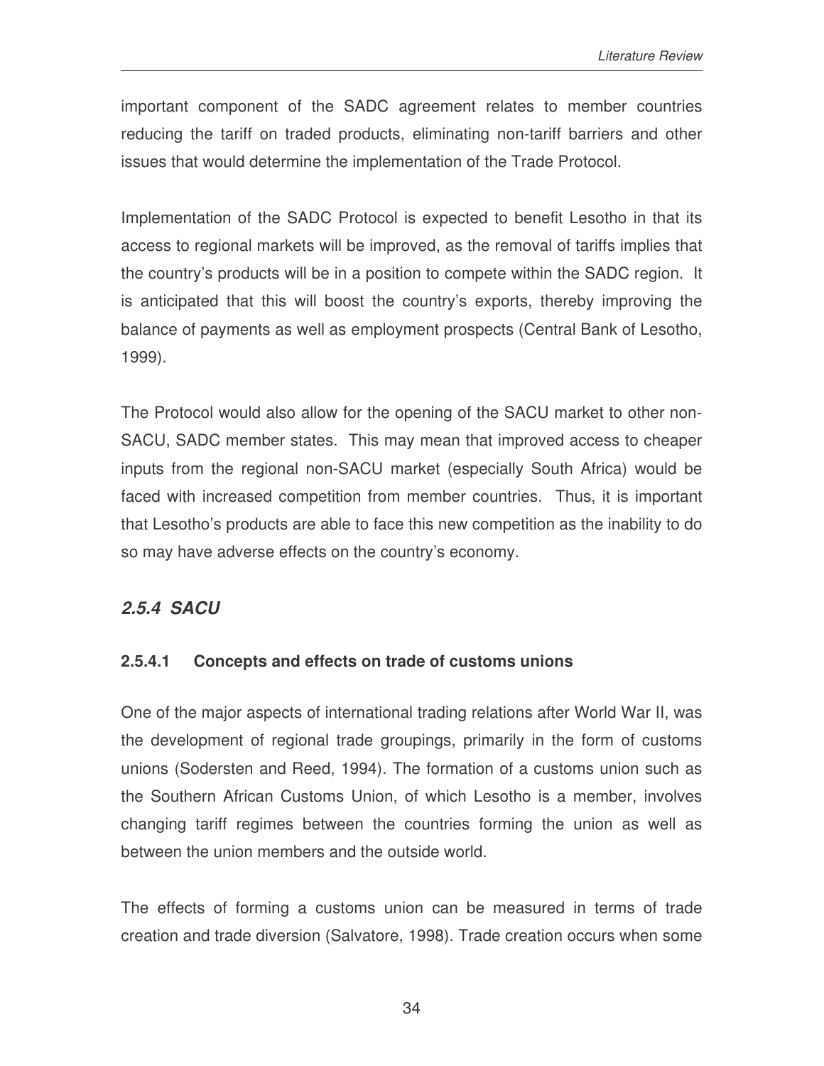important component of the SADC agreement relates to member countries reducing the tariff on traded products, eliminating non-tariff barriers and other issues that would determine the implementation of the Trade Protocol.

Implementation of the SADC Protocol is expected to benefit Lesotho in that its access to regional markets will be improved, as the removal of tariffs implies that the country's products will be in a position to compete within the SADC region. It is anticipated that this will boost the country's exports, thereby improving the balance of payments as well as employment prospects (Central Bank of Lesotho, 1999).

The Protocol would also allow for the opening of the SACU market to other non-SACU, SADC member states. This may mean that improved access to cheaper inputs from the regional non-SACU market (especially South Africa) would be faced with increased competition from member countries. Thus, it is important that Lesotho's products are able to face this new competition as the inability to do so may have adverse effects on the country's economy.

### *2.5.4 SACU*

#### 2.5.4.1 Concepts and effects on trade of customs unions

One of the major aspects of international trading relations after World War II, was the development of regional trade groupings, primarily in the form of customs unions (Sodersten and Reed, 1994). The formation of a customs union such as the Southern African Customs Union, of which Lesotho is a member, involves changing tariff regimes between the countries forming the union as well as between the union members and the outside world.

The effects of forming a customs union can be measured in terms of trade creation and trade diversion (Salvatore, 1998). Trade creation occurs when some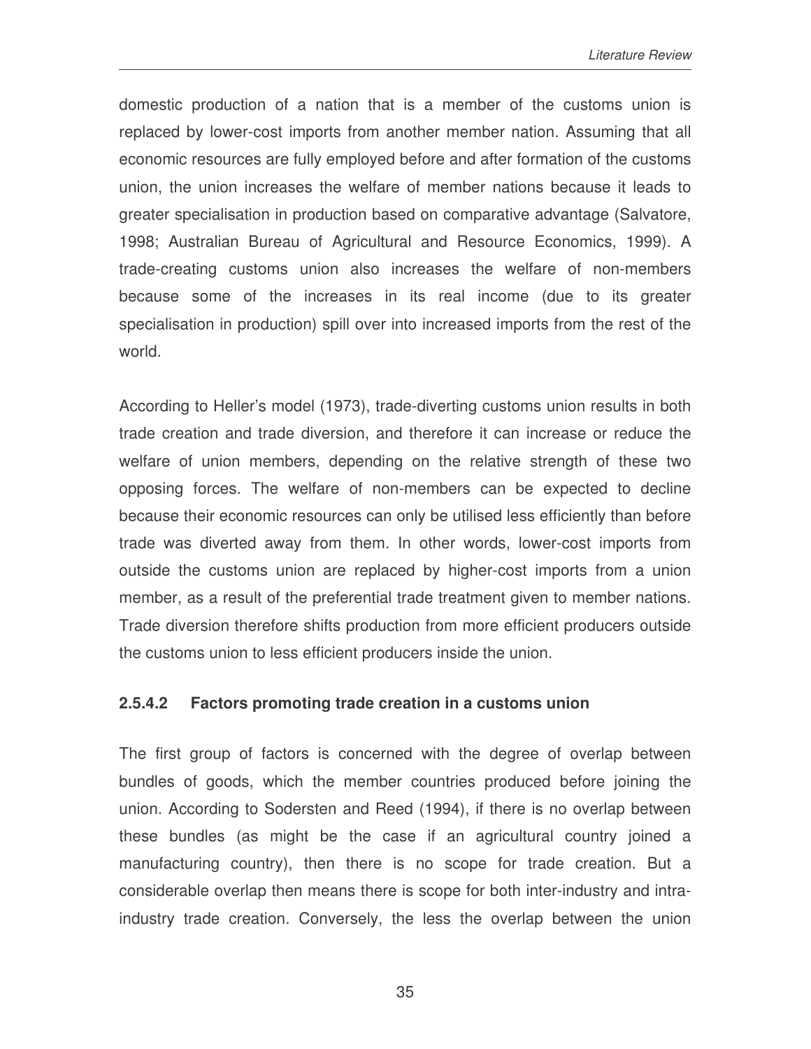domestic production of a nation that is a member of the customs union is replaced by lower-cost imports from another member nation. Assuming that all economic resources are fully employed before and after formation of the customs union, the union increases the welfare of member nations because it leads to greater specialisation in production based on comparative advantage (Salvatore, 1998; Australian Bureau of Agricultural and Resource Economics, 1999). A trade-creating customs union also increases the welfare of non-members because some of the increases in its real income (due to its greater specialisation in production) spill over into increased imports from the rest of the world.

According to Heller's model (1973), trade-diverting customs union results in both trade creation and trade diversion, and therefore it can increase or reduce the welfare of union members, depending on the relative strength of these two opposing forces. The welfare of non-members can be expected to decline because their economic resources can only be utilised less efficiently than before trade was diverted away from them. In other words, lower-cost imports from outside the customs union are replaced by higher-cost imports from a union member, as a result of the preferential trade treatment given to member nations. Trade diversion therefore shifts production from more efficient producers outside the customs union to less efficient producers inside the union.

#### 2.5.4.2 Factors promoting trade creation in a customs union

The first group of factors is concerned with the degree of overlap between bundles of goods, which the member countries produced before joining the union. According to Sodersten and Reed (1994), if there is no overlap between these bundles (as might be the case if an agricultural country joined a manufacturing country), then there is no scope for trade creation. But a considerable overlap then means there is scope for both inter-industry and intra-industry trade creation. Conversely, the less the overlap between the union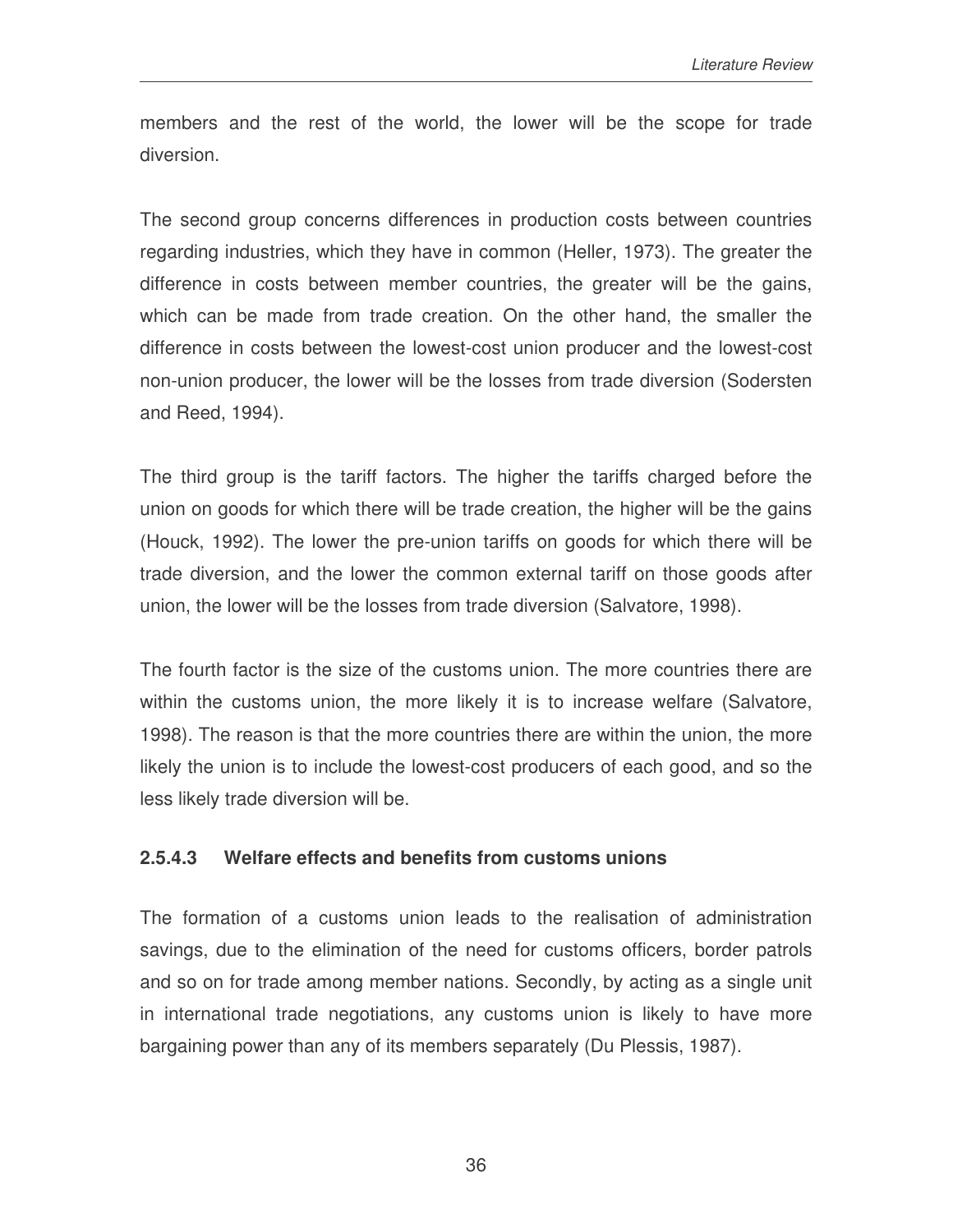members and the rest of the world, the lower will be the scope for trade diversion.

The second group concerns differences in production costs between countries regarding industries, which they have in common (Heller, 1973). The greater the difference in costs between member countries, the greater will be the gains, which can be made from trade creation. On the other hand, the smaller the difference in costs between the lowest-cost union producer and the lowest-cost non-union producer, the lower will be the losses from trade diversion (Sodersten and Reed, 1994).

The third group is the tariff factors. The higher the tariffs charged before the union on goods for which there will be trade creation, the higher will be the gains (Houck, 1992). The lower the pre-union tariffs on goods for which there will be trade diversion, and the lower the common external tariff on those goods after union, the lower will be the losses from trade diversion (Salvatore, 1998).

The fourth factor is the size of the customs union. The more countries there are within the customs union, the more likely it is to increase welfare (Salvatore, 1998). The reason is that the more countries there are within the union, the more likely the union is to include the lowest-cost producers of each good, and so the less likely trade diversion will be.

#### 2.5.4.3 Welfare effects and benefits from customs unions

The formation of a customs union leads to the realisation of administration savings, due to the elimination of the need for customs officers, border patrols and so on for trade among member nations. Secondly, by acting as a single unit in international trade negotiations, any customs union is likely to have more bargaining power than any of its members separately (Du Plessis, 1987).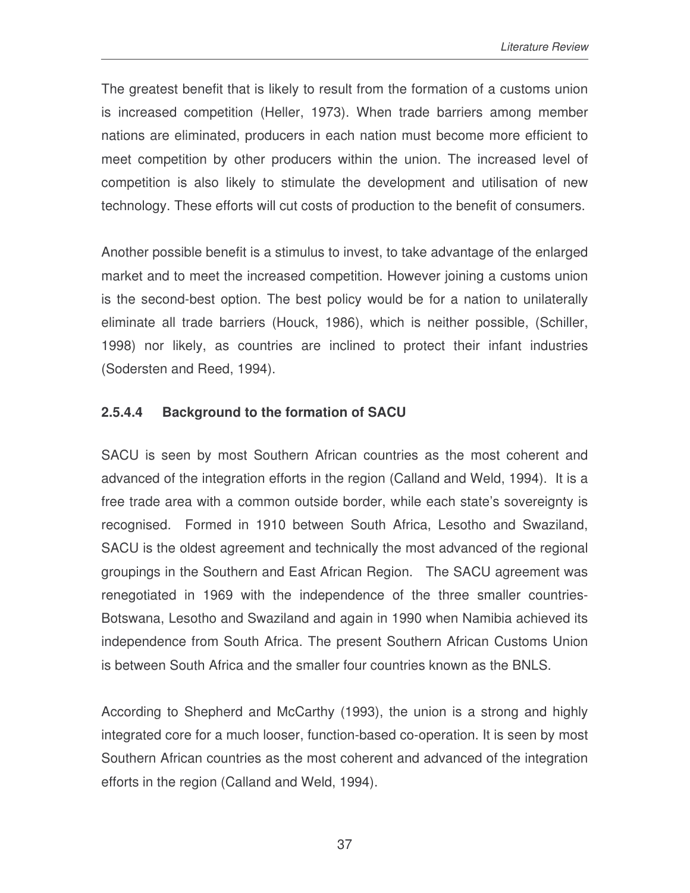The greatest benefit that is likely to result from the formation of a customs union is increased competition (Heller, 1973). When trade barriers among member nations are eliminated, producers in each nation must become more efficient to meet competition by other producers within the union. The increased level of competition is also likely to stimulate the development and utilisation of new technology. These efforts will cut costs of production to the benefit of consumers.

Another possible benefit is a stimulus to invest, to take advantage of the enlarged market and to meet the increased competition. However joining a customs union is the second-best option. The best policy would be for a nation to unilaterally eliminate all trade barriers (Houck, 1986), which is neither possible, (Schiller, 1998) nor likely, as countries are inclined to protect their infant industries (Sodersten and Reed, 1994).

#### 2.5.4.4 Background to the formation of SACU

SACU is seen by most Southern African countries as the most coherent and advanced of the integration efforts in the region (Calland and Weld, 1994). It is a free trade area with a common outside border, while each state's sovereignty is recognised. Formed in 1910 between South Africa, Lesotho and Swaziland, SACU is the oldest agreement and technically the most advanced of the regional groupings in the Southern and East African Region. The SACU agreement was renegotiated in 1969 with the independence of the three smaller countries- Botswana, Lesotho and Swaziland and again in 1990 when Namibia achieved its independence from South Africa. The present Southern African Customs Union is between South Africa and the smaller four countries known as the BNLS.

According to Shepherd and McCarthy (1993), the union is a strong and highly integrated core for a much looser, function-based co-operation. It is seen by most Southern African countries as the most coherent and advanced of the integration efforts in the region (Calland and Weld, 1994).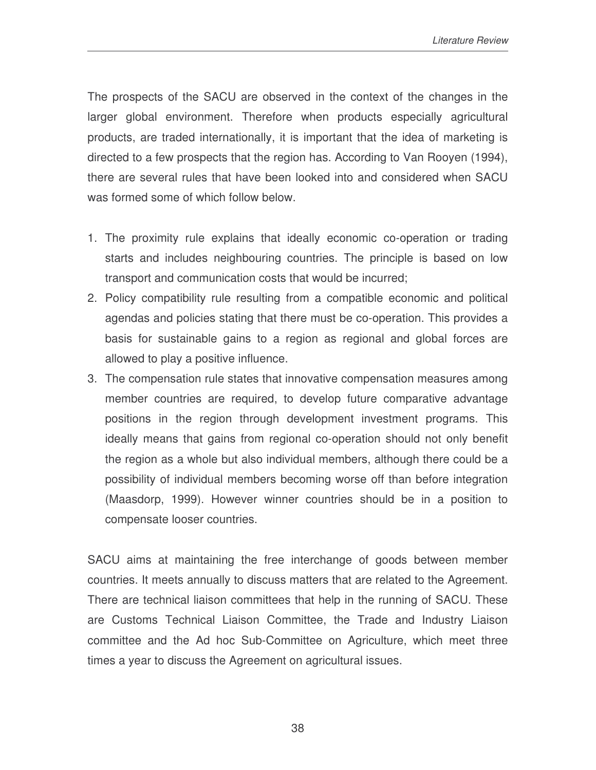The prospects of the SACU are observed in the context of the changes in the larger global environment. Therefore when products especially agricultural products, are traded internationally, it is important that the idea of marketing is directed to a few prospects that the region has. According to Van Rooyen (1994), there are several rules that have been looked into and considered when SACU was formed some of which follow below.

1. The proximity rule explains that ideally economic co-operation or trading starts and includes neighbouring countries. The principle is based on low transport and communication costs that would be incurred;
2. Policy compatibility rule resulting from a compatible economic and political agendas and policies stating that there must be co-operation. This provides a basis for sustainable gains to a region as regional and global forces are allowed to play a positive influence.
3. The compensation rule states that innovative compensation measures among member countries are required, to develop future comparative advantage positions in the region through development investment programs. This ideally means that gains from regional co-operation should not only benefit the region as a whole but also individual members, although there could be a possibility of individual members becoming worse off than before integration (Maasdorp, 1999). However winner countries should be in a position to compensate looser countries.

SACU aims at maintaining the free interchange of goods between member countries. It meets annually to discuss matters that are related to the Agreement. There are technical liaison committees that help in the running of SACU. These are Customs Technical Liaison Committee, the Trade and Industry Liaison committee and the Ad hoc Sub-Committee on Agriculture, which meet three times a year to discuss the Agreement on agricultural issues.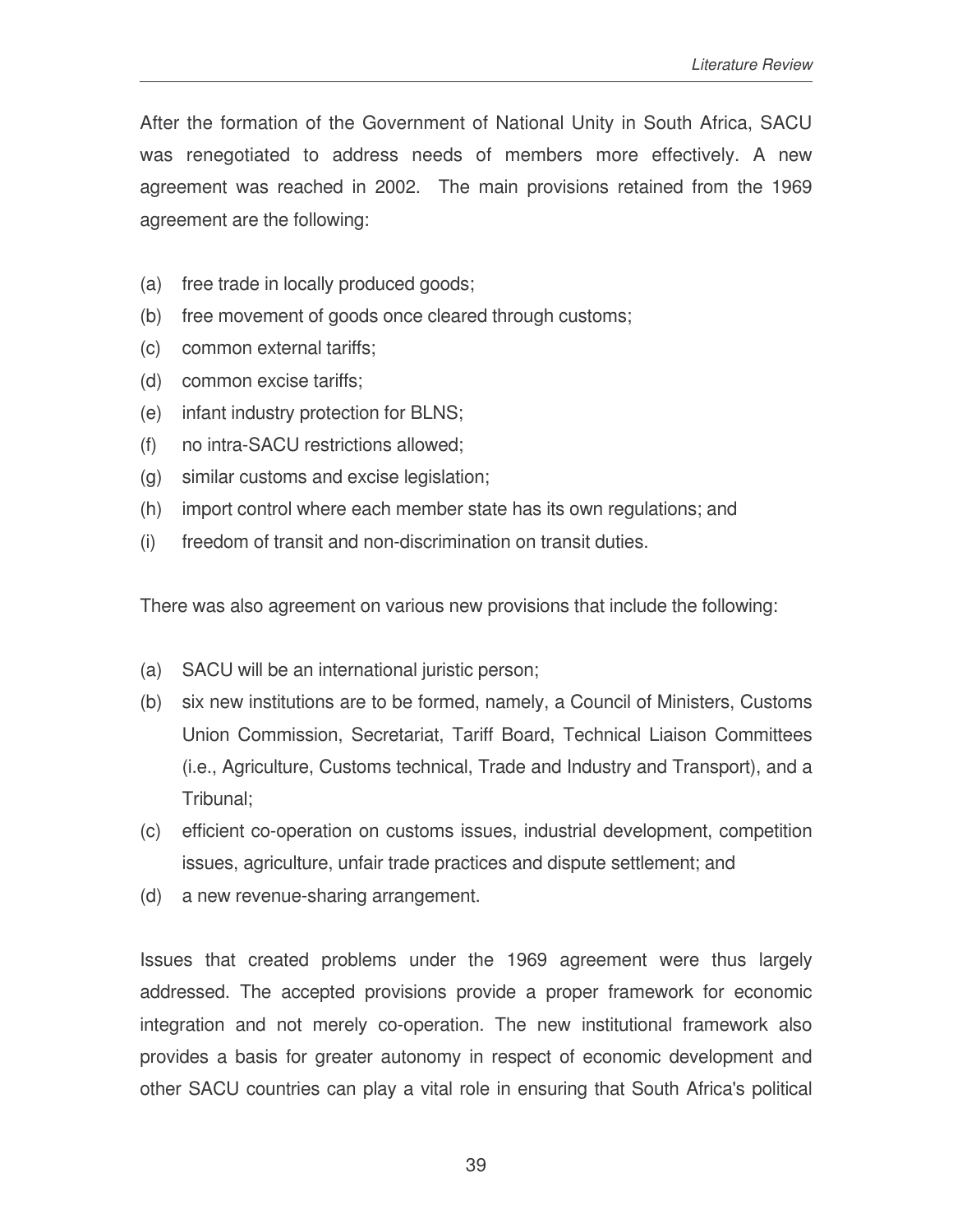After the formation of the Government of National Unity in South Africa, SACU was renegotiated to address needs of members more effectively. A new agreement was reached in 2002. The main provisions retained from the 1969 agreement are the following:

(a) free trade in locally produced goods;
(b) free movement of goods once cleared through customs;
(c) common external tariffs;
(d) common excise tariffs;
(e) infant industry protection for BLNS;
(f) no intra-SACU restrictions allowed;
(g) similar customs and excise legislation;
(h) import control where each member state has its own regulations; and
(i) freedom of transit and non-discrimination on transit duties.

There was also agreement on various new provisions that include the following:

(a) SACU will be an international juristic person;
(b) six new institutions are to be formed, namely, a Council of Ministers, Customs Union Commission, Secretariat, Tariff Board, Technical Liaison Committees (i.e., Agriculture, Customs technical, Trade and Industry and Transport), and a Tribunal;
(c) efficient co-operation on customs issues, industrial development, competition issues, agriculture, unfair trade practices and dispute settlement; and
(d) a new revenue-sharing arrangement.

Issues that created problems under the 1969 agreement were thus largely addressed. The accepted provisions provide a proper framework for economic integration and not merely co-operation. The new institutional framework also provides a basis for greater autonomy in respect of economic development and other SACU countries can play a vital role in ensuring that South Africa's political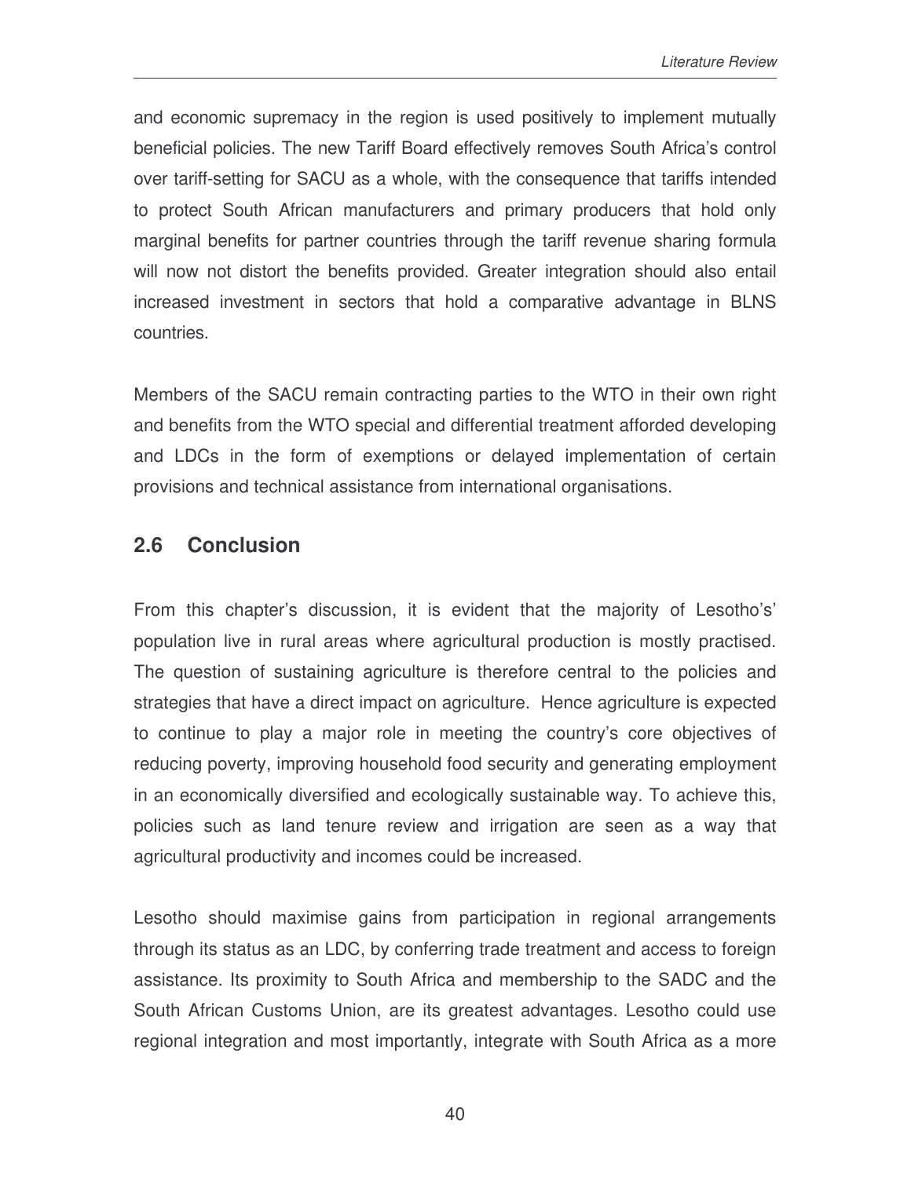and economic supremacy in the region is used positively to implement mutually beneficial policies. The new Tariff Board effectively removes South Africa's control over tariff-setting for SACU as a whole, with the consequence that tariffs intended to protect South African manufacturers and primary producers that hold only marginal benefits for partner countries through the tariff revenue sharing formula will now not distort the benefits provided. Greater integration should also entail increased investment in sectors that hold a comparative advantage in BLNS countries.

Members of the SACU remain contracting parties to the WTO in their own right and benefits from the WTO special and differential treatment afforded developing and LDCs in the form of exemptions or delayed implementation of certain provisions and technical assistance from international organisations.

## 2.6 Conclusion

From this chapter's discussion, it is evident that the majority of Lesotho's' population live in rural areas where agricultural production is mostly practised. The question of sustaining agriculture is therefore central to the policies and strategies that have a direct impact on agriculture. Hence agriculture is expected to continue to play a major role in meeting the country's core objectives of reducing poverty, improving household food security and generating employment in an economically diversified and ecologically sustainable way. To achieve this, policies such as land tenure review and irrigation are seen as a way that agricultural productivity and incomes could be increased.

Lesotho should maximise gains from participation in regional arrangements through its status as an LDC, by conferring trade treatment and access to foreign assistance. Its proximity to South Africa and membership to the SADC and the South African Customs Union, are its greatest advantages. Lesotho could use regional integration and most importantly, integrate with South Africa as a more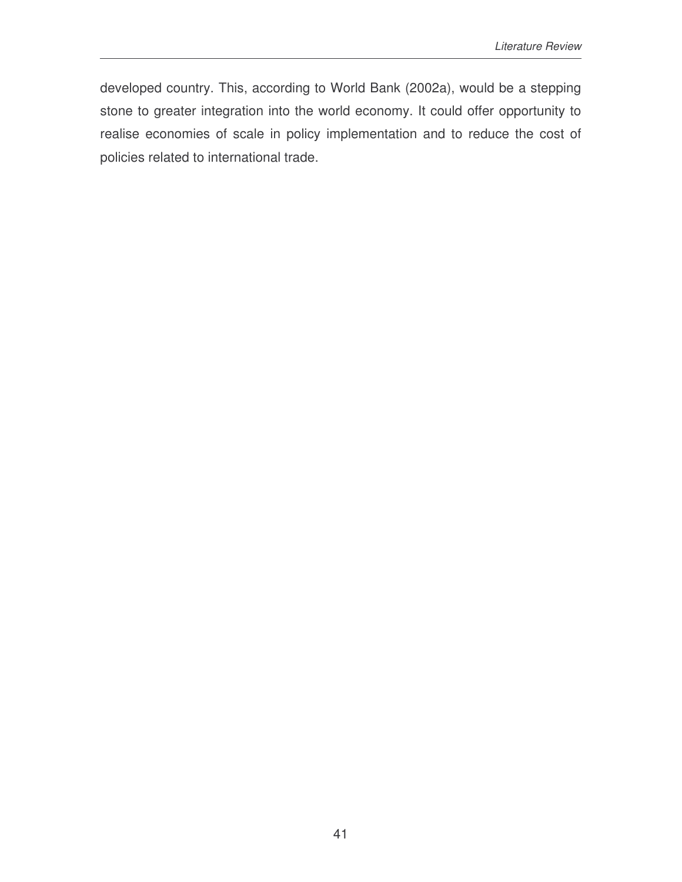developed country. This, according to World Bank (2002a), would be a stepping stone to greater integration into the world economy. It could offer opportunity to realise economies of scale in policy implementation and to reduce the cost of policies related to international trade.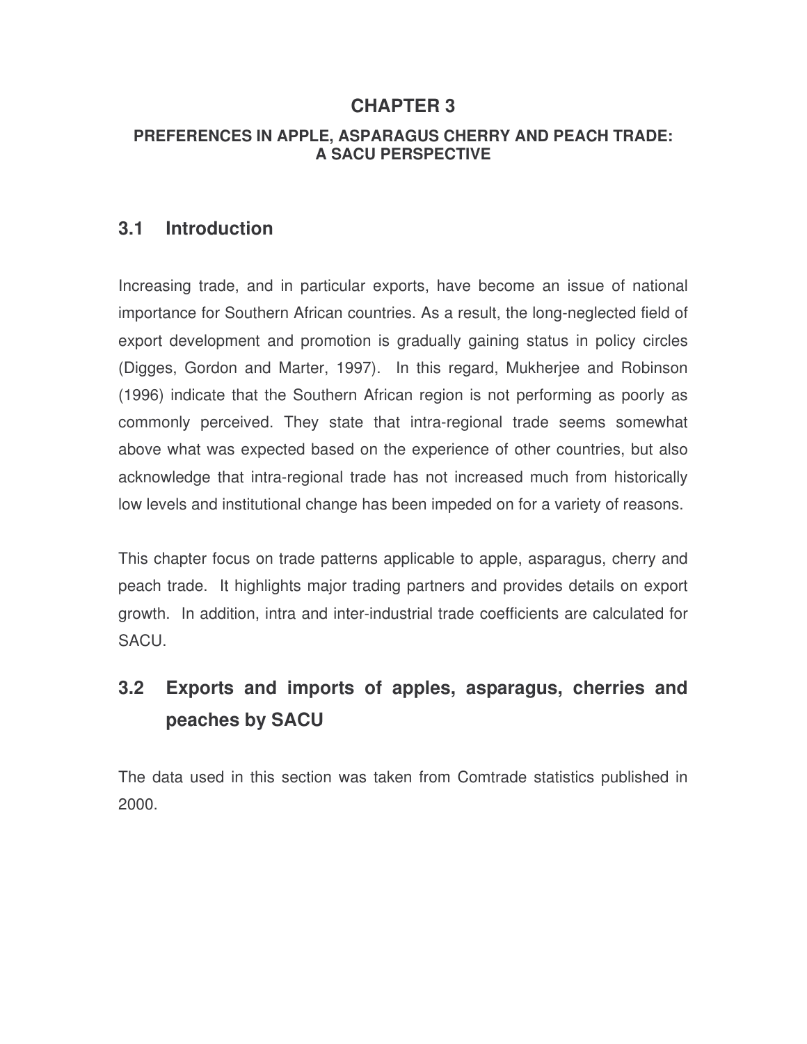# CHAPTER 3

### PREFERENCES IN APPLE, ASPARAGUS CHERRY AND PEACH TRADE: A SACU PERSPECTIVE

## 3.1 Introduction

Increasing trade, and in particular exports, have become an issue of national importance for Southern African countries. As a result, the long-neglected field of export development and promotion is gradually gaining status in policy circles (Digges, Gordon and Marter, 1997). In this regard, Mukherjee and Robinson (1996) indicate that the Southern African region is not performing as poorly as commonly perceived. They state that intra-regional trade seems somewhat above what was expected based on the experience of other countries, but also acknowledge that intra-regional trade has not increased much from historically low levels and institutional change has been impeded on for a variety of reasons.

This chapter focus on trade patterns applicable to apple, asparagus, cherry and peach trade. It highlights major trading partners and provides details on export growth. In addition, intra and inter-industrial trade coefficients are calculated for SACU.

## 3.2 Exports and imports of apples, asparagus, cherries and peaches by SACU

The data used in this section was taken from Comtrade statistics published in 2000.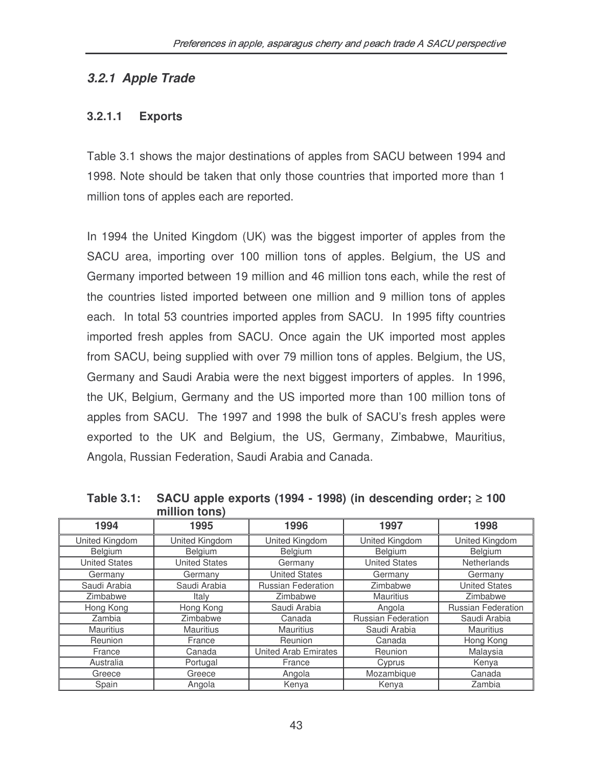### *3.2.1 Apple Trade*

#### 3.2.1.1 Exports

Table 3.1 shows the major destinations of apples from SACU between 1994 and 1998. Note should be taken that only those countries that imported more than 1 million tons of apples each are reported.

In 1994 the United Kingdom (UK) was the biggest importer of apples from the SACU area, importing over 100 million tons of apples. Belgium, the US and Germany imported between 19 million and 46 million tons each, while the rest of the countries listed imported between one million and 9 million tons of apples each. In total 53 countries imported apples from SACU. In 1995 fifty countries imported fresh apples from SACU. Once again the UK imported most apples from SACU, being supplied with over 79 million tons of apples. Belgium, the US, Germany and Saudi Arabia were the next biggest importers of apples. In 1996, the UK, Belgium, Germany and the US imported more than 100 million tons of apples from SACU. The 1997 and 1998 the bulk of SACU's fresh apples were exported to the UK and Belgium, the US, Germany, Zimbabwe, Mauritius, Angola, Russian Federation, Saudi Arabia and Canada.

**Table 3.1: SACU apple exports (1994 - 1998) (in descending order; ≥ 100 million tons)**

| 1994 | 1995 | 1996 | 1997 | 1998 |
|---|---|---|---|---|
| United Kingdom | United Kingdom | United Kingdom | United Kingdom | United Kingdom |
| Belgium | Belgium | Belgium | Belgium | Belgium |
| United States | United States | Germany | United States | Netherlands |
| Germany | Germany | United States | Germany | Germany |
| Saudi Arabia | Saudi Arabia | Russian Federation | Zimbabwe | United States |
| Zimbabwe | Italy | Zimbabwe | Mauritius | Zimbabwe |
| Hong Kong | Hong Kong | Saudi Arabia | Angola | Russian Federation |
| Zambia | Zimbabwe | Canada | Russian Federation | Saudi Arabia |
| Mauritius | Mauritius | Mauritius | Saudi Arabia | Mauritius |
| Reunion | France | Reunion | Canada | Hong Kong |
| France | Canada | United Arab Emirates | Reunion | Malaysia |
| Australia | Portugal | France | Cyprus | Kenya |
| Greece | Greece | Angola | Mozambique | Canada |
| Spain | Angola | Kenya | Kenya | Zambia |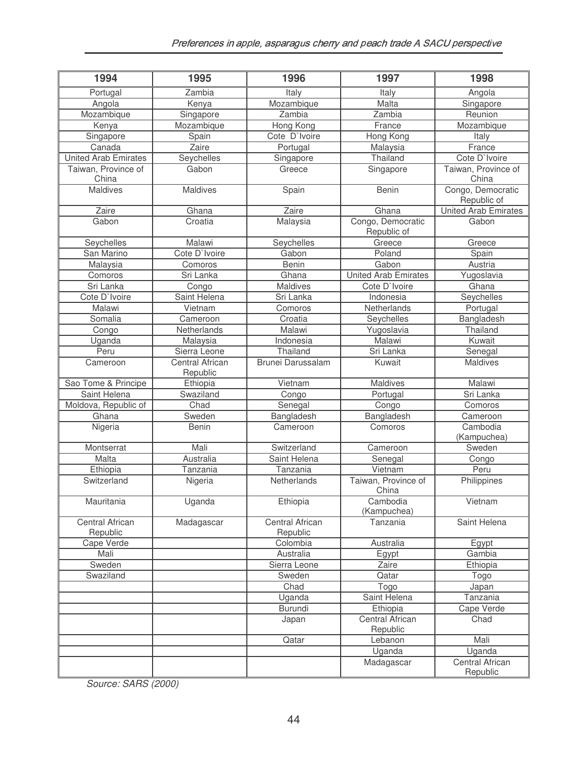| 1994 | 1995 | 1996 | 1997 | 1998 |
|---|---|---|---|---|
| Portugal | Zambia | Italy | Italy | Angola |
| Angola | Kenya | Mozambique | Malta | Singapore |
| Mozambique | Singapore | Zambia | Zambia | Reunion |
| Kenya | Mozambique | Hong Kong | France | Mozambique |
| Singapore | Spain | Cote D`Ivoire | Hong Kong | Italy |
| Canada | Zaire | Portugal | Malaysia | France |
| United Arab Emirates | Seychelles | Singapore | Thailand | Cote D`Ivoire |
| Taiwan, Province of China | Gabon | Greece | Singapore | Taiwan, Province of China |
| Maldives | Maldives | Spain | Benin | Congo, Democratic Republic of |
| Zaire | Ghana | Zaire | Ghana | United Arab Emirates |
| Gabon | Croatia | Malaysia | Congo, Democratic Republic of | Gabon |
| Seychelles | Malawi | Seychelles | Greece | Greece |
| San Marino | Cote D`Ivoire | Gabon | Poland | Spain |
| Malaysia | Comoros | Benin | Gabon | Austria |
| Comoros | Sri Lanka | Ghana | United Arab Emirates | Yugoslavia |
| Sri Lanka | Congo | Maldives | Cote D`Ivoire | Ghana |
| Cote D`Ivoire | Saint Helena | Sri Lanka | Indonesia | Seychelles |
| Malawi | Vietnam | Comoros | Netherlands | Portugal |
| Somalia | Cameroon | Croatia | Seychelles | Bangladesh |
| Congo | Netherlands | Malawi | Yugoslavia | Thailand |
| Uganda | Malaysia | Indonesia | Malawi | Kuwait |
| Peru | Sierra Leone | Thailand | Sri Lanka | Senegal |
| Cameroon | Central African Republic | Brunei Darussalam | Kuwait | Maldives |
| Sao Tome & Principe | Ethiopia | Vietnam | Maldives | Malawi |
| Saint Helena | Swaziland | Congo | Portugal | Sri Lanka |
| Moldova, Republic of | Chad | Senegal | Congo | Comoros |
| Ghana | Sweden | Bangladesh | Bangladesh | Cameroon |
| Nigeria | Benin | Cameroon | Comoros | Cambodia (Kampuchea) |
| Montserrat | Mali | Switzerland | Cameroon | Sweden |
| Malta | Australia | Saint Helena | Senegal | Congo |
| Ethiopia | Tanzania | Tanzania | Vietnam | Peru |
| Switzerland | Nigeria | Netherlands | Taiwan, Province of China | Philippines |
| Mauritania | Uganda | Ethiopia | Cambodia (Kampuchea) | Vietnam |
| Central African Republic | Madagascar | Central African Republic | Tanzania | Saint Helena |
| Cape Verde | | Colombia | Australia | Egypt |
| Mali | | Australia | Egypt | Gambia |
| Sweden | | Sierra Leone | Zaire | Ethiopia |
| Swaziland | | Sweden | Qatar | Togo |
| | | Chad | Togo | Japan |
| | | Uganda | Saint Helena | Tanzania |
| | | Burundi | Ethiopia | Cape Verde |
| | | Japan | Central African Republic | Chad |
| | | Qatar | Lebanon | Mali |
| | | | Uganda | Uganda |
| | | | Madagascar | Central African Republic |

*Source: SARS (2000)*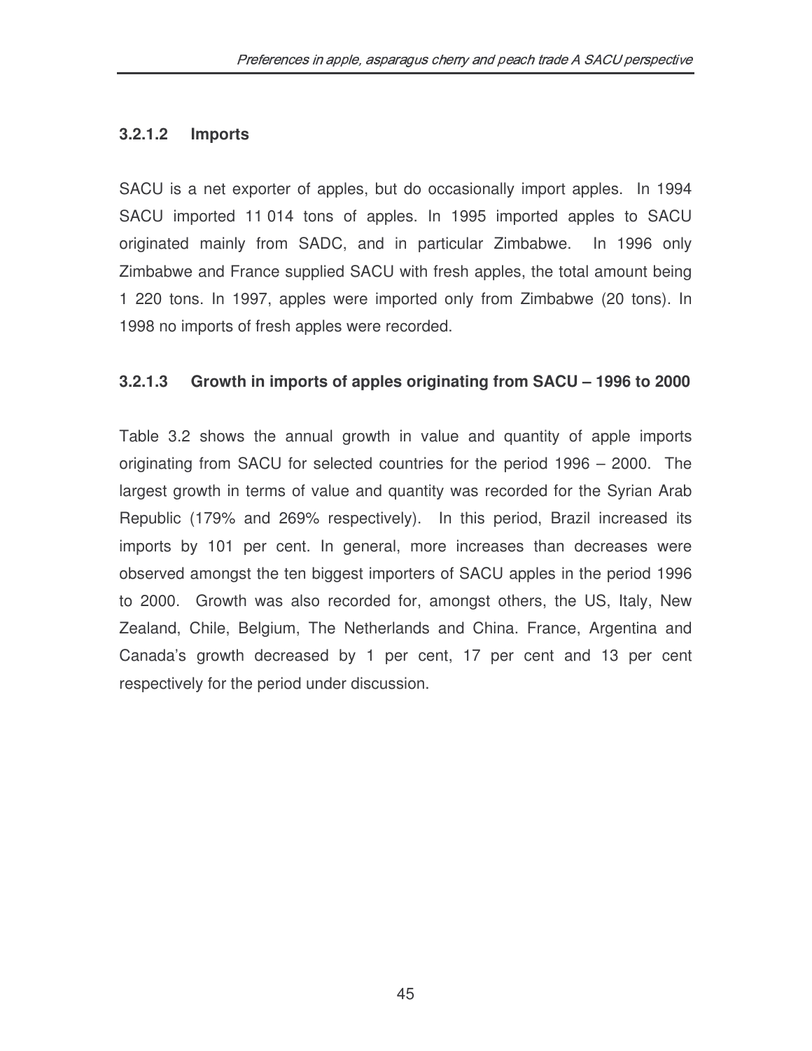#### 3.2.1.2 Imports

SACU is a net exporter of apples, but do occasionally import apples. In 1994 SACU imported 11 014 tons of apples. In 1995 imported apples to SACU originated mainly from SADC, and in particular Zimbabwe. In 1996 only Zimbabwe and France supplied SACU with fresh apples, the total amount being 1 220 tons. In 1997, apples were imported only from Zimbabwe (20 tons). In 1998 no imports of fresh apples were recorded.

#### 3.2.1.3 Growth in imports of apples originating from SACU – 1996 to 2000

Table 3.2 shows the annual growth in value and quantity of apple imports originating from SACU for selected countries for the period 1996 – 2000. The largest growth in terms of value and quantity was recorded for the Syrian Arab Republic (179% and 269% respectively). In this period, Brazil increased its imports by 101 per cent. In general, more increases than decreases were observed amongst the ten biggest importers of SACU apples in the period 1996 to 2000. Growth was also recorded for, amongst others, the US, Italy, New Zealand, Chile, Belgium, The Netherlands and China. France, Argentina and Canada's growth decreased by 1 per cent, 17 per cent and 13 per cent respectively for the period under discussion.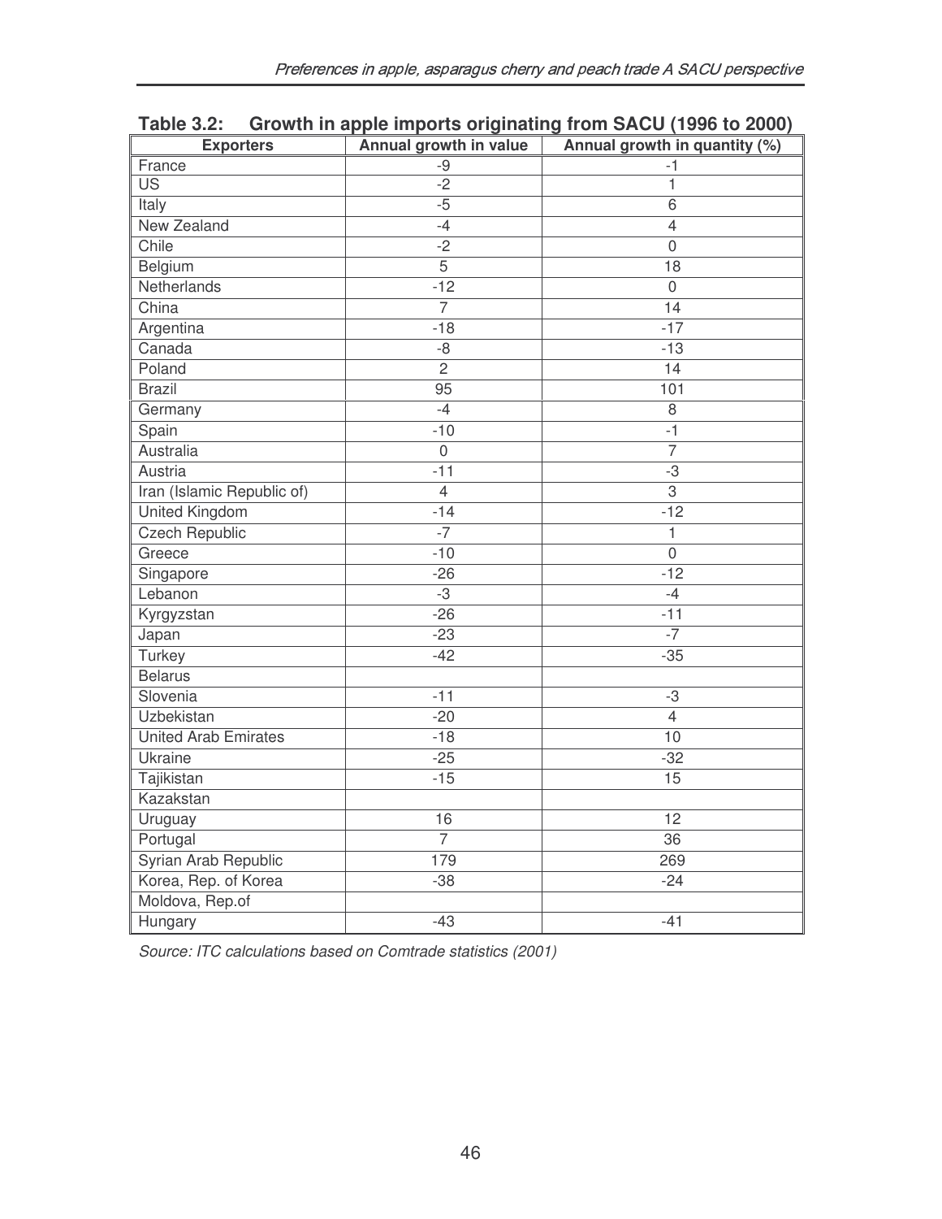**Table 3.2: Growth in apple imports originating from SACU (1996 to 2000)**

| Exporters | Annual growth in value | Annual growth in quantity (%) |
|---|---|---|
| France | -9 | -1 |
| US | -2 | 1 |
| Italy | -5 | 6 |
| New Zealand | -4 | 4 |
| Chile | -2 | 0 |
| Belgium | 5 | 18 |
| Netherlands | -12 | 0 |
| China | 7 | 14 |
| Argentina | -18 | -17 |
| Canada | -8 | -13 |
| Poland | 2 | 14 |
| Brazil | 95 | 101 |
| Germany | -4 | 8 |
| Spain | -10 | -1 |
| Australia | 0 | 7 |
| Austria | -11 | -3 |
| Iran (Islamic Republic of) | 4 | 3 |
| United Kingdom | -14 | -12 |
| Czech Republic | -7 | 1 |
| Greece | -10 | 0 |
| Singapore | -26 | -12 |
| Lebanon | -3 | -4 |
| Kyrgyzstan | -26 | -11 |
| Japan | -23 | -7 |
| Turkey | -42 | -35 |
| Belarus | | |
| Slovenia | -11 | -3 |
| Uzbekistan | -20 | 4 |
| United Arab Emirates | -18 | 10 |
| Ukraine | -25 | -32 |
| Tajikistan | -15 | 15 |
| Kazakstan | | |
| Uruguay | 16 | 12 |
| Portugal | 7 | 36 |
| Syrian Arab Republic | 179 | 269 |
| Korea, Rep. of Korea | -38 | -24 |
| Moldova, Rep.of | | |
| Hungary | -43 | -41 |

*Source: ITC calculations based on Comtrade statistics (2001)*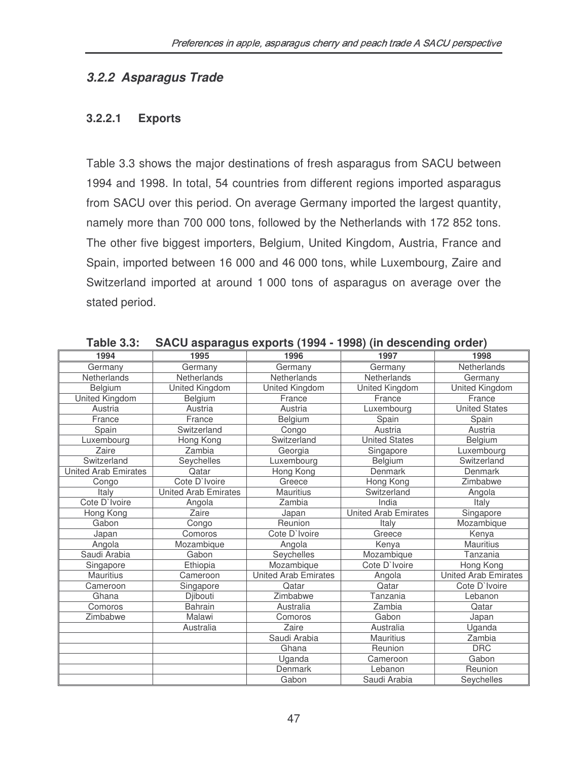### *3.2.2 Asparagus Trade*

#### 3.2.2.1 Exports

Table 3.3 shows the major destinations of fresh asparagus from SACU between 1994 and 1998. In total, 54 countries from different regions imported asparagus from SACU over this period. On average Germany imported the largest quantity, namely more than 700 000 tons, followed by the Netherlands with 172 852 tons. The other five biggest importers, Belgium, United Kingdom, Austria, France and Spain, imported between 16 000 and 46 000 tons, while Luxembourg, Zaire and Switzerland imported at around 1 000 tons of asparagus on average over the stated period.

**Table 3.3: SACU asparagus exports (1994 - 1998) (in descending order)**

| 1994 | 1995 | 1996 | 1997 | 1998 |
|---|---|---|---|---|
| Germany | Germany | Germany | Germany | Netherlands |
| Netherlands | Netherlands | Netherlands | Netherlands | Germany |
| Belgium | United Kingdom | United Kingdom | United Kingdom | United Kingdom |
| United Kingdom | Belgium | France | France | France |
| Austria | Austria | Austria | Luxembourg | United States |
| France | France | Belgium | Spain | Spain |
| Spain | Switzerland | Congo | Austria | Austria |
| Luxembourg | Hong Kong | Switzerland | United States | Belgium |
| Zaire | Zambia | Georgia | Singapore | Luxembourg |
| Switzerland | Seychelles | Luxembourg | Belgium | Switzerland |
| United Arab Emirates | Qatar | Hong Kong | Denmark | Denmark |
| Congo | Cote D`Ivoire | Greece | Hong Kong | Zimbabwe |
| Italy | United Arab Emirates | Mauritius | Switzerland | Angola |
| Cote D`Ivoire | Angola | Zambia | India | Italy |
| Hong Kong | Zaire | Japan | United Arab Emirates | Singapore |
| Gabon | Congo | Reunion | Italy | Mozambique |
| Japan | Comoros | Cote D`Ivoire | Greece | Kenya |
| Angola | Mozambique | Angola | Kenya | Mauritius |
| Saudi Arabia | Gabon | Seychelles | Mozambique | Tanzania |
| Singapore | Ethiopia | Mozambique | Cote D`Ivoire | Hong Kong |
| Mauritius | Cameroon | United Arab Emirates | Angola | United Arab Emirates |
| Cameroon | Singapore | Qatar | Qatar | Cote D`Ivoire |
| Ghana | Djibouti | Zimbabwe | Tanzania | Lebanon |
| Comoros | Bahrain | Australia | Zambia | Qatar |
| Zimbabwe | Malawi | Comoros | Gabon | Japan |
| | Australia | Zaire | Australia | Uganda |
| | | Saudi Arabia | Mauritius | Zambia |
| | | Ghana | Reunion | DRC |
| | | Uganda | Cameroon | Gabon |
| | | Denmark | Lebanon | Reunion |
| | | Gabon | Saudi Arabia | Seychelles |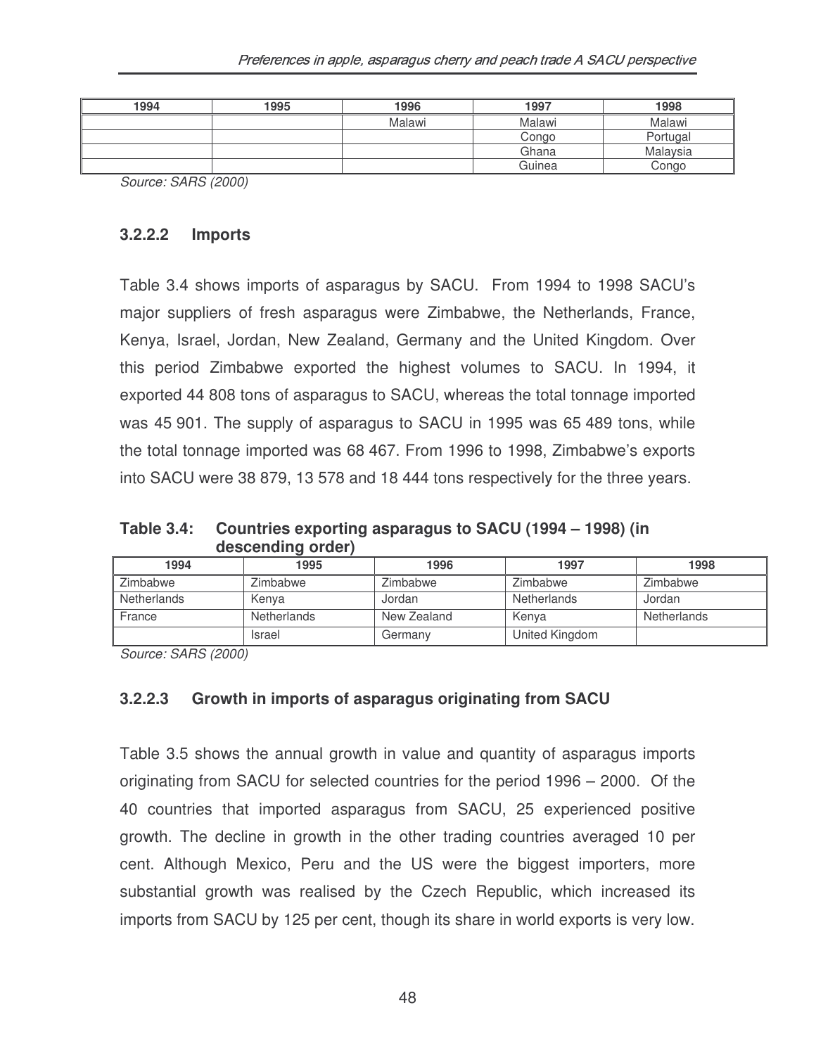| 1994 | 1995 | 1996 | 1997 | 1998 |
| --- | --- | --- | --- | --- |
| | | Malawi | Malawi | Malawi |
| | | | Congo | Portugal |
| | | | Ghana | Malaysia |
| | | | Guinea | Congo |

*Source: SARS (2000)*

#### 3.2.2.2 Imports

Table 3.4 shows imports of asparagus by SACU. From 1994 to 1998 SACU's major suppliers of fresh asparagus were Zimbabwe, the Netherlands, France, Kenya, Israel, Jordan, New Zealand, Germany and the United Kingdom. Over this period Zimbabwe exported the highest volumes to SACU. In 1994, it exported 44 808 tons of asparagus to SACU, whereas the total tonnage imported was 45 901. The supply of asparagus to SACU in 1995 was 65 489 tons, while the total tonnage imported was 68 467. From 1996 to 1998, Zimbabwe's exports into SACU were 38 879, 13 578 and 18 444 tons respectively for the three years.

**Table 3.4: Countries exporting asparagus to SACU (1994 – 1998) (in descending order)**

| 1994 | 1995 | 1996 | 1997 | 1998 |
| --- | --- | --- | --- | --- |
| Zimbabwe | Zimbabwe | Zimbabwe | Zimbabwe | Zimbabwe |
| Netherlands | Kenya | Jordan | Netherlands | Jordan |
| France | Netherlands | New Zealand | Kenya | Netherlands |
| | Israel | Germany | United Kingdom | |

*Source: SARS (2000)*

#### 3.2.2.3 Growth in imports of asparagus originating from SACU

Table 3.5 shows the annual growth in value and quantity of asparagus imports originating from SACU for selected countries for the period 1996 – 2000. Of the 40 countries that imported asparagus from SACU, 25 experienced positive growth. The decline in growth in the other trading countries averaged 10 per cent. Although Mexico, Peru and the US were the biggest importers, more substantial growth was realised by the Czech Republic, which increased its imports from SACU by 125 per cent, though its share in world exports is very low.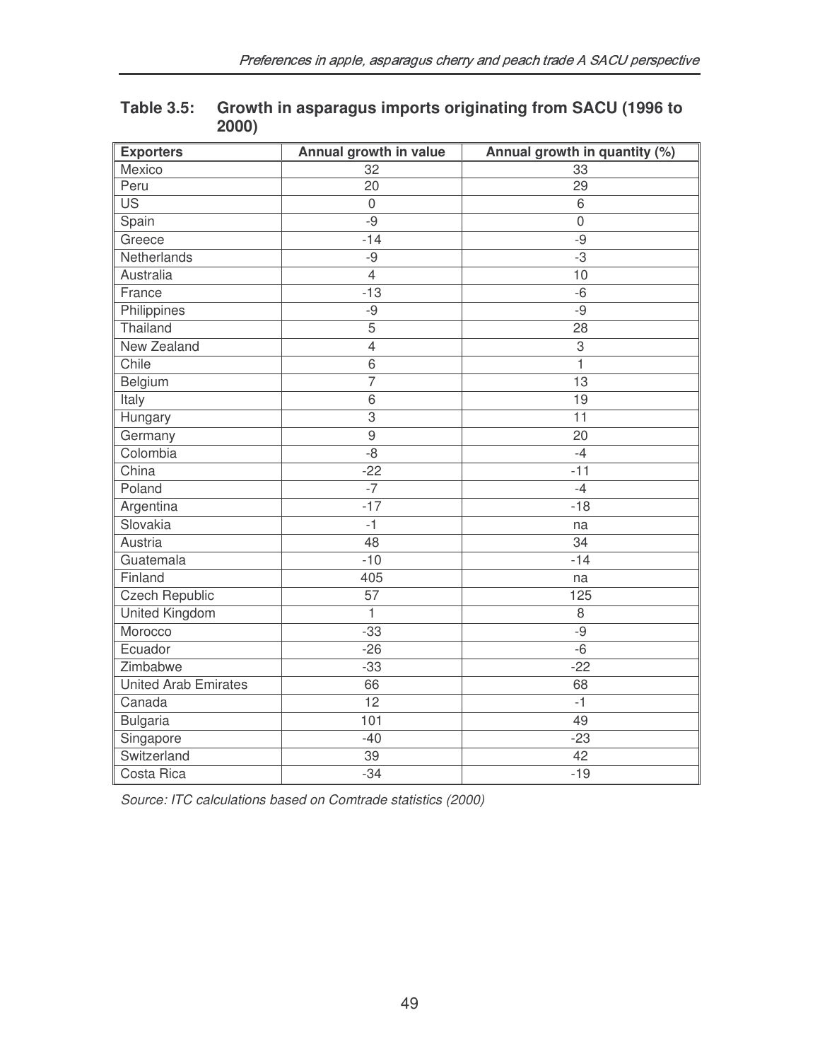**Table 3.5: Growth in asparagus imports originating from SACU (1996 to 2000)**

| Exporters | Annual growth in value | Annual growth in quantity (%) |
|---|---|---|
| Mexico | 32 | 33 |
| Peru | 20 | 29 |
| US | 0 | 6 |
| Spain | -9 | 0 |
| Greece | -14 | -9 |
| Netherlands | -9 | -3 |
| Australia | 4 | 10 |
| France | -13 | -6 |
| Philippines | -9 | -9 |
| Thailand | 5 | 28 |
| New Zealand | 4 | 3 |
| Chile | 6 | 1 |
| Belgium | 7 | 13 |
| Italy | 6 | 19 |
| Hungary | 3 | 11 |
| Germany | 9 | 20 |
| Colombia | -8 | -4 |
| China | -22 | -11 |
| Poland | -7 | -4 |
| Argentina | -17 | -18 |
| Slovakia | -1 | na |
| Austria | 48 | 34 |
| Guatemala | -10 | -14 |
| Finland | 405 | na |
| Czech Republic | 57 | 125 |
| United Kingdom | 1 | 8 |
| Morocco | -33 | -9 |
| Ecuador | -26 | -6 |
| Zimbabwe | -33 | -22 |
| United Arab Emirates | 66 | 68 |
| Canada | 12 | -1 |
| Bulgaria | 101 | 49 |
| Singapore | -40 | -23 |
| Switzerland | 39 | 42 |
| Costa Rica | -34 | -19 |

*Source: ITC calculations based on Comtrade statistics (2000)*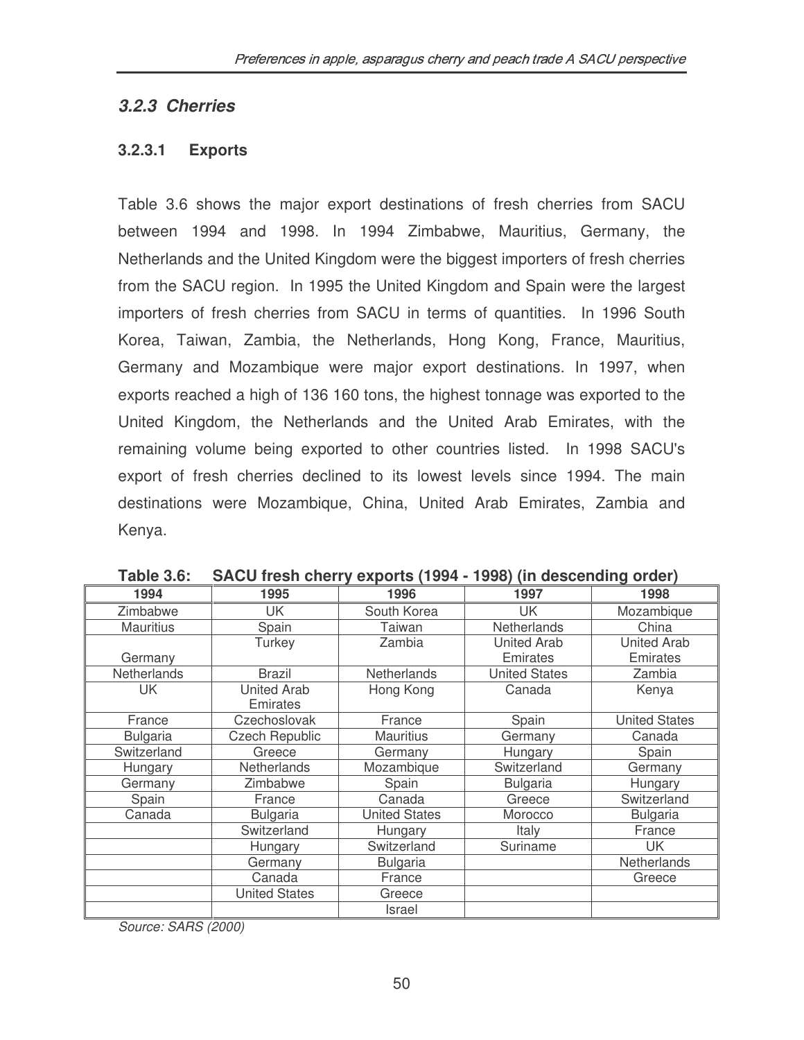### 3.2.3 Cherries

#### 3.2.3.1 Exports

Table 3.6 shows the major export destinations of fresh cherries from SACU between 1994 and 1998. In 1994 Zimbabwe, Mauritius, Germany, the Netherlands and the United Kingdom were the biggest importers of fresh cherries from the SACU region. In 1995 the United Kingdom and Spain were the largest importers of fresh cherries from SACU in terms of quantities. In 1996 South Korea, Taiwan, Zambia, the Netherlands, Hong Kong, France, Mauritius, Germany and Mozambique were major export destinations. In 1997, when exports reached a high of 136 160 tons, the highest tonnage was exported to the United Kingdom, the Netherlands and the United Arab Emirates, with the remaining volume being exported to other countries listed. In 1998 SACU's export of fresh cherries declined to its lowest levels since 1994. The main destinations were Mozambique, China, United Arab Emirates, Zambia and Kenya.

**Table 3.6: SACU fresh cherry exports (1994 - 1998) (in descending order)**

| 1994 | 1995 | 1996 | 1997 | 1998 |
|---|---|---|---|---|
| Zimbabwe | UK | South Korea | UK | Mozambique |
| Mauritius | Spain | Taiwan | Netherlands | China |
| Germany | Turkey | Zambia | United Arab Emirates | United Arab Emirates |
| Netherlands | Brazil | Netherlands | United States | Zambia |
| UK | United Arab Emirates | Hong Kong | Canada | Kenya |
| France | Czechoslovak | France | Spain | United States |
| Bulgaria | Czech Republic | Mauritius | Germany | Canada |
| Switzerland | Greece | Germany | Hungary | Spain |
| Hungary | Netherlands | Mozambique | Switzerland | Germany |
| Germany | Zimbabwe | Spain | Bulgaria | Hungary |
| Spain | France | Canada | Greece | Switzerland |
| Canada | Bulgaria | United States | Morocco | Bulgaria |
| | Switzerland | Hungary | Italy | France |
| | Hungary | Switzerland | Suriname | UK |
| | Germany | Bulgaria | | Netherlands |
| | Canada | France | | Greece |
| | United States | Greece | | |
| | | Israel | | |

*Source: SARS (2000)*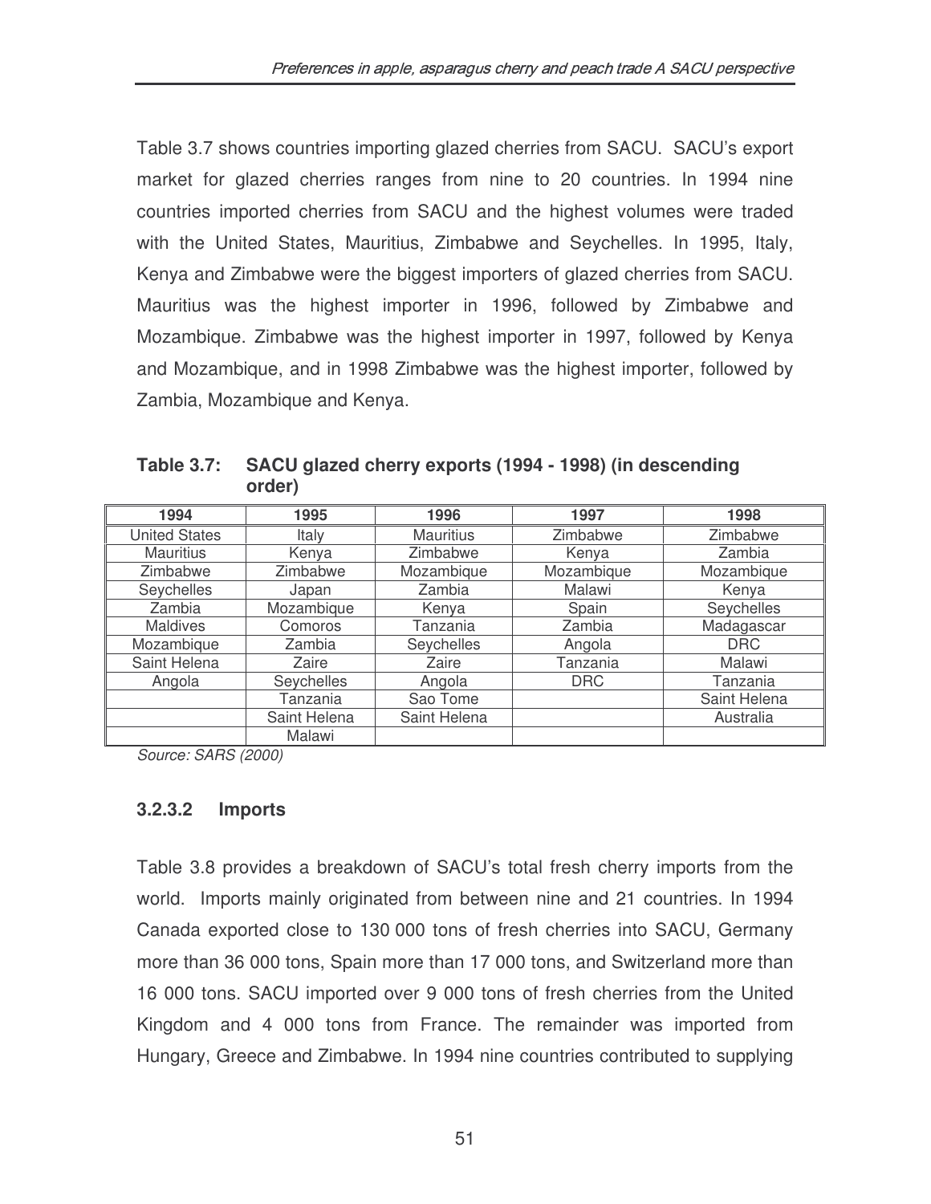Table 3.7 shows countries importing glazed cherries from SACU. SACU's export market for glazed cherries ranges from nine to 20 countries. In 1994 nine countries imported cherries from SACU and the highest volumes were traded with the United States, Mauritius, Zimbabwe and Seychelles. In 1995, Italy, Kenya and Zimbabwe were the biggest importers of glazed cherries from SACU. Mauritius was the highest importer in 1996, followed by Zimbabwe and Mozambique. Zimbabwe was the highest importer in 1997, followed by Kenya and Mozambique, and in 1998 Zimbabwe was the highest importer, followed by Zambia, Mozambique and Kenya.

**Table 3.7: SACU glazed cherry exports (1994 - 1998) (in descending order)**

| 1994 | 1995 | 1996 | 1997 | 1998 |
|---|---|---|---|---|
| United States | Italy | Mauritius | Zimbabwe | Zimbabwe |
| Mauritius | Kenya | Zimbabwe | Kenya | Zambia |
| Zimbabwe | Zimbabwe | Mozambique | Mozambique | Mozambique |
| Seychelles | Japan | Zambia | Malawi | Kenya |
| Zambia | Mozambique | Kenya | Spain | Seychelles |
| Maldives | Comoros | Tanzania | Zambia | Madagascar |
| Mozambique | Zambia | Seychelles | Angola | DRC |
| Saint Helena | Zaire | Zaire | Tanzania | Malawi |
| Angola | Seychelles | Angola | DRC | Tanzania |
| | Tanzania | Sao Tome | | Saint Helena |
| | Saint Helena | Saint Helena | | Australia |
| | Malawi | | | |

*Source: SARS (2000)*

#### 3.2.3.2 Imports

Table 3.8 provides a breakdown of SACU's total fresh cherry imports from the world. Imports mainly originated from between nine and 21 countries. In 1994 Canada exported close to 130 000 tons of fresh cherries into SACU, Germany more than 36 000 tons, Spain more than 17 000 tons, and Switzerland more than 16 000 tons. SACU imported over 9 000 tons of fresh cherries from the United Kingdom and 4 000 tons from France. The remainder was imported from Hungary, Greece and Zimbabwe. In 1994 nine countries contributed to supplying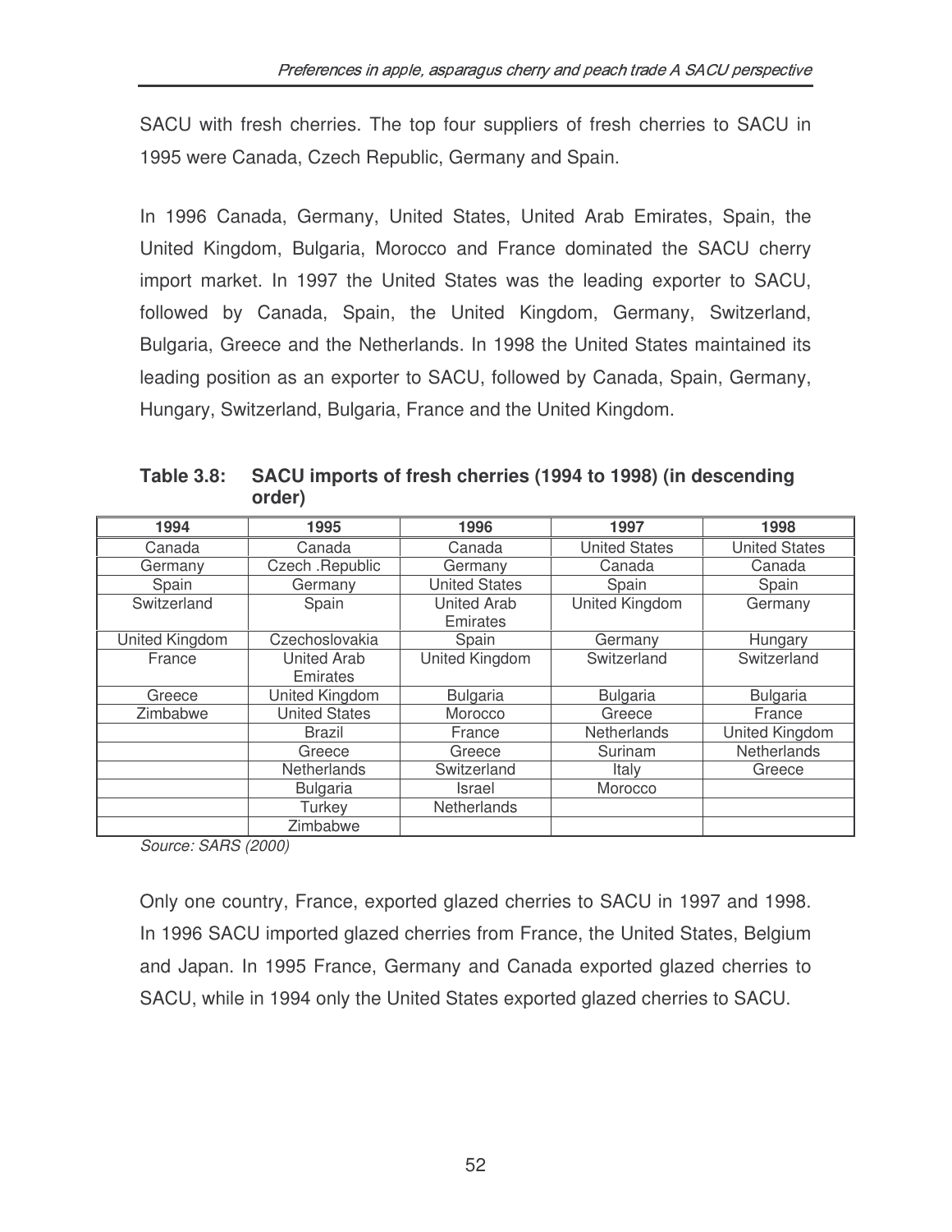SACU with fresh cherries. The top four suppliers of fresh cherries to SACU in 1995 were Canada, Czech Republic, Germany and Spain.

In 1996 Canada, Germany, United States, United Arab Emirates, Spain, the United Kingdom, Bulgaria, Morocco and France dominated the SACU cherry import market. In 1997 the United States was the leading exporter to SACU, followed by Canada, Spain, the United Kingdom, Germany, Switzerland, Bulgaria, Greece and the Netherlands. In 1998 the United States maintained its leading position as an exporter to SACU, followed by Canada, Spain, Germany, Hungary, Switzerland, Bulgaria, France and the United Kingdom.

**Table 3.8: SACU imports of fresh cherries (1994 to 1998) (in descending order)**

| 1994 | 1995 | 1996 | 1997 | 1998 |
|---|---|---|---|---|
| Canada | Canada | Canada | United States | United States |
| Germany | Czech .Republic | Germany | Canada | Canada |
| Spain | Germany | United States | Spain | Spain |
| Switzerland | Spain | United Arab Emirates | United Kingdom | Germany |
| United Kingdom | Czechoslovakia | Spain | Germany | Hungary |
| France | United Arab Emirates | United Kingdom | Switzerland | Switzerland |
| Greece | United Kingdom | Bulgaria | Bulgaria | Bulgaria |
| Zimbabwe | United States | Morocco | Greece | France |
| | Brazil | France | Netherlands | United Kingdom |
| | Greece | Greece | Surinam | Netherlands |
| | Netherlands | Switzerland | Italy | Greece |
| | Bulgaria | Israel | Morocco | |
| | Turkey | Netherlands | | |
| | Zimbabwe | | | |

*Source: SARS (2000)*

Only one country, France, exported glazed cherries to SACU in 1997 and 1998. In 1996 SACU imported glazed cherries from France, the United States, Belgium and Japan. In 1995 France, Germany and Canada exported glazed cherries to SACU, while in 1994 only the United States exported glazed cherries to SACU.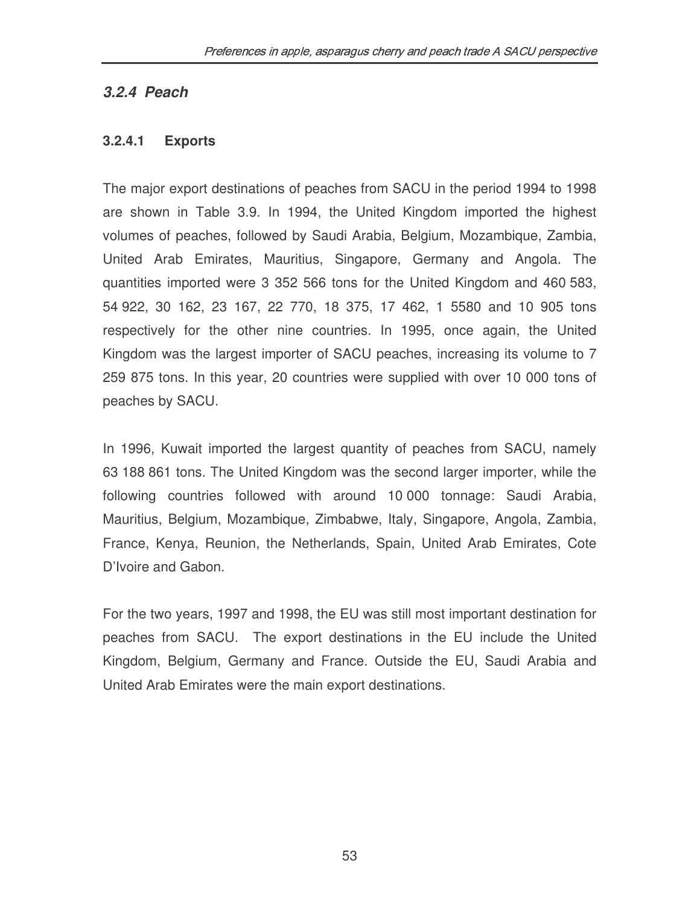### *3.2.4 Peach*

#### 3.2.4.1 Exports

The major export destinations of peaches from SACU in the period 1994 to 1998 are shown in Table 3.9. In 1994, the United Kingdom imported the highest volumes of peaches, followed by Saudi Arabia, Belgium, Mozambique, Zambia, United Arab Emirates, Mauritius, Singapore, Germany and Angola. The quantities imported were 3 352 566 tons for the United Kingdom and 460 583, 54 922, 30 162, 23 167, 22 770, 18 375, 17 462, 1 5580 and 10 905 tons respectively for the other nine countries. In 1995, once again, the United Kingdom was the largest importer of SACU peaches, increasing its volume to 7 259 875 tons. In this year, 20 countries were supplied with over 10 000 tons of peaches by SACU.

In 1996, Kuwait imported the largest quantity of peaches from SACU, namely 63 188 861 tons. The United Kingdom was the second larger importer, while the following countries followed with around 10 000 tonnage: Saudi Arabia, Mauritius, Belgium, Mozambique, Zimbabwe, Italy, Singapore, Angola, Zambia, France, Kenya, Reunion, the Netherlands, Spain, United Arab Emirates, Cote D'Ivoire and Gabon.

For the two years, 1997 and 1998, the EU was still most important destination for peaches from SACU. The export destinations in the EU include the United Kingdom, Belgium, Germany and France. Outside the EU, Saudi Arabia and United Arab Emirates were the main export destinations.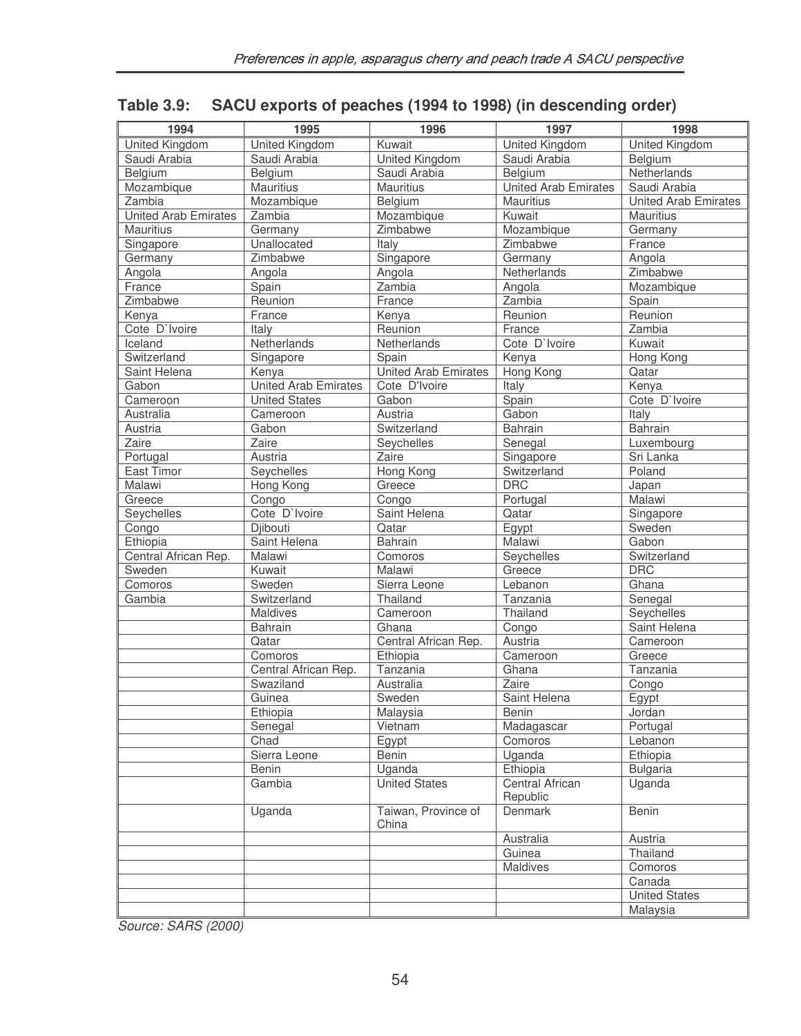## Table 3.9: SACU exports of peaches (1994 to 1998) (in descending order)

| 1994 | 1995 | 1996 | 1997 | 1998 |
|---|---|---|---|---|
| United Kingdom | United Kingdom | Kuwait | United Kingdom | United Kingdom |
| Saudi Arabia | Saudi Arabia | United Kingdom | Saudi Arabia | Belgium |
| Belgium | Belgium | Saudi Arabia | Belgium | Netherlands |
| Mozambique | Mauritius | Mauritius | United Arab Emirates | Saudi Arabia |
| Zambia | Mozambique | Belgium | Mauritius | United Arab Emirates |
| United Arab Emirates | Zambia | Mozambique | Kuwait | Mauritius |
| Mauritius | Germany | Zimbabwe | Mozambique | Germany |
| Singapore | Unallocated | Italy | Zimbabwe | France |
| Germany | Zimbabwe | Singapore | Germany | Angola |
| Angola | Angola | Angola | Netherlands | Zimbabwe |
| France | Spain | Zambia | Angola | Mozambique |
| Zimbabwe | Reunion | France | Zambia | Spain |
| Kenya | France | Kenya | Reunion | Reunion |
| Cote D`Ivoire | Italy | Reunion | France | Zambia |
| Iceland | Netherlands | Netherlands | Cote D`Ivoire | Kuwait |
| Switzerland | Singapore | Spain | Kenya | Hong Kong |
| Saint Helena | Kenya | United Arab Emirates | Hong Kong | Qatar |
| Gabon | United Arab Emirates | Cote D'Ivoire | Italy | Kenya |
| Cameroon | United States | Gabon | Spain | Cote D`Ivoire |
| Australia | Cameroon | Austria | Gabon | Italy |
| Austria | Gabon | Switzerland | Bahrain | Bahrain |
| Zaire | Zaire | Seychelles | Senegal | Luxembourg |
| Portugal | Austria | Zaire | Singapore | Sri Lanka |
| East Timor | Seychelles | Hong Kong | Switzerland | Poland |
| Malawi | Hong Kong | Greece | DRC | Japan |
| Greece | Congo | Congo | Portugal | Malawi |
| Seychelles | Cote D`Ivoire | Saint Helena | Qatar | Singapore |
| Congo | Djibouti | Qatar | Egypt | Sweden |
| Ethiopia | Saint Helena | Bahrain | Malawi | Gabon |
| Central African Rep. | Malawi | Comoros | Seychelles | Switzerland |
| Sweden | Kuwait | Malawi | Greece | DRC |
| Comoros | Sweden | Sierra Leone | Lebanon | Ghana |
| Gambia | Switzerland | Thailand | Tanzania | Senegal |
| | Maldives | Cameroon | Thailand | Seychelles |
| | Bahrain | Ghana | Congo | Saint Helena |
| | Qatar | Central African Rep. | Austria | Cameroon |
| | Comoros | Ethiopia | Cameroon | Greece |
| | Central African Rep. | Tanzania | Ghana | Tanzania |
| | Swaziland | Australia | Zaire | Congo |
| | Guinea | Sweden | Saint Helena | Egypt |
| | Ethiopia | Malaysia | Benin | Jordan |
| | Senegal | Vietnam | Madagascar | Portugal |
| | Chad | Egypt | Comoros | Lebanon |
| | Sierra Leone | Benin | Uganda | Ethiopia |
| | Benin | Uganda | Ethiopia | Bulgaria |
| | Gambia | United States | Central African Republic | Uganda |
| | Uganda | Taiwan, Province of China | Denmark | Benin |
| | | | Australia | Austria |
| | | | Guinea | Thailand |
| | | | Maldives | Comoros |
| | | | | Canada |
| | | | | United States |
| | | | | Malaysia |

*Source: SARS (2000)*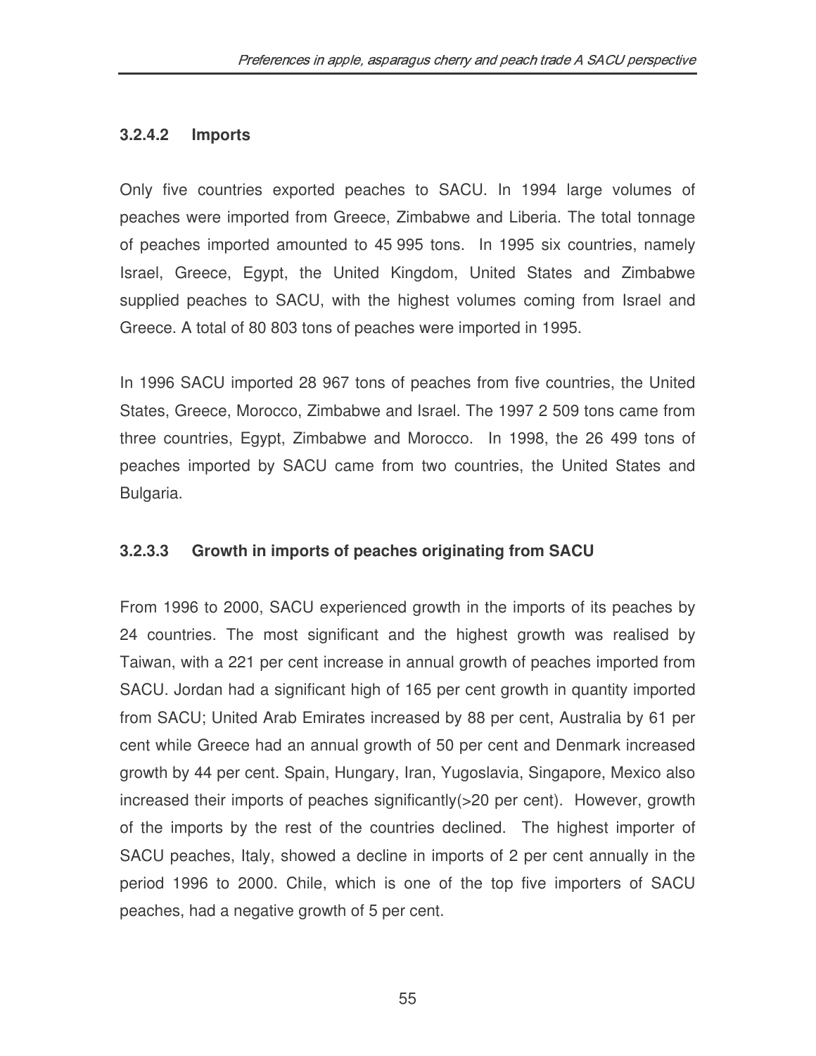#### 3.2.4.2 Imports

Only five countries exported peaches to SACU. In 1994 large volumes of peaches were imported from Greece, Zimbabwe and Liberia. The total tonnage of peaches imported amounted to 45 995 tons. In 1995 six countries, namely Israel, Greece, Egypt, the United Kingdom, United States and Zimbabwe supplied peaches to SACU, with the highest volumes coming from Israel and Greece. A total of 80 803 tons of peaches were imported in 1995.

In 1996 SACU imported 28 967 tons of peaches from five countries, the United States, Greece, Morocco, Zimbabwe and Israel. The 1997 2 509 tons came from three countries, Egypt, Zimbabwe and Morocco. In 1998, the 26 499 tons of peaches imported by SACU came from two countries, the United States and Bulgaria.

#### 3.2.3.3 Growth in imports of peaches originating from SACU

From 1996 to 2000, SACU experienced growth in the imports of its peaches by 24 countries. The most significant and the highest growth was realised by Taiwan, with a 221 per cent increase in annual growth of peaches imported from SACU. Jordan had a significant high of 165 per cent growth in quantity imported from SACU; United Arab Emirates increased by 88 per cent, Australia by 61 per cent while Greece had an annual growth of 50 per cent and Denmark increased growth by 44 per cent. Spain, Hungary, Iran, Yugoslavia, Singapore, Mexico also increased their imports of peaches significantly(>20 per cent). However, growth of the imports by the rest of the countries declined. The highest importer of SACU peaches, Italy, showed a decline in imports of 2 per cent annually in the period 1996 to 2000. Chile, which is one of the top five importers of SACU peaches, had a negative growth of 5 per cent.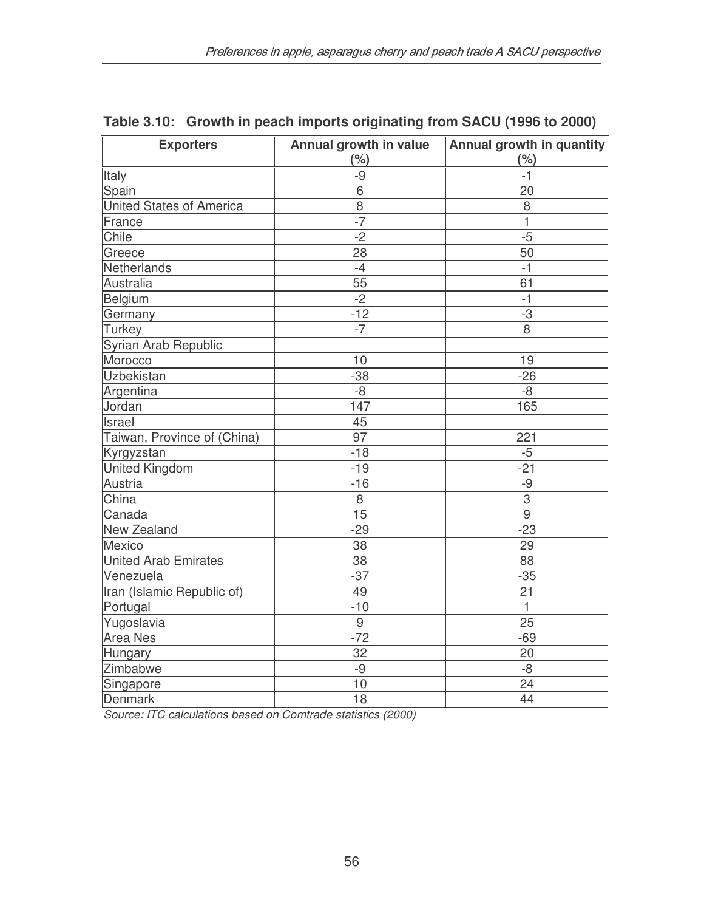**Table 3.10: Growth in peach imports originating from SACU (1996 to 2000)**

| Exporters | Annual growth in value (%) | Annual growth in quantity (%) |
|---|---|---|
| Italy | -9 | -1 |
| Spain | 6 | 20 |
| United States of America | 8 | 8 |
| France | -7 | 1 |
| Chile | -2 | -5 |
| Greece | 28 | 50 |
| Netherlands | -4 | -1 |
| Australia | 55 | 61 |
| Belgium | -2 | -1 |
| Germany | -12 | -3 |
| Turkey | -7 | 8 |
| Syrian Arab Republic | | |
| Morocco | 10 | 19 |
| Uzbekistan | -38 | -26 |
| Argentina | -8 | -8 |
| Jordan | 147 | 165 |
| Israel | 45 | |
| Taiwan, Province of (China) | 97 | 221 |
| Kyrgyzstan | -18 | -5 |
| United Kingdom | -19 | -21 |
| Austria | -16 | -9 |
| China | 8 | 3 |
| Canada | 15 | 9 |
| New Zealand | -29 | -23 |
| Mexico | 38 | 29 |
| United Arab Emirates | 38 | 88 |
| Venezuela | -37 | -35 |
| Iran (Islamic Republic of) | 49 | 21 |
| Portugal | -10 | 1 |
| Yugoslavia | 9 | 25 |
| Area Nes | -72 | -69 |
| Hungary | 32 | 20 |
| Zimbabwe | -9 | -8 |
| Singapore | 10 | 24 |
| Denmark | 18 | 44 |

*Source: ITC calculations based on Comtrade statistics (2000)*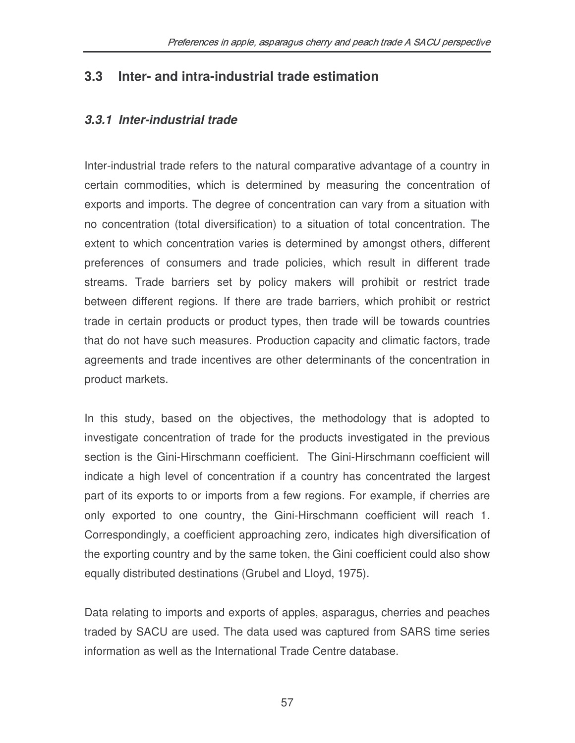## 3.3 Inter- and intra-industrial trade estimation

### *3.3.1 Inter-industrial trade*

Inter-industrial trade refers to the natural comparative advantage of a country in certain commodities, which is determined by measuring the concentration of exports and imports. The degree of concentration can vary from a situation with no concentration (total diversification) to a situation of total concentration. The extent to which concentration varies is determined by amongst others, different preferences of consumers and trade policies, which result in different trade streams. Trade barriers set by policy makers will prohibit or restrict trade between different regions. If there are trade barriers, which prohibit or restrict trade in certain products or product types, then trade will be towards countries that do not have such measures. Production capacity and climatic factors, trade agreements and trade incentives are other determinants of the concentration in product markets.

In this study, based on the objectives, the methodology that is adopted to investigate concentration of trade for the products investigated in the previous section is the Gini-Hirschmann coefficient. The Gini-Hirschmann coefficient will indicate a high level of concentration if a country has concentrated the largest part of its exports to or imports from a few regions. For example, if cherries are only exported to one country, the Gini-Hirschmann coefficient will reach 1. Correspondingly, a coefficient approaching zero, indicates high diversification of the exporting country and by the same token, the Gini coefficient could also show equally distributed destinations (Grubel and Lloyd, 1975).

Data relating to imports and exports of apples, asparagus, cherries and peaches traded by SACU are used. The data used was captured from SARS time series information as well as the International Trade Centre database.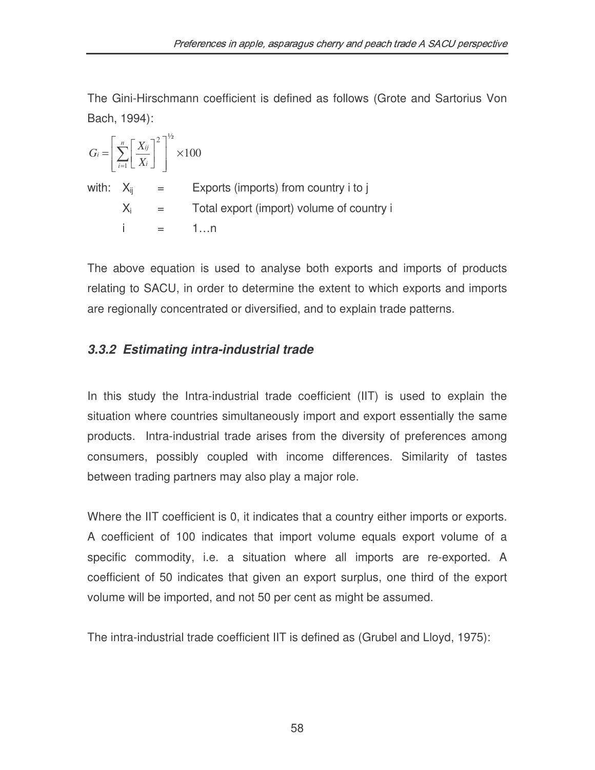The Gini-Hirschmann coefficient is defined as follows (Grote and Sartorius Von Bach, 1994):

$$G_i = \left[ \sum_{i=1}^{n} \left[ \frac{X_{ij}}{X_i} \right]^2 \right]^{½} \times 100$$

with: $X_{ij}$ = Exports (imports) from country i to j

$X_i$ = Total export (import) volume of country i

i = 1…n

The above equation is used to analyse both exports and imports of products relating to SACU, in order to determine the extent to which exports and imports are regionally concentrated or diversified, and to explain trade patterns.

### *3.3.2 Estimating intra-industrial trade*

In this study the Intra-industrial trade coefficient (IIT) is used to explain the situation where countries simultaneously import and export essentially the same products. Intra-industrial trade arises from the diversity of preferences among consumers, possibly coupled with income differences. Similarity of tastes between trading partners may also play a major role.

Where the IIT coefficient is 0, it indicates that a country either imports or exports. A coefficient of 100 indicates that import volume equals export volume of a specific commodity, i.e. a situation where all imports are re-exported. A coefficient of 50 indicates that given an export surplus, one third of the export volume will be imported, and not 50 per cent as might be assumed.

The intra-industrial trade coefficient IIT is defined as (Grubel and Lloyd, 1975):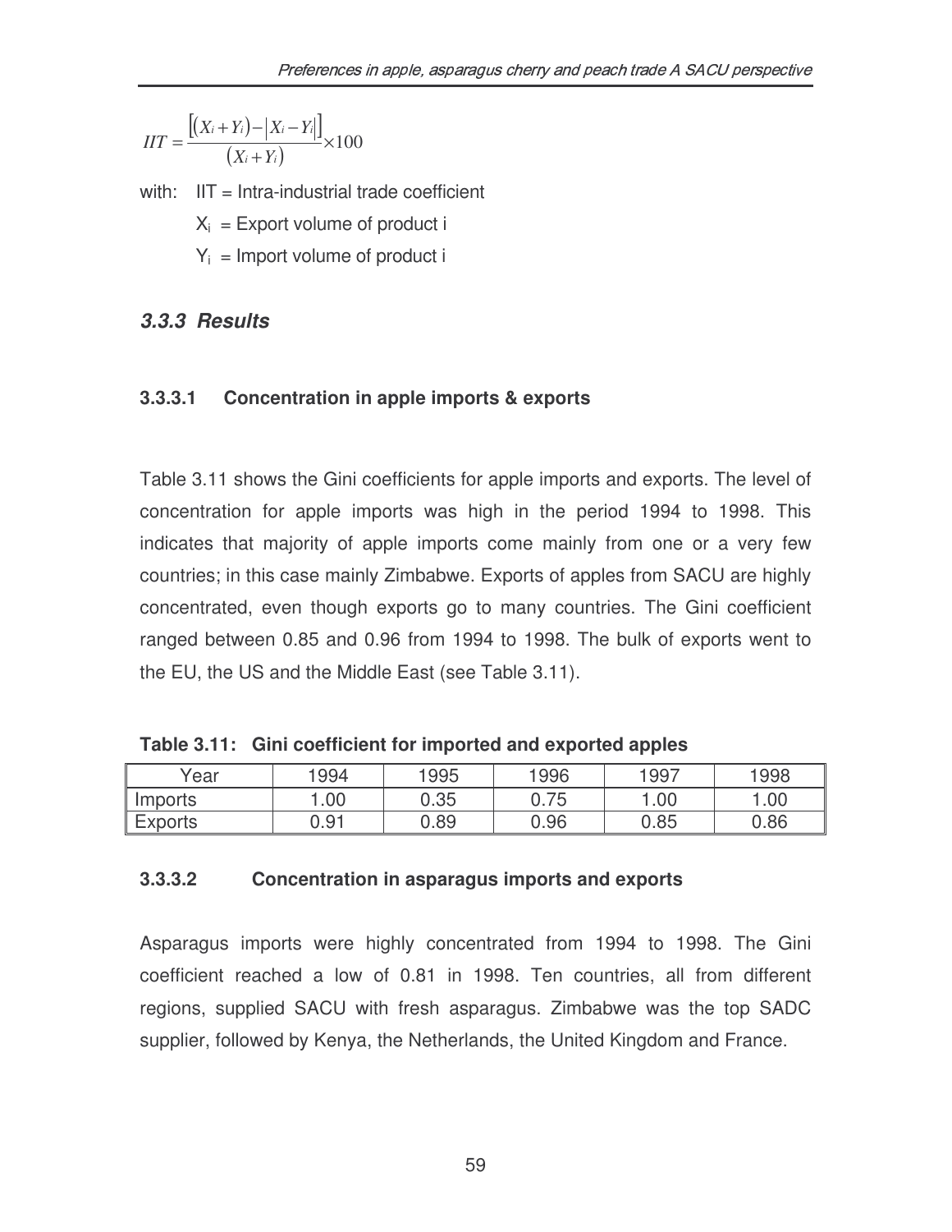$$IIT = \frac{\left[(X_i + Y_i) - |X_i - Y_i|\right]}{(X_i + Y_i)} \times 100$$

with: IIT = Intra-industrial trade coefficient

$X_i$ = Export volume of product i

$Y_i$ = Import volume of product i

### *3.3.3 Results*

#### 3.3.3.1 Concentration in apple imports & exports

Table 3.11 shows the Gini coefficients for apple imports and exports. The level of concentration for apple imports was high in the period 1994 to 1998. This indicates that majority of apple imports come mainly from one or a very few countries; in this case mainly Zimbabwe. Exports of apples from SACU are highly concentrated, even though exports go to many countries. The Gini coefficient ranged between 0.85 and 0.96 from 1994 to 1998. The bulk of exports went to the EU, the US and the Middle East (see Table 3.11).

**Table 3.11: Gini coefficient for imported and exported apples**

| Year | 1994 | 1995 | 1996 | 1997 | 1998 |
|---|---|---|---|---|---|
| Imports | 1.00 | 0.35 | 0.75 | 1.00 | 1.00 |
| Exports | 0.91 | 0.89 | 0.96 | 0.85 | 0.86 |

#### 3.3.3.2 Concentration in asparagus imports and exports

Asparagus imports were highly concentrated from 1994 to 1998. The Gini coefficient reached a low of 0.81 in 1998. Ten countries, all from different regions, supplied SACU with fresh asparagus. Zimbabwe was the top SADC supplier, followed by Kenya, the Netherlands, the United Kingdom and France.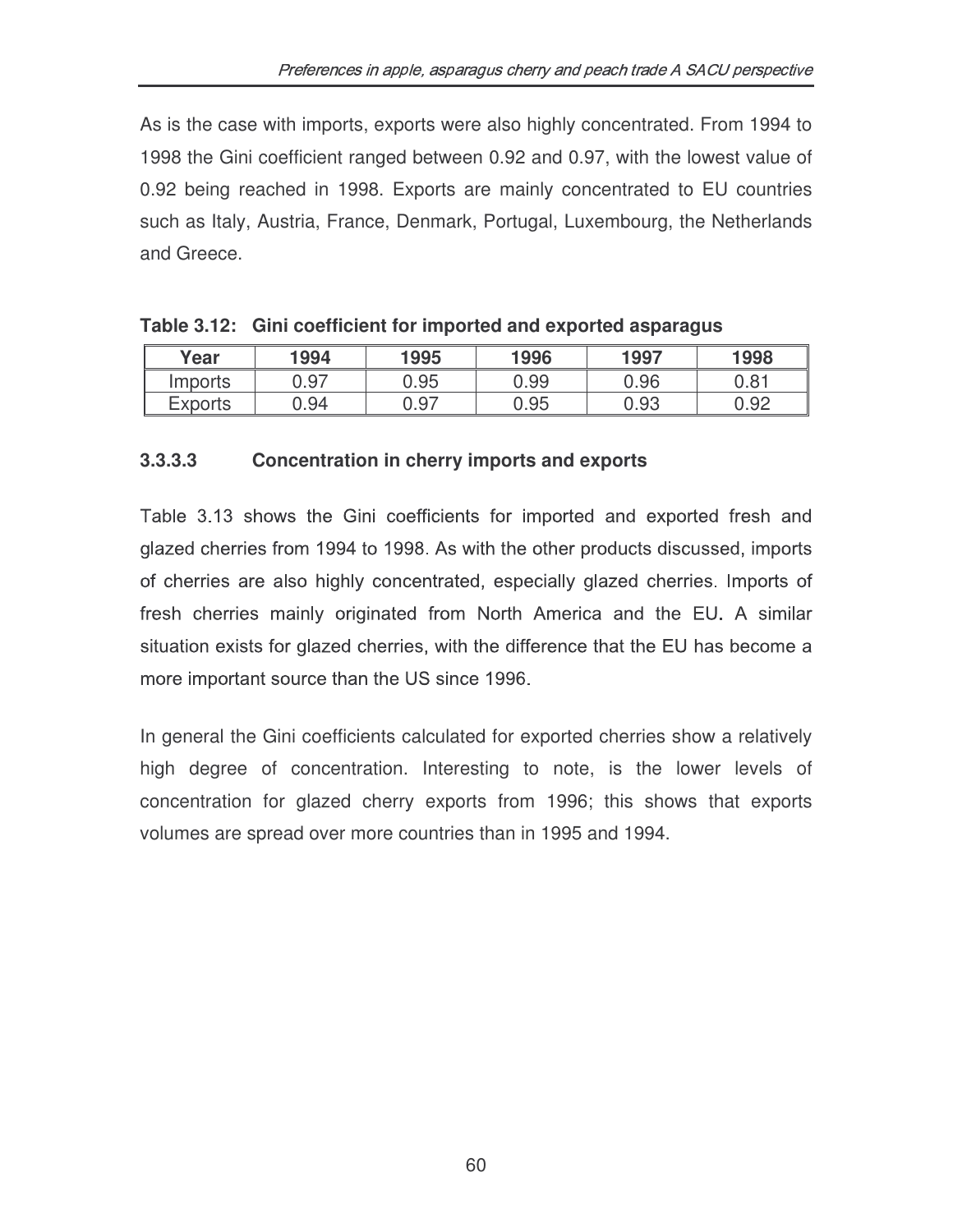As is the case with imports, exports were also highly concentrated. From 1994 to 1998 the Gini coefficient ranged between 0.92 and 0.97, with the lowest value of 0.92 being reached in 1998. Exports are mainly concentrated to EU countries such as Italy, Austria, France, Denmark, Portugal, Luxembourg, the Netherlands and Greece.

**Table 3.12: Gini coefficient for imported and exported asparagus**

| Year | 1994 | 1995 | 1996 | 1997 | 1998 |
|---|---|---|---|---|---|
| Imports | 0.97 | 0.95 | 0.99 | 0.96 | 0.81 |
| Exports | 0.94 | 0.97 | 0.95 | 0.93 | 0.92 |

#### 3.3.3.3 Concentration in cherry imports and exports

Table 3.13 shows the Gini coefficients for imported and exported fresh and glazed cherries from 1994 to 1998. As with the other products discussed, imports of cherries are also highly concentrated, especially glazed cherries. Imports of fresh cherries mainly originated from North America and the EU. A similar situation exists for glazed cherries, with the difference that the EU has become a more important source than the US since 1996.

In general the Gini coefficients calculated for exported cherries show a relatively high degree of concentration. Interesting to note, is the lower levels of concentration for glazed cherry exports from 1996; this shows that exports volumes are spread over more countries than in 1995 and 1994.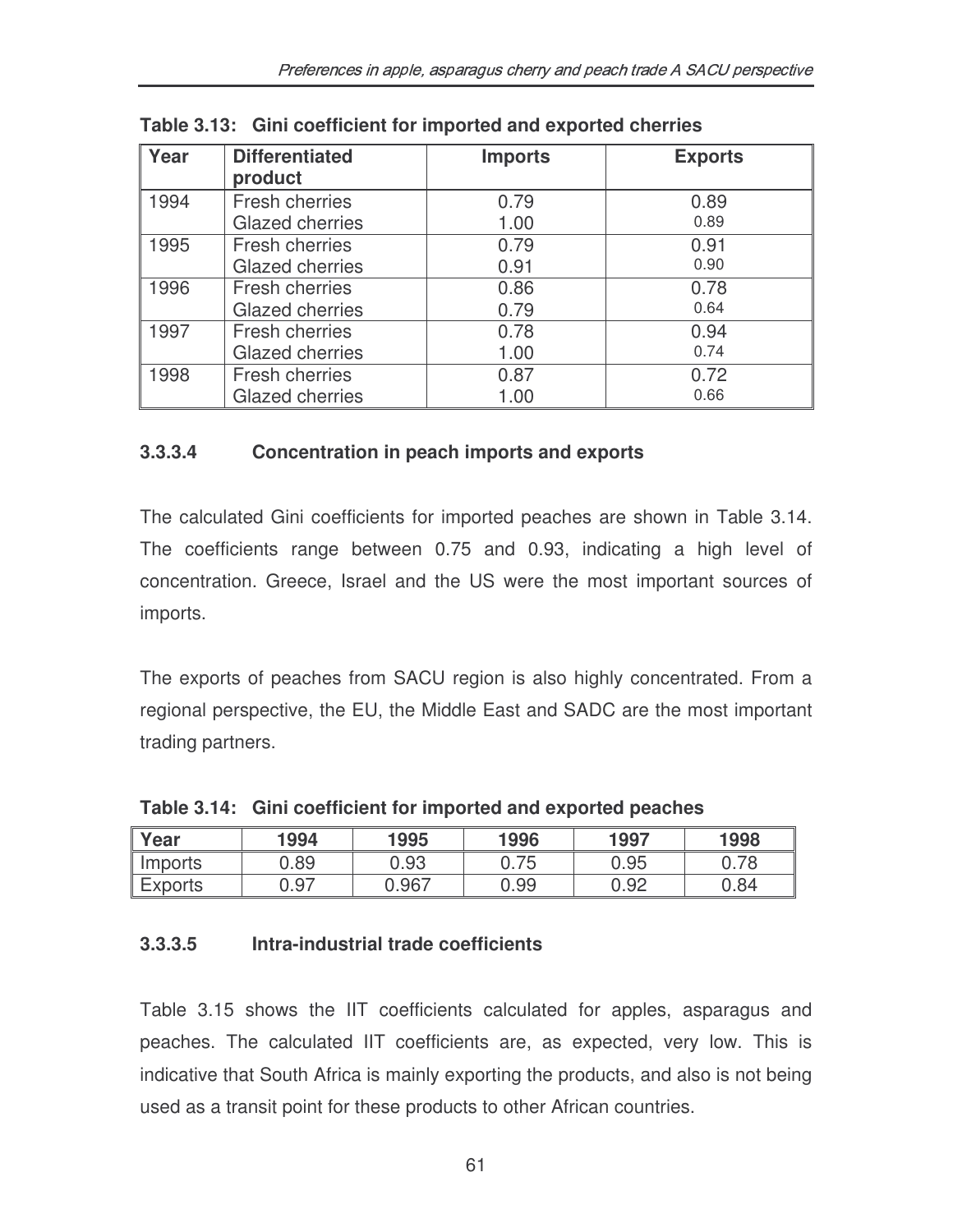**Table 3.13: Gini coefficient for imported and exported cherries**

| Year | Differentiated product | Imports | Exports |
|---|---|---|---|
| 1994 | Fresh cherries | 0.79 | 0.89 |
| | Glazed cherries | 1.00 | 0.89 |
| 1995 | Fresh cherries | 0.79 | 0.91 |
| | Glazed cherries | 0.91 | 0.90 |
| 1996 | Fresh cherries | 0.86 | 0.78 |
| | Glazed cherries | 0.79 | 0.64 |
| 1997 | Fresh cherries | 0.78 | 0.94 |
| | Glazed cherries | 1.00 | 0.74 |
| 1998 | Fresh cherries | 0.87 | 0.72 |
| | Glazed cherries | 1.00 | 0.66 |

#### 3.3.3.4 Concentration in peach imports and exports

The calculated Gini coefficients for imported peaches are shown in Table 3.14. The coefficients range between 0.75 and 0.93, indicating a high level of concentration. Greece, Israel and the US were the most important sources of imports.

The exports of peaches from SACU region is also highly concentrated. From a regional perspective, the EU, the Middle East and SADC are the most important trading partners.

**Table 3.14: Gini coefficient for imported and exported peaches**

| Year | 1994 | 1995 | 1996 | 1997 | 1998 |
|---|---|---|---|---|---|
| Imports | 0.89 | 0.93 | 0.75 | 0.95 | 0.78 |
| Exports | 0.97 | 0.967 | 0.99 | 0.92 | 0.84 |

#### 3.3.3.5 Intra-industrial trade coefficients

Table 3.15 shows the IIT coefficients calculated for apples, asparagus and peaches. The calculated IIT coefficients are, as expected, very low. This is indicative that South Africa is mainly exporting the products, and also is not being used as a transit point for these products to other African countries.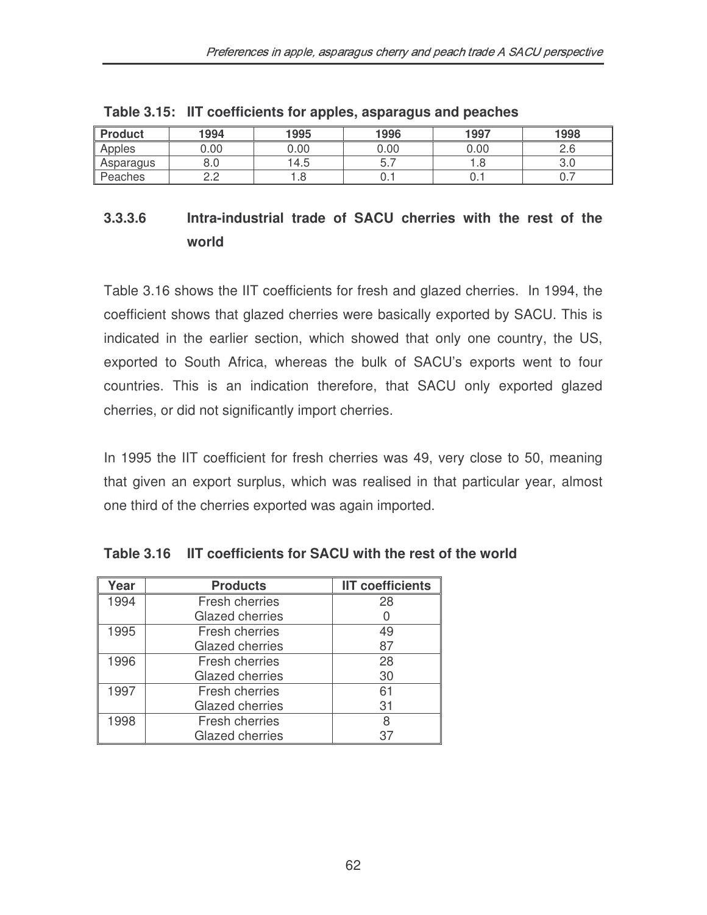**Table 3.15: IIT coefficients for apples, asparagus and peaches**

| Product | 1994 | 1995 | 1996 | 1997 | 1998 |
|---|---|---|---|---|---|
| Apples | 0.00 | 0.00 | 0.00 | 0.00 | 2.6 |
| Asparagus | 8.0 | 14.5 | 5.7 | 1.8 | 3.0 |
| Peaches | 2.2 | 1.8 | 0.1 | 0.1 | 0.7 |

#### 3.3.3.6 Intra-industrial trade of SACU cherries with the rest of the world

Table 3.16 shows the IIT coefficients for fresh and glazed cherries. In 1994, the coefficient shows that glazed cherries were basically exported by SACU. This is indicated in the earlier section, which showed that only one country, the US, exported to South Africa, whereas the bulk of SACU's exports went to four countries. This is an indication therefore, that SACU only exported glazed cherries, or did not significantly import cherries.

In 1995 the IIT coefficient for fresh cherries was 49, very close to 50, meaning that given an export surplus, which was realised in that particular year, almost one third of the cherries exported was again imported.

**Table 3.16 IIT coefficients for SACU with the rest of the world**

| Year | Products | IIT coefficients |
|---|---|---|
| 1994 | Fresh cherries | 28 |
| | Glazed cherries | 0 |
| 1995 | Fresh cherries | 49 |
| | Glazed cherries | 87 |
| 1996 | Fresh cherries | 28 |
| | Glazed cherries | 30 |
| 1997 | Fresh cherries | 61 |
| | Glazed cherries | 31 |
| 1998 | Fresh cherries | 8 |
| | Glazed cherries | 37 |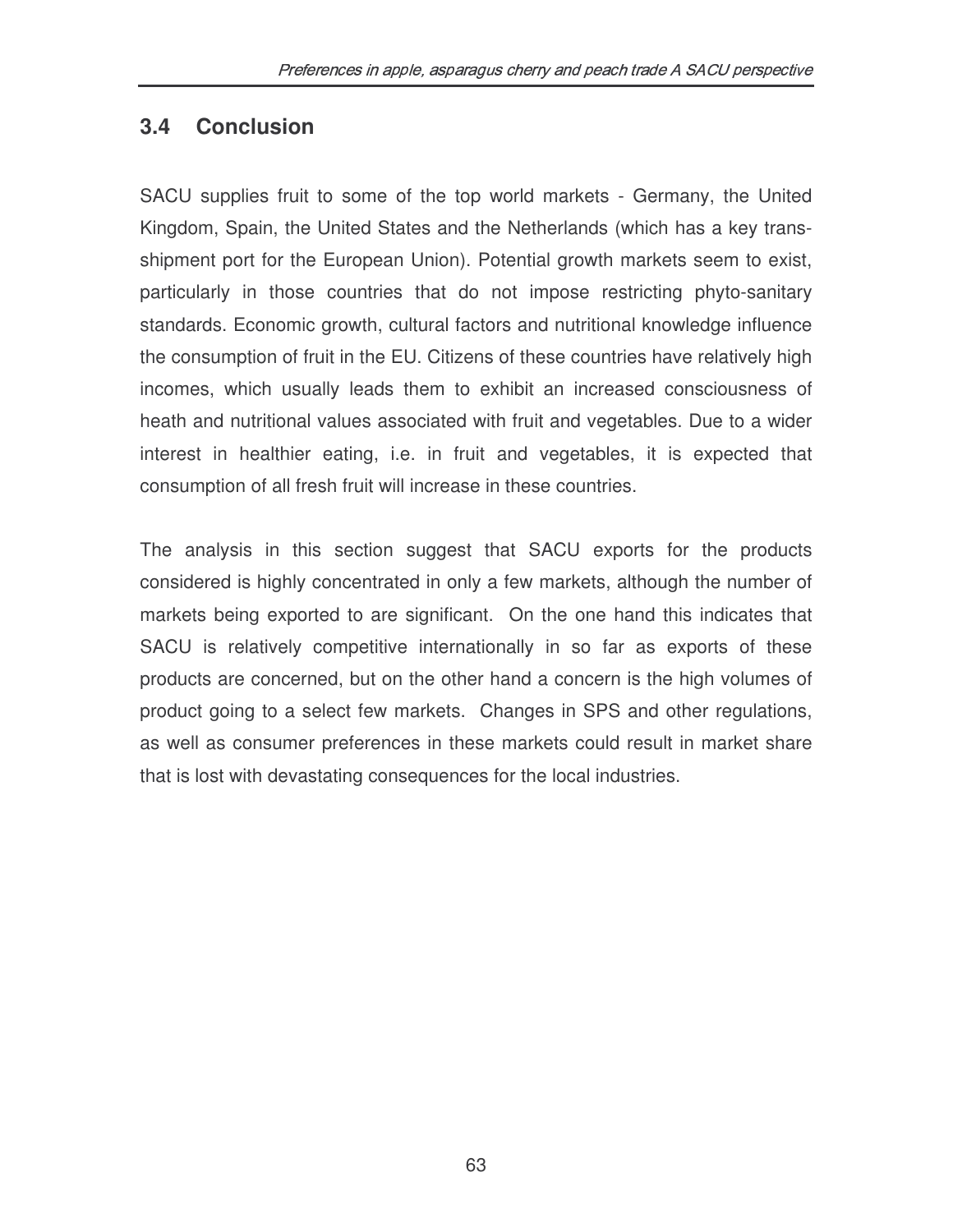## 3.4 Conclusion

SACU supplies fruit to some of the top world markets - Germany, the United Kingdom, Spain, the United States and the Netherlands (which has a key trans-shipment port for the European Union). Potential growth markets seem to exist, particularly in those countries that do not impose restricting phyto-sanitary standards. Economic growth, cultural factors and nutritional knowledge influence the consumption of fruit in the EU. Citizens of these countries have relatively high incomes, which usually leads them to exhibit an increased consciousness of heath and nutritional values associated with fruit and vegetables. Due to a wider interest in healthier eating, i.e. in fruit and vegetables, it is expected that consumption of all fresh fruit will increase in these countries.

The analysis in this section suggest that SACU exports for the products considered is highly concentrated in only a few markets, although the number of markets being exported to are significant. On the one hand this indicates that SACU is relatively competitive internationally in so far as exports of these products are concerned, but on the other hand a concern is the high volumes of product going to a select few markets. Changes in SPS and other regulations, as well as consumer preferences in these markets could result in market share that is lost with devastating consequences for the local industries.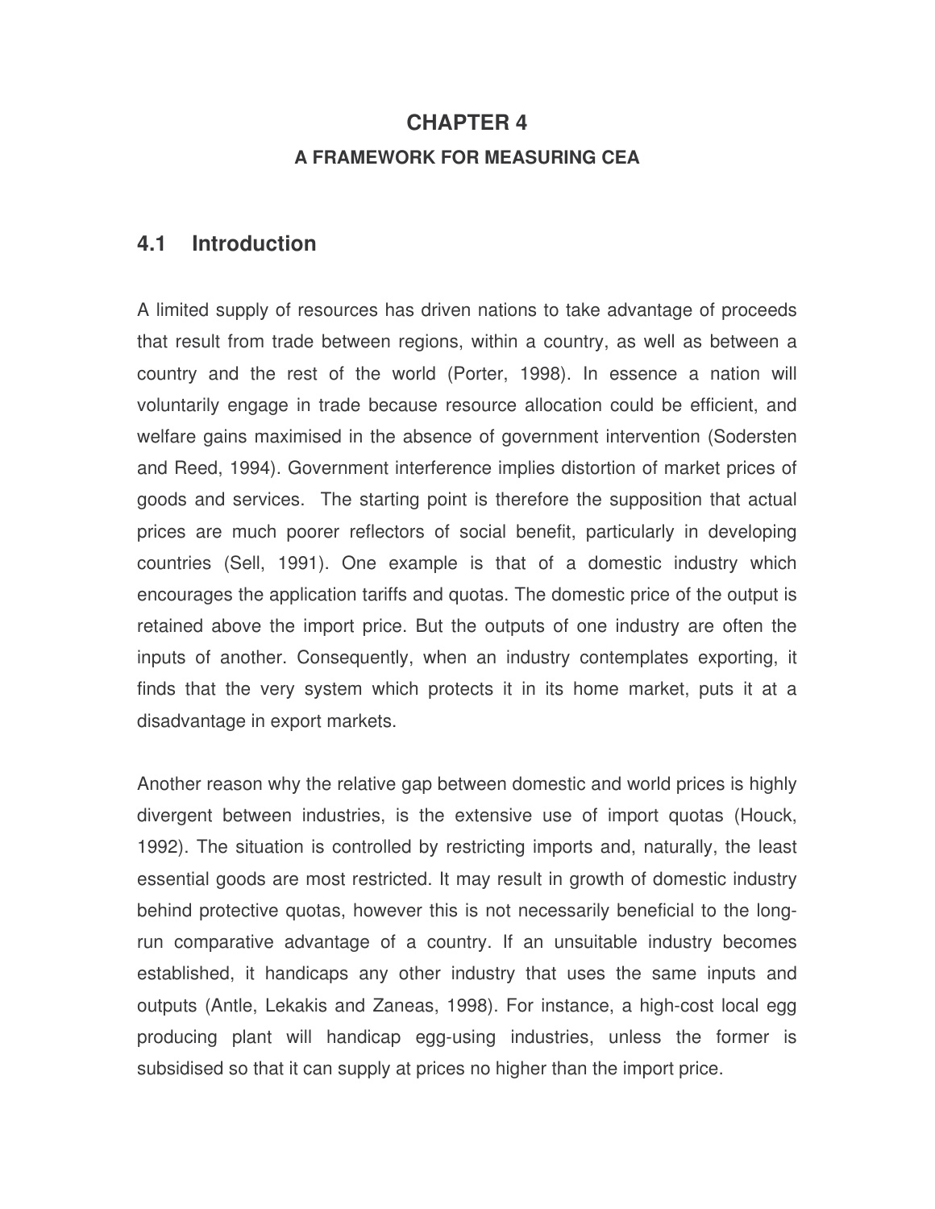# CHAPTER 4

## A FRAMEWORK FOR MEASURING CEA

## 4.1 Introduction

A limited supply of resources has driven nations to take advantage of proceeds that result from trade between regions, within a country, as well as between a country and the rest of the world (Porter, 1998). In essence a nation will voluntarily engage in trade because resource allocation could be efficient, and welfare gains maximised in the absence of government intervention (Sodersten and Reed, 1994). Government interference implies distortion of market prices of goods and services. The starting point is therefore the supposition that actual prices are much poorer reflectors of social benefit, particularly in developing countries (Sell, 1991). One example is that of a domestic industry which encourages the application tariffs and quotas. The domestic price of the output is retained above the import price. But the outputs of one industry are often the inputs of another. Consequently, when an industry contemplates exporting, it finds that the very system which protects it in its home market, puts it at a disadvantage in export markets.

Another reason why the relative gap between domestic and world prices is highly divergent between industries, is the extensive use of import quotas (Houck, 1992). The situation is controlled by restricting imports and, naturally, the least essential goods are most restricted. It may result in growth of domestic industry behind protective quotas, however this is not necessarily beneficial to the long-run comparative advantage of a country. If an unsuitable industry becomes established, it handicaps any other industry that uses the same inputs and outputs (Antle, Lekakis and Zaneas, 1998). For instance, a high-cost local egg producing plant will handicap egg-using industries, unless the former is subsidised so that it can supply at prices no higher than the import price.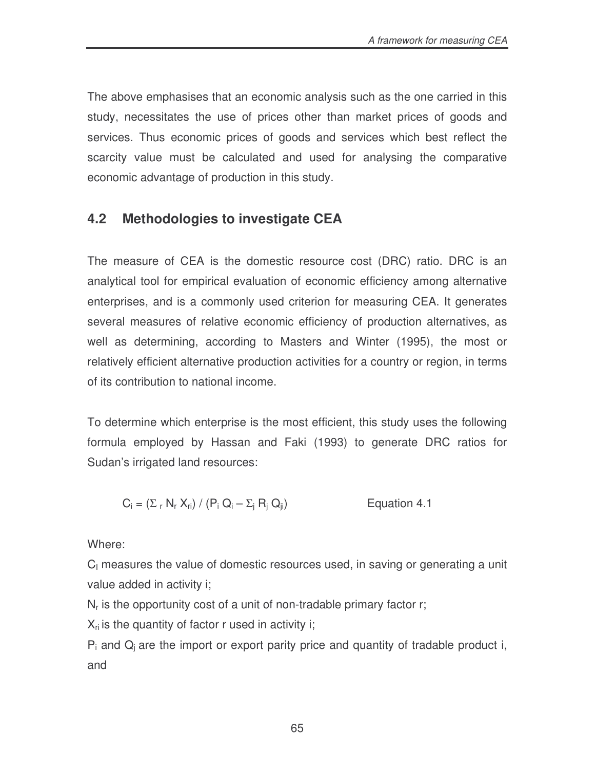The above emphasises that an economic analysis such as the one carried in this study, necessitates the use of prices other than market prices of goods and services. Thus economic prices of goods and services which best reflect the scarcity value must be calculated and used for analysing the comparative economic advantage of production in this study.

## 4.2 Methodologies to investigate CEA

The measure of CEA is the domestic resource cost (DRC) ratio. DRC is an analytical tool for empirical evaluation of economic efficiency among alternative enterprises, and is a commonly used criterion for measuring CEA. It generates several measures of relative economic efficiency of production alternatives, as well as determining, according to Masters and Winter (1995), the most or relatively efficient alternative production activities for a country or region, in terms of its contribution to national income.

To determine which enterprise is the most efficient, this study uses the following formula employed by Hassan and Faki (1993) to generate DRC ratios for Sudan's irrigated land resources:

$$C_i = (\Sigma_r N_r X_{ri}) / (P_i Q_i - \Sigma_j R_j Q_{ji}) \qquad \text{Equation 4.1}$$

Where:

$C_I$ measures the value of domestic resources used, in saving or generating a unit value added in activity i;

$N_r$ is the opportunity cost of a unit of non-tradable primary factor r;

$X_{ri}$ is the quantity of factor r used in activity i;

$P_i$ and $Q_j$ are the import or export parity price and quantity of tradable product i, and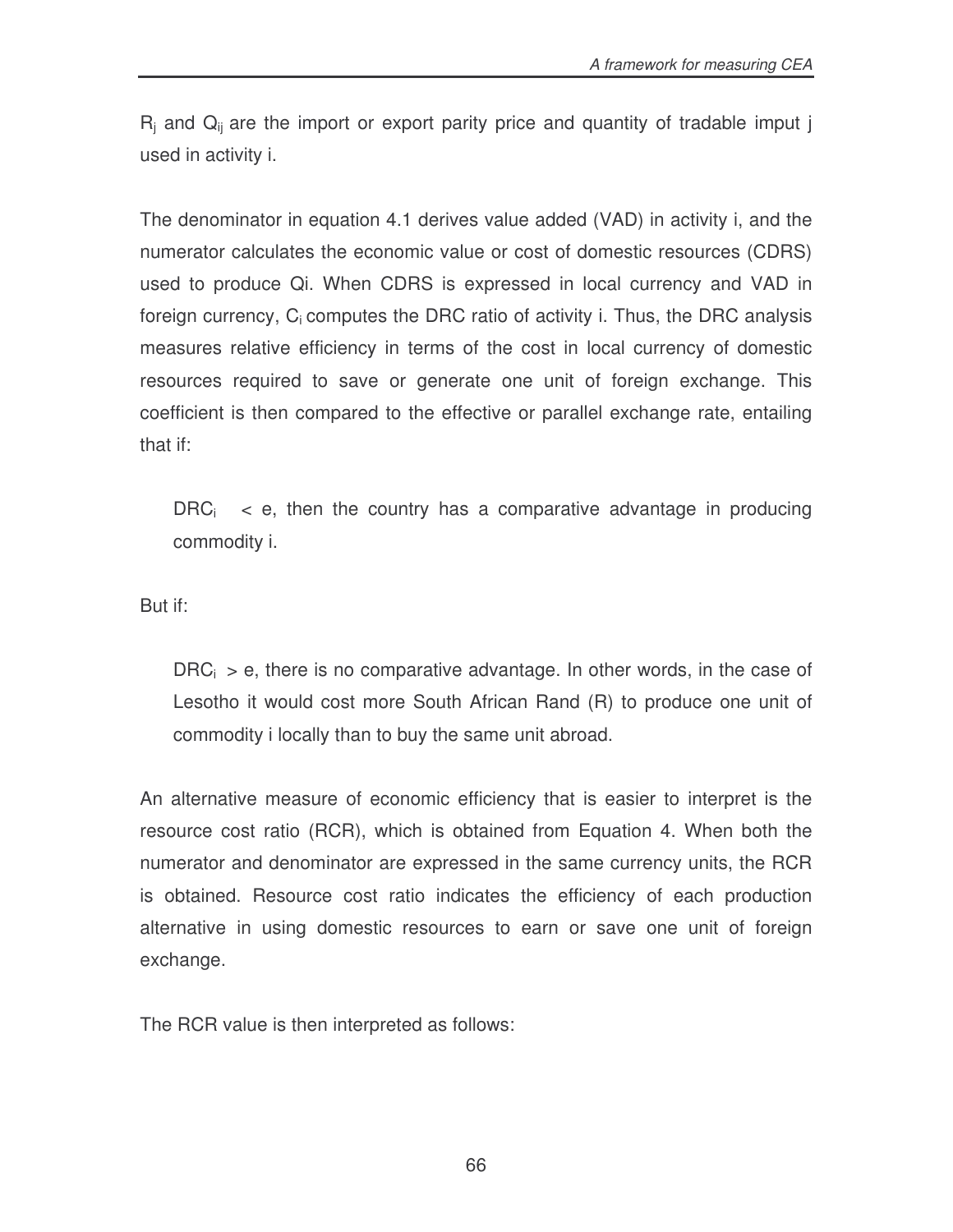$R_j$ and $Q_{ij}$ are the import or export parity price and quantity of tradable imput j used in activity i.

The denominator in equation 4.1 derives value added (VAD) in activity i, and the numerator calculates the economic value or cost of domestic resources (CDRS) used to produce Qi. When CDRS is expressed in local currency and VAD in foreign currency, $C_i$ computes the DRC ratio of activity i. Thus, the DRC analysis measures relative efficiency in terms of the cost in local currency of domestic resources required to save or generate one unit of foreign exchange. This coefficient is then compared to the effective or parallel exchange rate, entailing that if:

> $DRC_i < e$, then the country has a comparative advantage in producing commodity i.

But if:

> $DRC_i > e$, there is no comparative advantage. In other words, in the case of Lesotho it would cost more South African Rand (R) to produce one unit of commodity i locally than to buy the same unit abroad.

An alternative measure of economic efficiency that is easier to interpret is the resource cost ratio (RCR), which is obtained from Equation 4. When both the numerator and denominator are expressed in the same currency units, the RCR is obtained. Resource cost ratio indicates the efficiency of each production alternative in using domestic resources to earn or save one unit of foreign exchange.

The RCR value is then interpreted as follows: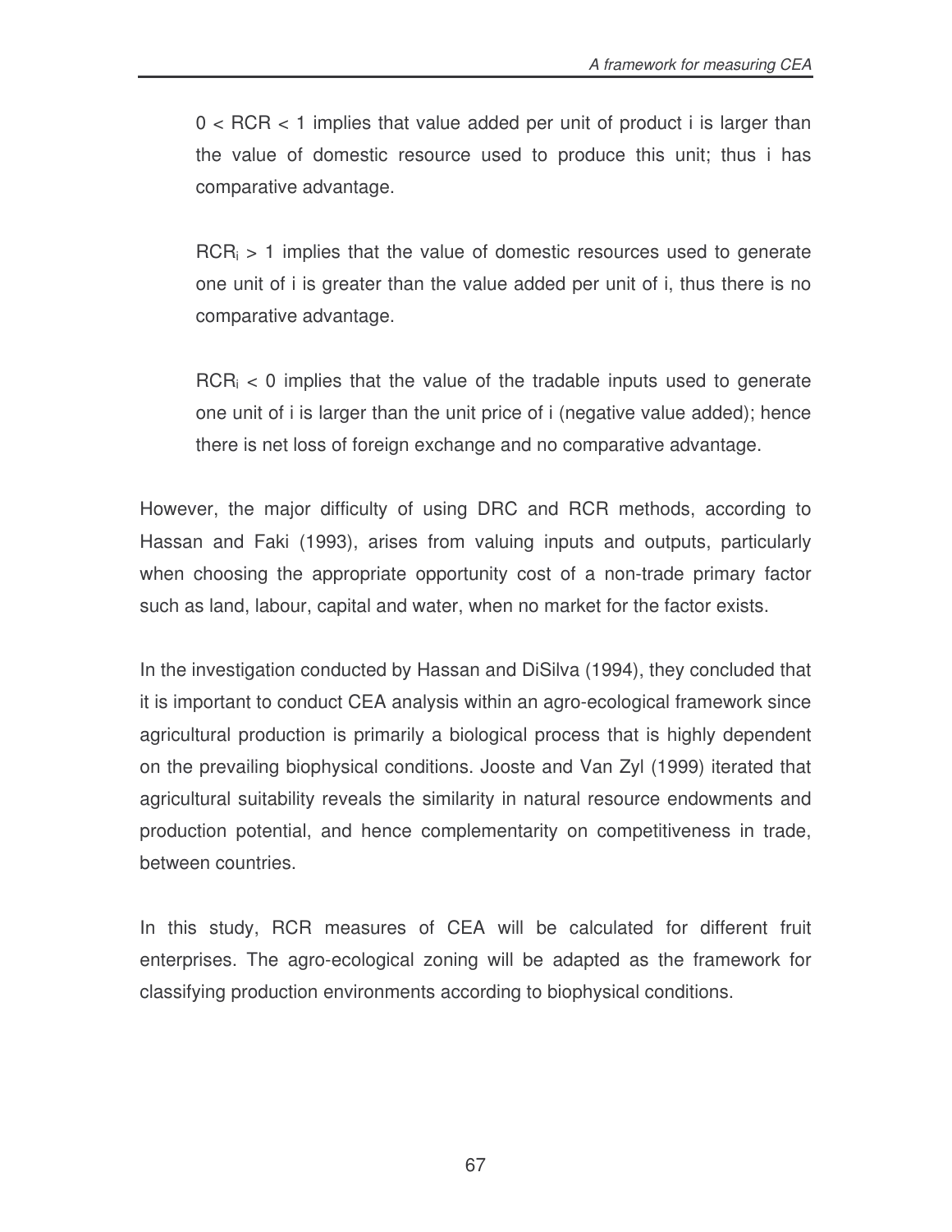$0 < RCR < 1$ implies that value added per unit of product i is larger than the value of domestic resource used to produce this unit; thus i has comparative advantage.

$RCR_i > 1$ implies that the value of domestic resources used to generate one unit of i is greater than the value added per unit of i, thus there is no comparative advantage.

$RCR_i < 0$ implies that the value of the tradable inputs used to generate one unit of i is larger than the unit price of i (negative value added); hence there is net loss of foreign exchange and no comparative advantage.

However, the major difficulty of using DRC and RCR methods, according to Hassan and Faki (1993), arises from valuing inputs and outputs, particularly when choosing the appropriate opportunity cost of a non-trade primary factor such as land, labour, capital and water, when no market for the factor exists.

In the investigation conducted by Hassan and DiSilva (1994), they concluded that it is important to conduct CEA analysis within an agro-ecological framework since agricultural production is primarily a biological process that is highly dependent on the prevailing biophysical conditions. Jooste and Van Zyl (1999) iterated that agricultural suitability reveals the similarity in natural resource endowments and production potential, and hence complementarity on competitiveness in trade, between countries.

In this study, RCR measures of CEA will be calculated for different fruit enterprises. The agro-ecological zoning will be adapted as the framework for classifying production environments according to biophysical conditions.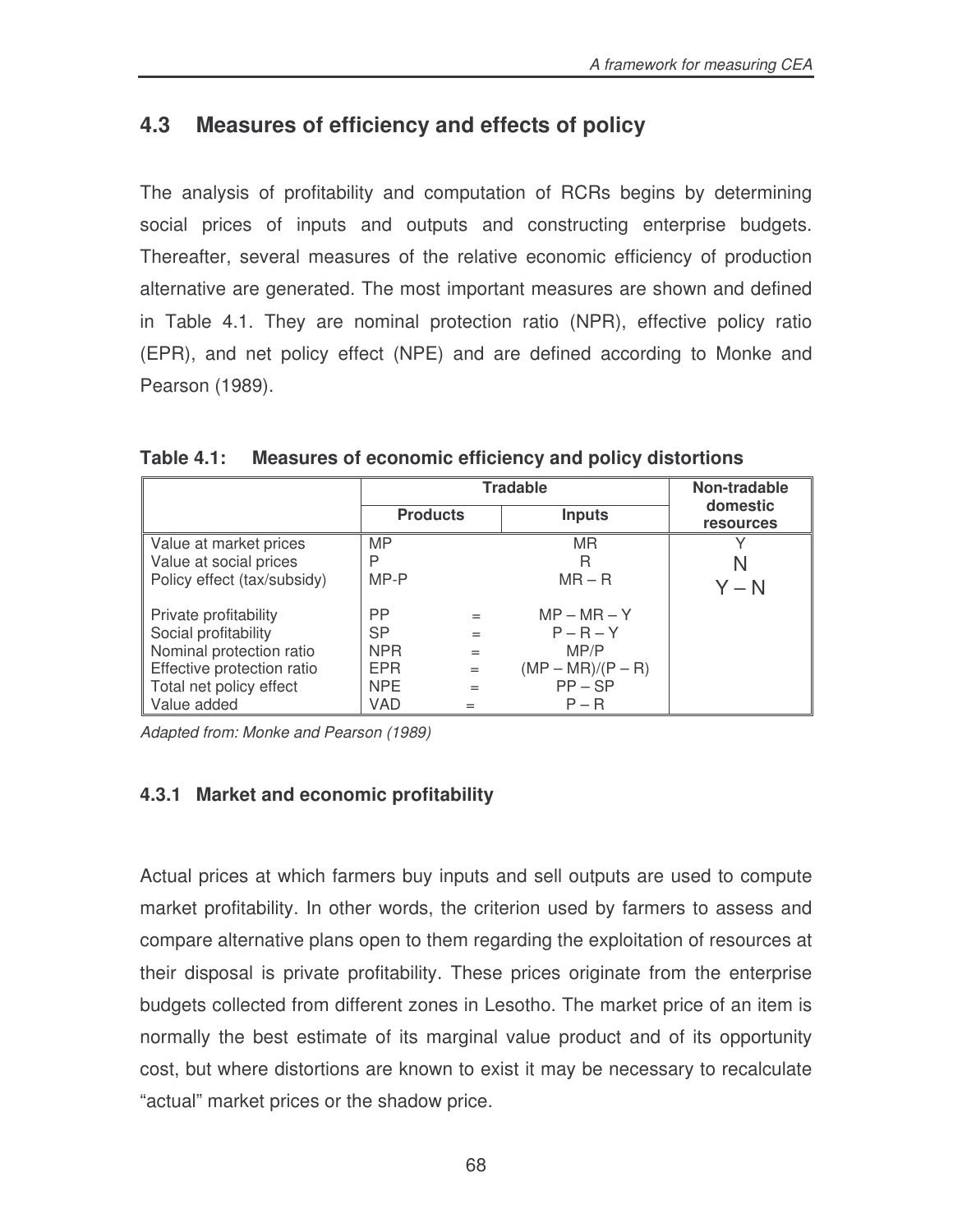## 4.3 Measures of efficiency and effects of policy

The analysis of profitability and computation of RCRs begins by determining social prices of inputs and outputs and constructing enterprise budgets. Thereafter, several measures of the relative economic efficiency of production alternative are generated. The most important measures are shown and defined in Table 4.1. They are nominal protection ratio (NPR), effective policy ratio (EPR), and net policy effect (NPE) and are defined according to Monke and Pearson (1989).

**Table 4.1: Measures of economic efficiency and policy distortions**

| | Tradable | | | Non-tradable domestic resources |
|---|---|---|---|---|
| | Products | | Inputs | |
| Value at market prices | MP | | MR | Y |
| Value at social prices | P | | R | N |
| Policy effect (tax/subsidy) | MP-P | | MR – R | Y – N |
| Private profitability | PP | = | MP – MR – Y | |
| Social profitability | SP | = | P – R – Y | |
| Nominal protection ratio | NPR | = | MP/P | |
| Effective protection ratio | EPR | = | (MP – MR)/(P – R) | |
| Total net policy effect | NPE | = | PP – SP | |
| Value added | VAD | = | P – R | |

*Adapted from: Monke and Pearson (1989)*

### 4.3.1 Market and economic profitability

Actual prices at which farmers buy inputs and sell outputs are used to compute market profitability. In other words, the criterion used by farmers to assess and compare alternative plans open to them regarding the exploitation of resources at their disposal is private profitability. These prices originate from the enterprise budgets collected from different zones in Lesotho. The market price of an item is normally the best estimate of its marginal value product and of its opportunity cost, but where distortions are known to exist it may be necessary to recalculate "actual" market prices or the shadow price.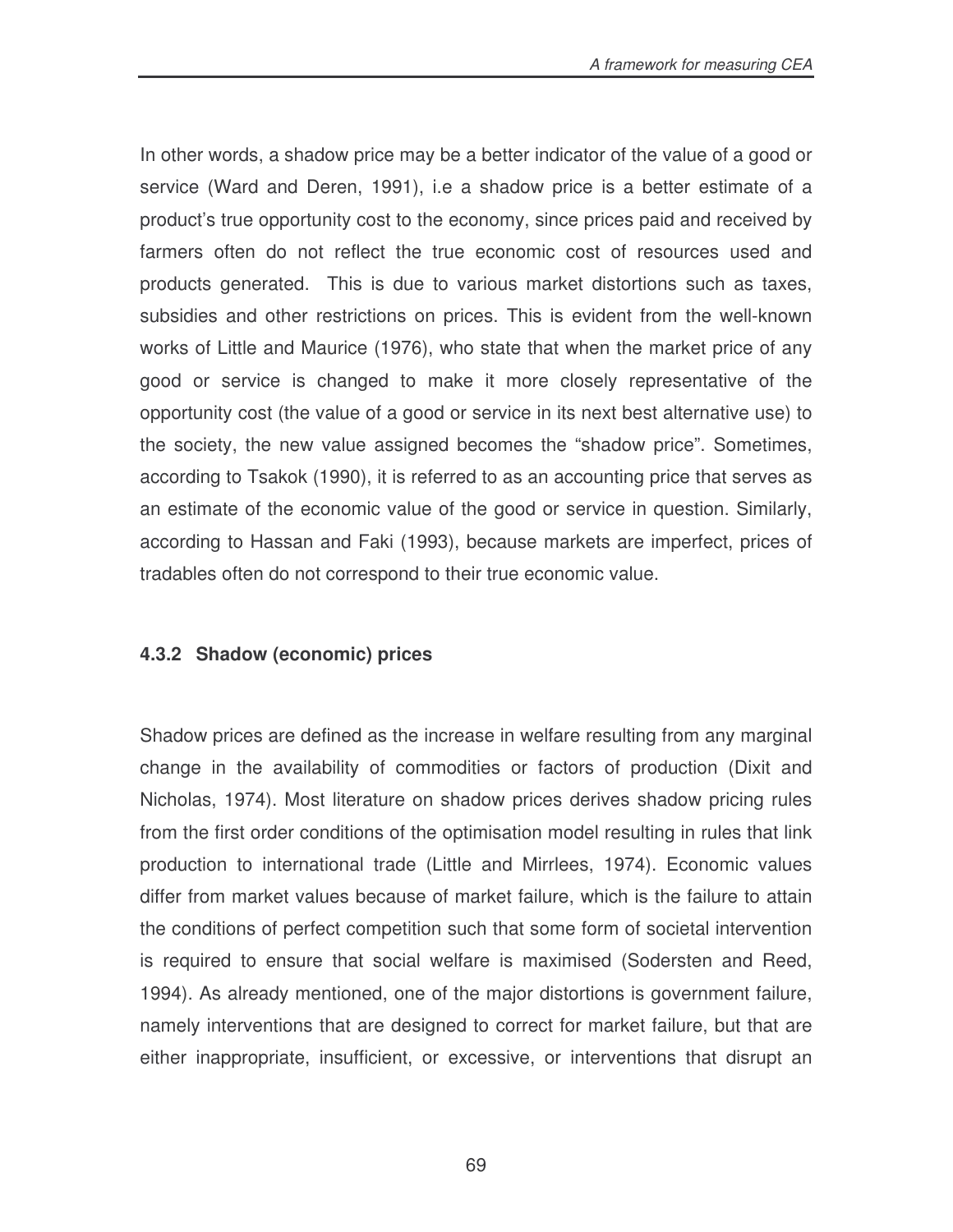In other words, a shadow price may be a better indicator of the value of a good or service (Ward and Deren, 1991), i.e a shadow price is a better estimate of a product's true opportunity cost to the economy, since prices paid and received by farmers often do not reflect the true economic cost of resources used and products generated. This is due to various market distortions such as taxes, subsidies and other restrictions on prices. This is evident from the well-known works of Little and Maurice (1976), who state that when the market price of any good or service is changed to make it more closely representative of the opportunity cost (the value of a good or service in its next best alternative use) to the society, the new value assigned becomes the "shadow price". Sometimes, according to Tsakok (1990), it is referred to as an accounting price that serves as an estimate of the economic value of the good or service in question. Similarly, according to Hassan and Faki (1993), because markets are imperfect, prices of tradables often do not correspond to their true economic value.

### 4.3.2 Shadow (economic) prices

Shadow prices are defined as the increase in welfare resulting from any marginal change in the availability of commodities or factors of production (Dixit and Nicholas, 1974). Most literature on shadow prices derives shadow pricing rules from the first order conditions of the optimisation model resulting in rules that link production to international trade (Little and Mirrlees, 1974). Economic values differ from market values because of market failure, which is the failure to attain the conditions of perfect competition such that some form of societal intervention is required to ensure that social welfare is maximised (Sodersten and Reed, 1994). As already mentioned, one of the major distortions is government failure, namely interventions that are designed to correct for market failure, but that are either inappropriate, insufficient, or excessive, or interventions that disrupt an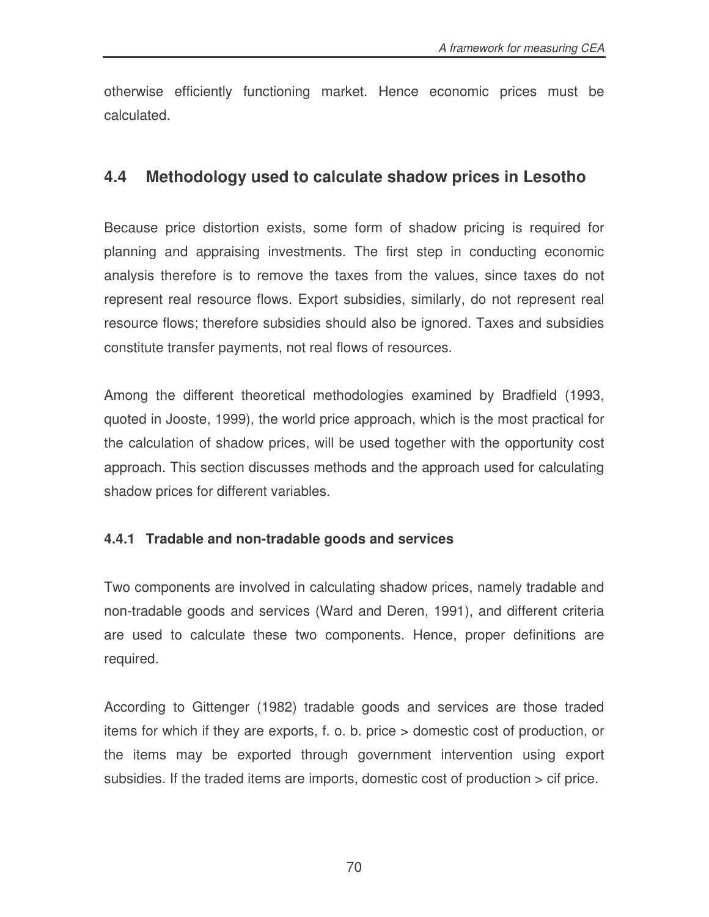otherwise efficiently functioning market. Hence economic prices must be calculated.

## 4.4 Methodology used to calculate shadow prices in Lesotho

Because price distortion exists, some form of shadow pricing is required for planning and appraising investments. The first step in conducting economic analysis therefore is to remove the taxes from the values, since taxes do not represent real resource flows. Export subsidies, similarly, do not represent real resource flows; therefore subsidies should also be ignored. Taxes and subsidies constitute transfer payments, not real flows of resources.

Among the different theoretical methodologies examined by Bradfield (1993, quoted in Jooste, 1999), the world price approach, which is the most practical for the calculation of shadow prices, will be used together with the opportunity cost approach. This section discusses methods and the approach used for calculating shadow prices for different variables.

### 4.4.1 Tradable and non-tradable goods and services

Two components are involved in calculating shadow prices, namely tradable and non-tradable goods and services (Ward and Deren, 1991), and different criteria are used to calculate these two components. Hence, proper definitions are required.

According to Gittenger (1982) tradable goods and services are those traded items for which if they are exports, f. o. b. price > domestic cost of production, or the items may be exported through government intervention using export subsidies. If the traded items are imports, domestic cost of production > cif price.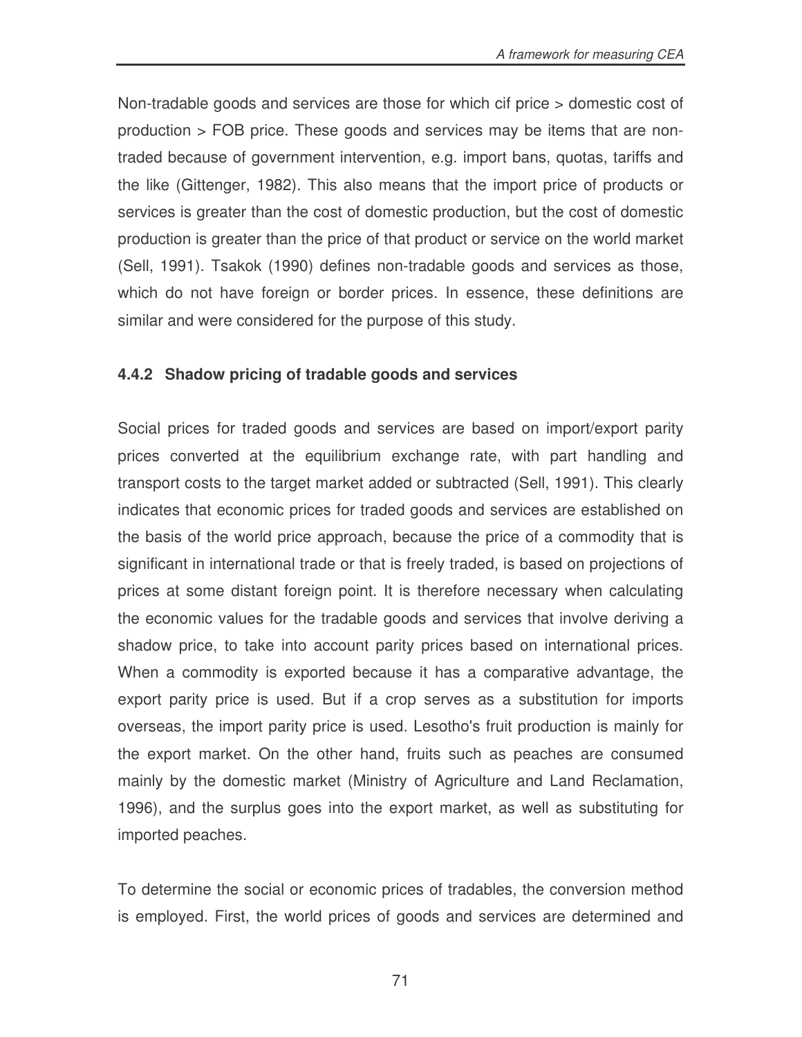Non-tradable goods and services are those for which cif price > domestic cost of production > FOB price. These goods and services may be items that are non-traded because of government intervention, e.g. import bans, quotas, tariffs and the like (Gittenger, 1982). This also means that the import price of products or services is greater than the cost of domestic production, but the cost of domestic production is greater than the price of that product or service on the world market (Sell, 1991). Tsakok (1990) defines non-tradable goods and services as those, which do not have foreign or border prices. In essence, these definitions are similar and were considered for the purpose of this study.

#### 4.4.2 Shadow pricing of tradable goods and services

Social prices for traded goods and services are based on import/export parity prices converted at the equilibrium exchange rate, with part handling and transport costs to the target market added or subtracted (Sell, 1991). This clearly indicates that economic prices for traded goods and services are established on the basis of the world price approach, because the price of a commodity that is significant in international trade or that is freely traded, is based on projections of prices at some distant foreign point. It is therefore necessary when calculating the economic values for the tradable goods and services that involve deriving a shadow price, to take into account parity prices based on international prices. When a commodity is exported because it has a comparative advantage, the export parity price is used. But if a crop serves as a substitution for imports overseas, the import parity price is used. Lesotho's fruit production is mainly for the export market. On the other hand, fruits such as peaches are consumed mainly by the domestic market (Ministry of Agriculture and Land Reclamation, 1996), and the surplus goes into the export market, as well as substituting for imported peaches.

To determine the social or economic prices of tradables, the conversion method is employed. First, the world prices of goods and services are determined and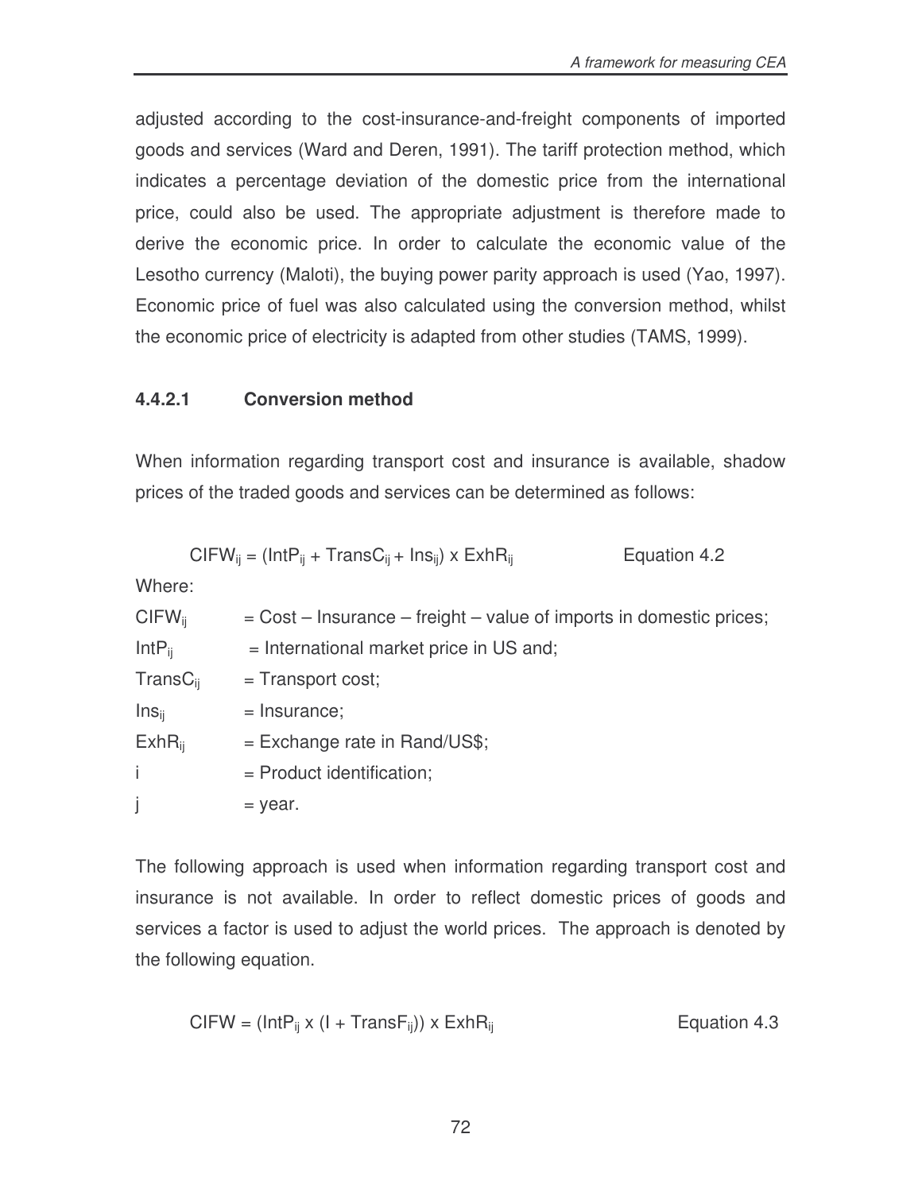adjusted according to the cost-insurance-and-freight components of imported goods and services (Ward and Deren, 1991). The tariff protection method, which indicates a percentage deviation of the domestic price from the international price, could also be used. The appropriate adjustment is therefore made to derive the economic price. In order to calculate the economic value of the Lesotho currency (Maloti), the buying power parity approach is used (Yao, 1997). Economic price of fuel was also calculated using the conversion method, whilst the economic price of electricity is adapted from other studies (TAMS, 1999).

#### 4.4.2.1 Conversion method

When information regarding transport cost and insurance is available, shadow prices of the traded goods and services can be determined as follows:

$$CIFW_{ij} = (IntP_{ij} + TransC_{ij} + Ins_{ij}) \times ExhR_{ij} \qquad \text{Equation 4.2}$$

Where:

$CIFW_{ij}$ = Cost – Insurance – freight – value of imports in domestic prices;
$IntP_{ij}$ = International market price in US and;
$TransC_{ij}$ = Transport cost;
$Ins_{ij}$ = Insurance;
$ExhR_{ij}$ = Exchange rate in Rand/US$;
i = Product identification;
j = year.

The following approach is used when information regarding transport cost and insurance is not available. In order to reflect domestic prices of goods and services a factor is used to adjust the world prices. The approach is denoted by the following equation.

$$CIFW = (IntP_{ij} \times (I + TransF_{ij})) \times ExhR_{ij} \qquad \text{Equation 4.3}$$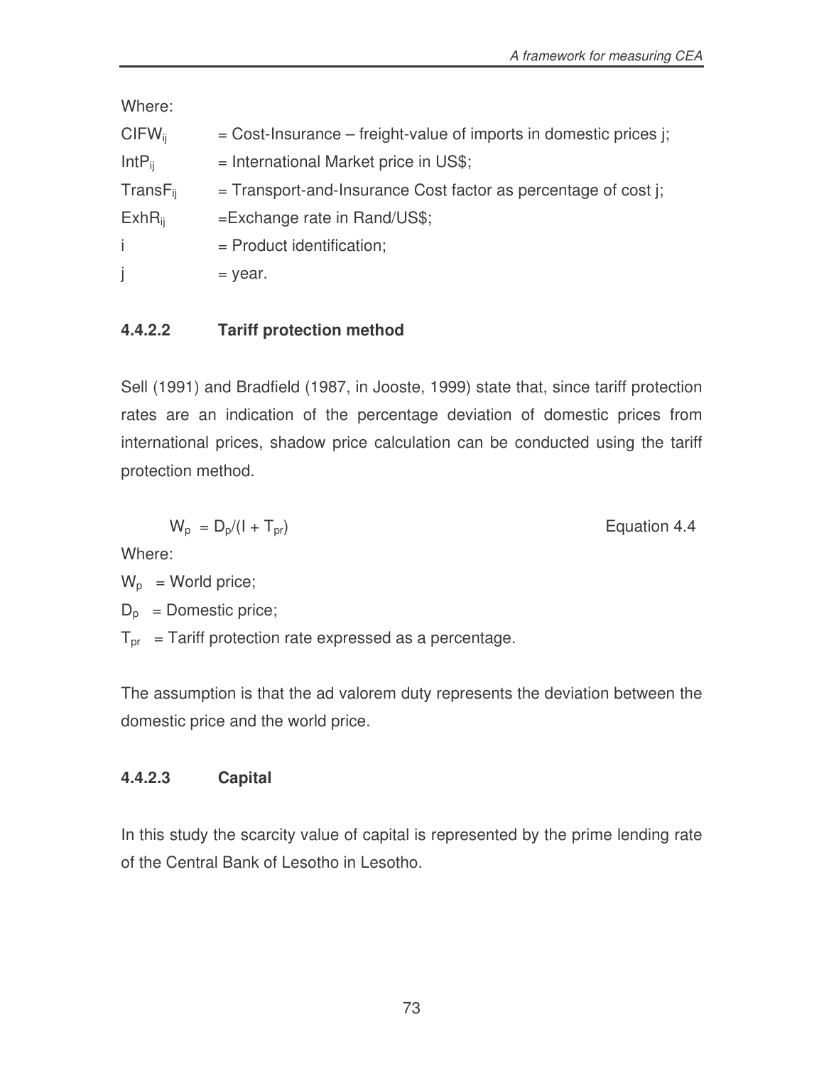Where:

$CIFW_{ij}$ = Cost-Insurance – freight-value of imports in domestic prices j;

$IntP_{ij}$ = International Market price in US$;

$TransF_{ij}$ = Transport-and-Insurance Cost factor as percentage of cost j;

$ExhR_{ij}$ =Exchange rate in Rand/US$;

i = Product identification;

j = year.

#### 4.4.2.2 Tariff protection method

Sell (1991) and Bradfield (1987, in Jooste, 1999) state that, since tariff protection rates are an indication of the percentage deviation of domestic prices from international prices, shadow price calculation can be conducted using the tariff protection method.

$$W_p = D_p/(I + T_{pr}) \qquad \text{Equation 4.4}$$

Where:

$W_p$ = World price;

$D_p$ = Domestic price;

$T_{pr}$ = Tariff protection rate expressed as a percentage.

The assumption is that the ad valorem duty represents the deviation between the domestic price and the world price.

#### 4.4.2.3 Capital

In this study the scarcity value of capital is represented by the prime lending rate of the Central Bank of Lesotho in Lesotho.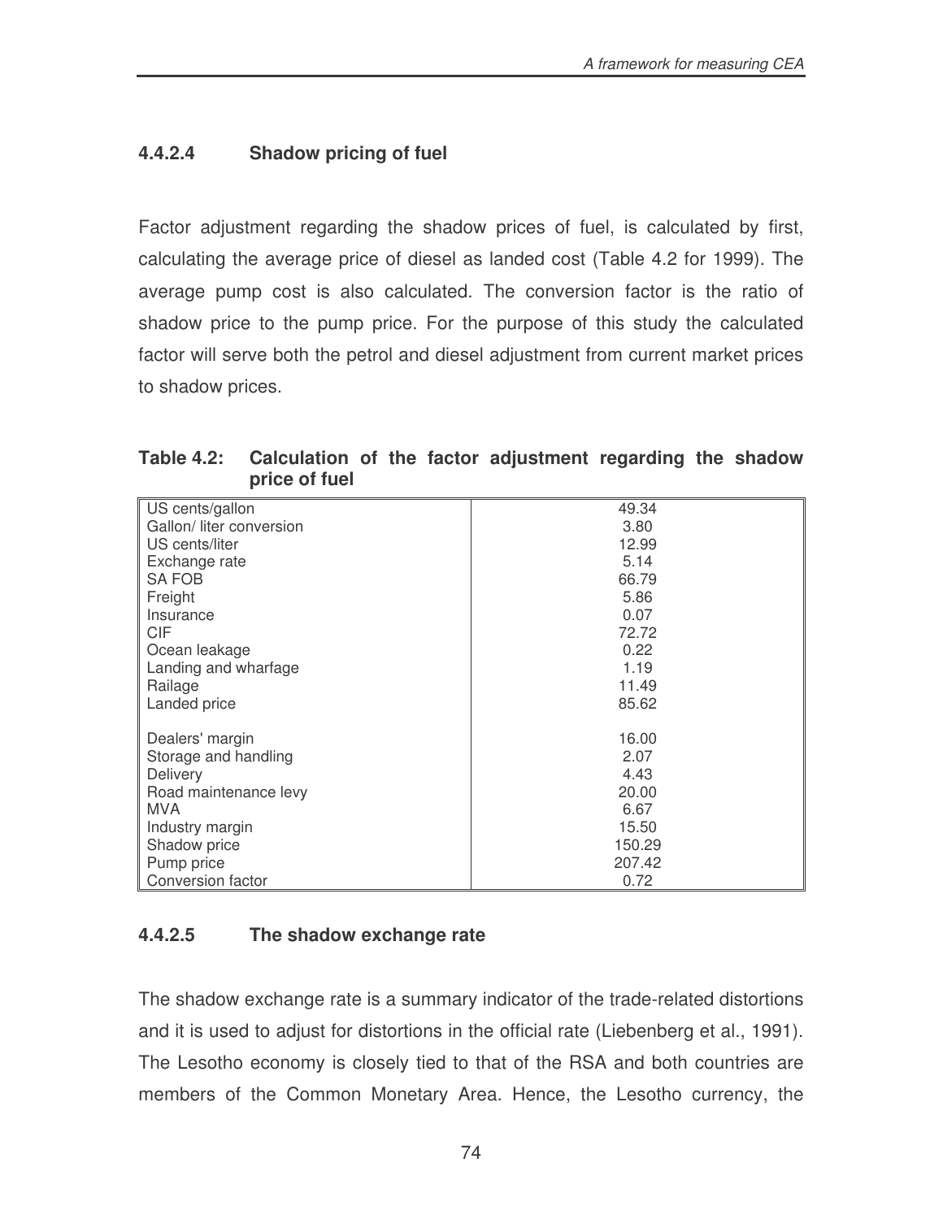#### 4.4.2.4 Shadow pricing of fuel

Factor adjustment regarding the shadow prices of fuel, is calculated by first, calculating the average price of diesel as landed cost (Table 4.2 for 1999). The average pump cost is also calculated. The conversion factor is the ratio of shadow price to the pump price. For the purpose of this study the calculated factor will serve both the petrol and diesel adjustment from current market prices to shadow prices.

**Table 4.2: Calculation of the factor adjustment regarding the shadow price of fuel**

| | |
|---|---|
| US cents/gallon | 49.34 |
| Gallon/ liter conversion | 3.80 |
| US cents/liter | 12.99 |
| Exchange rate | 5.14 |
| SA FOB | 66.79 |
| Freight | 5.86 |
| Insurance | 0.07 |
| CIF | 72.72 |
| Ocean leakage | 0.22 |
| Landing and wharfage | 1.19 |
| Railage | 11.49 |
| Landed price | 85.62 |
| | |
| Dealers' margin | 16.00 |
| Storage and handling | 2.07 |
| Delivery | 4.43 |
| Road maintenance levy | 20.00 |
| MVA | 6.67 |
| Industry margin | 15.50 |
| Shadow price | 150.29 |
| Pump price | 207.42 |
| Conversion factor | 0.72 |

#### 4.4.2.5 The shadow exchange rate

The shadow exchange rate is a summary indicator of the trade-related distortions and it is used to adjust for distortions in the official rate (Liebenberg et al., 1991). The Lesotho economy is closely tied to that of the RSA and both countries are members of the Common Monetary Area. Hence, the Lesotho currency, the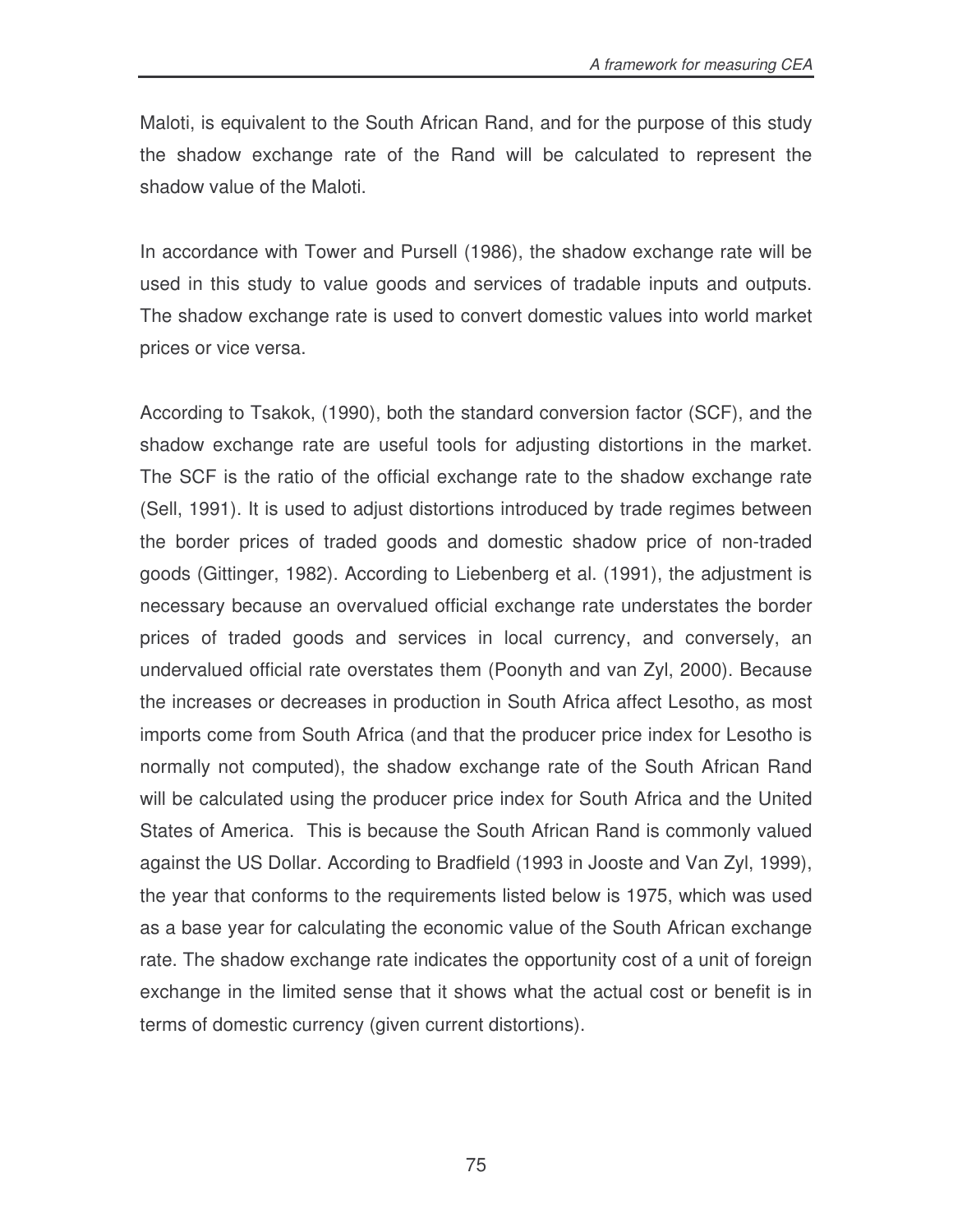Maloti, is equivalent to the South African Rand, and for the purpose of this study the shadow exchange rate of the Rand will be calculated to represent the shadow value of the Maloti.

In accordance with Tower and Pursell (1986), the shadow exchange rate will be used in this study to value goods and services of tradable inputs and outputs. The shadow exchange rate is used to convert domestic values into world market prices or vice versa.

According to Tsakok, (1990), both the standard conversion factor (SCF), and the shadow exchange rate are useful tools for adjusting distortions in the market. The SCF is the ratio of the official exchange rate to the shadow exchange rate (Sell, 1991). It is used to adjust distortions introduced by trade regimes between the border prices of traded goods and domestic shadow price of non-traded goods (Gittinger, 1982). According to Liebenberg et al. (1991), the adjustment is necessary because an overvalued official exchange rate understates the border prices of traded goods and services in local currency, and conversely, an undervalued official rate overstates them (Poonyth and van Zyl, 2000). Because the increases or decreases in production in South Africa affect Lesotho, as most imports come from South Africa (and that the producer price index for Lesotho is normally not computed), the shadow exchange rate of the South African Rand will be calculated using the producer price index for South Africa and the United States of America. This is because the South African Rand is commonly valued against the US Dollar. According to Bradfield (1993 in Jooste and Van Zyl, 1999), the year that conforms to the requirements listed below is 1975, which was used as a base year for calculating the economic value of the South African exchange rate. The shadow exchange rate indicates the opportunity cost of a unit of foreign exchange in the limited sense that it shows what the actual cost or benefit is in terms of domestic currency (given current distortions).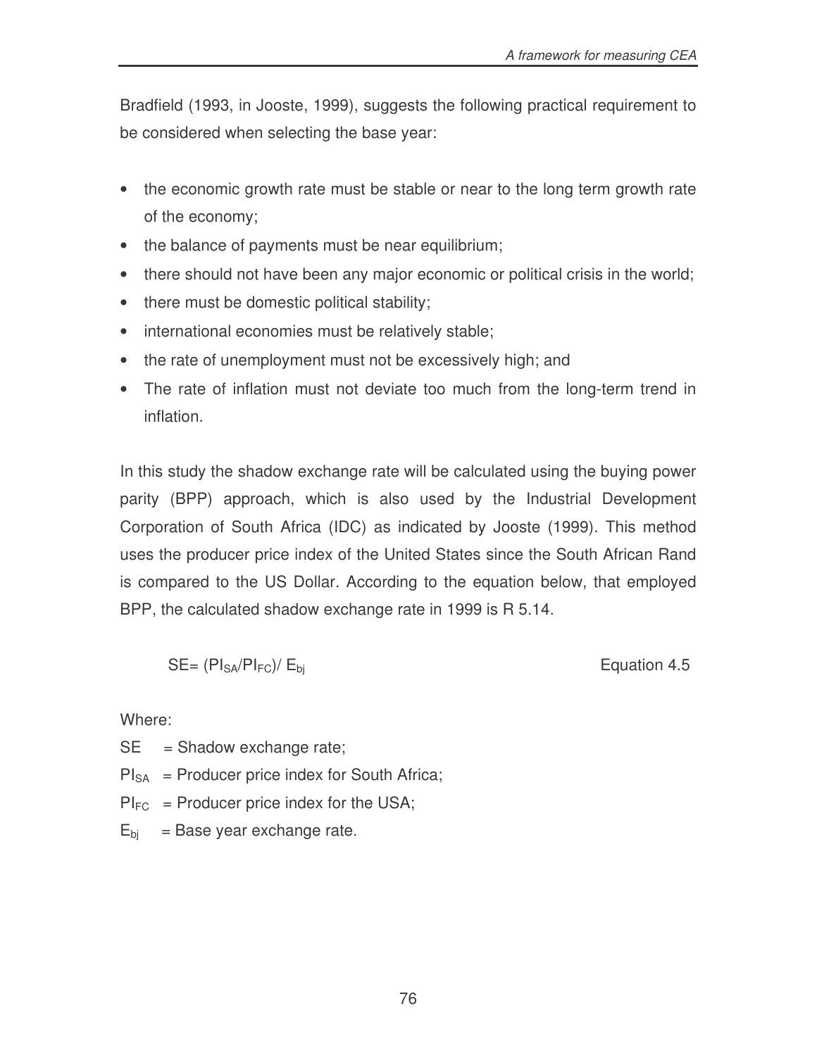Bradfield (1993, in Jooste, 1999), suggests the following practical requirement to be considered when selecting the base year:

- the economic growth rate must be stable or near to the long term growth rate of the economy;
- the balance of payments must be near equilibrium;
- there should not have been any major economic or political crisis in the world;
- there must be domestic political stability;
- international economies must be relatively stable;
- the rate of unemployment must not be excessively high; and
- The rate of inflation must not deviate too much from the long-term trend in inflation.

In this study the shadow exchange rate will be calculated using the buying power parity (BPP) approach, which is also used by the Industrial Development Corporation of South Africa (IDC) as indicated by Jooste (1999). This method uses the producer price index of the United States since the South African Rand is compared to the US Dollar. According to the equation below, that employed BPP, the calculated shadow exchange rate in 1999 is R 5.14.

$$SE = (PI_{SA}/PI_{FC})/ E_{bj} \quad \text{Equation 4.5}$$

Where:

$SE$ = Shadow exchange rate;

$PI_{SA}$ = Producer price index for South Africa;

$PI_{FC}$ = Producer price index for the USA;

$E_{bj}$ = Base year exchange rate.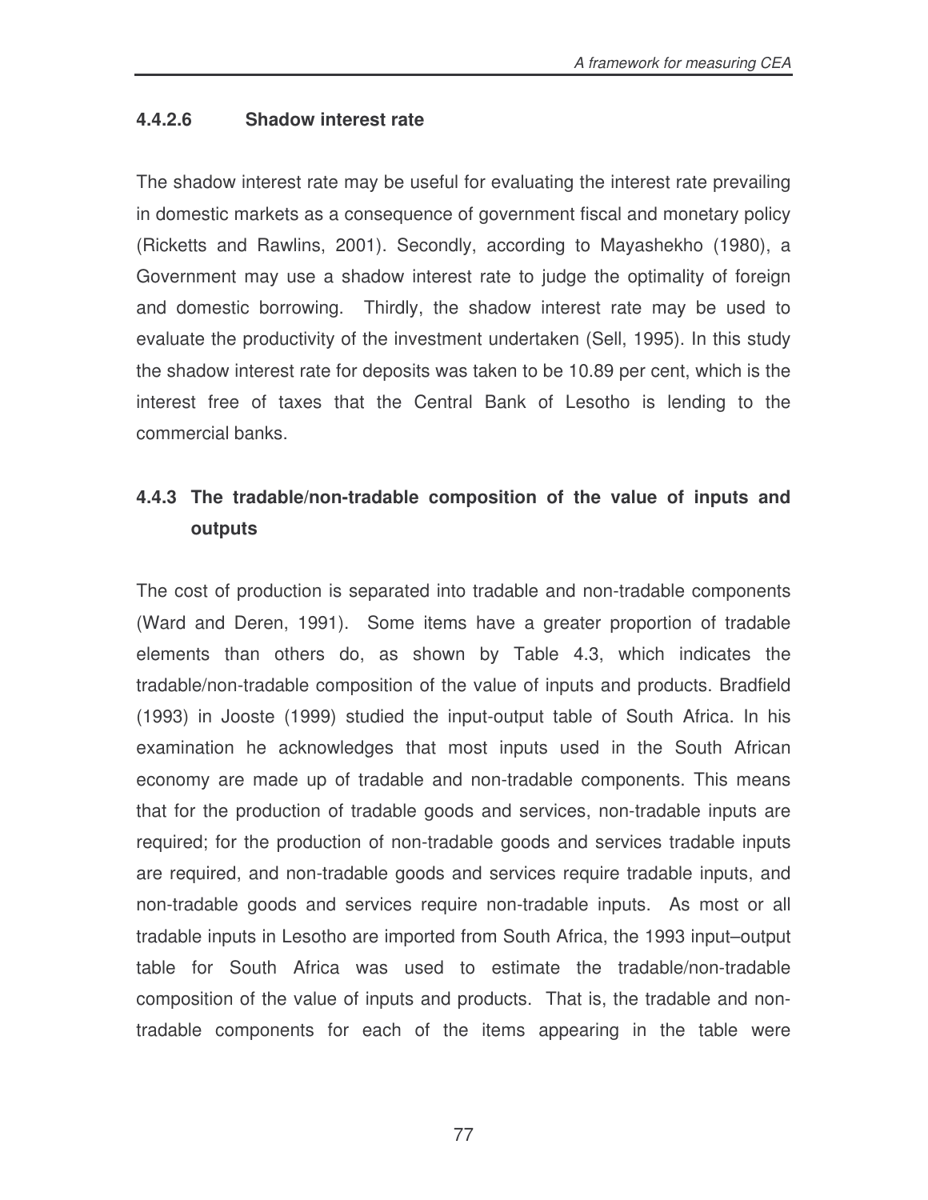#### 4.4.2.6 Shadow interest rate

The shadow interest rate may be useful for evaluating the interest rate prevailing in domestic markets as a consequence of government fiscal and monetary policy (Ricketts and Rawlins, 2001). Secondly, according to Mayashekho (1980), a Government may use a shadow interest rate to judge the optimality of foreign and domestic borrowing. Thirdly, the shadow interest rate may be used to evaluate the productivity of the investment undertaken (Sell, 1995). In this study the shadow interest rate for deposits was taken to be 10.89 per cent, which is the interest free of taxes that the Central Bank of Lesotho is lending to the commercial banks.

### 4.4.3 The tradable/non-tradable composition of the value of inputs and outputs

The cost of production is separated into tradable and non-tradable components (Ward and Deren, 1991). Some items have a greater proportion of tradable elements than others do, as shown by Table 4.3, which indicates the tradable/non-tradable composition of the value of inputs and products. Bradfield (1993) in Jooste (1999) studied the input-output table of South Africa. In his examination he acknowledges that most inputs used in the South African economy are made up of tradable and non-tradable components. This means that for the production of tradable goods and services, non-tradable inputs are required; for the production of non-tradable goods and services tradable inputs are required, and non-tradable goods and services require tradable inputs, and non-tradable goods and services require non-tradable inputs. As most or all tradable inputs in Lesotho are imported from South Africa, the 1993 input–output table for South Africa was used to estimate the tradable/non-tradable composition of the value of inputs and products. That is, the tradable and non-tradable components for each of the items appearing in the table were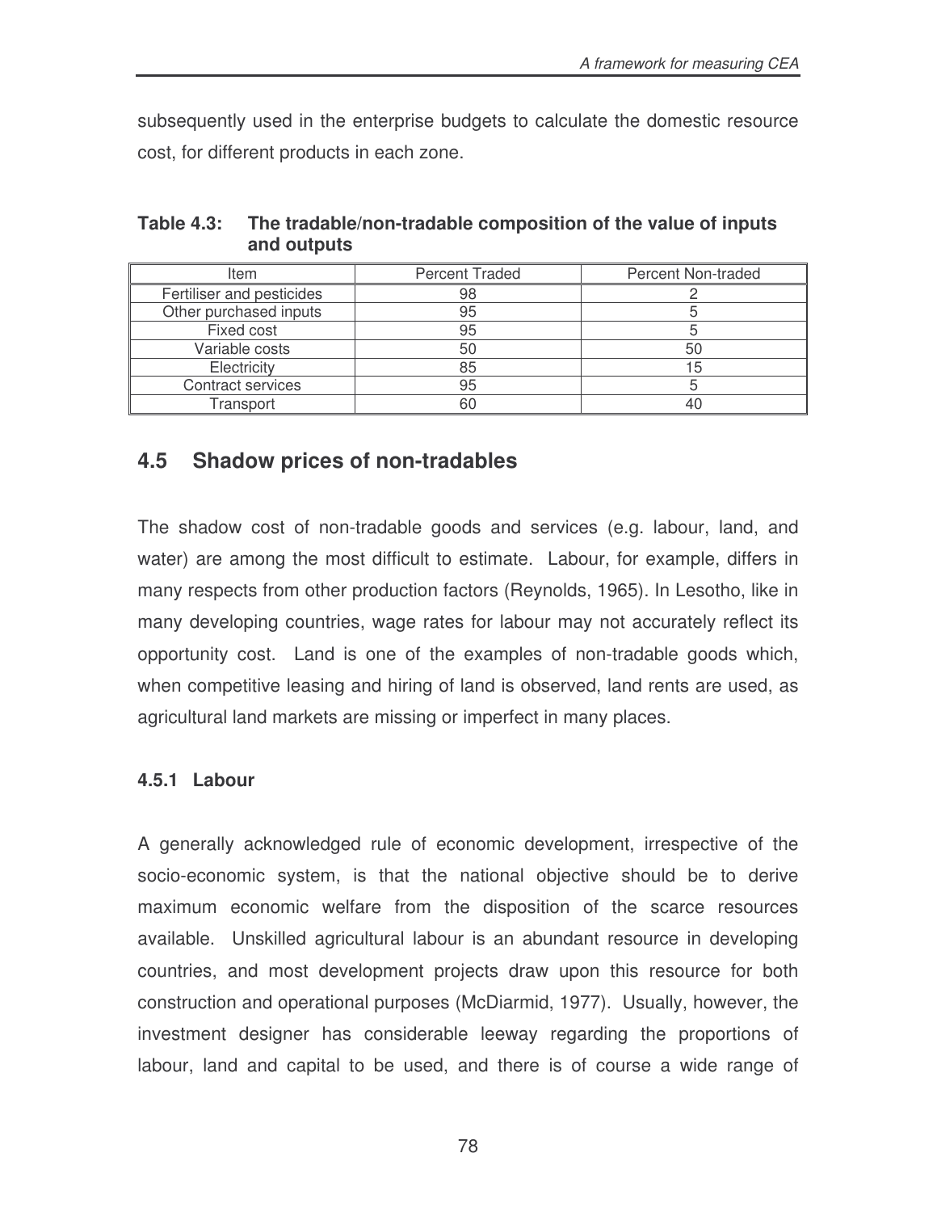subsequently used in the enterprise budgets to calculate the domestic resource cost, for different products in each zone.

**Table 4.3: The tradable/non-tradable composition of the value of inputs and outputs**

| Item | Percent Traded | Percent Non-traded |
|---|---|---|
| Fertiliser and pesticides | 98 | 2 |
| Other purchased inputs | 95 | 5 |
| Fixed cost | 95 | 5 |
| Variable costs | 50 | 50 |
| Electricity | 85 | 15 |
| Contract services | 95 | 5 |
| Transport | 60 | 40 |

## 4.5 Shadow prices of non-tradables

The shadow cost of non-tradable goods and services (e.g. labour, land, and water) are among the most difficult to estimate. Labour, for example, differs in many respects from other production factors (Reynolds, 1965). In Lesotho, like in many developing countries, wage rates for labour may not accurately reflect its opportunity cost. Land is one of the examples of non-tradable goods which, when competitive leasing and hiring of land is observed, land rents are used, as agricultural land markets are missing or imperfect in many places.

### 4.5.1 Labour

A generally acknowledged rule of economic development, irrespective of the socio-economic system, is that the national objective should be to derive maximum economic welfare from the disposition of the scarce resources available. Unskilled agricultural labour is an abundant resource in developing countries, and most development projects draw upon this resource for both construction and operational purposes (McDiarmid, 1977). Usually, however, the investment designer has considerable leeway regarding the proportions of labour, land and capital to be used, and there is of course a wide range of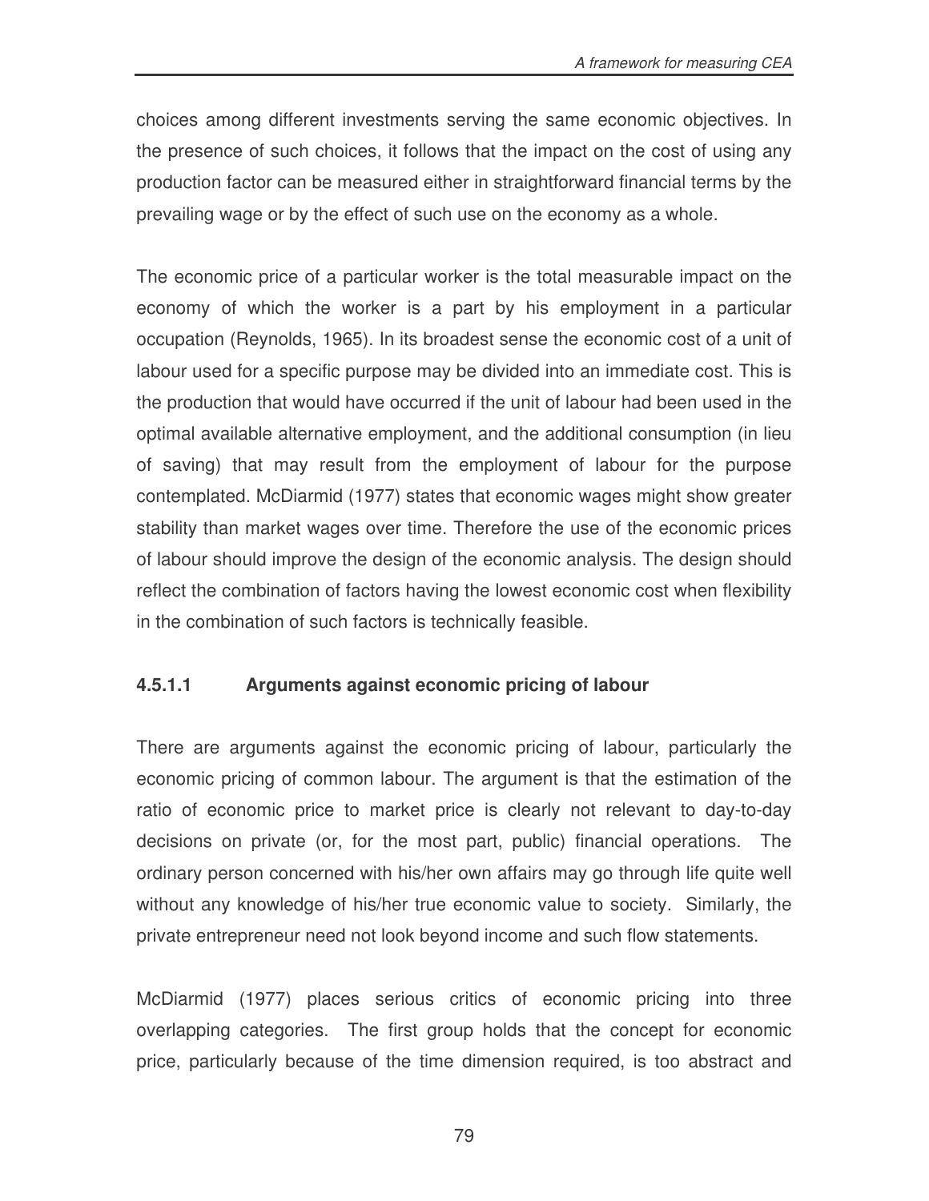choices among different investments serving the same economic objectives. In the presence of such choices, it follows that the impact on the cost of using any production factor can be measured either in straightforward financial terms by the prevailing wage or by the effect of such use on the economy as a whole.

The economic price of a particular worker is the total measurable impact on the economy of which the worker is a part by his employment in a particular occupation (Reynolds, 1965). In its broadest sense the economic cost of a unit of labour used for a specific purpose may be divided into an immediate cost. This is the production that would have occurred if the unit of labour had been used in the optimal available alternative employment, and the additional consumption (in lieu of saving) that may result from the employment of labour for the purpose contemplated. McDiarmid (1977) states that economic wages might show greater stability than market wages over time. Therefore the use of the economic prices of labour should improve the design of the economic analysis. The design should reflect the combination of factors having the lowest economic cost when flexibility in the combination of such factors is technically feasible.

#### 4.5.1.1 Arguments against economic pricing of labour

There are arguments against the economic pricing of labour, particularly the economic pricing of common labour. The argument is that the estimation of the ratio of economic price to market price is clearly not relevant to day-to-day decisions on private (or, for the most part, public) financial operations. The ordinary person concerned with his/her own affairs may go through life quite well without any knowledge of his/her true economic value to society. Similarly, the private entrepreneur need not look beyond income and such flow statements.

McDiarmid (1977) places serious critics of economic pricing into three overlapping categories. The first group holds that the concept for economic price, particularly because of the time dimension required, is too abstract and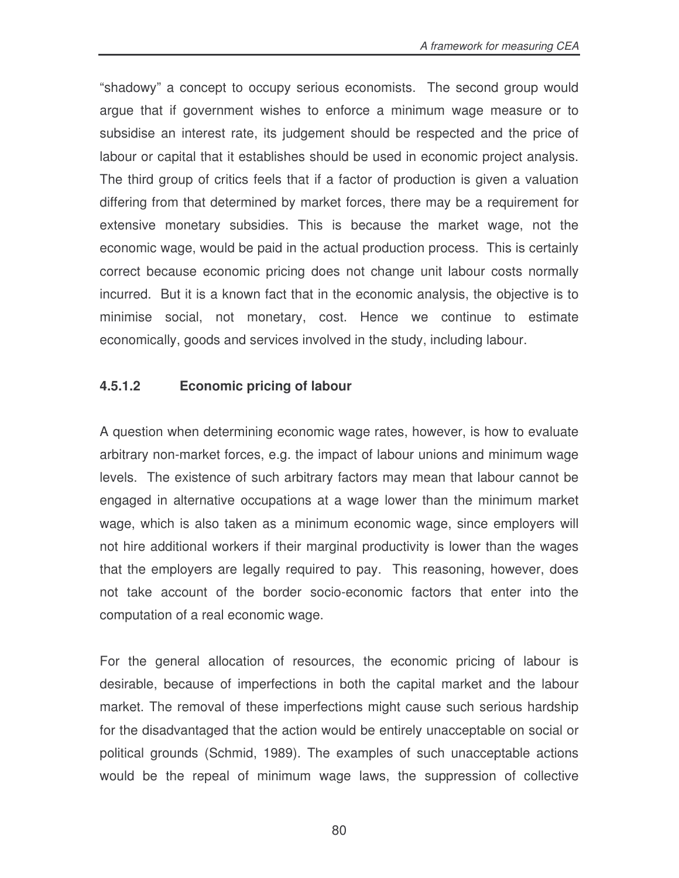"shadowy" a concept to occupy serious economists. The second group would argue that if government wishes to enforce a minimum wage measure or to subsidise an interest rate, its judgement should be respected and the price of labour or capital that it establishes should be used in economic project analysis. The third group of critics feels that if a factor of production is given a valuation differing from that determined by market forces, there may be a requirement for extensive monetary subsidies. This is because the market wage, not the economic wage, would be paid in the actual production process. This is certainly correct because economic pricing does not change unit labour costs normally incurred. But it is a known fact that in the economic analysis, the objective is to minimise social, not monetary, cost. Hence we continue to estimate economically, goods and services involved in the study, including labour.

#### 4.5.1.2 Economic pricing of labour

A question when determining economic wage rates, however, is how to evaluate arbitrary non-market forces, e.g. the impact of labour unions and minimum wage levels. The existence of such arbitrary factors may mean that labour cannot be engaged in alternative occupations at a wage lower than the minimum market wage, which is also taken as a minimum economic wage, since employers will not hire additional workers if their marginal productivity is lower than the wages that the employers are legally required to pay. This reasoning, however, does not take account of the border socio-economic factors that enter into the computation of a real economic wage.

For the general allocation of resources, the economic pricing of labour is desirable, because of imperfections in both the capital market and the labour market. The removal of these imperfections might cause such serious hardship for the disadvantaged that the action would be entirely unacceptable on social or political grounds (Schmid, 1989). The examples of such unacceptable actions would be the repeal of minimum wage laws, the suppression of collective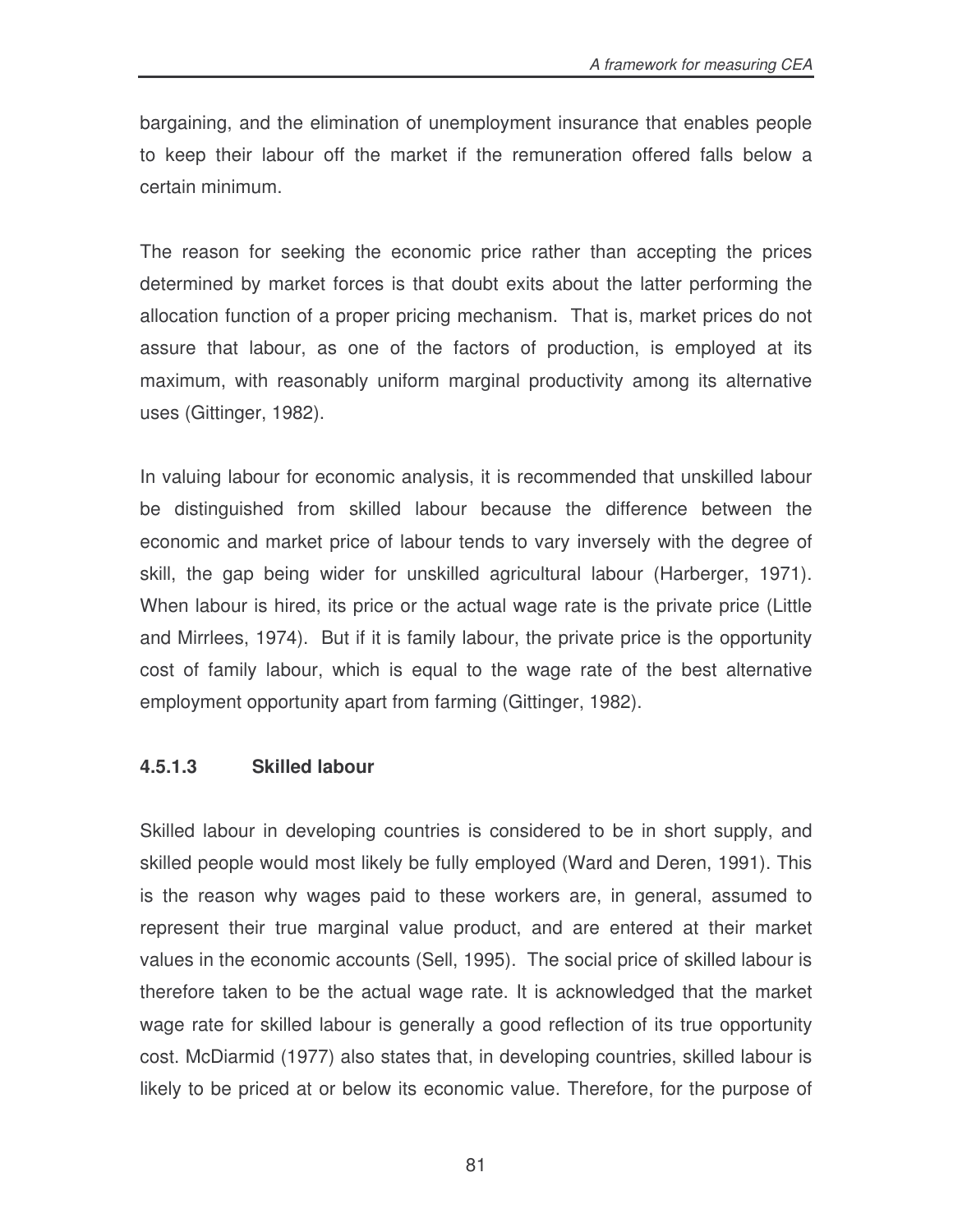bargaining, and the elimination of unemployment insurance that enables people to keep their labour off the market if the remuneration offered falls below a certain minimum.

The reason for seeking the economic price rather than accepting the prices determined by market forces is that doubt exits about the latter performing the allocation function of a proper pricing mechanism. That is, market prices do not assure that labour, as one of the factors of production, is employed at its maximum, with reasonably uniform marginal productivity among its alternative uses (Gittinger, 1982).

In valuing labour for economic analysis, it is recommended that unskilled labour be distinguished from skilled labour because the difference between the economic and market price of labour tends to vary inversely with the degree of skill, the gap being wider for unskilled agricultural labour (Harberger, 1971). When labour is hired, its price or the actual wage rate is the private price (Little and Mirrlees, 1974). But if it is family labour, the private price is the opportunity cost of family labour, which is equal to the wage rate of the best alternative employment opportunity apart from farming (Gittinger, 1982).

#### 4.5.1.3 Skilled labour

Skilled labour in developing countries is considered to be in short supply, and skilled people would most likely be fully employed (Ward and Deren, 1991). This is the reason why wages paid to these workers are, in general, assumed to represent their true marginal value product, and are entered at their market values in the economic accounts (Sell, 1995). The social price of skilled labour is therefore taken to be the actual wage rate. It is acknowledged that the market wage rate for skilled labour is generally a good reflection of its true opportunity cost. McDiarmid (1977) also states that, in developing countries, skilled labour is likely to be priced at or below its economic value. Therefore, for the purpose of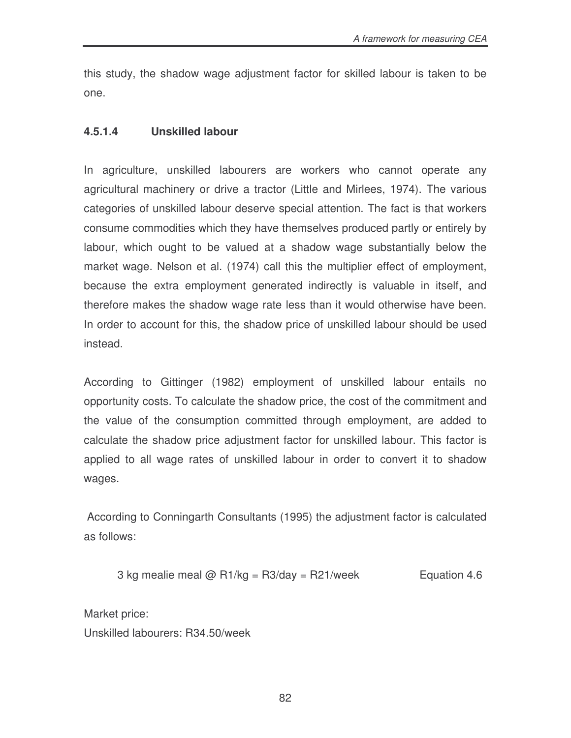this study, the shadow wage adjustment factor for skilled labour is taken to be one.

#### 4.5.1.4 Unskilled labour

In agriculture, unskilled labourers are workers who cannot operate any agricultural machinery or drive a tractor (Little and Mirlees, 1974). The various categories of unskilled labour deserve special attention. The fact is that workers consume commodities which they have themselves produced partly or entirely by labour, which ought to be valued at a shadow wage substantially below the market wage. Nelson et al. (1974) call this the multiplier effect of employment, because the extra employment generated indirectly is valuable in itself, and therefore makes the shadow wage rate less than it would otherwise have been. In order to account for this, the shadow price of unskilled labour should be used instead.

According to Gittinger (1982) employment of unskilled labour entails no opportunity costs. To calculate the shadow price, the cost of the commitment and the value of the consumption committed through employment, are added to calculate the shadow price adjustment factor for unskilled labour. This factor is applied to all wage rates of unskilled labour in order to convert it to shadow wages.

According to Conningarth Consultants (1995) the adjustment factor is calculated as follows:

3 kg mealie meal @ R1/kg = R3/day = R21/week        Equation 4.6

Market price:
Unskilled labourers: R34.50/week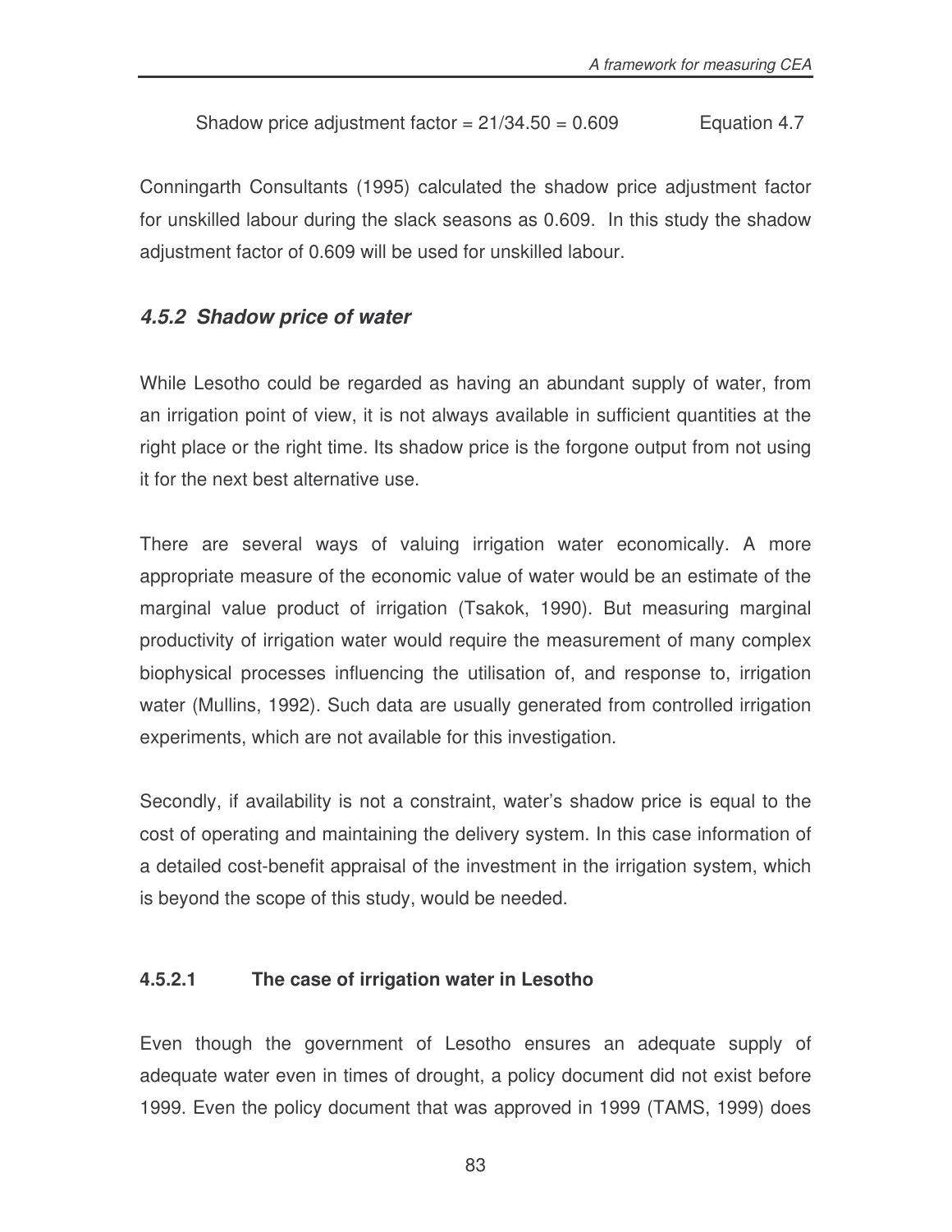Shadow price adjustment factor = 21/34.50 = 0.609 Equation 4.7

Conningarth Consultants (1995) calculated the shadow price adjustment factor for unskilled labour during the slack seasons as 0.609. In this study the shadow adjustment factor of 0.609 will be used for unskilled labour.

### *4.5.2 Shadow price of water*

While Lesotho could be regarded as having an abundant supply of water, from an irrigation point of view, it is not always available in sufficient quantities at the right place or the right time. Its shadow price is the forgone output from not using it for the next best alternative use.

There are several ways of valuing irrigation water economically. A more appropriate measure of the economic value of water would be an estimate of the marginal value product of irrigation (Tsakok, 1990). But measuring marginal productivity of irrigation water would require the measurement of many complex biophysical processes influencing the utilisation of, and response to, irrigation water (Mullins, 1992). Such data are usually generated from controlled irrigation experiments, which are not available for this investigation.

Secondly, if availability is not a constraint, water's shadow price is equal to the cost of operating and maintaining the delivery system. In this case information of a detailed cost-benefit appraisal of the investment in the irrigation system, which is beyond the scope of this study, would be needed.

#### **4.5.2.1 The case of irrigation water in Lesotho**

Even though the government of Lesotho ensures an adequate supply of adequate water even in times of drought, a policy document did not exist before 1999. Even the policy document that was approved in 1999 (TAMS, 1999) does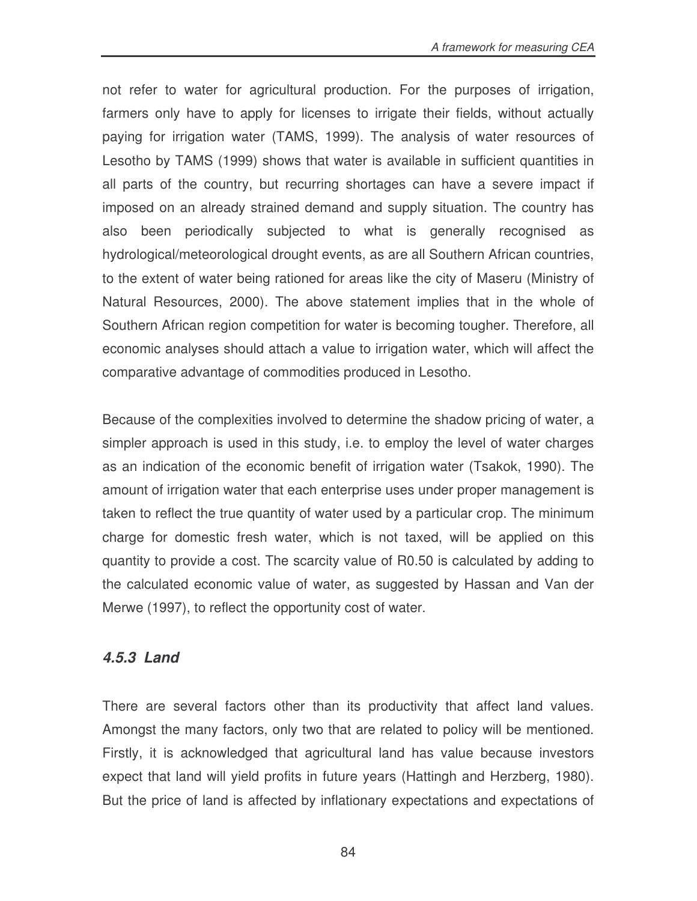not refer to water for agricultural production. For the purposes of irrigation, farmers only have to apply for licenses to irrigate their fields, without actually paying for irrigation water (TAMS, 1999). The analysis of water resources of Lesotho by TAMS (1999) shows that water is available in sufficient quantities in all parts of the country, but recurring shortages can have a severe impact if imposed on an already strained demand and supply situation. The country has also been periodically subjected to what is generally recognised as hydrological/meteorological drought events, as are all Southern African countries, to the extent of water being rationed for areas like the city of Maseru (Ministry of Natural Resources, 2000). The above statement implies that in the whole of Southern African region competition for water is becoming tougher. Therefore, all economic analyses should attach a value to irrigation water, which will affect the comparative advantage of commodities produced in Lesotho.

Because of the complexities involved to determine the shadow pricing of water, a simpler approach is used in this study, i.e. to employ the level of water charges as an indication of the economic benefit of irrigation water (Tsakok, 1990). The amount of irrigation water that each enterprise uses under proper management is taken to reflect the true quantity of water used by a particular crop. The minimum charge for domestic fresh water, which is not taxed, will be applied on this quantity to provide a cost. The scarcity value of R0.50 is calculated by adding to the calculated economic value of water, as suggested by Hassan and Van der Merwe (1997), to reflect the opportunity cost of water.

### *4.5.3 Land*

There are several factors other than its productivity that affect land values. Amongst the many factors, only two that are related to policy will be mentioned. Firstly, it is acknowledged that agricultural land has value because investors expect that land will yield profits in future years (Hattingh and Herzberg, 1980). But the price of land is affected by inflationary expectations and expectations of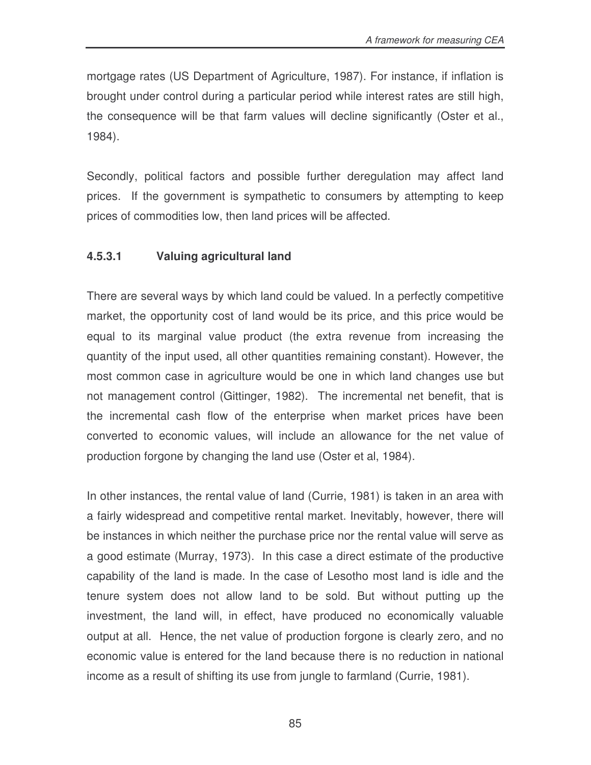mortgage rates (US Department of Agriculture, 1987). For instance, if inflation is brought under control during a particular period while interest rates are still high, the consequence will be that farm values will decline significantly (Oster et al., 1984).

Secondly, political factors and possible further deregulation may affect land prices. If the government is sympathetic to consumers by attempting to keep prices of commodities low, then land prices will be affected.

#### 4.5.3.1 Valuing agricultural land

There are several ways by which land could be valued. In a perfectly competitive market, the opportunity cost of land would be its price, and this price would be equal to its marginal value product (the extra revenue from increasing the quantity of the input used, all other quantities remaining constant). However, the most common case in agriculture would be one in which land changes use but not management control (Gittinger, 1982). The incremental net benefit, that is the incremental cash flow of the enterprise when market prices have been converted to economic values, will include an allowance for the net value of production forgone by changing the land use (Oster et al, 1984).

In other instances, the rental value of land (Currie, 1981) is taken in an area with a fairly widespread and competitive rental market. Inevitably, however, there will be instances in which neither the purchase price nor the rental value will serve as a good estimate (Murray, 1973). In this case a direct estimate of the productive capability of the land is made. In the case of Lesotho most land is idle and the tenure system does not allow land to be sold. But without putting up the investment, the land will, in effect, have produced no economically valuable output at all. Hence, the net value of production forgone is clearly zero, and no economic value is entered for the land because there is no reduction in national income as a result of shifting its use from jungle to farmland (Currie, 1981).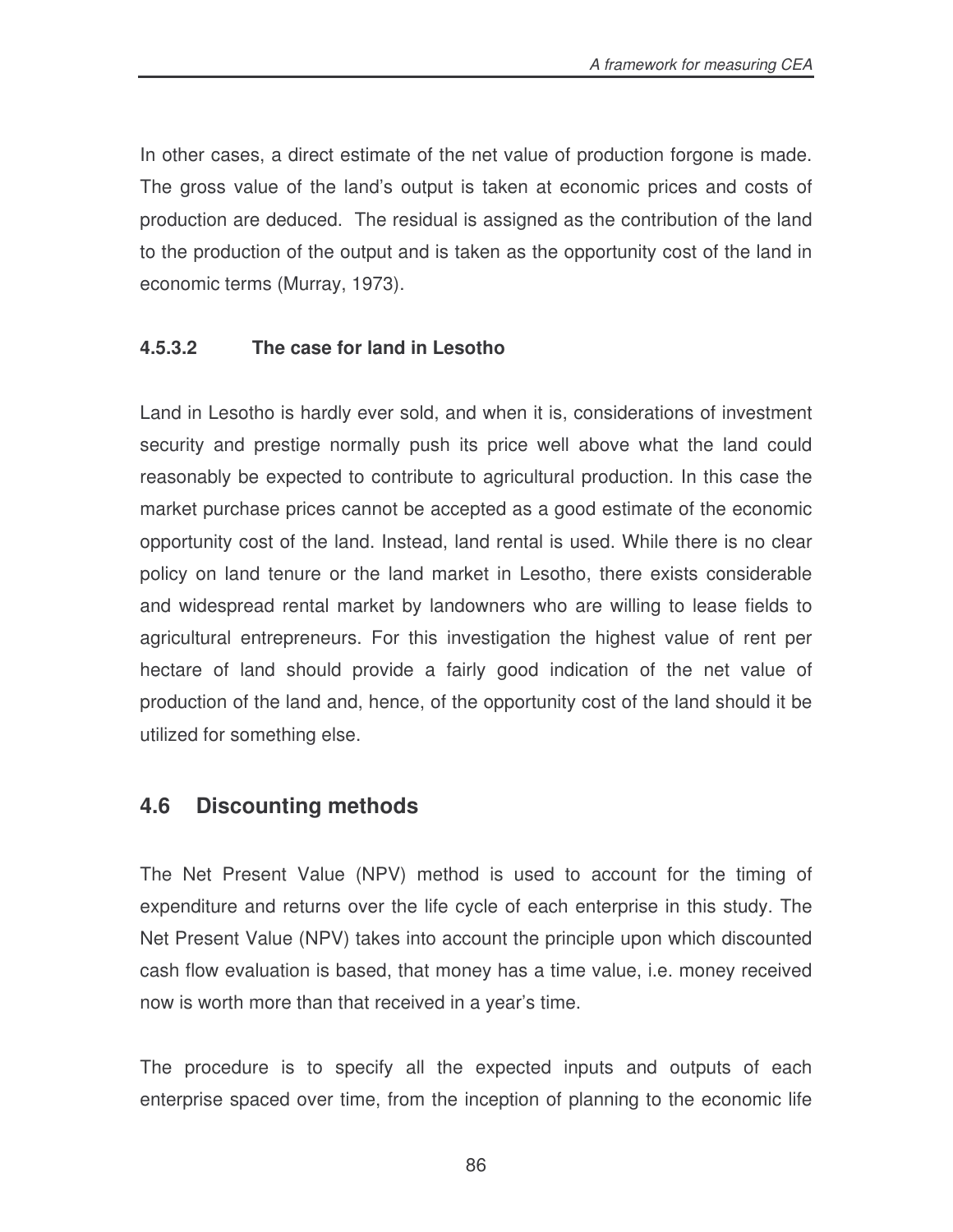In other cases, a direct estimate of the net value of production forgone is made. The gross value of the land's output is taken at economic prices and costs of production are deduced. The residual is assigned as the contribution of the land to the production of the output and is taken as the opportunity cost of the land in economic terms (Murray, 1973).

#### 4.5.3.2 The case for land in Lesotho

Land in Lesotho is hardly ever sold, and when it is, considerations of investment security and prestige normally push its price well above what the land could reasonably be expected to contribute to agricultural production. In this case the market purchase prices cannot be accepted as a good estimate of the economic opportunity cost of the land. Instead, land rental is used. While there is no clear policy on land tenure or the land market in Lesotho, there exists considerable and widespread rental market by landowners who are willing to lease fields to agricultural entrepreneurs. For this investigation the highest value of rent per hectare of land should provide a fairly good indication of the net value of production of the land and, hence, of the opportunity cost of the land should it be utilized for something else.

## 4.6 Discounting methods

The Net Present Value (NPV) method is used to account for the timing of expenditure and returns over the life cycle of each enterprise in this study. The Net Present Value (NPV) takes into account the principle upon which discounted cash flow evaluation is based, that money has a time value, i.e. money received now is worth more than that received in a year's time.

The procedure is to specify all the expected inputs and outputs of each enterprise spaced over time, from the inception of planning to the economic life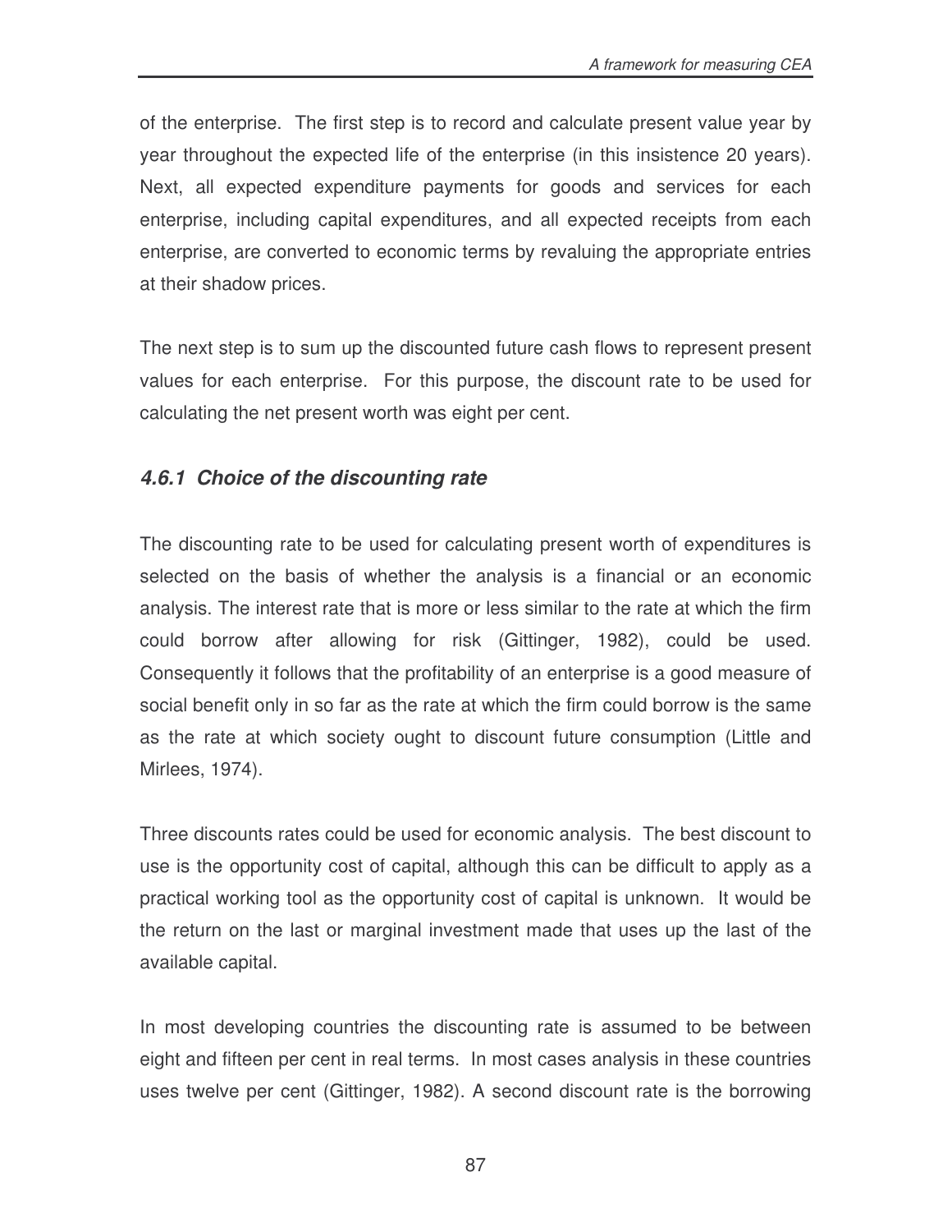of the enterprise. The first step is to record and calculate present value year by year throughout the expected life of the enterprise (in this insistence 20 years). Next, all expected expenditure payments for goods and services for each enterprise, including capital expenditures, and all expected receipts from each enterprise, are converted to economic terms by revaluing the appropriate entries at their shadow prices.

The next step is to sum up the discounted future cash flows to represent present values for each enterprise. For this purpose, the discount rate to be used for calculating the net present worth was eight per cent.

### *4.6.1 Choice of the discounting rate*

The discounting rate to be used for calculating present worth of expenditures is selected on the basis of whether the analysis is a financial or an economic analysis. The interest rate that is more or less similar to the rate at which the firm could borrow after allowing for risk (Gittinger, 1982), could be used. Consequently it follows that the profitability of an enterprise is a good measure of social benefit only in so far as the rate at which the firm could borrow is the same as the rate at which society ought to discount future consumption (Little and Mirlees, 1974).

Three discounts rates could be used for economic analysis. The best discount to use is the opportunity cost of capital, although this can be difficult to apply as a practical working tool as the opportunity cost of capital is unknown. It would be the return on the last or marginal investment made that uses up the last of the available capital.

In most developing countries the discounting rate is assumed to be between eight and fifteen per cent in real terms. In most cases analysis in these countries uses twelve per cent (Gittinger, 1982). A second discount rate is the borrowing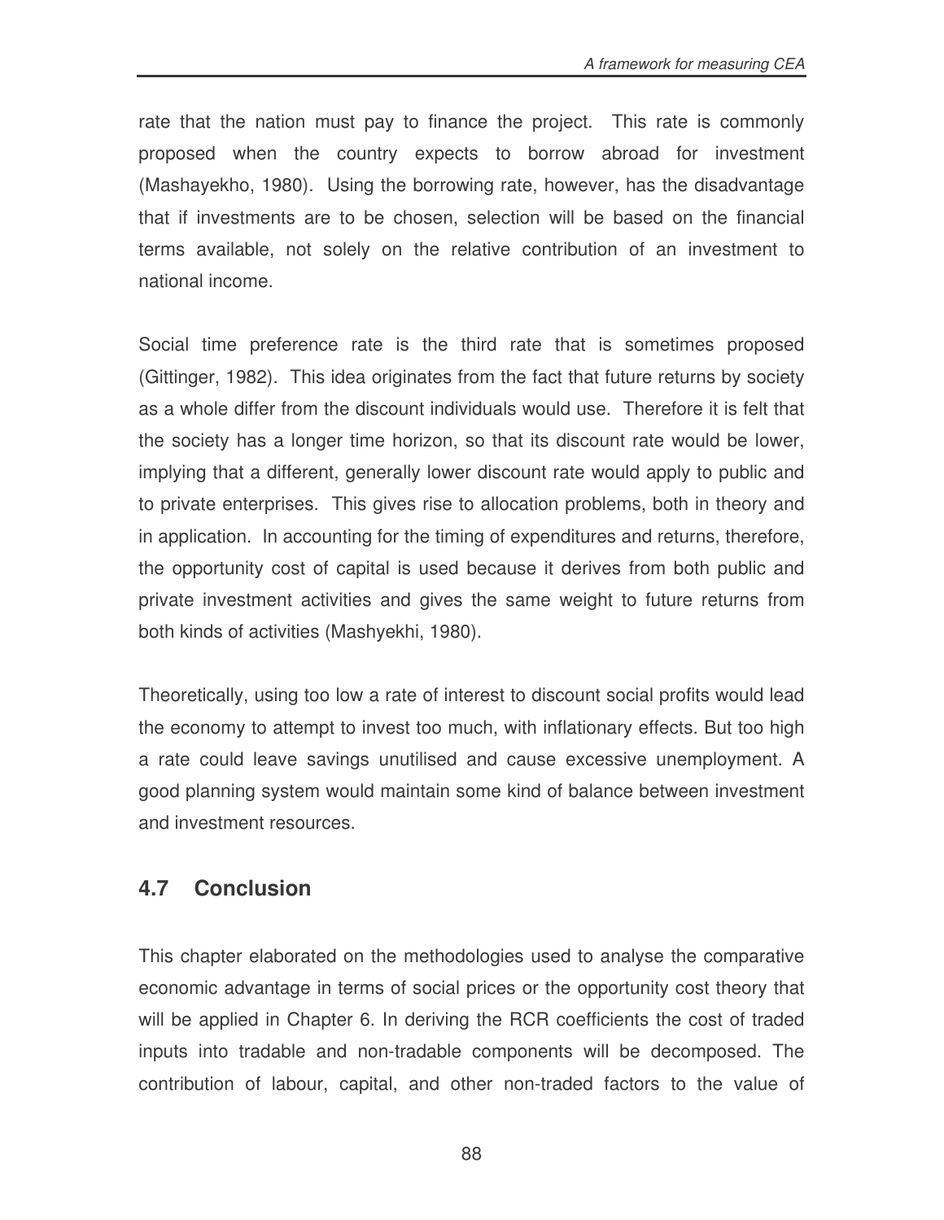rate that the nation must pay to finance the project. This rate is commonly proposed when the country expects to borrow abroad for investment (Mashayekho, 1980). Using the borrowing rate, however, has the disadvantage that if investments are to be chosen, selection will be based on the financial terms available, not solely on the relative contribution of an investment to national income.

Social time preference rate is the third rate that is sometimes proposed (Gittinger, 1982). This idea originates from the fact that future returns by society as a whole differ from the discount individuals would use. Therefore it is felt that the society has a longer time horizon, so that its discount rate would be lower, implying that a different, generally lower discount rate would apply to public and to private enterprises. This gives rise to allocation problems, both in theory and in application. In accounting for the timing of expenditures and returns, therefore, the opportunity cost of capital is used because it derives from both public and private investment activities and gives the same weight to future returns from both kinds of activities (Mashyekhi, 1980).

Theoretically, using too low a rate of interest to discount social profits would lead the economy to attempt to invest too much, with inflationary effects. But too high a rate could leave savings unutilised and cause excessive unemployment. A good planning system would maintain some kind of balance between investment and investment resources.

## 4.7 Conclusion

This chapter elaborated on the methodologies used to analyse the comparative economic advantage in terms of social prices or the opportunity cost theory that will be applied in Chapter 6. In deriving the RCR coefficients the cost of traded inputs into tradable and non-tradable components will be decomposed. The contribution of labour, capital, and other non-traded factors to the value of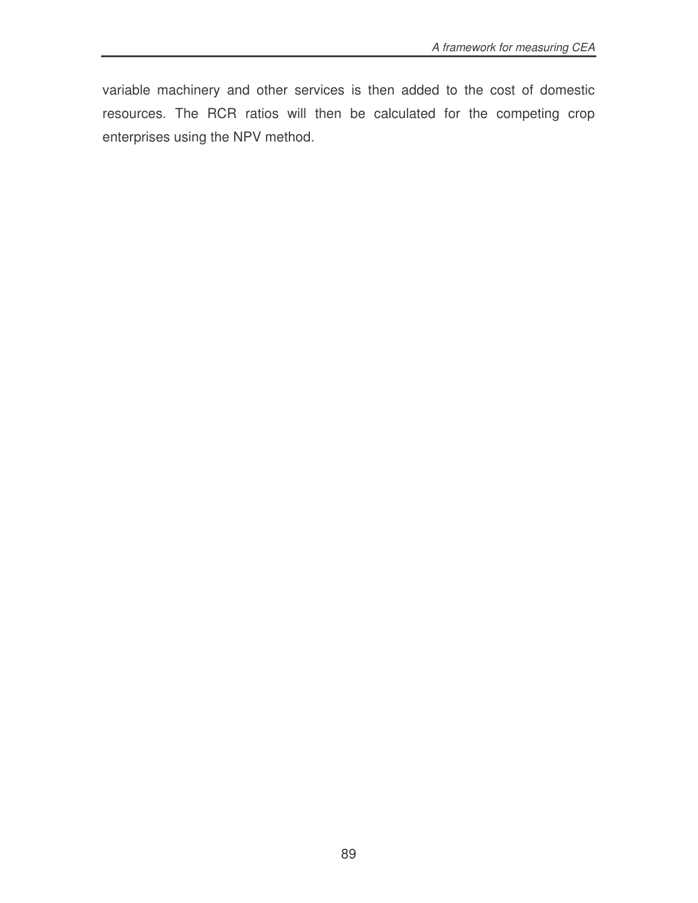variable machinery and other services is then added to the cost of domestic resources. The RCR ratios will then be calculated for the competing crop enterprises using the NPV method.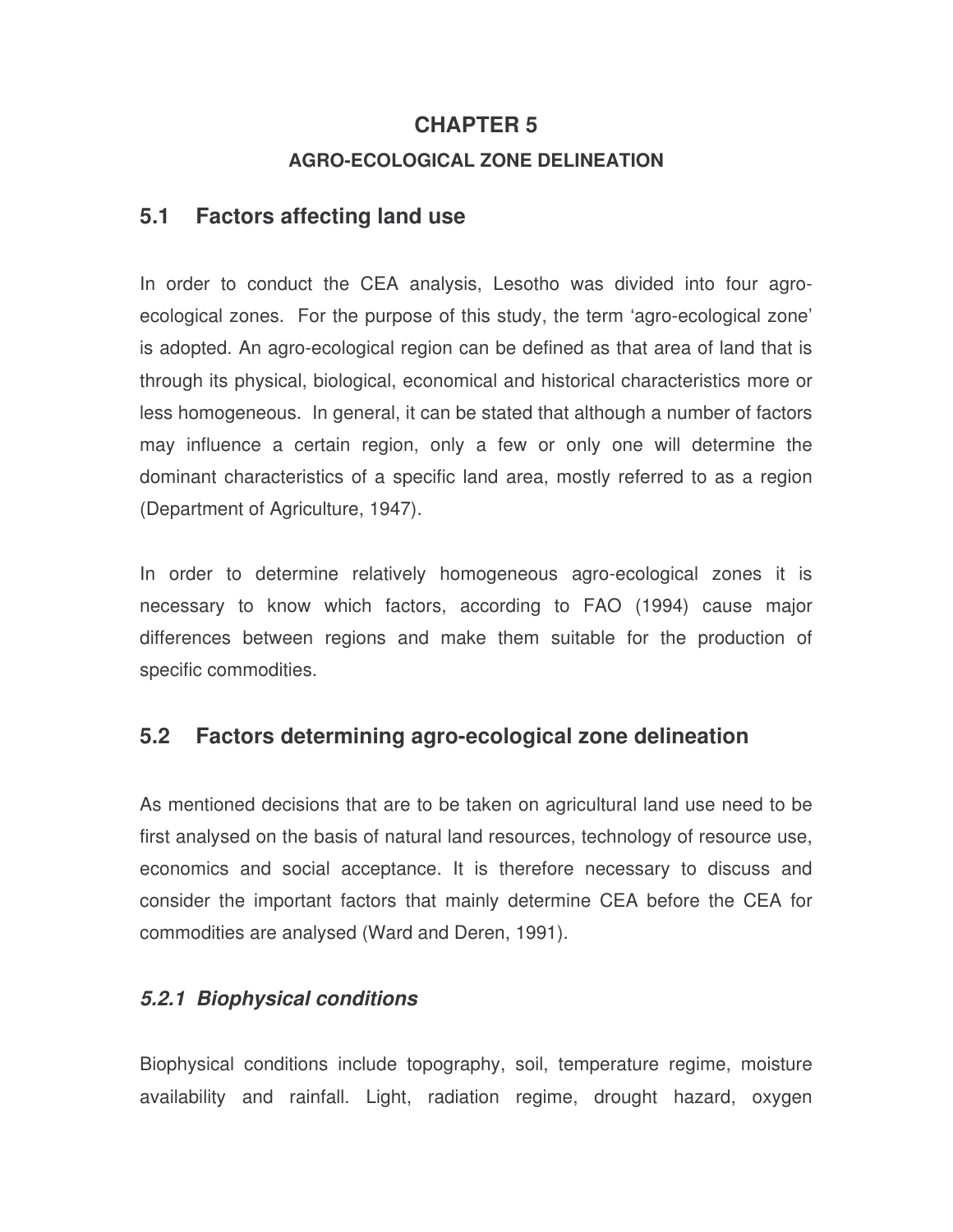# CHAPTER 5

## AGRO-ECOLOGICAL ZONE DELINEATION

## 5.1 Factors affecting land use

In order to conduct the CEA analysis, Lesotho was divided into four agro-ecological zones. For the purpose of this study, the term 'agro-ecological zone' is adopted. An agro-ecological region can be defined as that area of land that is through its physical, biological, economical and historical characteristics more or less homogeneous. In general, it can be stated that although a number of factors may influence a certain region, only a few or only one will determine the dominant characteristics of a specific land area, mostly referred to as a region (Department of Agriculture, 1947).

In order to determine relatively homogeneous agro-ecological zones it is necessary to know which factors, according to FAO (1994) cause major differences between regions and make them suitable for the production of specific commodities.

## 5.2 Factors determining agro-ecological zone delineation

As mentioned decisions that are to be taken on agricultural land use need to be first analysed on the basis of natural land resources, technology of resource use, economics and social acceptance. It is therefore necessary to discuss and consider the important factors that mainly determine CEA before the CEA for commodities are analysed (Ward and Deren, 1991).

### *5.2.1 Biophysical conditions*

Biophysical conditions include topography, soil, temperature regime, moisture availability and rainfall. Light, radiation regime, drought hazard, oxygen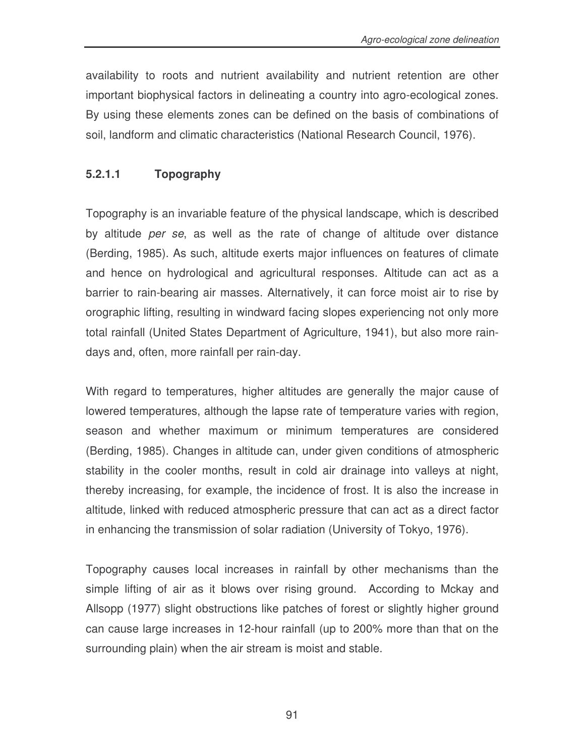availability to roots and nutrient availability and nutrient retention are other important biophysical factors in delineating a country into agro-ecological zones. By using these elements zones can be defined on the basis of combinations of soil, landform and climatic characteristics (National Research Council, 1976).

#### 5.2.1.1 Topography

Topography is an invariable feature of the physical landscape, which is described by altitude *per se*, as well as the rate of change of altitude over distance (Berding, 1985). As such, altitude exerts major influences on features of climate and hence on hydrological and agricultural responses. Altitude can act as a barrier to rain-bearing air masses. Alternatively, it can force moist air to rise by orographic lifting, resulting in windward facing slopes experiencing not only more total rainfall (United States Department of Agriculture, 1941), but also more rain-days and, often, more rainfall per rain-day.

With regard to temperatures, higher altitudes are generally the major cause of lowered temperatures, although the lapse rate of temperature varies with region, season and whether maximum or minimum temperatures are considered (Berding, 1985). Changes in altitude can, under given conditions of atmospheric stability in the cooler months, result in cold air drainage into valleys at night, thereby increasing, for example, the incidence of frost. It is also the increase in altitude, linked with reduced atmospheric pressure that can act as a direct factor in enhancing the transmission of solar radiation (University of Tokyo, 1976).

Topography causes local increases in rainfall by other mechanisms than the simple lifting of air as it blows over rising ground. According to Mckay and Allsopp (1977) slight obstructions like patches of forest or slightly higher ground can cause large increases in 12-hour rainfall (up to 200% more than that on the surrounding plain) when the air stream is moist and stable.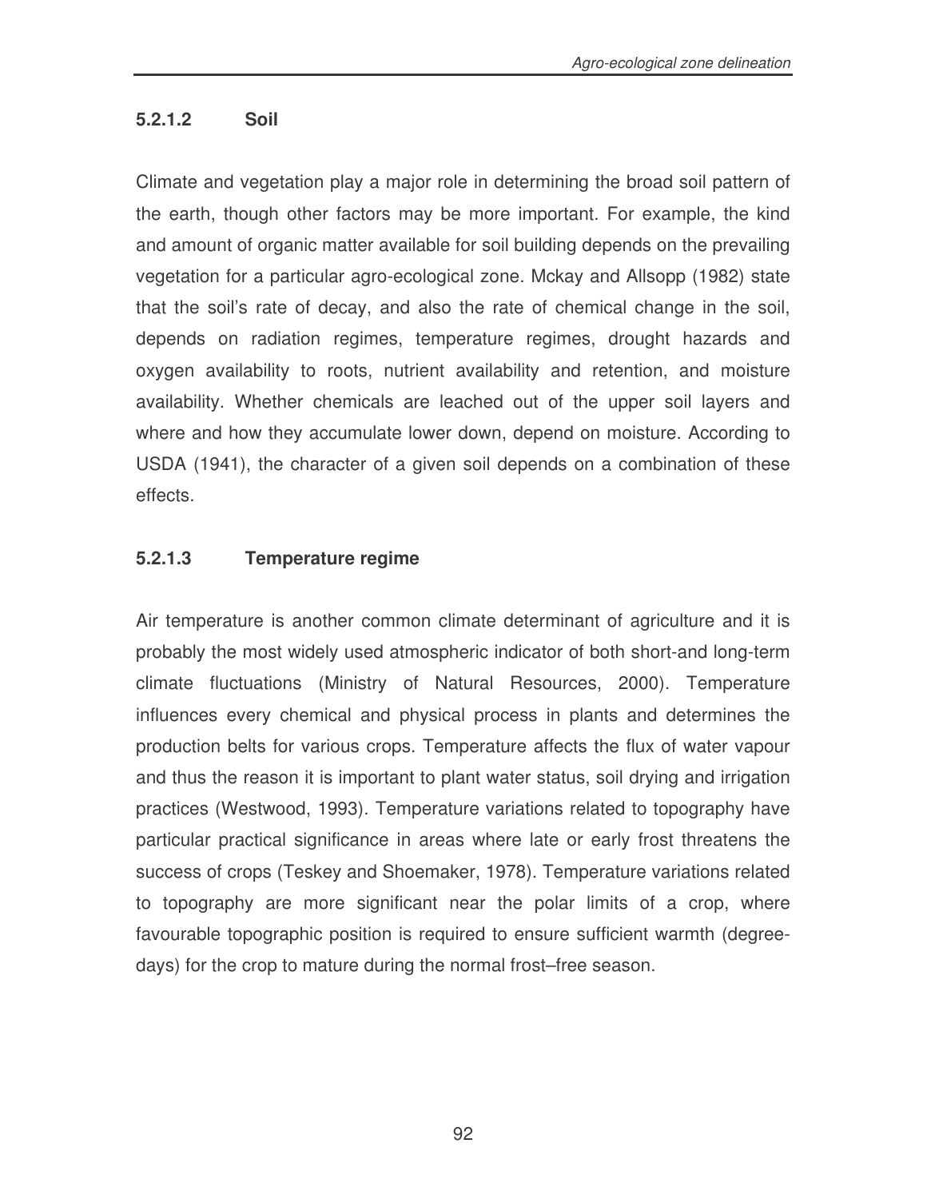#### 5.2.1.2 Soil

Climate and vegetation play a major role in determining the broad soil pattern of the earth, though other factors may be more important. For example, the kind and amount of organic matter available for soil building depends on the prevailing vegetation for a particular agro-ecological zone. Mckay and Allsopp (1982) state that the soil's rate of decay, and also the rate of chemical change in the soil, depends on radiation regimes, temperature regimes, drought hazards and oxygen availability to roots, nutrient availability and retention, and moisture availability. Whether chemicals are leached out of the upper soil layers and where and how they accumulate lower down, depend on moisture. According to USDA (1941), the character of a given soil depends on a combination of these effects.

#### 5.2.1.3 Temperature regime

Air temperature is another common climate determinant of agriculture and it is probably the most widely used atmospheric indicator of both short-and long-term climate fluctuations (Ministry of Natural Resources, 2000). Temperature influences every chemical and physical process in plants and determines the production belts for various crops. Temperature affects the flux of water vapour and thus the reason it is important to plant water status, soil drying and irrigation practices (Westwood, 1993). Temperature variations related to topography have particular practical significance in areas where late or early frost threatens the success of crops (Teskey and Shoemaker, 1978). Temperature variations related to topography are more significant near the polar limits of a crop, where favourable topographic position is required to ensure sufficient warmth (degree-days) for the crop to mature during the normal frost–free season.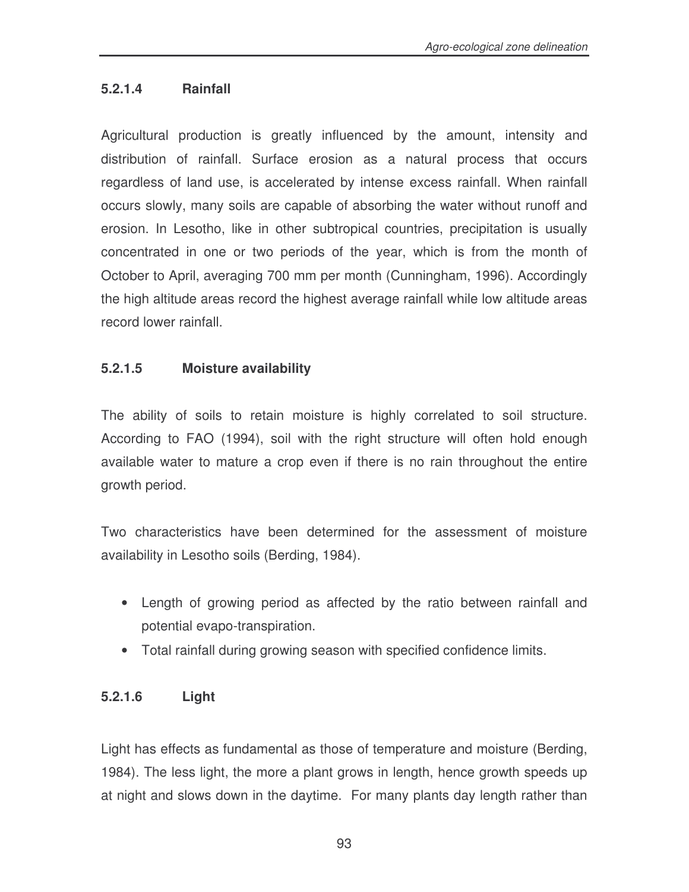#### 5.2.1.4 Rainfall

Agricultural production is greatly influenced by the amount, intensity and distribution of rainfall. Surface erosion as a natural process that occurs regardless of land use, is accelerated by intense excess rainfall. When rainfall occurs slowly, many soils are capable of absorbing the water without runoff and erosion. In Lesotho, like in other subtropical countries, precipitation is usually concentrated in one or two periods of the year, which is from the month of October to April, averaging 700 mm per month (Cunningham, 1996). Accordingly the high altitude areas record the highest average rainfall while low altitude areas record lower rainfall.

#### 5.2.1.5 Moisture availability

The ability of soils to retain moisture is highly correlated to soil structure. According to FAO (1994), soil with the right structure will often hold enough available water to mature a crop even if there is no rain throughout the entire growth period.

Two characteristics have been determined for the assessment of moisture availability in Lesotho soils (Berding, 1984).

- Length of growing period as affected by the ratio between rainfall and potential evapo-transpiration.
- Total rainfall during growing season with specified confidence limits.

#### 5.2.1.6 Light

Light has effects as fundamental as those of temperature and moisture (Berding, 1984). The less light, the more a plant grows in length, hence growth speeds up at night and slows down in the daytime. For many plants day length rather than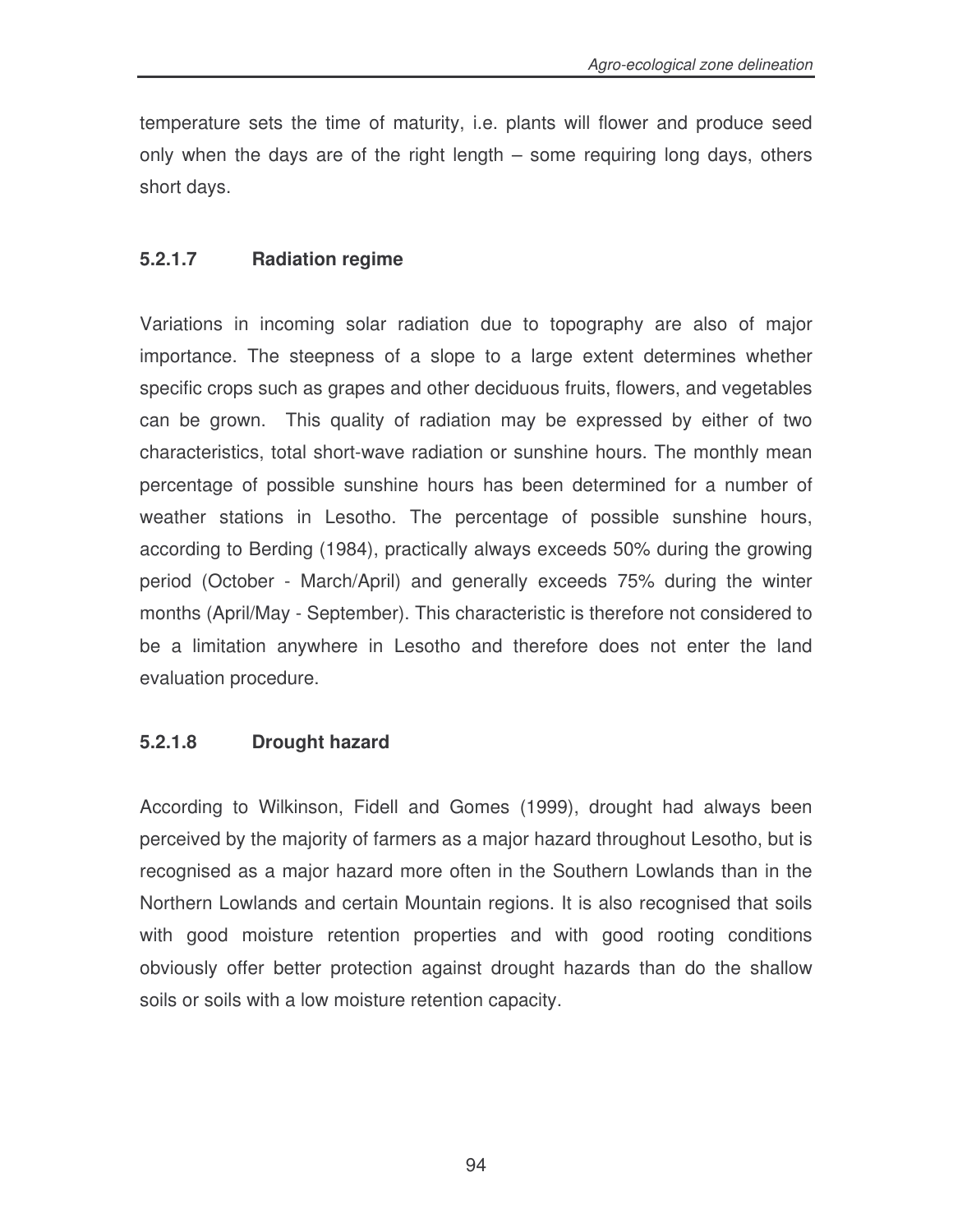temperature sets the time of maturity, i.e. plants will flower and produce seed only when the days are of the right length – some requiring long days, others short days.

#### 5.2.1.7 Radiation regime

Variations in incoming solar radiation due to topography are also of major importance. The steepness of a slope to a large extent determines whether specific crops such as grapes and other deciduous fruits, flowers, and vegetables can be grown. This quality of radiation may be expressed by either of two characteristics, total short-wave radiation or sunshine hours. The monthly mean percentage of possible sunshine hours has been determined for a number of weather stations in Lesotho. The percentage of possible sunshine hours, according to Berding (1984), practically always exceeds 50% during the growing period (October - March/April) and generally exceeds 75% during the winter months (April/May - September). This characteristic is therefore not considered to be a limitation anywhere in Lesotho and therefore does not enter the land evaluation procedure.

#### 5.2.1.8 Drought hazard

According to Wilkinson, Fidell and Gomes (1999), drought had always been perceived by the majority of farmers as a major hazard throughout Lesotho, but is recognised as a major hazard more often in the Southern Lowlands than in the Northern Lowlands and certain Mountain regions. It is also recognised that soils with good moisture retention properties and with good rooting conditions obviously offer better protection against drought hazards than do the shallow soils or soils with a low moisture retention capacity.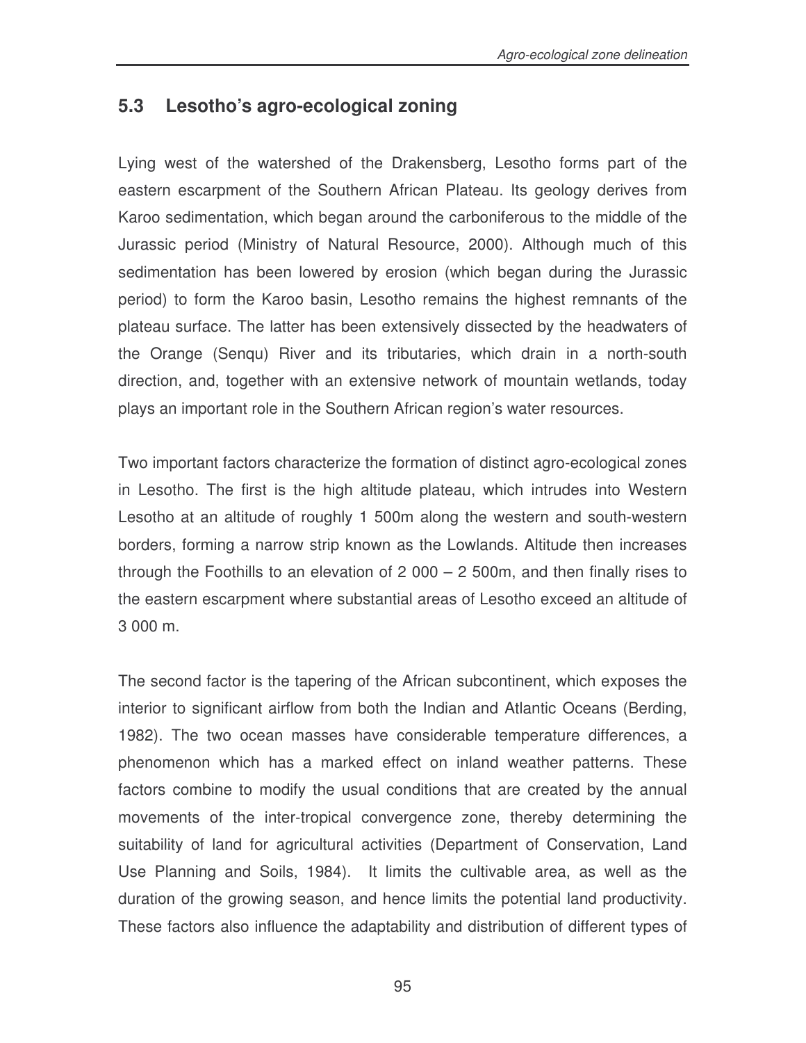## 5.3 Lesotho's agro-ecological zoning

Lying west of the watershed of the Drakensberg, Lesotho forms part of the eastern escarpment of the Southern African Plateau. Its geology derives from Karoo sedimentation, which began around the carboniferous to the middle of the Jurassic period (Ministry of Natural Resource, 2000). Although much of this sedimentation has been lowered by erosion (which began during the Jurassic period) to form the Karoo basin, Lesotho remains the highest remnants of the plateau surface. The latter has been extensively dissected by the headwaters of the Orange (Senqu) River and its tributaries, which drain in a north-south direction, and, together with an extensive network of mountain wetlands, today plays an important role in the Southern African region's water resources.

Two important factors characterize the formation of distinct agro-ecological zones in Lesotho. The first is the high altitude plateau, which intrudes into Western Lesotho at an altitude of roughly 1 500m along the western and south-western borders, forming a narrow strip known as the Lowlands. Altitude then increases through the Foothills to an elevation of 2 000 – 2 500m, and then finally rises to the eastern escarpment where substantial areas of Lesotho exceed an altitude of 3 000 m.

The second factor is the tapering of the African subcontinent, which exposes the interior to significant airflow from both the Indian and Atlantic Oceans (Berding, 1982). The two ocean masses have considerable temperature differences, a phenomenon which has a marked effect on inland weather patterns. These factors combine to modify the usual conditions that are created by the annual movements of the inter-tropical convergence zone, thereby determining the suitability of land for agricultural activities (Department of Conservation, Land Use Planning and Soils, 1984). It limits the cultivable area, as well as the duration of the growing season, and hence limits the potential land productivity. These factors also influence the adaptability and distribution of different types of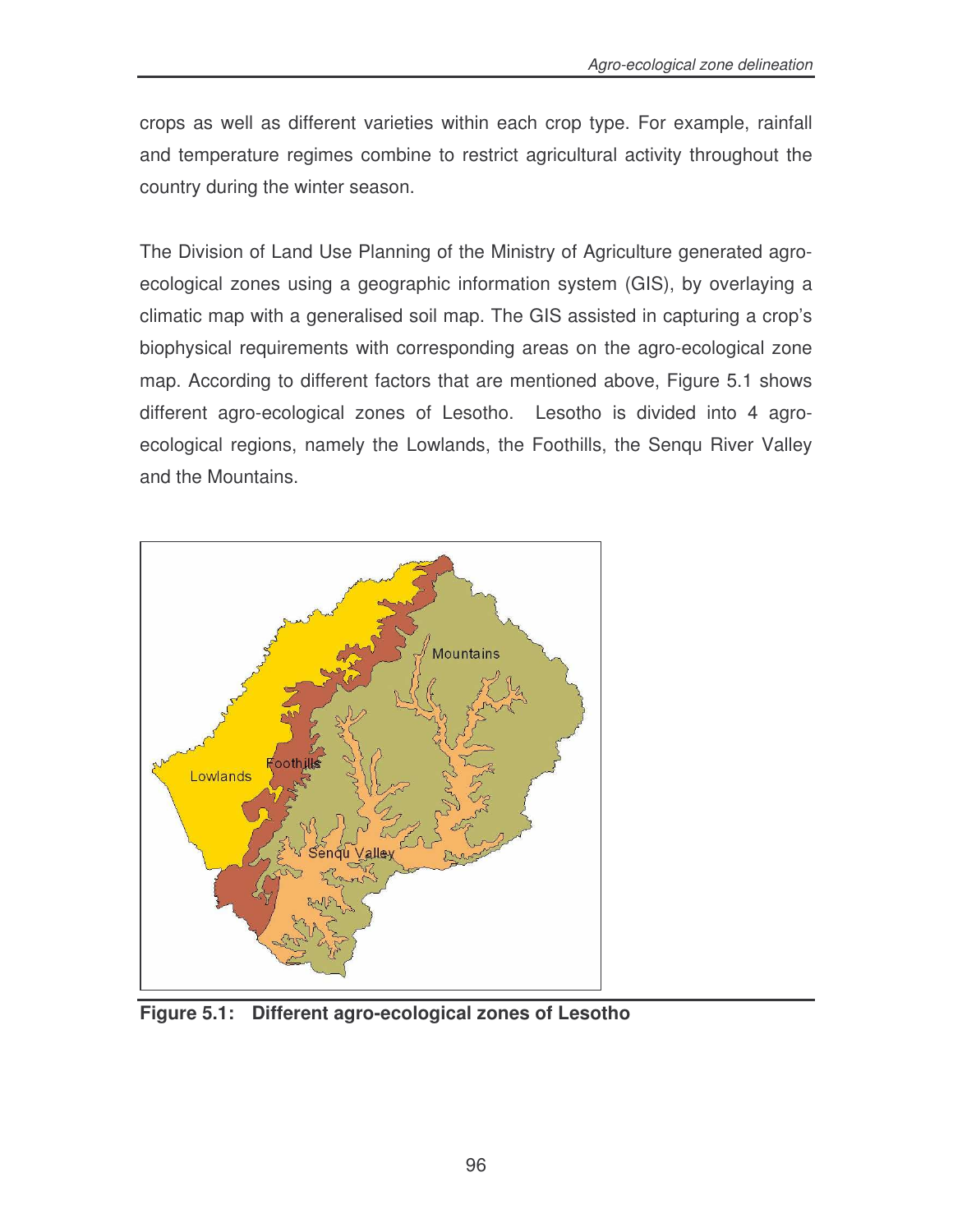crops as well as different varieties within each crop type. For example, rainfall and temperature regimes combine to restrict agricultural activity throughout the country during the winter season.

The Division of Land Use Planning of the Ministry of Agriculture generated agro-ecological zones using a geographic information system (GIS), by overlaying a climatic map with a generalised soil map. The GIS assisted in capturing a crop's biophysical requirements with corresponding areas on the agro-ecological zone map. According to different factors that are mentioned above, Figure 5.1 shows different agro-ecological zones of Lesotho. Lesotho is divided into 4 agro-ecological regions, namely the Lowlands, the Foothills, the Senqu River Valley and the Mountains.

**Figure 5.1: Different agro-ecological zones of Lesotho**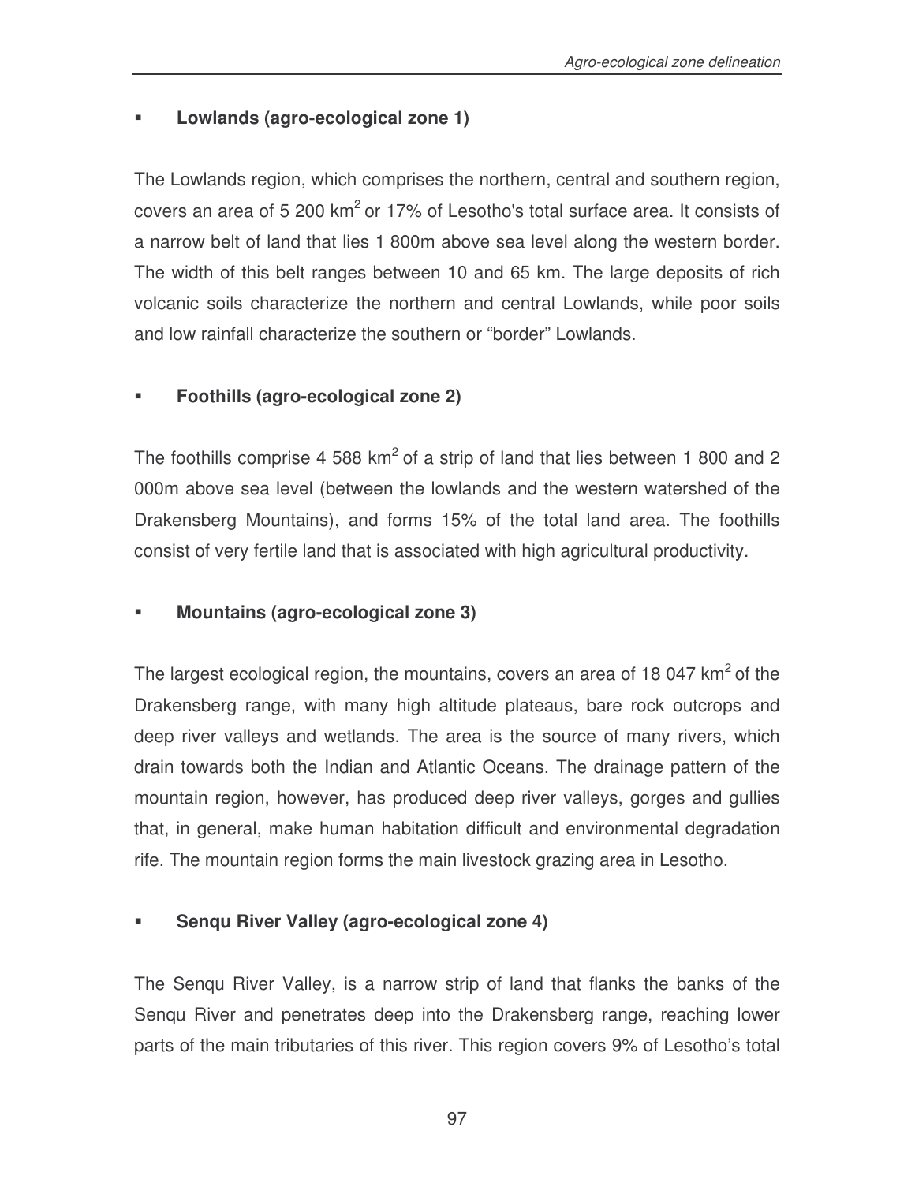- **Lowlands (agro-ecological zone 1)**

The Lowlands region, which comprises the northern, central and southern region, covers an area of 5 200 km$^2$ or 17% of Lesotho's total surface area. It consists of a narrow belt of land that lies 1 800m above sea level along the western border. The width of this belt ranges between 10 and 65 km. The large deposits of rich volcanic soils characterize the northern and central Lowlands, while poor soils and low rainfall characterize the southern or "border" Lowlands.

- **Foothills (agro-ecological zone 2)**

The foothills comprise 4 588 km$^2$ of a strip of land that lies between 1 800 and 2 000m above sea level (between the lowlands and the western watershed of the Drakensberg Mountains), and forms 15% of the total land area. The foothills consist of very fertile land that is associated with high agricultural productivity.

- **Mountains (agro-ecological zone 3)**

The largest ecological region, the mountains, covers an area of 18 047 km$^2$ of the Drakensberg range, with many high altitude plateaus, bare rock outcrops and deep river valleys and wetlands. The area is the source of many rivers, which drain towards both the Indian and Atlantic Oceans. The drainage pattern of the mountain region, however, has produced deep river valleys, gorges and gullies that, in general, make human habitation difficult and environmental degradation rife. The mountain region forms the main livestock grazing area in Lesotho.

- **Senqu River Valley (agro-ecological zone 4)**

The Senqu River Valley, is a narrow strip of land that flanks the banks of the Senqu River and penetrates deep into the Drakensberg range, reaching lower parts of the main tributaries of this river. This region covers 9% of Lesotho's total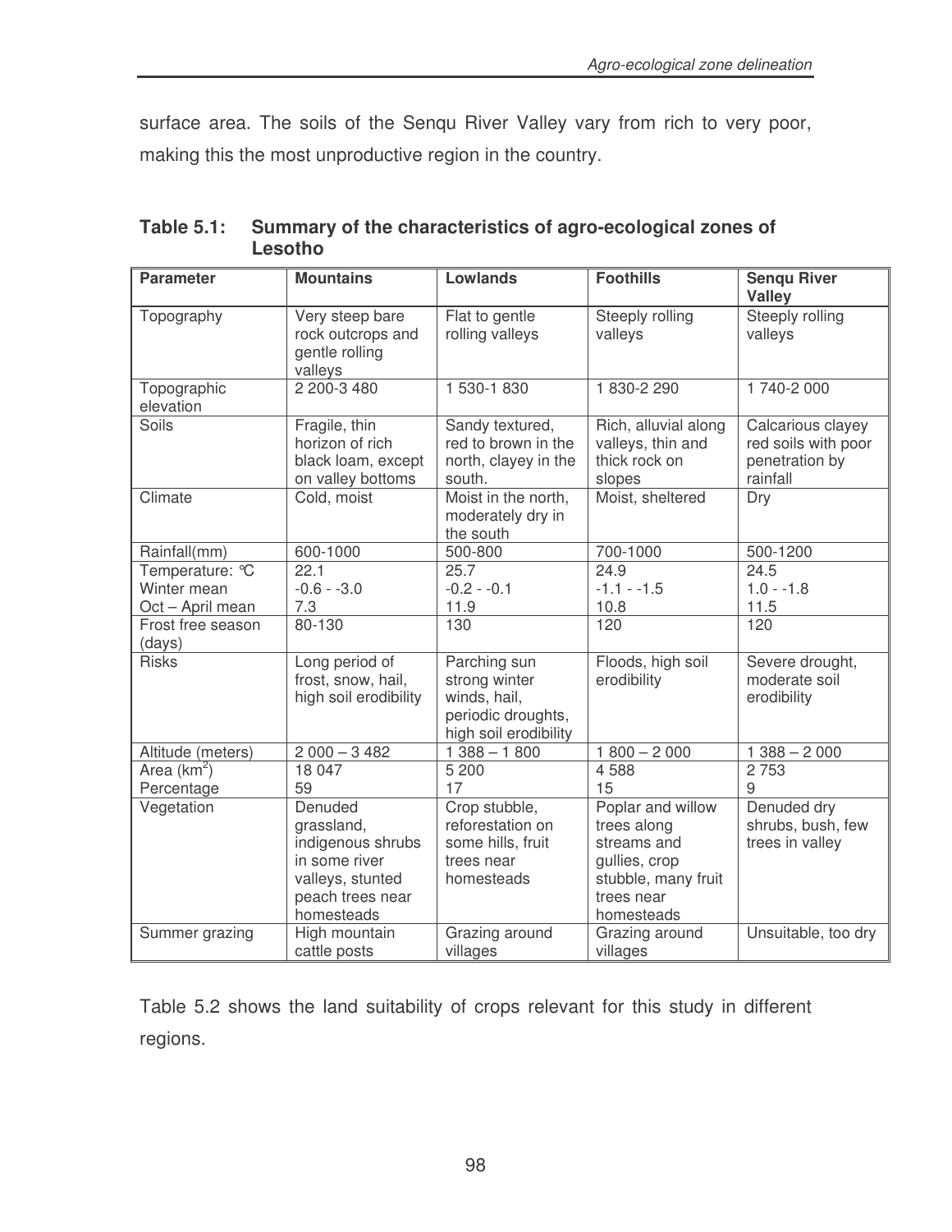surface area. The soils of the Senqu River Valley vary from rich to very poor, making this the most unproductive region in the country.

**Table 5.1: Summary of the characteristics of agro-ecological zones of Lesotho**

| Parameter | Mountains | Lowlands | Foothills | Senqu River Valley |
|---|---|---|---|---|
| Topography | Very steep bare rock outcrops and gentle rolling valleys | Flat to gentle rolling valleys | Steeply rolling valleys | Steeply rolling valleys |
| Topographic elevation | 2 200-3 480 | 1 530-1 830 | 1 830-2 290 | 1 740-2 000 |
| Soils | Fragile, thin horizon of rich black loam, except on valley bottoms | Sandy textured, red to brown in the north, clayey in the south. | Rich, alluvial along valleys, thin and thick rock on slopes | Calcarious clayey red soils with poor penetration by rainfall |
| Climate | Cold, moist | Moist in the north, moderately dry in the south | Moist, sheltered | Dry |
| Rainfall(mm) | 600-1000 | 500-800 | 700-1000 | 500-1200 |
| Temperature: °C<br>Winter mean<br>Oct – April mean | 22.1<br>-0.6 - -3.0<br>7.3 | 25.7<br>-0.2 - -0.1<br>11.9 | 24.9<br>-1.1 - -1.5<br>10.8 | 24.5<br>1.0 - -1.8<br>11.5 |
| Frost free season (days) | 80-130 | 130 | 120 | 120 |
| Risks | Long period of frost, snow, hail, high soil erodibility | Parching sun strong winter winds, hail, periodic droughts, high soil erodibility | Floods, high soil erodibility | Severe drought, moderate soil erodibility |
| Altitude (meters) | 2 000 – 3 482 | 1 388 – 1 800 | 1 800 – 2 000 | 1 388 – 2 000 |
| Area ($km^2$)<br>Percentage | 18 047<br>59 | 5 200<br>17 | 4 588<br>15 | 2 753<br>9 |
| Vegetation | Denuded grassland, indigenous shrubs in some river valleys, stunted peach trees near homesteads | Crop stubble, reforestation on some hills, fruit trees near homesteads | Poplar and willow trees along streams and gullies, crop stubble, many fruit trees near homesteads | Denuded dry shrubs, bush, few trees in valley |
| Summer grazing | High mountain cattle posts | Grazing around villages | Grazing around villages | Unsuitable, too dry |

Table 5.2 shows the land suitability of crops relevant for this study in different regions.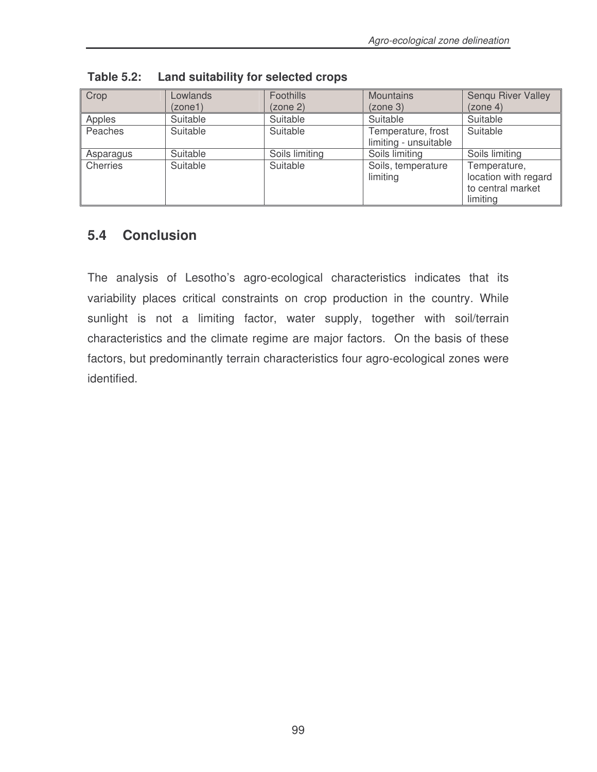**Table 5.2: Land suitability for selected crops**

| Crop | Lowlands (zone1) | Foothills (zone 2) | Mountains (zone 3) | Senqu River Valley (zone 4) |
|---|---|---|---|---|
| Apples | Suitable | Suitable | Suitable | Suitable |
| Peaches | Suitable | Suitable | Temperature, frost limiting - unsuitable | Suitable |
| Asparagus | Suitable | Soils limiting | Soils limiting | Soils limiting |
| Cherries | Suitable | Suitable | Soils, temperature limiting | Temperature, location with regard to central market limiting |

## 5.4 Conclusion

The analysis of Lesotho's agro-ecological characteristics indicates that its variability places critical constraints on crop production in the country. While sunlight is not a limiting factor, water supply, together with soil/terrain characteristics and the climate regime are major factors. On the basis of these factors, but predominantly terrain characteristics four agro-ecological zones were identified.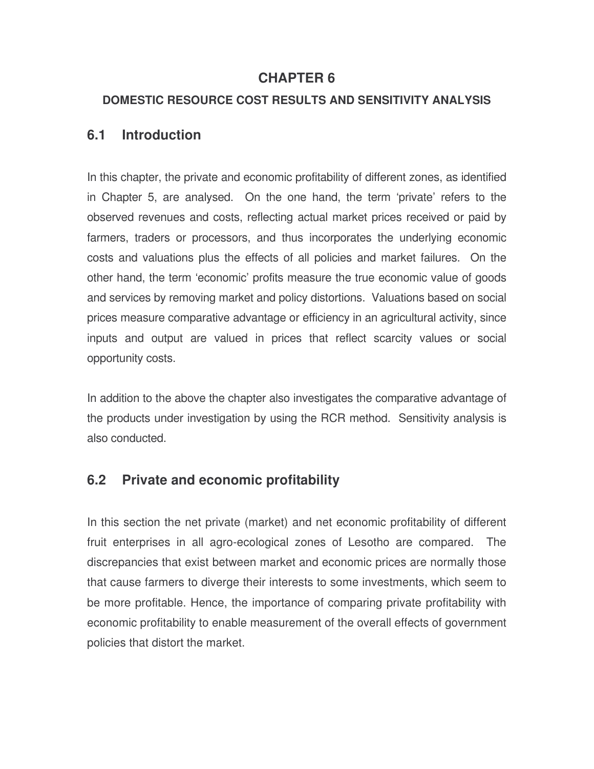# CHAPTER 6

## DOMESTIC RESOURCE COST RESULTS AND SENSITIVITY ANALYSIS

## 6.1 Introduction

In this chapter, the private and economic profitability of different zones, as identified in Chapter 5, are analysed. On the one hand, the term 'private' refers to the observed revenues and costs, reflecting actual market prices received or paid by farmers, traders or processors, and thus incorporates the underlying economic costs and valuations plus the effects of all policies and market failures. On the other hand, the term 'economic' profits measure the true economic value of goods and services by removing market and policy distortions. Valuations based on social prices measure comparative advantage or efficiency in an agricultural activity, since inputs and output are valued in prices that reflect scarcity values or social opportunity costs.

In addition to the above the chapter also investigates the comparative advantage of the products under investigation by using the RCR method. Sensitivity analysis is also conducted.

## 6.2 Private and economic profitability

In this section the net private (market) and net economic profitability of different fruit enterprises in all agro-ecological zones of Lesotho are compared. The discrepancies that exist between market and economic prices are normally those that cause farmers to diverge their interests to some investments, which seem to be more profitable. Hence, the importance of comparing private profitability with economic profitability to enable measurement of the overall effects of government policies that distort the market.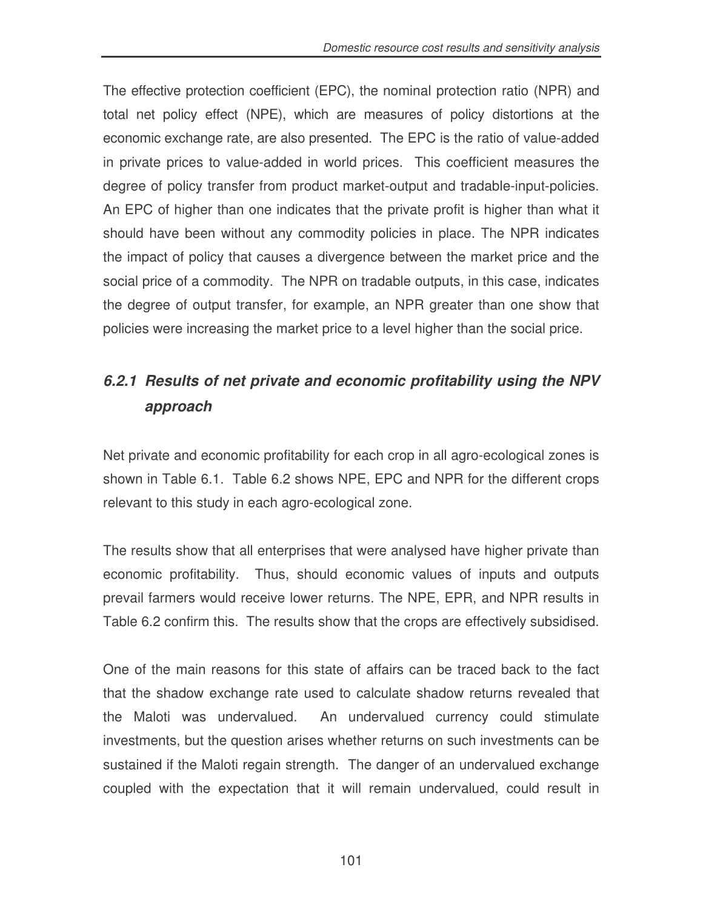The effective protection coefficient (EPC), the nominal protection ratio (NPR) and total net policy effect (NPE), which are measures of policy distortions at the economic exchange rate, are also presented. The EPC is the ratio of value-added in private prices to value-added in world prices. This coefficient measures the degree of policy transfer from product market-output and tradable-input-policies. An EPC of higher than one indicates that the private profit is higher than what it should have been without any commodity policies in place. The NPR indicates the impact of policy that causes a divergence between the market price and the social price of a commodity. The NPR on tradable outputs, in this case, indicates the degree of output transfer, for example, an NPR greater than one show that policies were increasing the market price to a level higher than the social price.

### *6.2.1 Results of net private and economic profitability using the NPV approach*

Net private and economic profitability for each crop in all agro-ecological zones is shown in Table 6.1. Table 6.2 shows NPE, EPC and NPR for the different crops relevant to this study in each agro-ecological zone.

The results show that all enterprises that were analysed have higher private than economic profitability. Thus, should economic values of inputs and outputs prevail farmers would receive lower returns. The NPE, EPR, and NPR results in Table 6.2 confirm this. The results show that the crops are effectively subsidised.

One of the main reasons for this state of affairs can be traced back to the fact that the shadow exchange rate used to calculate shadow returns revealed that the Maloti was undervalued. An undervalued currency could stimulate investments, but the question arises whether returns on such investments can be sustained if the Maloti regain strength. The danger of an undervalued exchange coupled with the expectation that it will remain undervalued, could result in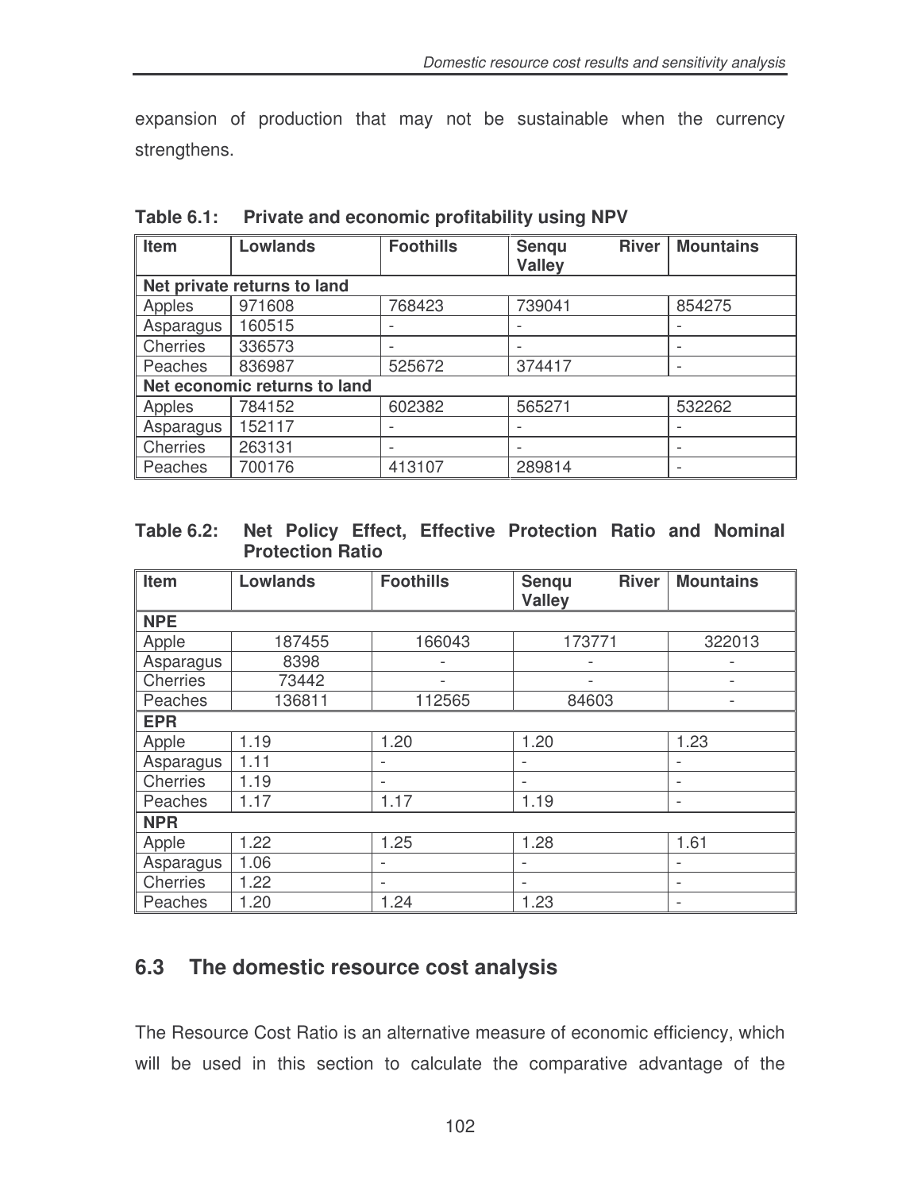expansion of production that may not be sustainable when the currency strengthens.

**Table 6.1: Private and economic profitability using NPV**

| Item | Lowlands | Foothills | Senqu River Valley | Mountains |
|---|---|---|---|---|
| **Net private returns to land** | | | | |
| Apples | 971608 | 768423 | 739041 | 854275 |
| Asparagus | 160515 | - | - | - |
| Cherries | 336573 | - | - | - |
| Peaches | 836987 | 525672 | 374417 | - |
| **Net economic returns to land** | | | | |
| Apples | 784152 | 602382 | 565271 | 532262 |
| Asparagus | 152117 | - | - | - |
| Cherries | 263131 | - | - | - |
| Peaches | 700176 | 413107 | 289814 | - |

**Table 6.2: Net Policy Effect, Effective Protection Ratio and Nominal Protection Ratio**

| Item | Lowlands | Foothills | Senqu River Valley | Mountains |
|---|---|---|---|---|
| **NPE** | | | | |
| Apple | 187455 | 166043 | 173771 | 322013 |
| Asparagus | 8398 | - | - | - |
| Cherries | 73442 | - | - | - |
| Peaches | 136811 | 112565 | 84603 | - |
| **EPR** | | | | |
| Apple | 1.19 | 1.20 | 1.20 | 1.23 |
| Asparagus | 1.11 | - | - | - |
| Cherries | 1.19 | - | - | - |
| Peaches | 1.17 | 1.17 | 1.19 | - |
| **NPR** | | | | |
| Apple | 1.22 | 1.25 | 1.28 | 1.61 |
| Asparagus | 1.06 | - | - | - |
| Cherries | 1.22 | - | - | - |
| Peaches | 1.20 | 1.24 | 1.23 | - |

## 6.3 The domestic resource cost analysis

The Resource Cost Ratio is an alternative measure of economic efficiency, which will be used in this section to calculate the comparative advantage of the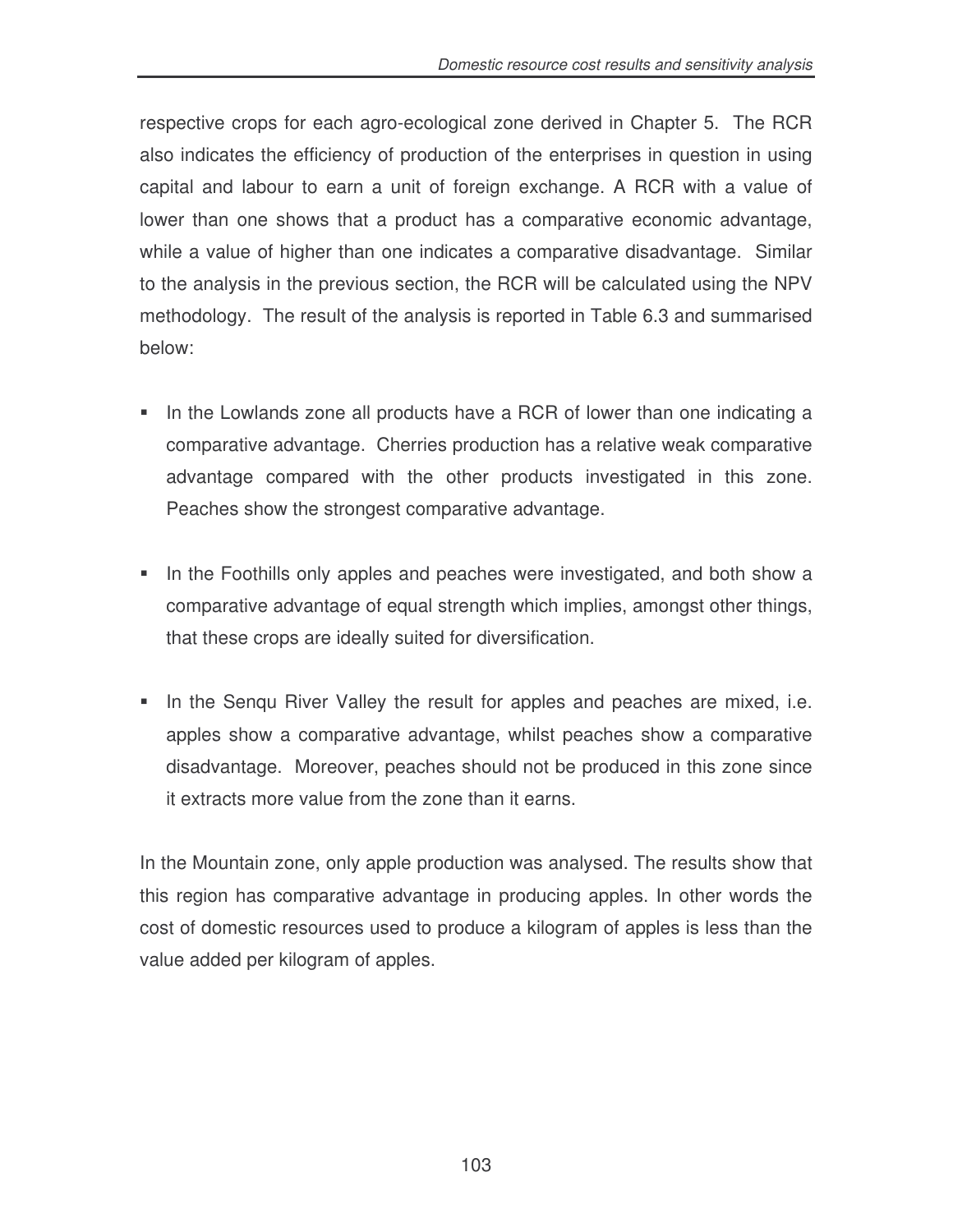respective crops for each agro-ecological zone derived in Chapter 5. The RCR also indicates the efficiency of production of the enterprises in question in using capital and labour to earn a unit of foreign exchange. A RCR with a value of lower than one shows that a product has a comparative economic advantage, while a value of higher than one indicates a comparative disadvantage. Similar to the analysis in the previous section, the RCR will be calculated using the NPV methodology. The result of the analysis is reported in Table 6.3 and summarised below:

- In the Lowlands zone all products have a RCR of lower than one indicating a comparative advantage. Cherries production has a relative weak comparative advantage compared with the other products investigated in this zone. Peaches show the strongest comparative advantage.

- In the Foothills only apples and peaches were investigated, and both show a comparative advantage of equal strength which implies, amongst other things, that these crops are ideally suited for diversification.

- In the Senqu River Valley the result for apples and peaches are mixed, i.e. apples show a comparative advantage, whilst peaches show a comparative disadvantage. Moreover, peaches should not be produced in this zone since it extracts more value from the zone than it earns.

In the Mountain zone, only apple production was analysed. The results show that this region has comparative advantage in producing apples. In other words the cost of domestic resources used to produce a kilogram of apples is less than the value added per kilogram of apples.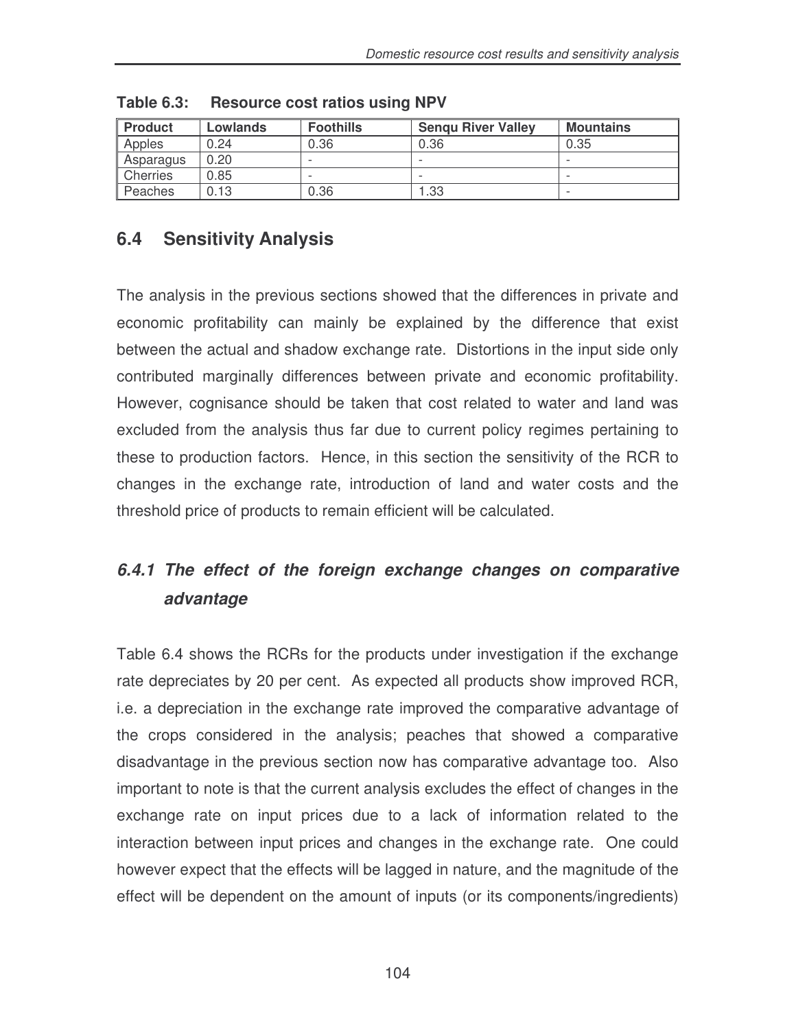**Table 6.3: Resource cost ratios using NPV**

| Product | Lowlands | Foothills | Senqu River Valley | Mountains |
|---|---|---|---|---|
| Apples | 0.24 | 0.36 | 0.36 | 0.35 |
| Asparagus | 0.20 | - | - | - |
| Cherries | 0.85 | - | - | - |
| Peaches | 0.13 | 0.36 | 1.33 | - |

## 6.4 Sensitivity Analysis

The analysis in the previous sections showed that the differences in private and economic profitability can mainly be explained by the difference that exist between the actual and shadow exchange rate. Distortions in the input side only contributed marginally differences between private and economic profitability. However, cognisance should be taken that cost related to water and land was excluded from the analysis thus far due to current policy regimes pertaining to these to production factors. Hence, in this section the sensitivity of the RCR to changes in the exchange rate, introduction of land and water costs and the threshold price of products to remain efficient will be calculated.

### *6.4.1 The effect of the foreign exchange changes on comparative advantage*

Table 6.4 shows the RCRs for the products under investigation if the exchange rate depreciates by 20 per cent. As expected all products show improved RCR, i.e. a depreciation in the exchange rate improved the comparative advantage of the crops considered in the analysis; peaches that showed a comparative disadvantage in the previous section now has comparative advantage too. Also important to note is that the current analysis excludes the effect of changes in the exchange rate on input prices due to a lack of information related to the interaction between input prices and changes in the exchange rate. One could however expect that the effects will be lagged in nature, and the magnitude of the effect will be dependent on the amount of inputs (or its components/ingredients)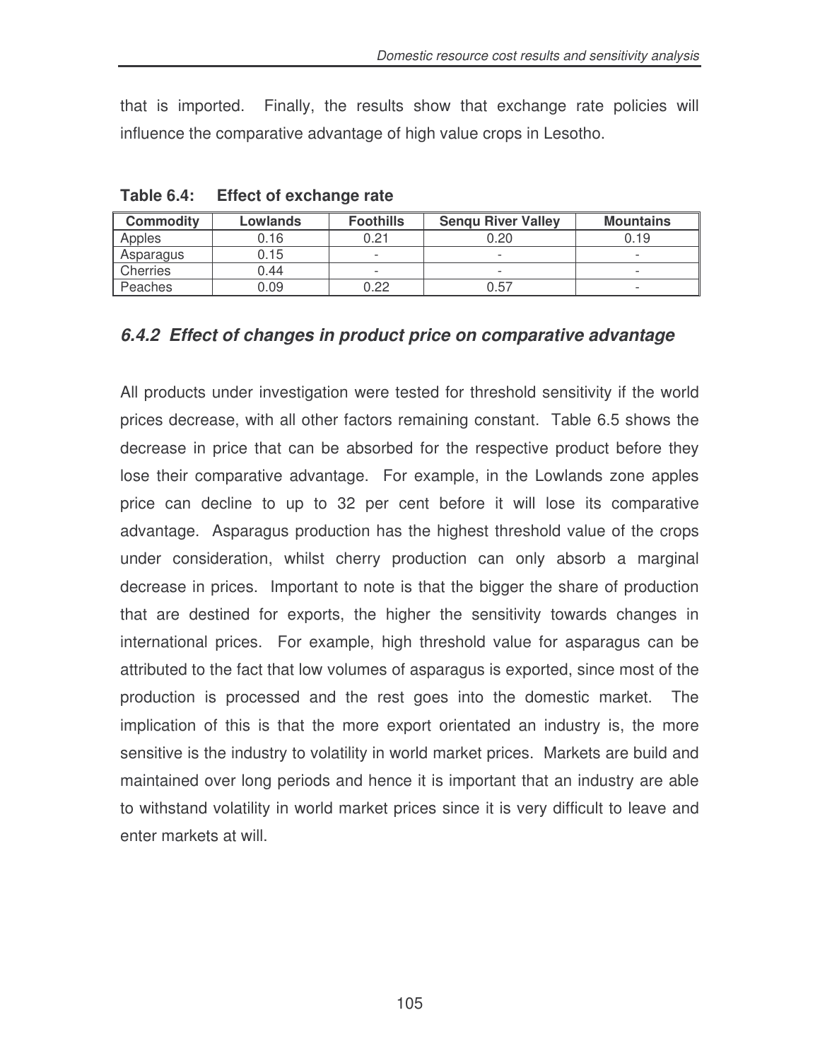that is imported. Finally, the results show that exchange rate policies will influence the comparative advantage of high value crops in Lesotho.

**Table 6.4: Effect of exchange rate**

| Commodity | Lowlands | Foothills | Senqu River Valley | Mountains |
|---|---|---|---|---|
| Apples | 0.16 | 0.21 | 0.20 | 0.19 |
| Asparagus | 0.15 | - | - | - |
| Cherries | 0.44 | - | - | - |
| Peaches | 0.09 | 0.22 | 0.57 | - |

### *6.4.2 Effect of changes in product price on comparative advantage*

All products under investigation were tested for threshold sensitivity if the world prices decrease, with all other factors remaining constant. Table 6.5 shows the decrease in price that can be absorbed for the respective product before they lose their comparative advantage. For example, in the Lowlands zone apples price can decline to up to 32 per cent before it will lose its comparative advantage. Asparagus production has the highest threshold value of the crops under consideration, whilst cherry production can only absorb a marginal decrease in prices. Important to note is that the bigger the share of production that are destined for exports, the higher the sensitivity towards changes in international prices. For example, high threshold value for asparagus can be attributed to the fact that low volumes of asparagus is exported, since most of the production is processed and the rest goes into the domestic market. The implication of this is that the more export orientated an industry is, the more sensitive is the industry to volatility in world market prices. Markets are build and maintained over long periods and hence it is important that an industry are able to withstand volatility in world market prices since it is very difficult to leave and enter markets at will.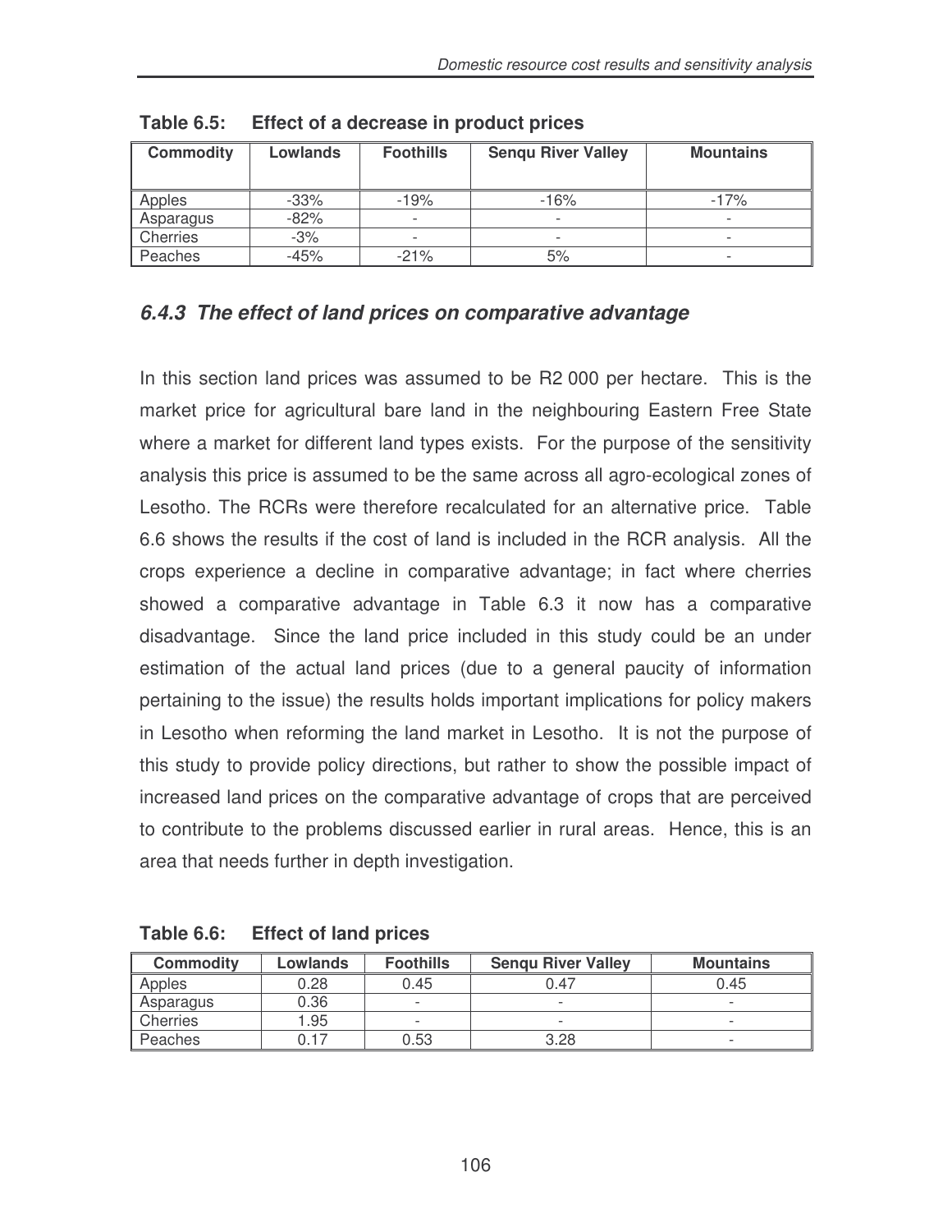**Table 6.5: Effect of a decrease in product prices**

| Commodity | Lowlands | Foothills | Senqu River Valley | Mountains |
|---|---|---|---|---|
| Apples | -33% | -19% | -16% | -17% |
| Asparagus | -82% | - | - | - |
| Cherries | -3% | - | - | - |
| Peaches | -45% | -21% | 5% | - |

### *6.4.3 The effect of land prices on comparative advantage*

In this section land prices was assumed to be R2 000 per hectare. This is the market price for agricultural bare land in the neighbouring Eastern Free State where a market for different land types exists. For the purpose of the sensitivity analysis this price is assumed to be the same across all agro-ecological zones of Lesotho. The RCRs were therefore recalculated for an alternative price. Table 6.6 shows the results if the cost of land is included in the RCR analysis. All the crops experience a decline in comparative advantage; in fact where cherries showed a comparative advantage in Table 6.3 it now has a comparative disadvantage. Since the land price included in this study could be an under estimation of the actual land prices (due to a general paucity of information pertaining to the issue) the results holds important implications for policy makers in Lesotho when reforming the land market in Lesotho. It is not the purpose of this study to provide policy directions, but rather to show the possible impact of increased land prices on the comparative advantage of crops that are perceived to contribute to the problems discussed earlier in rural areas. Hence, this is an area that needs further in depth investigation.

**Table 6.6: Effect of land prices**

| Commodity | Lowlands | Foothills | Senqu River Valley | Mountains |
|---|---|---|---|---|
| Apples | 0.28 | 0.45 | 0.47 | 0.45 |
| Asparagus | 0.36 | - | - | - |
| Cherries | 1.95 | - | - | - |
| Peaches | 0.17 | 0.53 | 3.28 | - |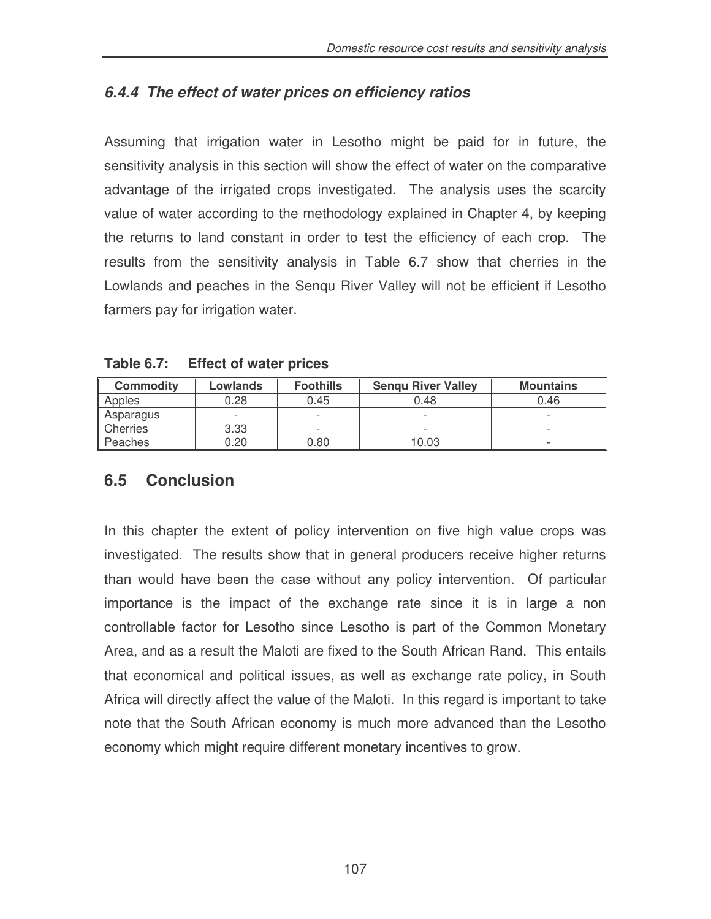### *6.4.4 The effect of water prices on efficiency ratios*

Assuming that irrigation water in Lesotho might be paid for in future, the sensitivity analysis in this section will show the effect of water on the comparative advantage of the irrigated crops investigated. The analysis uses the scarcity value of water according to the methodology explained in Chapter 4, by keeping the returns to land constant in order to test the efficiency of each crop. The results from the sensitivity analysis in Table 6.7 show that cherries in the Lowlands and peaches in the Senqu River Valley will not be efficient if Lesotho farmers pay for irrigation water.

**Table 6.7: Effect of water prices**

| Commodity | Lowlands | Foothills | Senqu River Valley | Mountains |
|---|---|---|---|---|
| Apples | 0.28 | 0.45 | 0.48 | 0.46 |
| Asparagus | - | - | - | - |
| Cherries | 3.33 | - | - | - |
| Peaches | 0.20 | 0.80 | 10.03 | - |

## 6.5 Conclusion

In this chapter the extent of policy intervention on five high value crops was investigated. The results show that in general producers receive higher returns than would have been the case without any policy intervention. Of particular importance is the impact of the exchange rate since it is in large a non controllable factor for Lesotho since Lesotho is part of the Common Monetary Area, and as a result the Maloti are fixed to the South African Rand. This entails that economical and political issues, as well as exchange rate policy, in South Africa will directly affect the value of the Maloti. In this regard is important to take note that the South African economy is much more advanced than the Lesotho economy which might require different monetary incentives to grow.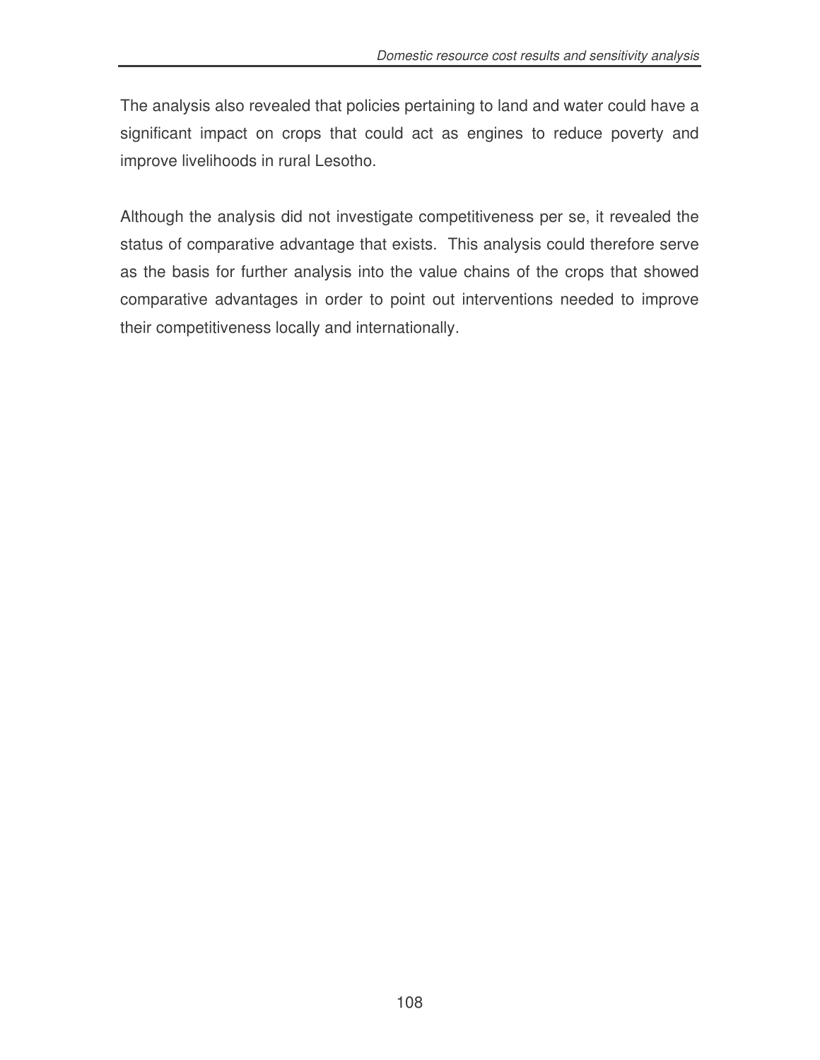The analysis also revealed that policies pertaining to land and water could have a significant impact on crops that could act as engines to reduce poverty and improve livelihoods in rural Lesotho.

Although the analysis did not investigate competitiveness per se, it revealed the status of comparative advantage that exists. This analysis could therefore serve as the basis for further analysis into the value chains of the crops that showed comparative advantages in order to point out interventions needed to improve their competitiveness locally and internationally.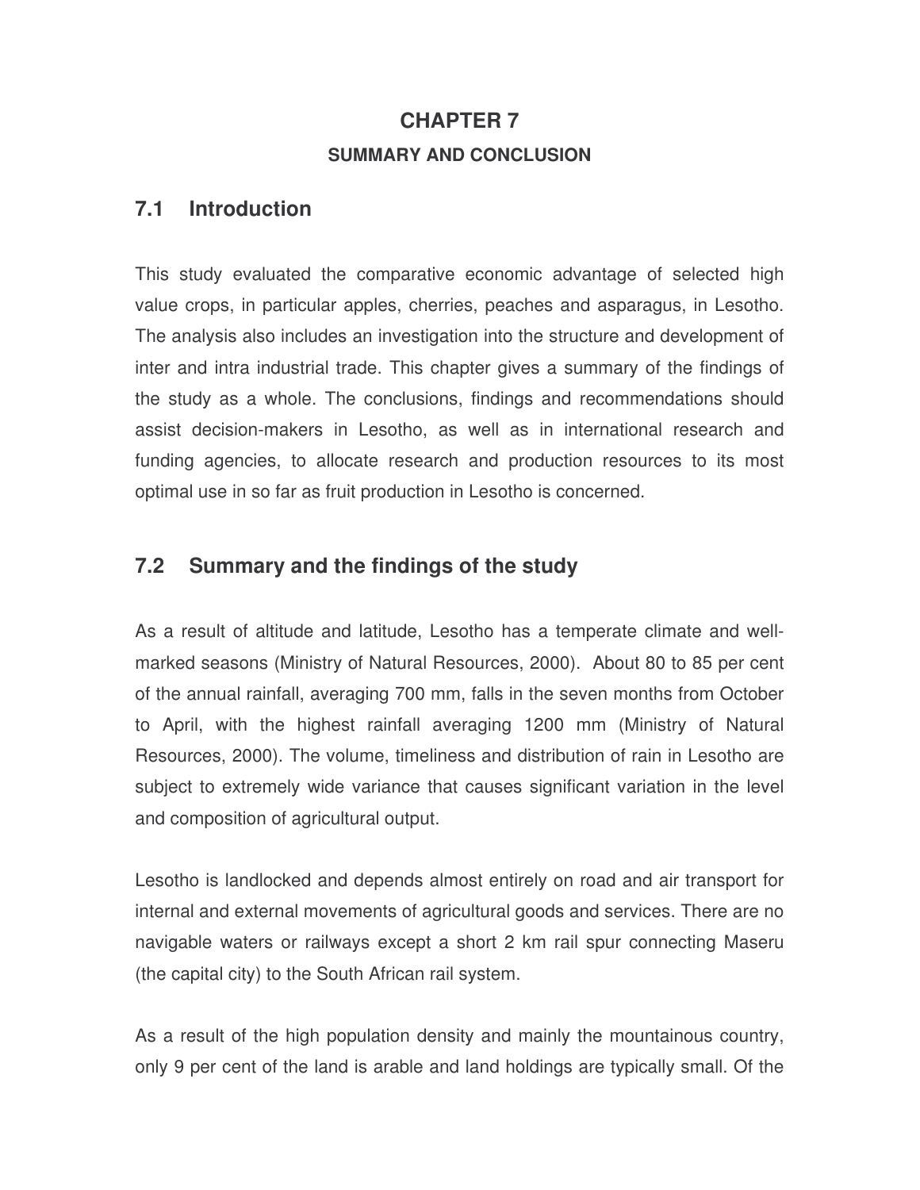# CHAPTER 7

## SUMMARY AND CONCLUSION

## 7.1 Introduction

This study evaluated the comparative economic advantage of selected high value crops, in particular apples, cherries, peaches and asparagus, in Lesotho. The analysis also includes an investigation into the structure and development of inter and intra industrial trade. This chapter gives a summary of the findings of the study as a whole. The conclusions, findings and recommendations should assist decision-makers in Lesotho, as well as in international research and funding agencies, to allocate research and production resources to its most optimal use in so far as fruit production in Lesotho is concerned.

## 7.2 Summary and the findings of the study

As a result of altitude and latitude, Lesotho has a temperate climate and well-marked seasons (Ministry of Natural Resources, 2000). About 80 to 85 per cent of the annual rainfall, averaging 700 mm, falls in the seven months from October to April, with the highest rainfall averaging 1200 mm (Ministry of Natural Resources, 2000). The volume, timeliness and distribution of rain in Lesotho are subject to extremely wide variance that causes significant variation in the level and composition of agricultural output.

Lesotho is landlocked and depends almost entirely on road and air transport for internal and external movements of agricultural goods and services. There are no navigable waters or railways except a short 2 km rail spur connecting Maseru (the capital city) to the South African rail system.

As a result of the high population density and mainly the mountainous country, only 9 per cent of the land is arable and land holdings are typically small. Of the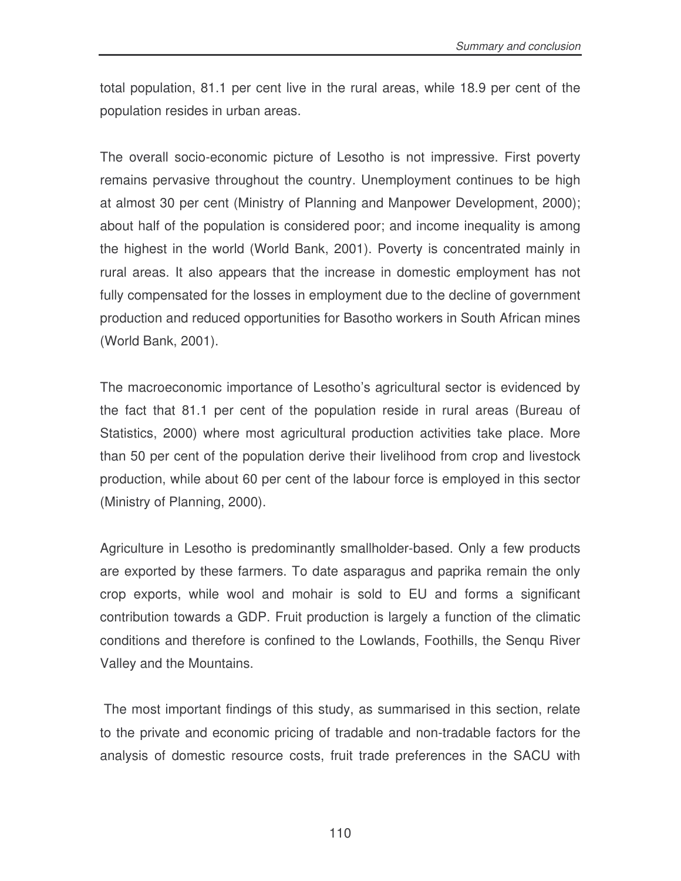total population, 81.1 per cent live in the rural areas, while 18.9 per cent of the population resides in urban areas.

The overall socio-economic picture of Lesotho is not impressive. First poverty remains pervasive throughout the country. Unemployment continues to be high at almost 30 per cent (Ministry of Planning and Manpower Development, 2000); about half of the population is considered poor; and income inequality is among the highest in the world (World Bank, 2001). Poverty is concentrated mainly in rural areas. It also appears that the increase in domestic employment has not fully compensated for the losses in employment due to the decline of government production and reduced opportunities for Basotho workers in South African mines (World Bank, 2001).

The macroeconomic importance of Lesotho's agricultural sector is evidenced by the fact that 81.1 per cent of the population reside in rural areas (Bureau of Statistics, 2000) where most agricultural production activities take place. More than 50 per cent of the population derive their livelihood from crop and livestock production, while about 60 per cent of the labour force is employed in this sector (Ministry of Planning, 2000).

Agriculture in Lesotho is predominantly smallholder-based. Only a few products are exported by these farmers. To date asparagus and paprika remain the only crop exports, while wool and mohair is sold to EU and forms a significant contribution towards a GDP. Fruit production is largely a function of the climatic conditions and therefore is confined to the Lowlands, Foothills, the Senqu River Valley and the Mountains.

The most important findings of this study, as summarised in this section, relate to the private and economic pricing of tradable and non-tradable factors for the analysis of domestic resource costs, fruit trade preferences in the SACU with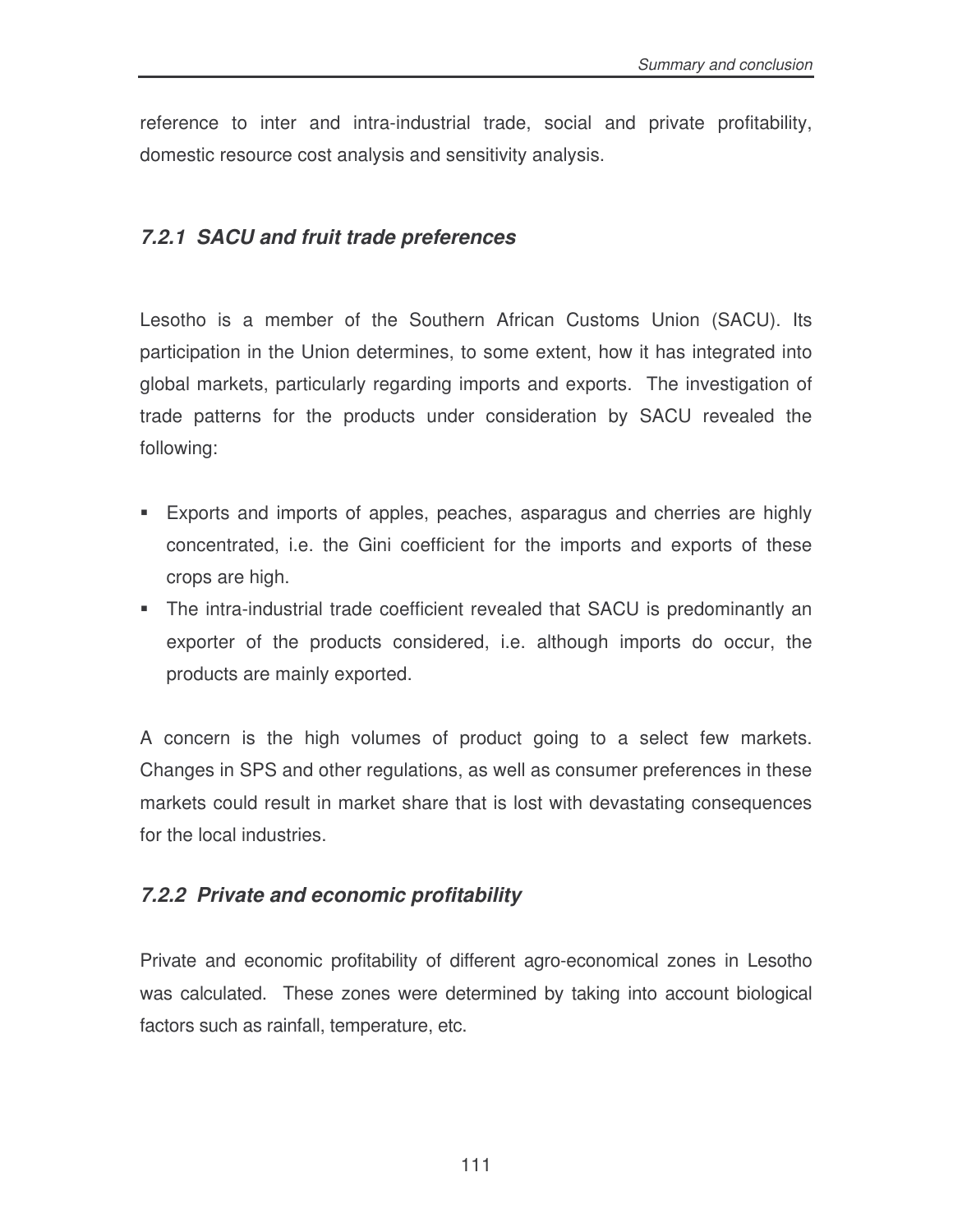reference to inter and intra-industrial trade, social and private profitability, domestic resource cost analysis and sensitivity analysis.

### *7.2.1 SACU and fruit trade preferences*

Lesotho is a member of the Southern African Customs Union (SACU). Its participation in the Union determines, to some extent, how it has integrated into global markets, particularly regarding imports and exports. The investigation of trade patterns for the products under consideration by SACU revealed the following:

- Exports and imports of apples, peaches, asparagus and cherries are highly concentrated, i.e. the Gini coefficient for the imports and exports of these crops are high.
- The intra-industrial trade coefficient revealed that SACU is predominantly an exporter of the products considered, i.e. although imports do occur, the products are mainly exported.

A concern is the high volumes of product going to a select few markets. Changes in SPS and other regulations, as well as consumer preferences in these markets could result in market share that is lost with devastating consequences for the local industries.

### *7.2.2 Private and economic profitability*

Private and economic profitability of different agro-economical zones in Lesotho was calculated. These zones were determined by taking into account biological factors such as rainfall, temperature, etc.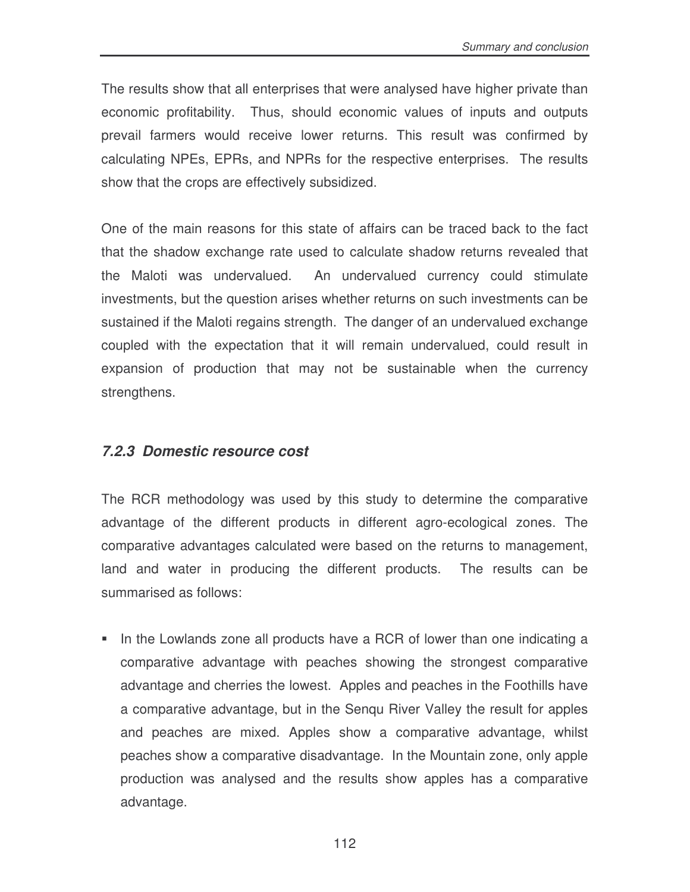The results show that all enterprises that were analysed have higher private than economic profitability. Thus, should economic values of inputs and outputs prevail farmers would receive lower returns. This result was confirmed by calculating NPEs, EPRs, and NPRs for the respective enterprises. The results show that the crops are effectively subsidized.

One of the main reasons for this state of affairs can be traced back to the fact that the shadow exchange rate used to calculate shadow returns revealed that the Maloti was undervalued. An undervalued currency could stimulate investments, but the question arises whether returns on such investments can be sustained if the Maloti regains strength. The danger of an undervalued exchange coupled with the expectation that it will remain undervalued, could result in expansion of production that may not be sustainable when the currency strengthens.

### *7.2.3 Domestic resource cost*

The RCR methodology was used by this study to determine the comparative advantage of the different products in different agro-ecological zones. The comparative advantages calculated were based on the returns to management, land and water in producing the different products. The results can be summarised as follows:

- In the Lowlands zone all products have a RCR of lower than one indicating a comparative advantage with peaches showing the strongest comparative advantage and cherries the lowest. Apples and peaches in the Foothills have a comparative advantage, but in the Senqu River Valley the result for apples and peaches are mixed. Apples show a comparative advantage, whilst peaches show a comparative disadvantage. In the Mountain zone, only apple production was analysed and the results show apples has a comparative advantage.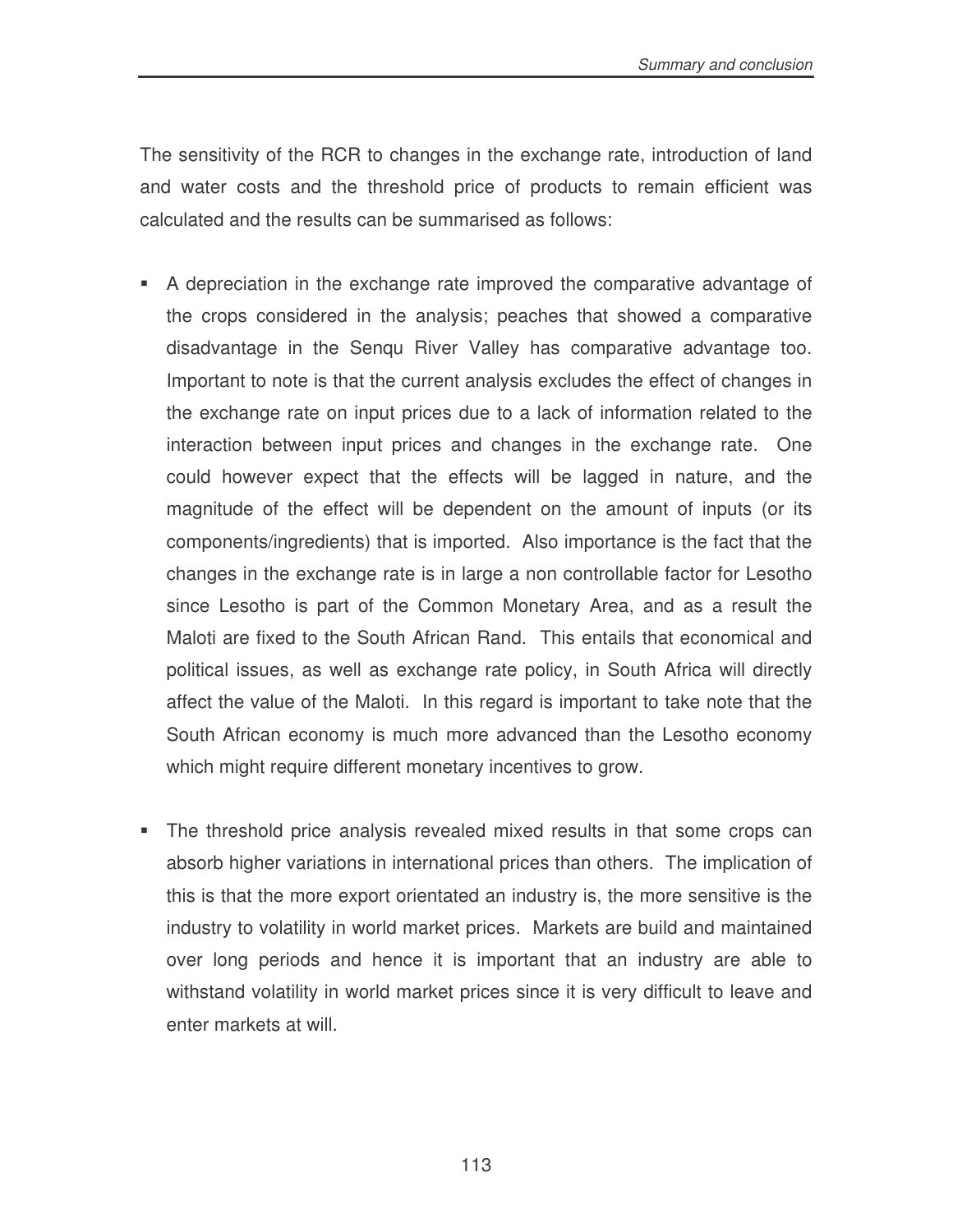The sensitivity of the RCR to changes in the exchange rate, introduction of land and water costs and the threshold price of products to remain efficient was calculated and the results can be summarised as follows:

- A depreciation in the exchange rate improved the comparative advantage of the crops considered in the analysis; peaches that showed a comparative disadvantage in the Senqu River Valley has comparative advantage too. Important to note is that the current analysis excludes the effect of changes in the exchange rate on input prices due to a lack of information related to the interaction between input prices and changes in the exchange rate. One could however expect that the effects will be lagged in nature, and the magnitude of the effect will be dependent on the amount of inputs (or its components/ingredients) that is imported. Also importance is the fact that the changes in the exchange rate is in large a non controllable factor for Lesotho since Lesotho is part of the Common Monetary Area, and as a result the Maloti are fixed to the South African Rand. This entails that economical and political issues, as well as exchange rate policy, in South Africa will directly affect the value of the Maloti. In this regard is important to take note that the South African economy is much more advanced than the Lesotho economy which might require different monetary incentives to grow.

- The threshold price analysis revealed mixed results in that some crops can absorb higher variations in international prices than others. The implication of this is that the more export orientated an industry is, the more sensitive is the industry to volatility in world market prices. Markets are build and maintained over long periods and hence it is important that an industry are able to withstand volatility in world market prices since it is very difficult to leave and enter markets at will.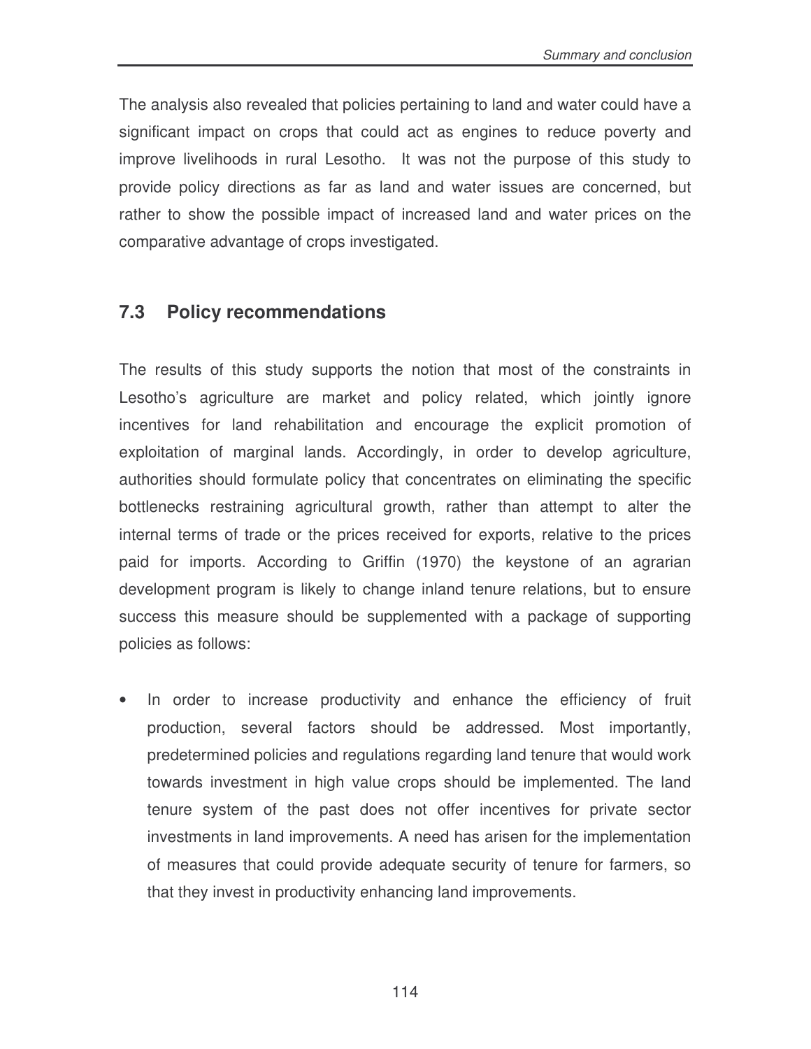The analysis also revealed that policies pertaining to land and water could have a significant impact on crops that could act as engines to reduce poverty and improve livelihoods in rural Lesotho. It was not the purpose of this study to provide policy directions as far as land and water issues are concerned, but rather to show the possible impact of increased land and water prices on the comparative advantage of crops investigated.

## 7.3 Policy recommendations

The results of this study supports the notion that most of the constraints in Lesotho's agriculture are market and policy related, which jointly ignore incentives for land rehabilitation and encourage the explicit promotion of exploitation of marginal lands. Accordingly, in order to develop agriculture, authorities should formulate policy that concentrates on eliminating the specific bottlenecks restraining agricultural growth, rather than attempt to alter the internal terms of trade or the prices received for exports, relative to the prices paid for imports. According to Griffin (1970) the keystone of an agrarian development program is likely to change inland tenure relations, but to ensure success this measure should be supplemented with a package of supporting policies as follows:

- In order to increase productivity and enhance the efficiency of fruit production, several factors should be addressed. Most importantly, predetermined policies and regulations regarding land tenure that would work towards investment in high value crops should be implemented. The land tenure system of the past does not offer incentives for private sector investments in land improvements. A need has arisen for the implementation of measures that could provide adequate security of tenure for farmers, so that they invest in productivity enhancing land improvements.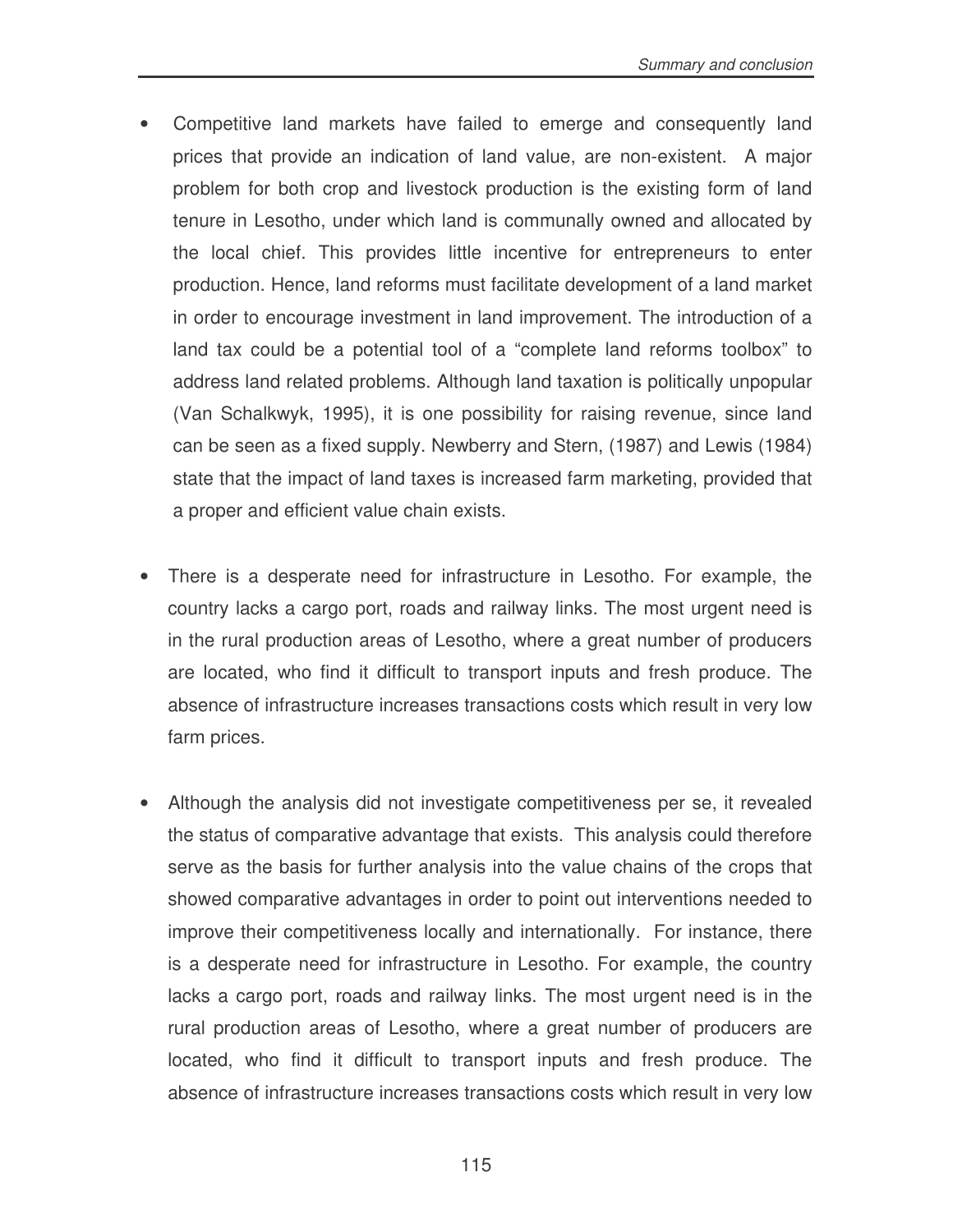- Competitive land markets have failed to emerge and consequently land prices that provide an indication of land value, are non-existent. A major problem for both crop and livestock production is the existing form of land tenure in Lesotho, under which land is communally owned and allocated by the local chief. This provides little incentive for entrepreneurs to enter production. Hence, land reforms must facilitate development of a land market in order to encourage investment in land improvement. The introduction of a land tax could be a potential tool of a "complete land reforms toolbox" to address land related problems. Although land taxation is politically unpopular (Van Schalkwyk, 1995), it is one possibility for raising revenue, since land can be seen as a fixed supply. Newberry and Stern, (1987) and Lewis (1984) state that the impact of land taxes is increased farm marketing, provided that a proper and efficient value chain exists.

- There is a desperate need for infrastructure in Lesotho. For example, the country lacks a cargo port, roads and railway links. The most urgent need is in the rural production areas of Lesotho, where a great number of producers are located, who find it difficult to transport inputs and fresh produce. The absence of infrastructure increases transactions costs which result in very low farm prices.

- Although the analysis did not investigate competitiveness per se, it revealed the status of comparative advantage that exists. This analysis could therefore serve as the basis for further analysis into the value chains of the crops that showed comparative advantages in order to point out interventions needed to improve their competitiveness locally and internationally. For instance, there is a desperate need for infrastructure in Lesotho. For example, the country lacks a cargo port, roads and railway links. The most urgent need is in the rural production areas of Lesotho, where a great number of producers are located, who find it difficult to transport inputs and fresh produce. The absence of infrastructure increases transactions costs which result in very low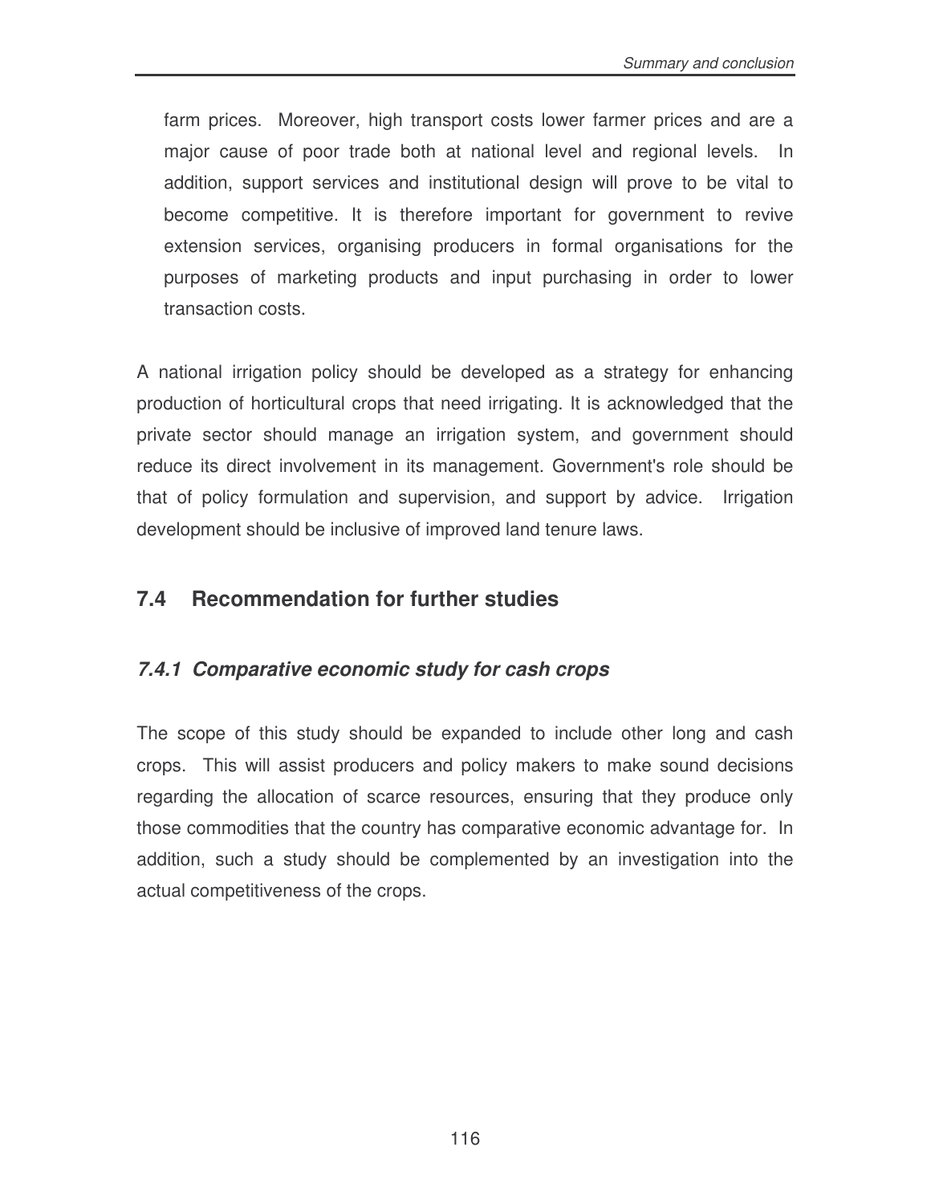farm prices. Moreover, high transport costs lower farmer prices and are a major cause of poor trade both at national level and regional levels. In addition, support services and institutional design will prove to be vital to become competitive. It is therefore important for government to revive extension services, organising producers in formal organisations for the purposes of marketing products and input purchasing in order to lower transaction costs.

A national irrigation policy should be developed as a strategy for enhancing production of horticultural crops that need irrigating. It is acknowledged that the private sector should manage an irrigation system, and government should reduce its direct involvement in its management. Government's role should be that of policy formulation and supervision, and support by advice. Irrigation development should be inclusive of improved land tenure laws.

## 7.4 Recommendation for further studies

### *7.4.1 Comparative economic study for cash crops*

The scope of this study should be expanded to include other long and cash crops. This will assist producers and policy makers to make sound decisions regarding the allocation of scarce resources, ensuring that they produce only those commodities that the country has comparative economic advantage for. In addition, such a study should be complemented by an investigation into the actual competitiveness of the crops.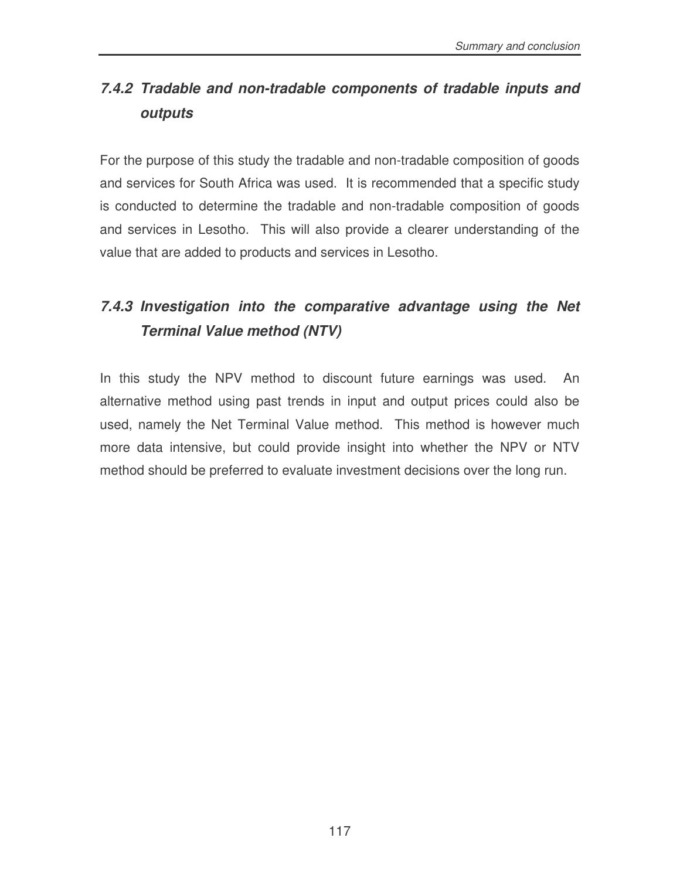### *7.4.2 Tradable and non-tradable components of tradable inputs and outputs*

For the purpose of this study the tradable and non-tradable composition of goods and services for South Africa was used. It is recommended that a specific study is conducted to determine the tradable and non-tradable composition of goods and services in Lesotho. This will also provide a clearer understanding of the value that are added to products and services in Lesotho.

### *7.4.3 Investigation into the comparative advantage using the Net Terminal Value method (NTV)*

In this study the NPV method to discount future earnings was used. An alternative method using past trends in input and output prices could also be used, namely the Net Terminal Value method. This method is however much more data intensive, but could provide insight into whether the NPV or NTV method should be preferred to evaluate investment decisions over the long run.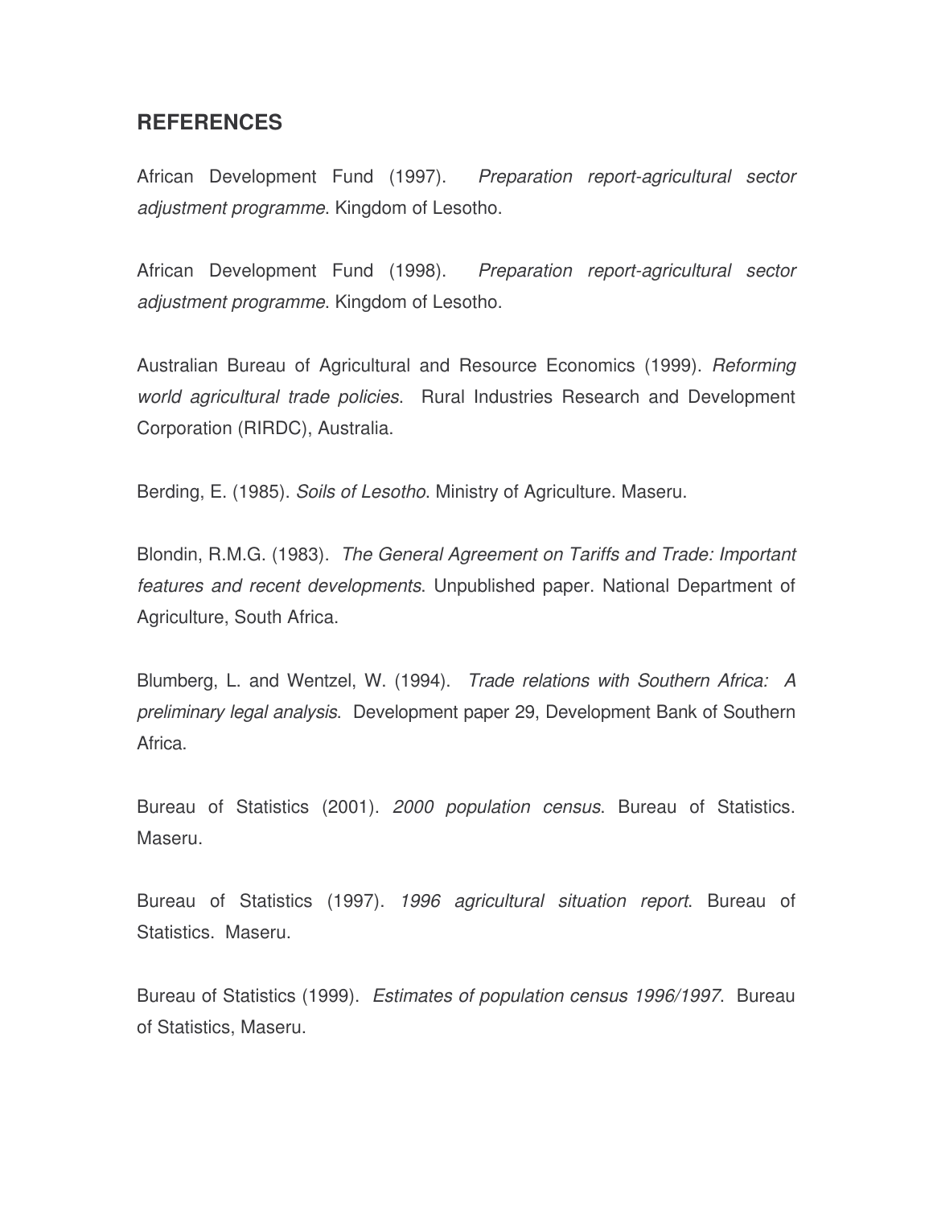## REFERENCES

African Development Fund (1997). *Preparation report-agricultural sector adjustment programme*. Kingdom of Lesotho.

African Development Fund (1998). *Preparation report-agricultural sector adjustment programme*. Kingdom of Lesotho.

Australian Bureau of Agricultural and Resource Economics (1999). *Reforming world agricultural trade policies*. Rural Industries Research and Development Corporation (RIRDC), Australia.

Berding, E. (1985). *Soils of Lesotho*. Ministry of Agriculture. Maseru.

Blondin, R.M.G. (1983). *The General Agreement on Tariffs and Trade: Important features and recent developments*. Unpublished paper. National Department of Agriculture, South Africa.

Blumberg, L. and Wentzel, W. (1994). *Trade relations with Southern Africa: A preliminary legal analysis*. Development paper 29, Development Bank of Southern Africa.

Bureau of Statistics (2001). *2000 population census*. Bureau of Statistics. Maseru.

Bureau of Statistics (1997). *1996 agricultural situation report*. Bureau of Statistics. Maseru.

Bureau of Statistics (1999). *Estimates of population census 1996/1997*. Bureau of Statistics, Maseru.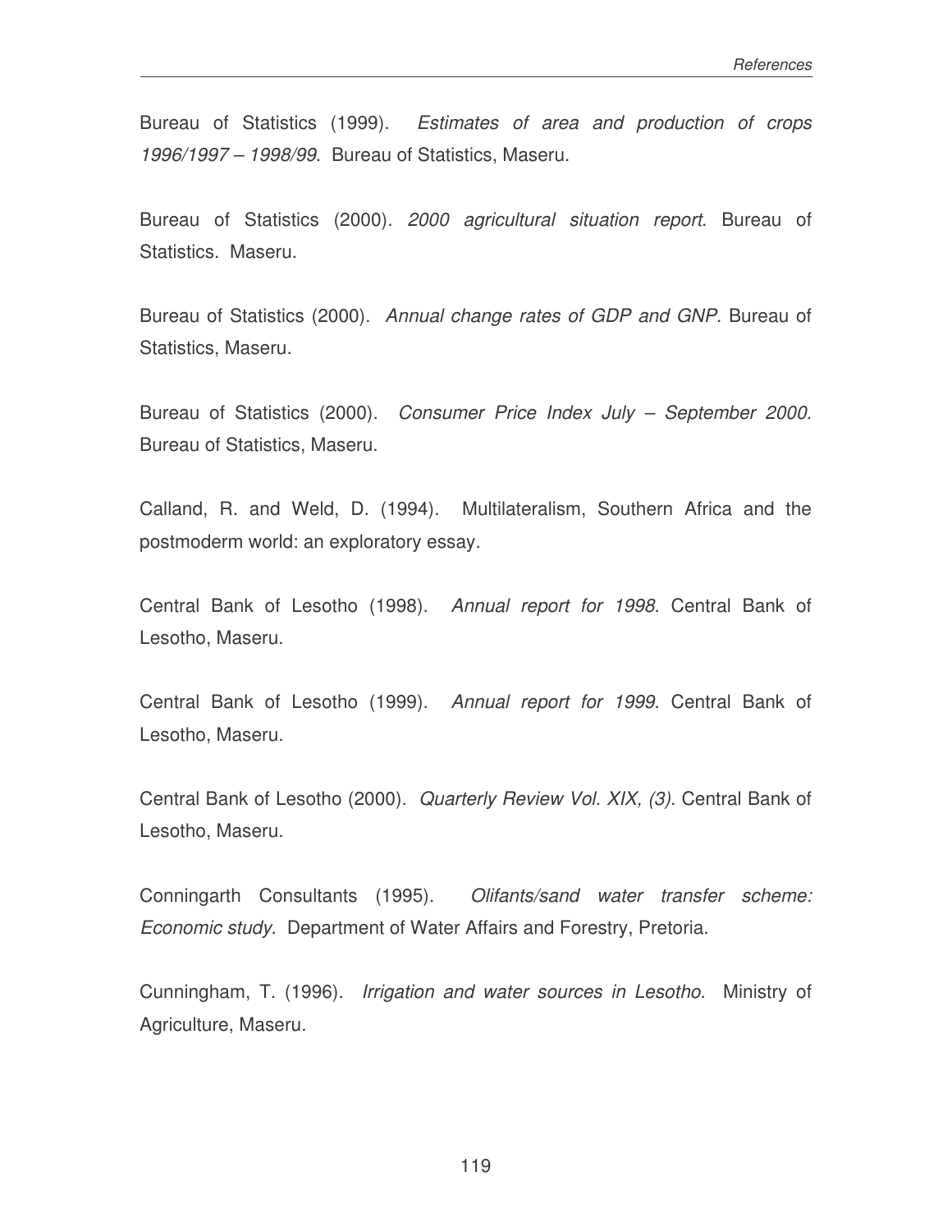Bureau of Statistics (1999). *Estimates of area and production of crops 1996/1997 – 1998/99*. Bureau of Statistics, Maseru.

Bureau of Statistics (2000). *2000 agricultural situation report*. Bureau of Statistics. Maseru.

Bureau of Statistics (2000). *Annual change rates of GDP and GNP.* Bureau of Statistics, Maseru.

Bureau of Statistics (2000). *Consumer Price Index July – September 2000.* Bureau of Statistics, Maseru.

Calland, R. and Weld, D. (1994). Multilateralism, Southern Africa and the postmoderm world: an exploratory essay.

Central Bank of Lesotho (1998). *Annual report for 1998*. Central Bank of Lesotho, Maseru.

Central Bank of Lesotho (1999). *Annual report for 1999*. Central Bank of Lesotho, Maseru.

Central Bank of Lesotho (2000). *Quarterly Review Vol. XIX, (3).* Central Bank of Lesotho, Maseru.

Conningarth Consultants (1995). *Olifants/sand water transfer scheme: Economic study*. Department of Water Affairs and Forestry, Pretoria.

Cunningham, T. (1996). *Irrigation and water sources in Lesotho*. Ministry of Agriculture, Maseru.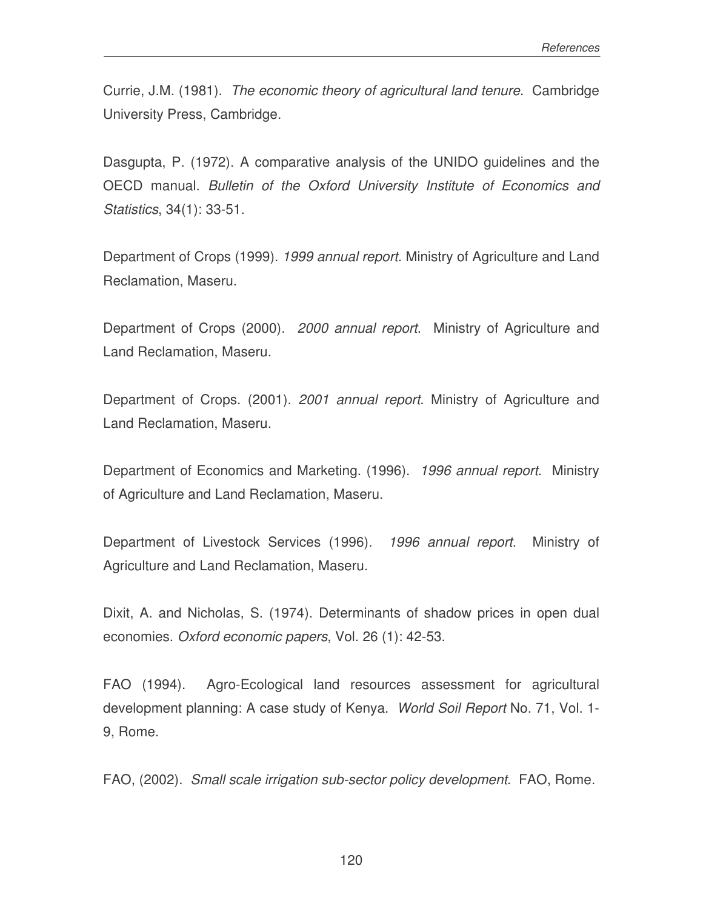Currie, J.M. (1981). *The economic theory of agricultural land tenure*. Cambridge University Press, Cambridge.

Dasgupta, P. (1972). A comparative analysis of the UNIDO guidelines and the OECD manual. *Bulletin of the Oxford University Institute of Economics and Statistics*, 34(1): 33-51.

Department of Crops (1999). *1999 annual report*. Ministry of Agriculture and Land Reclamation, Maseru.

Department of Crops (2000). *2000 annual report*. Ministry of Agriculture and Land Reclamation, Maseru.

Department of Crops. (2001). *2001 annual report*. Ministry of Agriculture and Land Reclamation, Maseru.

Department of Economics and Marketing. (1996). *1996 annual report*. Ministry of Agriculture and Land Reclamation, Maseru.

Department of Livestock Services (1996). *1996 annual report*. Ministry of Agriculture and Land Reclamation, Maseru.

Dixit, A. and Nicholas, S. (1974). Determinants of shadow prices in open dual economies. *Oxford economic papers*, Vol. 26 (1): 42-53.

FAO (1994). Agro-Ecological land resources assessment for agricultural development planning: A case study of Kenya. *World Soil Report* No. 71, Vol. 1-9, Rome.

FAO, (2002). *Small scale irrigation sub-sector policy development*. FAO, Rome.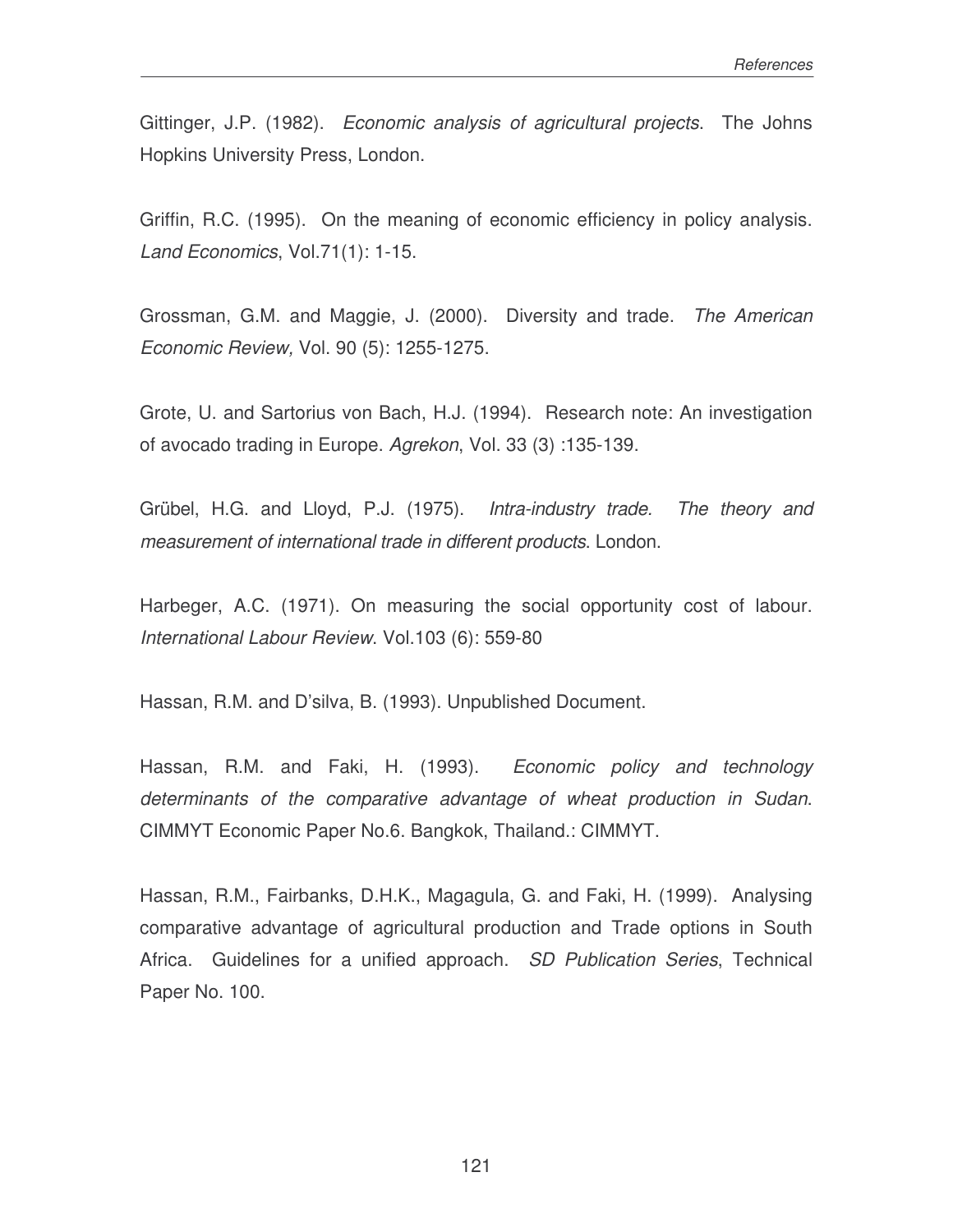Gittinger, J.P. (1982). *Economic analysis of agricultural projects*. The Johns Hopkins University Press, London.

Griffin, R.C. (1995). On the meaning of economic efficiency in policy analysis. *Land Economics*, Vol.71(1): 1-15.

Grossman, G.M. and Maggie, J. (2000). Diversity and trade. *The American Economic Review,* Vol. 90 (5): 1255-1275.

Grote, U. and Sartorius von Bach, H.J. (1994). Research note: An investigation of avocado trading in Europe. *Agrekon*, Vol. 33 (3) :135-139.

Grübel, H.G. and Lloyd, P.J. (1975). *Intra-industry trade. The theory and measurement of international trade in different products*. London.

Harbeger, A.C. (1971). On measuring the social opportunity cost of labour. *International Labour Review*. Vol.103 (6): 559-80

Hassan, R.M. and D'silva, B. (1993). Unpublished Document.

Hassan, R.M. and Faki, H. (1993). *Economic policy and technology determinants of the comparative advantage of wheat production in Sudan*. CIMMYT Economic Paper No.6. Bangkok, Thailand.: CIMMYT.

Hassan, R.M., Fairbanks, D.H.K., Magagula, G. and Faki, H. (1999). Analysing comparative advantage of agricultural production and Trade options in South Africa. Guidelines for a unified approach. *SD Publication Series*, Technical Paper No. 100.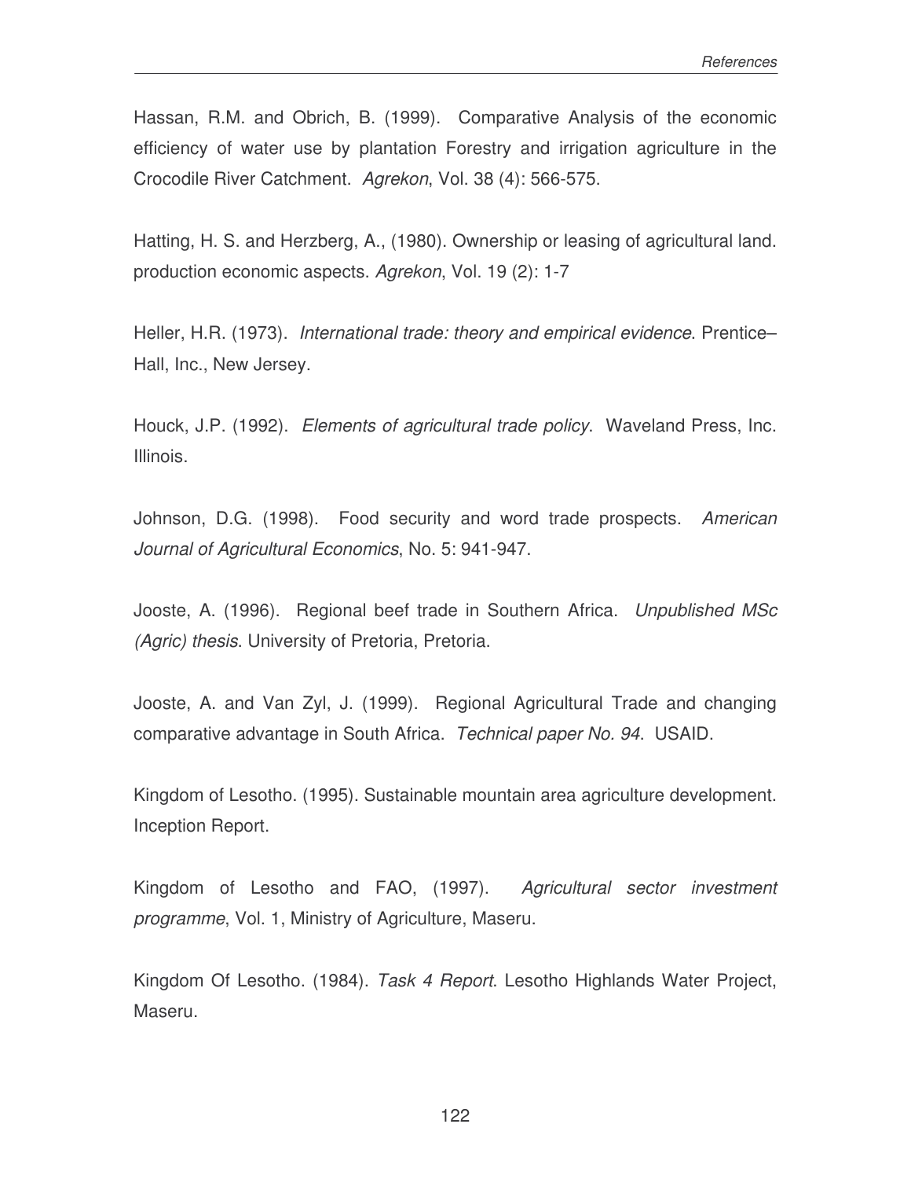Hassan, R.M. and Obrich, B. (1999). Comparative Analysis of the economic efficiency of water use by plantation Forestry and irrigation agriculture in the Crocodile River Catchment. *Agrekon*, Vol. 38 (4): 566-575.

Hatting, H. S. and Herzberg, A., (1980). Ownership or leasing of agricultural land. production economic aspects. *Agrekon*, Vol. 19 (2): 1-7

Heller, H.R. (1973). *International trade: theory and empirical evidence*. Prentice–Hall, Inc., New Jersey.

Houck, J.P. (1992). *Elements of agricultural trade policy*. Waveland Press, Inc. Illinois.

Johnson, D.G. (1998). Food security and word trade prospects. *American Journal of Agricultural Economics*, No. 5: 941-947.

Jooste, A. (1996). Regional beef trade in Southern Africa. *Unpublished MSc (Agric) thesis*. University of Pretoria, Pretoria.

Jooste, A. and Van Zyl, J. (1999). Regional Agricultural Trade and changing comparative advantage in South Africa. *Technical paper No. 94*. USAID.

Kingdom of Lesotho. (1995). Sustainable mountain area agriculture development. Inception Report.

Kingdom of Lesotho and FAO, (1997). *Agricultural sector investment programme*, Vol. 1, Ministry of Agriculture, Maseru.

Kingdom Of Lesotho. (1984). *Task 4 Report*. Lesotho Highlands Water Project, Maseru.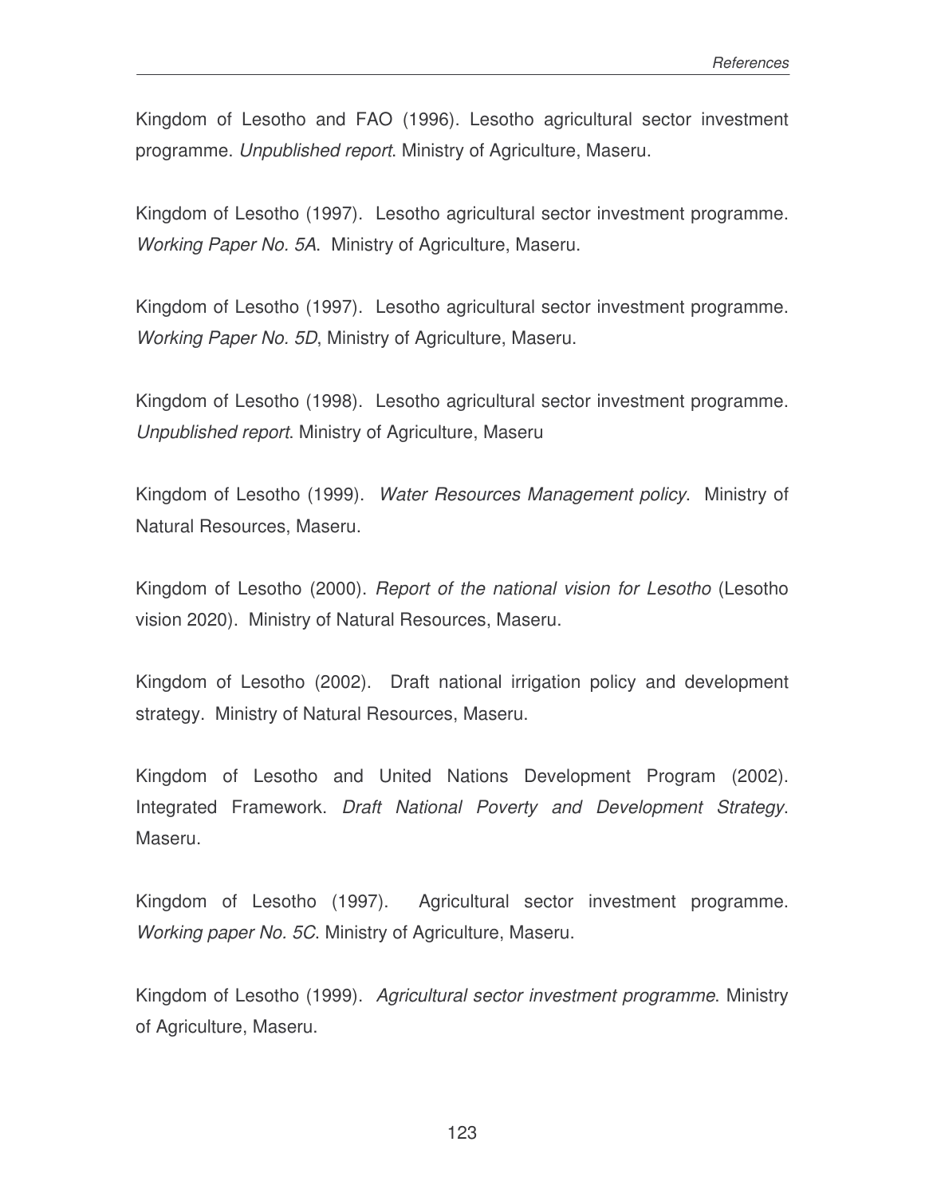Kingdom of Lesotho and FAO (1996). Lesotho agricultural sector investment programme. *Unpublished report*. Ministry of Agriculture, Maseru.

Kingdom of Lesotho (1997). Lesotho agricultural sector investment programme. *Working Paper No. 5A*. Ministry of Agriculture, Maseru.

Kingdom of Lesotho (1997). Lesotho agricultural sector investment programme. *Working Paper No. 5D*, Ministry of Agriculture, Maseru.

Kingdom of Lesotho (1998). Lesotho agricultural sector investment programme. *Unpublished report*. Ministry of Agriculture, Maseru

Kingdom of Lesotho (1999). *Water Resources Management policy*. Ministry of Natural Resources, Maseru.

Kingdom of Lesotho (2000). *Report of the national vision for Lesotho* (Lesotho vision 2020). Ministry of Natural Resources, Maseru.

Kingdom of Lesotho (2002). Draft national irrigation policy and development strategy. Ministry of Natural Resources, Maseru.

Kingdom of Lesotho and United Nations Development Program (2002). Integrated Framework. *Draft National Poverty and Development Strategy*. Maseru.

Kingdom of Lesotho (1997). Agricultural sector investment programme. *Working paper No. 5C*. Ministry of Agriculture, Maseru.

Kingdom of Lesotho (1999). *Agricultural sector investment programme*. Ministry of Agriculture, Maseru.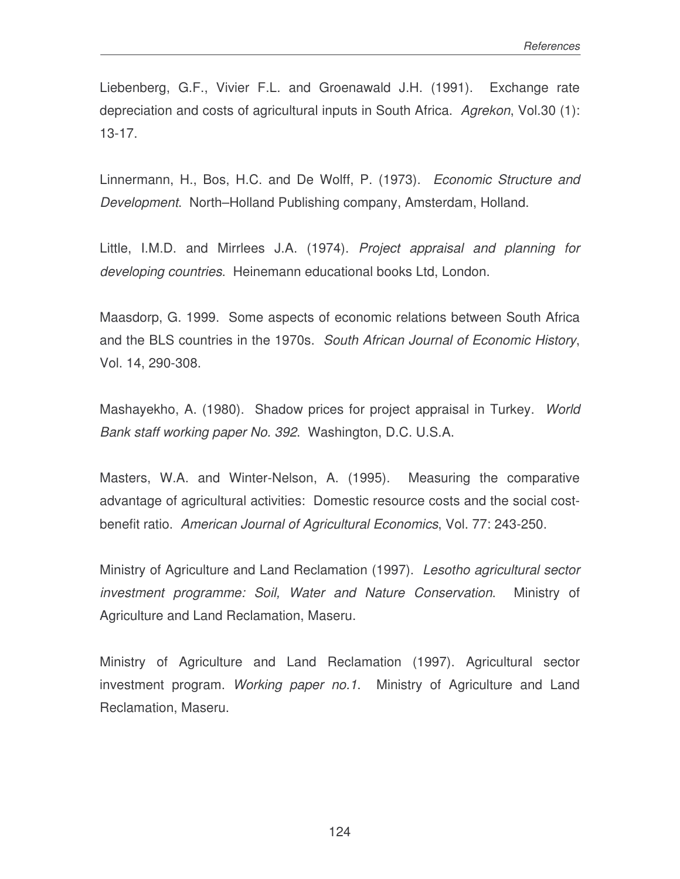Liebenberg, G.F., Vivier F.L. and Groenawald J.H. (1991). Exchange rate depreciation and costs of agricultural inputs in South Africa. *Agrekon*, Vol.30 (1): 13-17.

Linnermann, H., Bos, H.C. and De Wolff, P. (1973). *Economic Structure and Development*. North–Holland Publishing company, Amsterdam, Holland.

Little, I.M.D. and Mirrlees J.A. (1974). *Project appraisal and planning for developing countries*. Heinemann educational books Ltd, London.

Maasdorp, G. 1999. Some aspects of economic relations between South Africa and the BLS countries in the 1970s. *South African Journal of Economic History*, Vol. 14, 290-308.

Mashayekho, A. (1980). Shadow prices for project appraisal in Turkey. *World Bank staff working paper No. 392*. Washington, D.C. U.S.A.

Masters, W.A. and Winter-Nelson, A. (1995). Measuring the comparative advantage of agricultural activities: Domestic resource costs and the social cost-benefit ratio. *American Journal of Agricultural Economics*, Vol. 77: 243-250.

Ministry of Agriculture and Land Reclamation (1997). *Lesotho agricultural sector investment programme: Soil, Water and Nature Conservation*. Ministry of Agriculture and Land Reclamation, Maseru.

Ministry of Agriculture and Land Reclamation (1997). Agricultural sector investment program. *Working paper no.1*. Ministry of Agriculture and Land Reclamation, Maseru.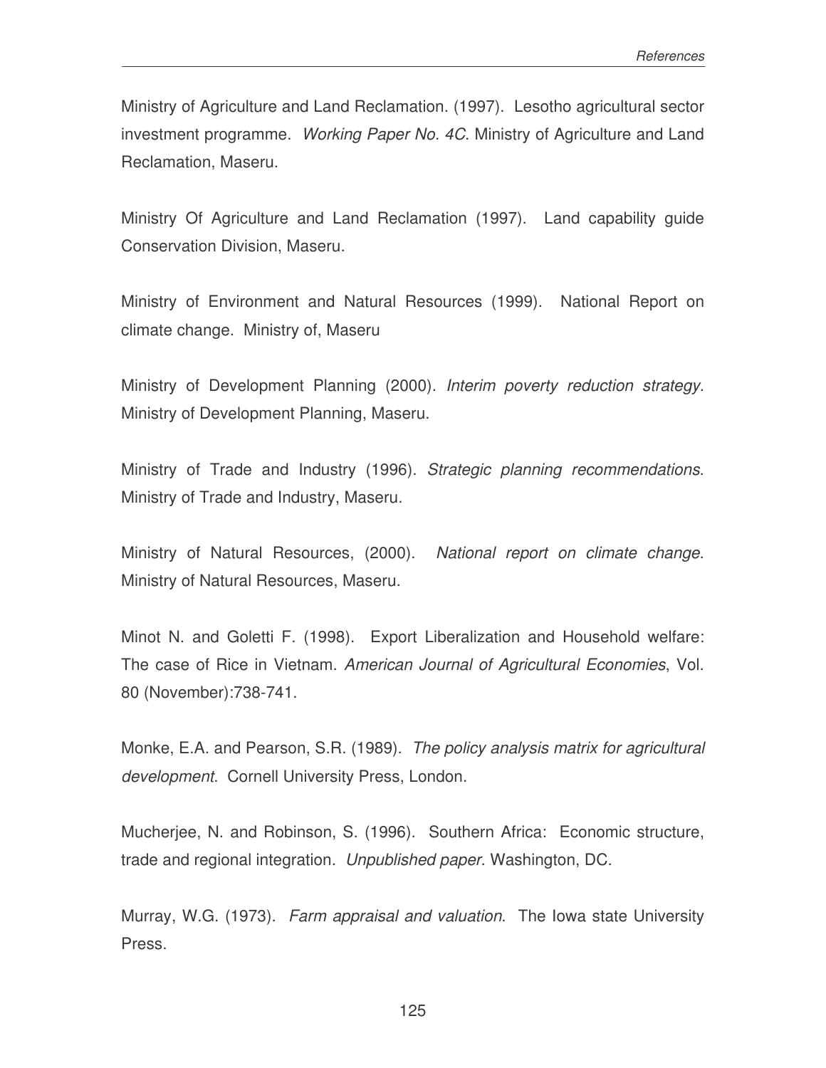Ministry of Agriculture and Land Reclamation. (1997). Lesotho agricultural sector investment programme. *Working Paper No. 4C*. Ministry of Agriculture and Land Reclamation, Maseru.

Ministry Of Agriculture and Land Reclamation (1997). Land capability guide Conservation Division, Maseru.

Ministry of Environment and Natural Resources (1999). National Report on climate change. Ministry of, Maseru

Ministry of Development Planning (2000). *Interim poverty reduction strategy*. Ministry of Development Planning, Maseru.

Ministry of Trade and Industry (1996). *Strategic planning recommendations*. Ministry of Trade and Industry, Maseru.

Ministry of Natural Resources, (2000). *National report on climate change*. Ministry of Natural Resources, Maseru.

Minot N. and Goletti F. (1998). Export Liberalization and Household welfare: The case of Rice in Vietnam. *American Journal of Agricultural Economies*, Vol. 80 (November):738-741.

Monke, E.A. and Pearson, S.R. (1989). *The policy analysis matrix for agricultural development*. Cornell University Press, London.

Mucherjee, N. and Robinson, S. (1996). Southern Africa: Economic structure, trade and regional integration. *Unpublished paper*. Washington, DC.

Murray, W.G. (1973). *Farm appraisal and valuation*. The Iowa state University Press.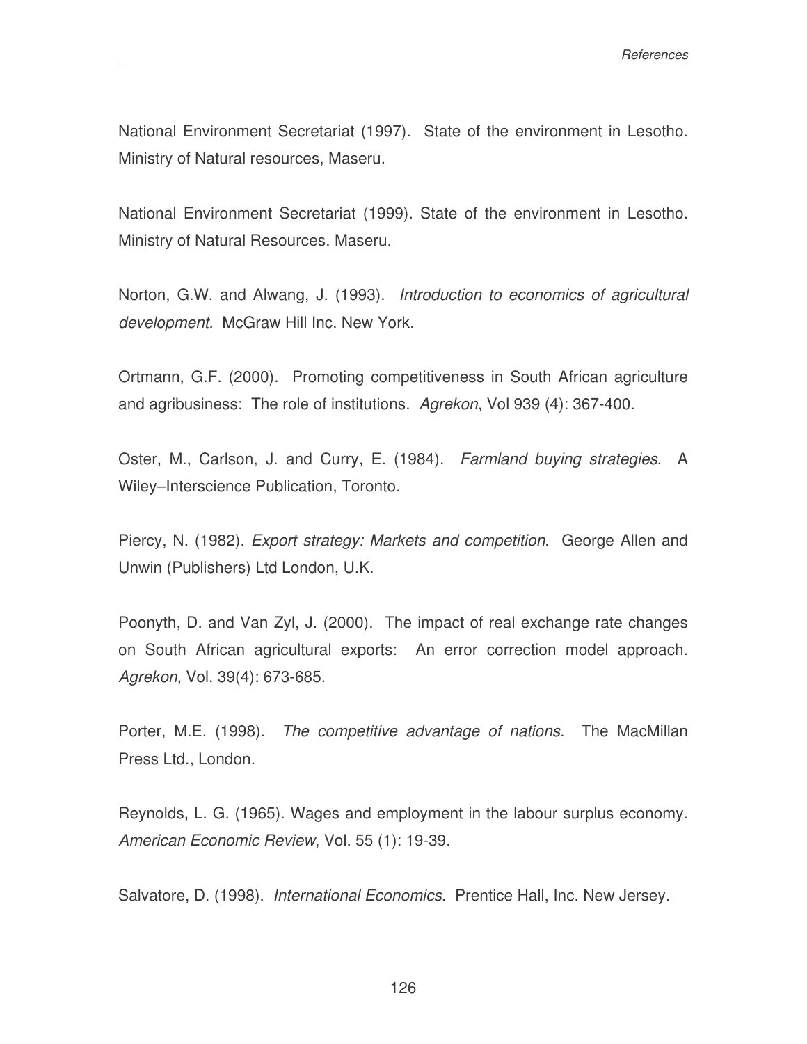National Environment Secretariat (1997). State of the environment in Lesotho. Ministry of Natural resources, Maseru.

National Environment Secretariat (1999). State of the environment in Lesotho. Ministry of Natural Resources. Maseru.

Norton, G.W. and Alwang, J. (1993). *Introduction to economics of agricultural development.* McGraw Hill Inc. New York.

Ortmann, G.F. (2000). Promoting competitiveness in South African agriculture and agribusiness: The role of institutions. *Agrekon*, Vol 939 (4): 367-400.

Oster, M., Carlson, J. and Curry, E. (1984). *Farmland buying strategies*. A Wiley–Interscience Publication, Toronto.

Piercy, N. (1982). *Export strategy: Markets and competition*. George Allen and Unwin (Publishers) Ltd London, U.K.

Poonyth, D. and Van Zyl, J. (2000). The impact of real exchange rate changes on South African agricultural exports: An error correction model approach. *Agrekon*, Vol. 39(4): 673-685.

Porter, M.E. (1998). *The competitive advantage of nations*. The MacMillan Press Ltd., London.

Reynolds, L. G. (1965). Wages and employment in the labour surplus economy. *American Economic Review*, Vol. 55 (1): 19-39.

Salvatore, D. (1998). *International Economics*. Prentice Hall, Inc. New Jersey.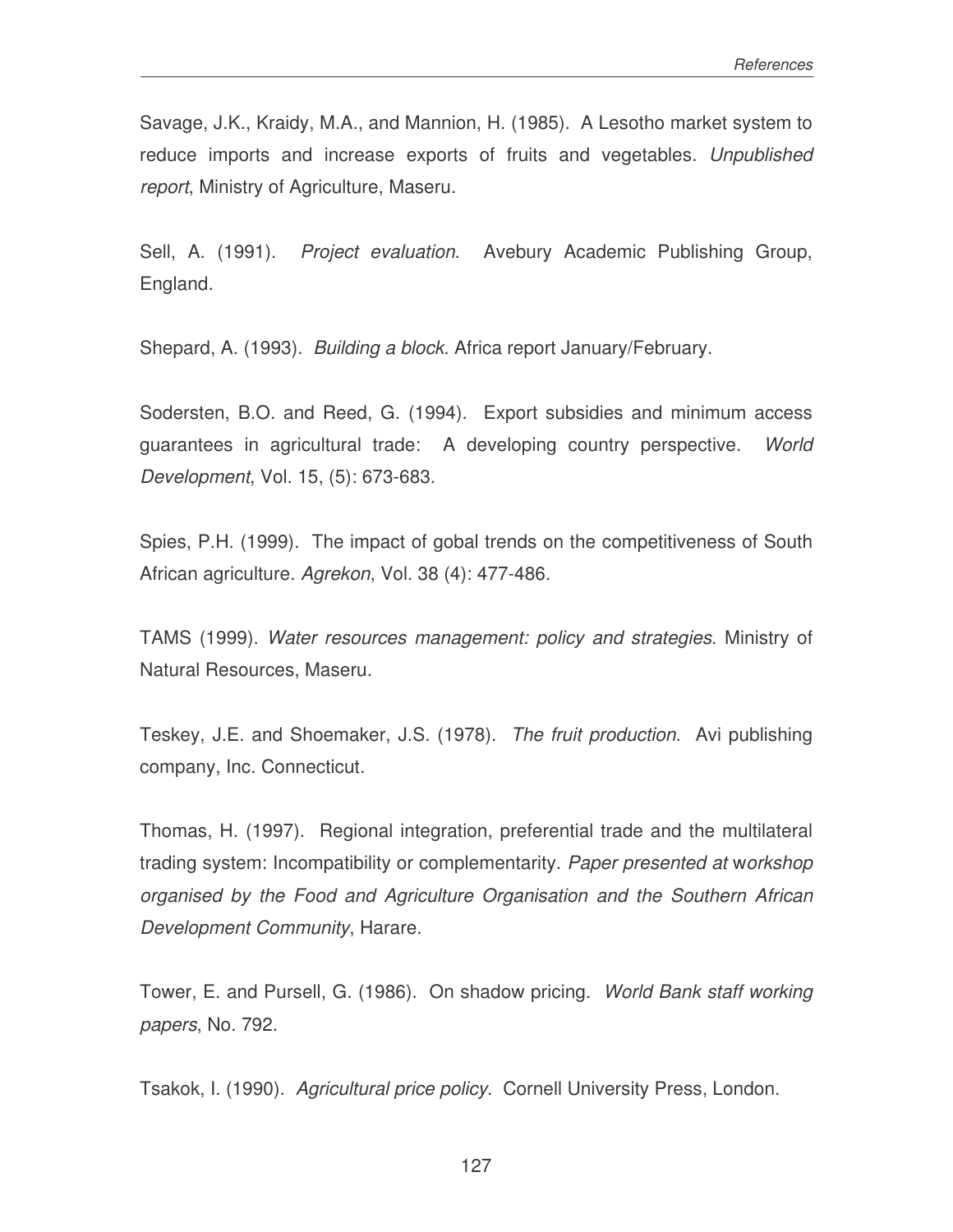Savage, J.K., Kraidy, M.A., and Mannion, H. (1985). A Lesotho market system to reduce imports and increase exports of fruits and vegetables. *Unpublished report*, Ministry of Agriculture, Maseru.

Sell, A. (1991). *Project evaluation*. Avebury Academic Publishing Group, England.

Shepard, A. (1993). *Building a block*. Africa report January/February.

Sodersten, B.O. and Reed, G. (1994). Export subsidies and minimum access guarantees in agricultural trade: A developing country perspective. *World Development*, Vol. 15, (5): 673-683.

Spies, P.H. (1999). The impact of gobal trends on the competitiveness of South African agriculture. *Agrekon*, Vol. 38 (4): 477-486.

TAMS (1999). *Water resources management: policy and strategies*. Ministry of Natural Resources, Maseru.

Teskey, J.E. and Shoemaker, J.S. (1978). *The fruit production*. Avi publishing company, Inc. Connecticut.

Thomas, H. (1997). Regional integration, preferential trade and the multilateral trading system: Incompatibility or complementarity. *Paper presented at workshop organised by the Food and Agriculture Organisation and the Southern African Development Community*, Harare.

Tower, E. and Pursell, G. (1986). On shadow pricing. *World Bank staff working papers*, No. 792.

Tsakok, I. (1990). *Agricultural price policy*. Cornell University Press, London.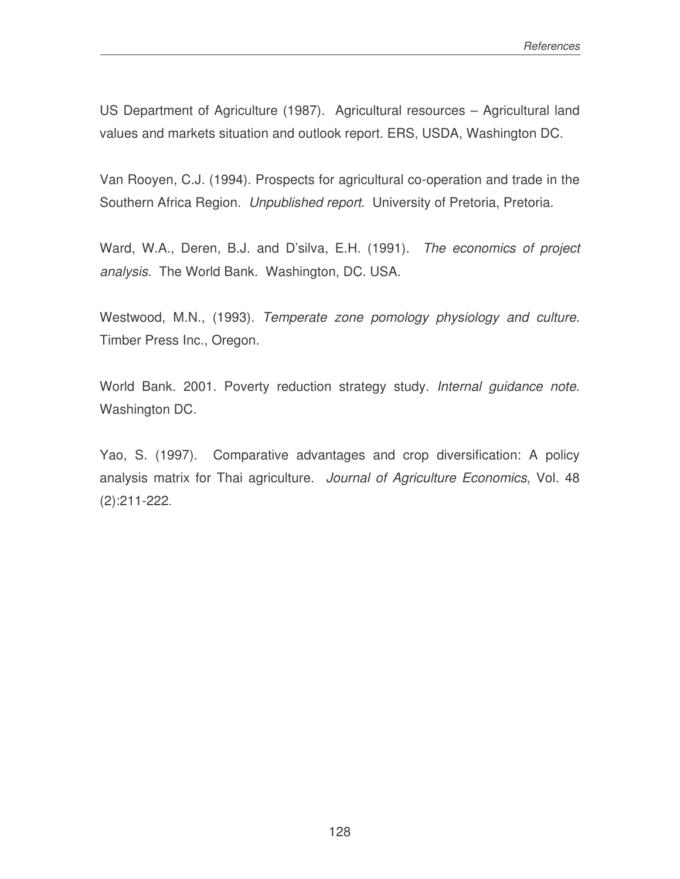US Department of Agriculture (1987). Agricultural resources – Agricultural land values and markets situation and outlook report. ERS, USDA, Washington DC.

Van Rooyen, C.J. (1994). Prospects for agricultural co-operation and trade in the Southern Africa Region. *Unpublished report*. University of Pretoria, Pretoria.

Ward, W.A., Deren, B.J. and D'silva, E.H. (1991). *The economics of project analysis*. The World Bank. Washington, DC. USA.

Westwood, M.N., (1993). *Temperate zone pomology physiology and culture*. Timber Press Inc., Oregon.

World Bank. 2001. Poverty reduction strategy study. *Internal guidance note*. Washington DC.

Yao, S. (1997). Comparative advantages and crop diversification: A policy analysis matrix for Thai agriculture. *Journal of Agriculture Economics*, Vol. 48 (2):211-222.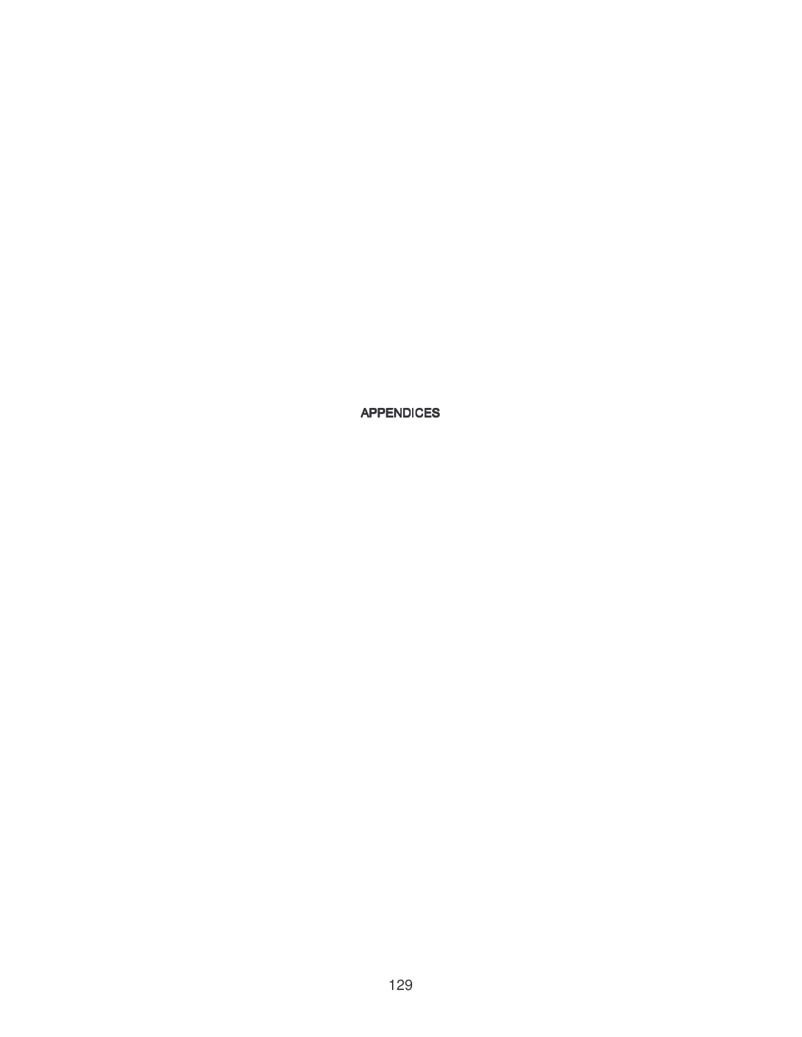# APPENDICES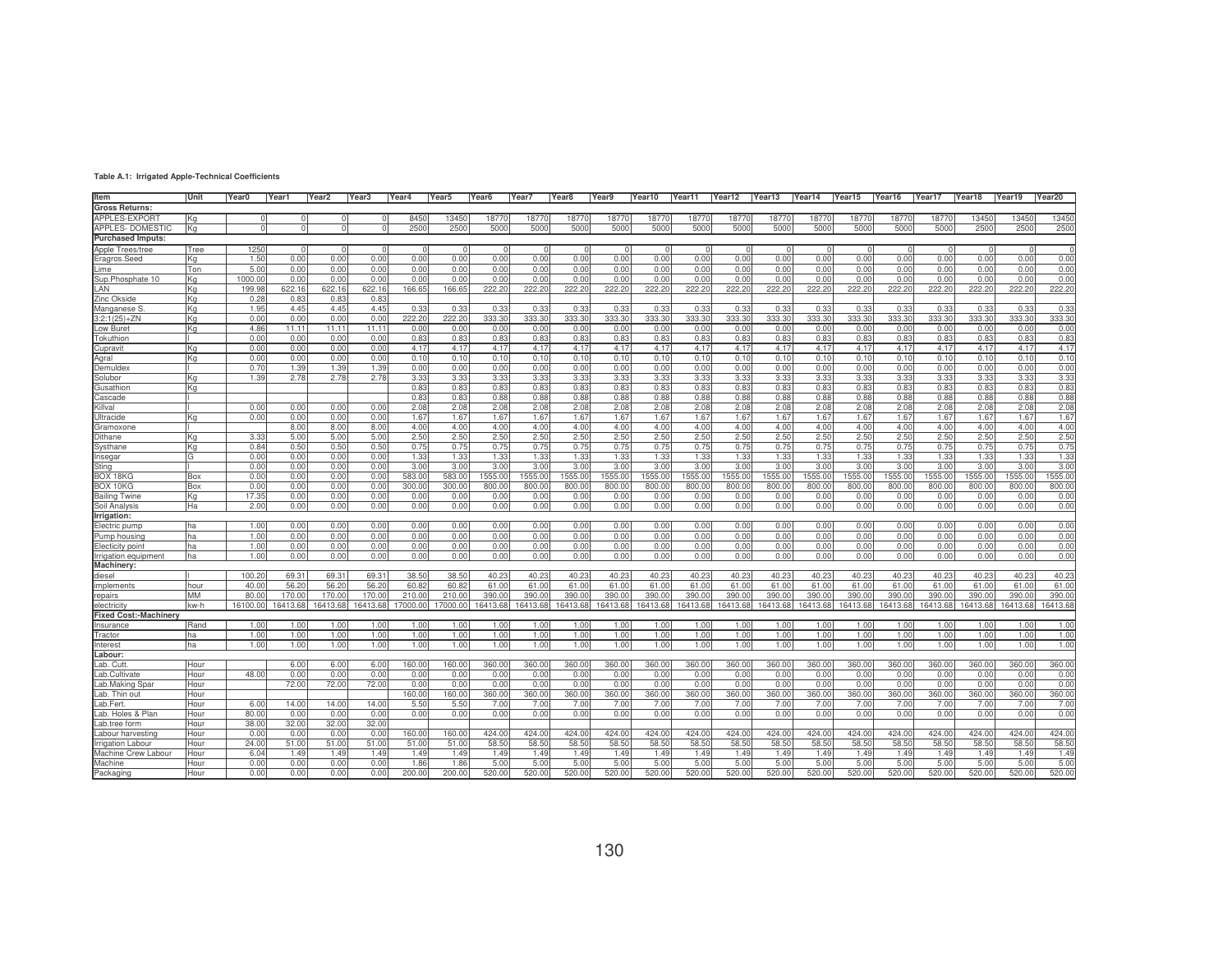**Table A.1: Irrigated Apple-Technical Coefficients**

| Item | Unit | Year0 | Year1 | Year2 | Year3 | Year4 | Year5 | Year6 | Year7 | Year8 | Year9 | Year10 | Year11 | Year12 | Year13 | Year14 | Year15 | Year16 | Year17 | Year18 | Year19 | Year20 |
|---|---|---|---|---|---|---|---|---|---|---|---|---|---|---|---|---|---|---|---|---|---|---|
| **Gross Returns:** | | | | | | | | | | | | | | | | | | | | | | |
| APPLES-EXPORT | Kg | 0 | 0 | 0 | 0 | 8450 | 13450 | 18770 | 18770 | 18770 | 18770 | 18770 | 18770 | 18770 | 18770 | 18770 | 18770 | 18770 | 18770 | 13450 | 13450 | 13450 |
| APPLES- DOMESTIC | Kg | 0 | 0 | 0 | 0 | 2500 | 2500 | 5000 | 5000 | 5000 | 5000 | 5000 | 5000 | 5000 | 5000 | 5000 | 5000 | 5000 | 5000 | 2500 | 2500 | 2500 |
| **Purchased Imputs:** | | | | | | | | | | | | | | | | | | | | | | |
| Apple Trees/tree | Tree | 1250 | 0 | 0 | 0 | 0 | 0 | 0 | 0 | 0 | 0 | 0 | 0 | 0 | 0 | 0 | 0 | 0 | 0 | 0 | 0 | 0 |
| Eragros.Seed | Kg | 1.50 | 0.00 | 0.00 | 0.00 | 0.00 | 0.00 | 0.00 | 0.00 | 0.00 | 0.00 | 0.00 | 0.00 | 0.00 | 0.00 | 0.00 | 0.00 | 0.00 | 0.00 | 0.00 | 0.00 | 0.00 |
| Lime | Ton | 5.00 | 0.00 | 0.00 | 0.00 | 0.00 | 0.00 | 0.00 | 0.00 | 0.00 | 0.00 | 0.00 | 0.00 | 0.00 | 0.00 | 0.00 | 0.00 | 0.00 | 0.00 | 0.00 | 0.00 | 0.00 |
| Sup.Phosphate 10 | Kg | 1000.00 | 0.00 | 0.00 | 0.00 | 0.00 | 0.00 | 0.00 | 0.00 | 0.00 | 0.00 | 0.00 | 0.00 | 0.00 | 0.00 | 0.00 | 0.00 | 0.00 | 0.00 | 0.00 | 0.00 | 0.00 |
| LAN | Kg | 199.98 | 622.16 | 622.16 | 622.16 | 166.65 | 166.65 | 222.20 | 222.20 | 222.20 | 222.20 | 222.20 | 222.20 | 222.20 | 222.20 | 222.20 | 222.20 | 222.20 | 222.20 | 222.20 | 222.20 | 222.20 |
| Zinc Okside | Kg | 0.28 | 0.83 | 0.83 | 0.83 | | | | | | | | | | | | | | | | | |
| Manganese S. | Kg | 1.95 | 4.45 | 4.45 | 4.45 | 0.33 | 0.33 | 0.33 | 0.33 | 0.33 | 0.33 | 0.33 | 0.33 | 0.33 | 0.33 | 0.33 | 0.33 | 0.33 | 0.33 | 0.33 | 0.33 | 0.33 |
| 3:2:1(25)+ZN | Kg | 0.00 | 0.00 | 0.00 | 0.00 | 222.20 | 222.20 | 333.30 | 333.30 | 333.30 | 333.30 | 333.30 | 333.30 | 333.30 | 333.30 | 333.30 | 333.30 | 333.30 | 333.30 | 333.30 | 333.30 | 333.30 |
| Low Buret | Kg | 4.86 | 11.11 | 11.11 | 11.11 | 0.00 | 0.00 | 0.00 | 0.00 | 0.00 | 0.00 | 0.00 | 0.00 | 0.00 | 0.00 | 0.00 | 0.00 | 0.00 | 0.00 | 0.00 | 0.00 | 0.00 |
| Tokuthion | l | 0.00 | 0.00 | 0.00 | 0.00 | 0.83 | 0.83 | 0.83 | 0.83 | 0.83 | 0.83 | 0.83 | 0.83 | 0.83 | 0.83 | 0.83 | 0.83 | 0.83 | 0.83 | 0.83 | 0.83 | 0.83 |
| Cupravit | Kg | 0.00 | 0.00 | 0.00 | 0.00 | 4.17 | 4.17 | 4.17 | 4.17 | 4.17 | 4.17 | 4.17 | 4.17 | 4.17 | 4.17 | 4.17 | 4.17 | 4.17 | 4.17 | 4.17 | 4.17 | 4.17 |
| Agral | Kg | 0.00 | 0.00 | 0.00 | 0.00 | 0.10 | 0.10 | 0.10 | 0.10 | 0.10 | 0.10 | 0.10 | 0.10 | 0.10 | 0.10 | 0.10 | 0.10 | 0.10 | 0.10 | 0.10 | 0.10 | 0.10 |
| Demuldex | l | 0.70 | 1.39 | 1.39 | 1.39 | 0.00 | 0.00 | 0.00 | 0.00 | 0.00 | 0.00 | 0.00 | 0.00 | 0.00 | 0.00 | 0.00 | 0.00 | 0.00 | 0.00 | 0.00 | 0.00 | 0.00 |
| Solubor | Kg | 1.39 | 2.78 | 2.78 | 2.78 | 3.33 | 3.33 | 3.33 | 3.33 | 3.33 | 3.33 | 3.33 | 3.33 | 3.33 | 3.33 | 3.33 | 3.33 | 3.33 | 3.33 | 3.33 | 3.33 | 3.33 |
| Gusathion | Kg | | | | | 0.83 | 0.83 | 0.83 | 0.83 | 0.83 | 0.83 | 0.83 | 0.83 | 0.83 | 0.83 | 0.83 | 0.83 | 0.83 | 0.83 | 0.83 | 0.83 | 0.83 |
| Cascade | l | | | | | 0.83 | 0.83 | 0.88 | 0.88 | 0.88 | 0.88 | 0.88 | 0.88 | 0.88 | 0.88 | 0.88 | 0.88 | 0.88 | 0.88 | 0.88 | 0.88 | 0.88 |
| Killval | l | 0.00 | 0.00 | 0.00 | 0.00 | 2.08 | 2.08 | 2.08 | 2.08 | 2.08 | 2.08 | 2.08 | 2.08 | 2.08 | 2.08 | 2.08 | 2.08 | 2.08 | 2.08 | 2.08 | 2.08 | 2.08 |
| Ultracide | Kg | 0.00 | 0.00 | 0.00 | 0.00 | 1.67 | 1.67 | 1.67 | 1.67 | 1.67 | 1.67 | 1.67 | 1.67 | 1.67 | 1.67 | 1.67 | 1.67 | 1.67 | 1.67 | 1.67 | 1.67 | 1.67 |
| Gramoxone | l | | 8.00 | 8.00 | 8.00 | 4.00 | 4.00 | 4.00 | 4.00 | 4.00 | 4.00 | 4.00 | 4.00 | 4.00 | 4.00 | 4.00 | 4.00 | 4.00 | 4.00 | 4.00 | 4.00 | 4.00 |
| Dithane | Kg | 3.33 | 5.00 | 5.00 | 5.00 | 2.50 | 2.50 | 2.50 | 2.50 | 2.50 | 2.50 | 2.50 | 2.50 | 2.50 | 2.50 | 2.50 | 2.50 | 2.50 | 2.50 | 2.50 | 2.50 | 2.50 |
| Systhane | Kg | 0.84 | 0.50 | 0.50 | 0.50 | 0.75 | 0.75 | 0.75 | 0.75 | 0.75 | 0.75 | 0.75 | 0.75 | 0.75 | 0.75 | 0.75 | 0.75 | 0.75 | 0.75 | 0.75 | 0.75 | 0.75 |
| Insegar | G | 0.00 | 0.00 | 0.00 | 0.00 | 1.33 | 1.33 | 1.33 | 1.33 | 1.33 | 1.33 | 1.33 | 1.33 | 1.33 | 1.33 | 1.33 | 1.33 | 1.33 | 1.33 | 1.33 | 1.33 | 1.33 |
| Sting | l | 0.00 | 0.00 | 0.00 | 0.00 | 3.00 | 3.00 | 3.00 | 3.00 | 3.00 | 3.00 | 3.00 | 3.00 | 3.00 | 3.00 | 3.00 | 3.00 | 3.00 | 3.00 | 3.00 | 3.00 | 3.00 |
| BOX 18KG | Box | 0.00 | 0.00 | 0.00 | 0.00 | 583.00 | 583.00 | 1555.00 | 1555.00 | 1555.00 | 1555.00 | 1555.00 | 1555.00 | 1555.00 | 1555.00 | 1555.00 | 1555.00 | 1555.00 | 1555.00 | 1555.00 | 1555.00 | 1555.00 |
| BOX 10KG | Box | 0.00 | 0.00 | 0.00 | 0.00 | 300.00 | 300.00 | 800.00 | 800.00 | 800.00 | 800.00 | 800.00 | 800.00 | 800.00 | 800.00 | 800.00 | 800.00 | 800.00 | 800.00 | 800.00 | 800.00 | 800.00 |
| Bailing Twine | Kg | 17.35 | 0.00 | 0.00 | 0.00 | 0.00 | 0.00 | 0.00 | 0.00 | 0.00 | 0.00 | 0.00 | 0.00 | 0.00 | 0.00 | 0.00 | 0.00 | 0.00 | 0.00 | 0.00 | 0.00 | 0.00 |
| Soil Analysis | Ha | 2.00 | 0.00 | 0.00 | 0.00 | 0.00 | 0.00 | 0.00 | 0.00 | 0.00 | 0.00 | 0.00 | 0.00 | 0.00 | 0.00 | 0.00 | 0.00 | 0.00 | 0.00 | 0.00 | 0.00 | 0.00 |
| **Irrigation:** | | | | | | | | | | | | | | | | | | | | | | |
| Electric pump | ha | 1.00 | 0.00 | 0.00 | 0.00 | 0.00 | 0.00 | 0.00 | 0.00 | 0.00 | 0.00 | 0.00 | 0.00 | 0.00 | 0.00 | 0.00 | 0.00 | 0.00 | 0.00 | 0.00 | 0.00 | 0.00 |
| Pump housing | ha | 1.00 | 0.00 | 0.00 | 0.00 | 0.00 | 0.00 | 0.00 | 0.00 | 0.00 | 0.00 | 0.00 | 0.00 | 0.00 | 0.00 | 0.00 | 0.00 | 0.00 | 0.00 | 0.00 | 0.00 | 0.00 |
| Electicity point | ha | 1.00 | 0.00 | 0.00 | 0.00 | 0.00 | 0.00 | 0.00 | 0.00 | 0.00 | 0.00 | 0.00 | 0.00 | 0.00 | 0.00 | 0.00 | 0.00 | 0.00 | 0.00 | 0.00 | 0.00 | 0.00 |
| Irrigation equipment | ha | 1.00 | 0.00 | 0.00 | 0.00 | 0.00 | 0.00 | 0.00 | 0.00 | 0.00 | 0.00 | 0.00 | 0.00 | 0.00 | 0.00 | 0.00 | 0.00 | 0.00 | 0.00 | 0.00 | 0.00 | 0.00 |
| **Machinery:** | | | | | | | | | | | | | | | | | | | | | | |
| diesel | l | 100.20 | 69.31 | 69.31 | 69.31 | 38.50 | 38.50 | 40.23 | 40.23 | 40.23 | 40.23 | 40.23 | 40.23 | 40.23 | 40.23 | 40.23 | 40.23 | 40.23 | 40.23 | 40.23 | 40.23 | 40.23 |
| implements | hour | 40.00 | 56.20 | 56.20 | 56.20 | 60.82 | 60.82 | 61.00 | 61.00 | 61.00 | 61.00 | 61.00 | 61.00 | 61.00 | 61.00 | 61.00 | 61.00 | 61.00 | 61.00 | 61.00 | 61.00 | 61.00 |
| repairs | MM | 80.00 | 170.00 | 170.00 | 170.00 | 210.00 | 210.00 | 390.00 | 390.00 | 390.00 | 390.00 | 390.00 | 390.00 | 390.00 | 390.00 | 390.00 | 390.00 | 390.00 | 390.00 | 390.00 | 390.00 | 390.00 |
| electricity | kw-h | 16100.00 | 16413.68 | 16413.68 | 16413.68 | 17000.00 | 17000.00 | 16413.68 | 16413.68 | 16413.68 | 16413.68 | 16413.68 | 16413.68 | 16413.68 | 16413.68 | 16413.68 | 16413.68 | 16413.68 | 16413.68 | 16413.68 | 16413.68 | 16413.68 |
| **Fixed Cost:-Machinery** | | | | | | | | | | | | | | | | | | | | | | |
| Insurance | Rand | 1.00 | 1.00 | 1.00 | 1.00 | 1.00 | 1.00 | 1.00 | 1.00 | 1.00 | 1.00 | 1.00 | 1.00 | 1.00 | 1.00 | 1.00 | 1.00 | 1.00 | 1.00 | 1.00 | 1.00 | 1.00 |
| Tractor | ha | 1.00 | 1.00 | 1.00 | 1.00 | 1.00 | 1.00 | 1.00 | 1.00 | 1.00 | 1.00 | 1.00 | 1.00 | 1.00 | 1.00 | 1.00 | 1.00 | 1.00 | 1.00 | 1.00 | 1.00 | 1.00 |
| Interest | ha | 1.00 | 1.00 | 1.00 | 1.00 | 1.00 | 1.00 | 1.00 | 1.00 | 1.00 | 1.00 | 1.00 | 1.00 | 1.00 | 1.00 | 1.00 | 1.00 | 1.00 | 1.00 | 1.00 | 1.00 | 1.00 |
| **Labour:** | | | | | | | | | | | | | | | | | | | | | | |
| Lab. Cutt. | Hour | | 6.00 | 6.00 | 6.00 | 160.00 | 160.00 | 360.00 | 360.00 | 360.00 | 360.00 | 360.00 | 360.00 | 360.00 | 360.00 | 360.00 | 360.00 | 360.00 | 360.00 | 360.00 | 360.00 | 360.00 |
| Lab.Cultivate | Hour | 48.00 | 0.00 | 0.00 | 0.00 | 0.00 | 0.00 | 0.00 | 0.00 | 0.00 | 0.00 | 0.00 | 0.00 | 0.00 | 0.00 | 0.00 | 0.00 | 0.00 | 0.00 | 0.00 | 0.00 | 0.00 |
| Lab.Making Spar | Hour | | 72.00 | 72.00 | 72.00 | 0.00 | 0.00 | 0.00 | 0.00 | 0.00 | 0.00 | 0.00 | 0.00 | 0.00 | 0.00 | 0.00 | 0.00 | 0.00 | 0.00 | 0.00 | 0.00 | 0.00 |
| Lab. Thin out | Hour | | | | | 160.00 | 160.00 | 360.00 | 360.00 | 360.00 | 360.00 | 360.00 | 360.00 | 360.00 | 360.00 | 360.00 | 360.00 | 360.00 | 360.00 | 360.00 | 360.00 | 360.00 |
| Lab.Fert. | Hour | 6.00 | 14.00 | 14.00 | 14.00 | 5.50 | 5.50 | 7.00 | 7.00 | 7.00 | 7.00 | 7.00 | 7.00 | 7.00 | 7.00 | 7.00 | 7.00 | 7.00 | 7.00 | 7.00 | 7.00 | 7.00 |
| Lab. Holes & Plan | Hour | 80.00 | 0.00 | 0.00 | 0.00 | 0.00 | 0.00 | 0.00 | 0.00 | 0.00 | 0.00 | 0.00 | 0.00 | 0.00 | 0.00 | 0.00 | 0.00 | 0.00 | 0.00 | 0.00 | 0.00 | 0.00 |
| Lab.tree form | Hour | 38.00 | 32.00 | 32.00 | 32.00 | | | | | | | | | | | | | | | | | |
| Labour harvesting | Hour | 0.00 | 0.00 | 0.00 | 0.00 | 160.00 | 160.00 | 424.00 | 424.00 | 424.00 | 424.00 | 424.00 | 424.00 | 424.00 | 424.00 | 424.00 | 424.00 | 424.00 | 424.00 | 424.00 | 424.00 | 424.00 |
| Irrigation Labour | Hour | 24.00 | 51.00 | 51.00 | 51.00 | 51.00 | 51.00 | 58.50 | 58.50 | 58.50 | 58.50 | 58.50 | 58.50 | 58.50 | 58.50 | 58.50 | 58.50 | 58.50 | 58.50 | 58.50 | 58.50 | 58.50 |
| Machine Crew Labour | Hour | 6.04 | 1.49 | 1.49 | 1.49 | 1.49 | 1.49 | 1.49 | 1.49 | 1.49 | 1.49 | 1.49 | 1.49 | 1.49 | 1.49 | 1.49 | 1.49 | 1.49 | 1.49 | 1.49 | 1.49 | 1.49 |
| Machine | Hour | 0.00 | 0.00 | 0.00 | 0.00 | 1.86 | 1.86 | 5.00 | 5.00 | 5.00 | 5.00 | 5.00 | 5.00 | 5.00 | 5.00 | 5.00 | 5.00 | 5.00 | 5.00 | 5.00 | 5.00 | 5.00 |
| Packaging | Hour | 0.00 | 0.00 | 0.00 | 0.00 | 200.00 | 200.00 | 520.00 | 520.00 | 520.00 | 520.00 | 520.00 | 520.00 | 520.00 | 520.00 | 520.00 | 520.00 | 520.00 | 520.00 | 520.00 | 520.00 | 520.00 |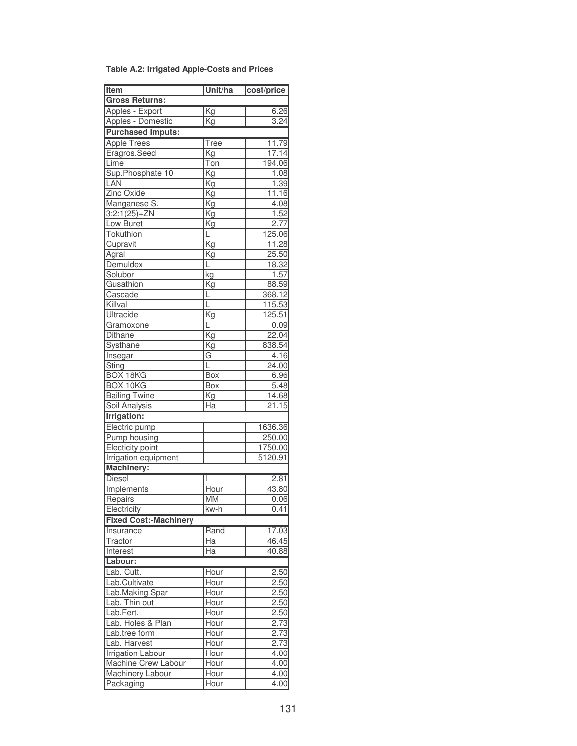**Table A.2: Irrigated Apple-Costs and Prices**

| Item | Unit/ha | cost/price |
|---|---|---|
| **Gross Returns:** | | |
| Apples - Export | Kg | 6.26 |
| Apples - Domestic | Kg | 3.24 |
| **Purchased Imputs:** | | |
| Apple Trees | Tree | 11.79 |
| Eragros.Seed | Kg | 17.14 |
| Lime | Ton | 194.06 |
| Sup.Phosphate 10 | Kg | 1.08 |
| LAN | Kg | 1.39 |
| Zinc Oxide | Kg | 11.16 |
| Manganese S. | Kg | 4.08 |
| 3:2:1(25)+ZN | Kg | 1.52 |
| Low Buret | Kg | 2.77 |
| Tokuthion | L | 125.06 |
| Cupravit | Kg | 11.28 |
| Agral | Kg | 25.50 |
| Demuldex | L | 18.32 |
| Solubor | kg | 1.57 |
| Gusathion | Kg | 88.59 |
| Cascade | L | 368.12 |
| Killval | L | 115.53 |
| Ultracide | Kg | 125.51 |
| Gramoxone | L | 0.09 |
| Dithane | Kg | 22.04 |
| Systhane | Kg | 838.54 |
| Insegar | G | 4.16 |
| Sting | L | 24.00 |
| BOX 18KG | Box | 6.96 |
| BOX 10KG | Box | 5.48 |
| Bailing Twine | Kg | 14.68 |
| Soil Analysis | Ha | 21.15 |
| **Irrigation:** | | |
| Electric pump | | 1636.36 |
| Pump housing | | 250.00 |
| Electicity point | | 1750.00 |
| Irrigation equipment | | 5120.91 |
| **Machinery:** | | |
| Diesel | l | 2.81 |
| Implements | Hour | 43.80 |
| Repairs | MM | 0.06 |
| Electricity | kw-h | 0.41 |
| **Fixed Cost:-Machinery** | | |
| Insurance | Rand | 17.03 |
| Tractor | Ha | 46.45 |
| Interest | Ha | 40.88 |
| **Labour:** | | |
| Lab. Cutt. | Hour | 2.50 |
| Lab.Cultivate | Hour | 2.50 |
| Lab.Making Spar | Hour | 2.50 |
| Lab. Thin out | Hour | 2.50 |
| Lab.Fert. | Hour | 2.50 |
| Lab. Holes & Plan | Hour | 2.73 |
| Lab.tree form | Hour | 2.73 |
| Lab. Harvest | Hour | 2.73 |
| Irrigation Labour | Hour | 4.00 |
| Machine Crew Labour | Hour | 4.00 |
| Machinery Labour | Hour | 4.00 |
| Packaging | Hour | 4.00 |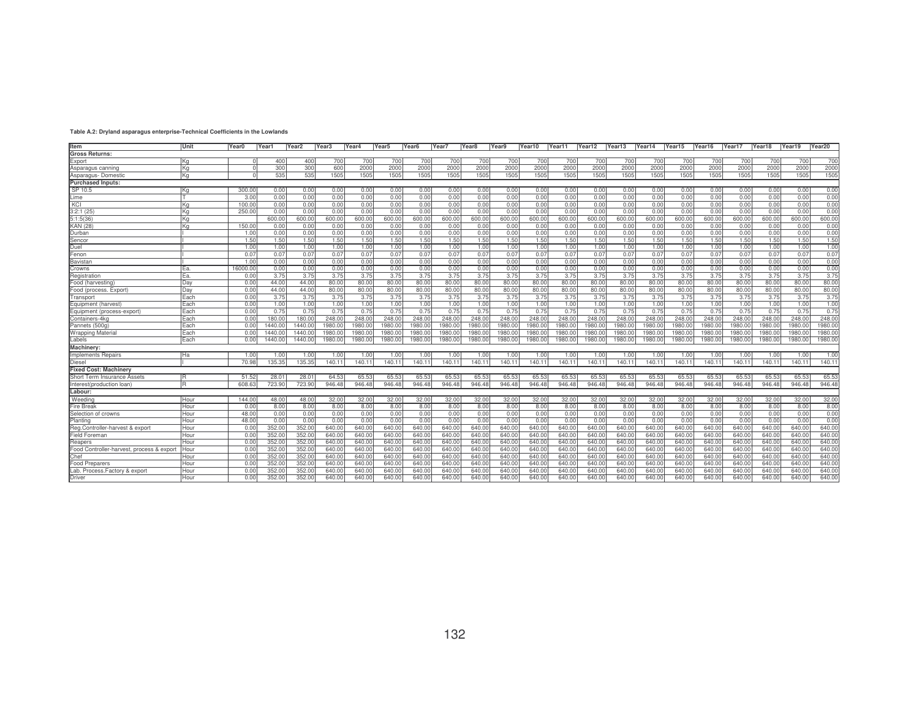**Table A.2: Dryland asparagus enterprise-Technical Coefficients in the Lowlands**

| Item | Unit | Year0 | Year1 | Year2 | Year3 | Year4 | Year5 | Year6 | Year7 | Year8 | Year9 | Year10 | Year11 | Year12 | Year13 | Year14 | Year15 | Year16 | Year17 | Year18 | Year19 | Year20 |
|---|---|---|---|---|---|---|---|---|---|---|---|---|---|---|---|---|---|---|---|---|---|---|
| **Gross Returns:** | | | | | | | | | | | | | | | | | | | | | | |
| Export | Kg | 0 | 400 | 400 | 700 | 700 | 700 | 700 | 700 | 700 | 700 | 700 | 700 | 700 | 700 | 700 | 700 | 700 | 700 | 700 | 700 | 700 |
| Asparagus canning | Kg | 0 | 300 | 300 | 600 | 2000 | 2000 | 2000 | 2000 | 2000 | 2000 | 2000 | 2000 | 2000 | 2000 | 2000 | 2000 | 2000 | 2000 | 2000 | 2000 | 2000 |
| Asparagus- Domestic | Kg | 0 | 535 | 535 | 1505 | 1505 | 1505 | 1505 | 1505 | 1505 | 1505 | 1505 | 1505 | 1505 | 1505 | 1505 | 1505 | 1505 | 1505 | 1505 | 1505 | 1505 |
| **Purchased Inputs:** | | | | | | | | | | | | | | | | | | | | | | |
| SP 10.5 | Kg | 300.00 | 0.00 | 0.00 | 0.00 | 0.00 | 0.00 | 0.00 | 0.00 | 0.00 | 0.00 | 0.00 | 0.00 | 0.00 | 0.00 | 0.00 | 0.00 | 0.00 | 0.00 | 0.00 | 0.00 | 0.00 |
| Lime | T | 3.00 | 0.00 | 0.00 | 0.00 | 0.00 | 0.00 | 0.00 | 0.00 | 0.00 | 0.00 | 0.00 | 0.00 | 0.00 | 0.00 | 0.00 | 0.00 | 0.00 | 0.00 | 0.00 | 0.00 | 0.00 |
| KCl | Kg | 100.00 | 0.00 | 0.00 | 0.00 | 0.00 | 0.00 | 0.00 | 0.00 | 0.00 | 0.00 | 0.00 | 0.00 | 0.00 | 0.00 | 0.00 | 0.00 | 0.00 | 0.00 | 0.00 | 0.00 | 0.00 |
| 3:2:1 (25) | Kg | 250.00 | 0.00 | 0.00 | 0.00 | 0.00 | 0.00 | 0.00 | 0.00 | 0.00 | 0.00 | 0.00 | 0.00 | 0.00 | 0.00 | 0.00 | 0.00 | 0.00 | 0.00 | 0.00 | 0.00 | 0.00 |
| 5:1:5(36) | Kg | | 600.00 | 600.00 | 600.00 | 600.00 | 600.00 | 600.00 | 600.00 | 600.00 | 600.00 | 600.00 | 600.00 | 600.00 | 600.00 | 600.00 | 600.00 | 600.00 | 600.00 | 600.00 | 600.00 | 600.00 |
| KAN (28) | Kg | 150.00 | 0.00 | 0.00 | 0.00 | 0.00 | 0.00 | 0.00 | 0.00 | 0.00 | 0.00 | 0.00 | 0.00 | 0.00 | 0.00 | 0.00 | 0.00 | 0.00 | 0.00 | 0.00 | 0.00 | 0.00 |
| Durban | l | 1.00 | 0.00 | 0.00 | 0.00 | 0.00 | 0.00 | 0.00 | 0.00 | 0.00 | 0.00 | 0.00 | 0.00 | 0.00 | 0.00 | 0.00 | 0.00 | 0.00 | 0.00 | 0.00 | 0.00 | 0.00 |
| Sencor | l | 1.50 | 1.50 | 1.50 | 1.50 | 1.50 | 1.50 | 1.50 | 1.50 | 1.50 | 1.50 | 1.50 | 1.50 | 1.50 | 1.50 | 1.50 | 1.50 | 1.50 | 1.50 | 1.50 | 1.50 | 1.50 |
| Duel | l | 1.00 | 1.00 | 1.00 | 1.00 | 1.00 | 1.00 | 1.00 | 1.00 | 1.00 | 1.00 | 1.00 | 1.00 | 1.00 | 1.00 | 1.00 | 1.00 | 1.00 | 1.00 | 1.00 | 1.00 | 1.00 |
| Fenon | l | 0.07 | 0.07 | 0.07 | 0.07 | 0.07 | 0.07 | 0.07 | 0.07 | 0.07 | 0.07 | 0.07 | 0.07 | 0.07 | 0.07 | 0.07 | 0.07 | 0.07 | 0.07 | 0.07 | 0.07 | 0.07 |
| Bavistan | l | 1.00 | 0.00 | 0.00 | 0.00 | 0.00 | 0.00 | 0.00 | 0.00 | 0.00 | 0.00 | 0.00 | 0.00 | 0.00 | 0.00 | 0.00 | 0.00 | 0.00 | 0.00 | 0.00 | 0.00 | 0.00 |
| Crowns | Ea. | 16000.00 | 0.00 | 0.00 | 0.00 | 0.00 | 0.00 | 0.00 | 0.00 | 0.00 | 0.00 | 0.00 | 0.00 | 0.00 | 0.00 | 0.00 | 0.00 | 0.00 | 0.00 | 0.00 | 0.00 | 0.00 |
| Registration | Ea. | 0.00 | 3.75 | 3.75 | 3.75 | 3.75 | 3.75 | 3.75 | 3.75 | 3.75 | 3.75 | 3.75 | 3.75 | 3.75 | 3.75 | 3.75 | 3.75 | 3.75 | 3.75 | 3.75 | 3.75 | 3.75 |
| Food (harvesting) | Day | 0.00 | 44.00 | 44.00 | 80.00 | 80.00 | 80.00 | 80.00 | 80.00 | 80.00 | 80.00 | 80.00 | 80.00 | 80.00 | 80.00 | 80.00 | 80.00 | 80.00 | 80.00 | 80.00 | 80.00 | 80.00 |
| Food (process. Export) | Day | 0.00 | 44.00 | 44.00 | 80.00 | 80.00 | 80.00 | 80.00 | 80.00 | 80.00 | 80.00 | 80.00 | 80.00 | 80.00 | 80.00 | 80.00 | 80.00 | 80.00 | 80.00 | 80.00 | 80.00 | 80.00 |
| Transport | Each | 0.00 | 3.75 | 3.75 | 3.75 | 3.75 | 3.75 | 3.75 | 3.75 | 3.75 | 3.75 | 3.75 | 3.75 | 3.75 | 3.75 | 3.75 | 3.75 | 3.75 | 3.75 | 3.75 | 3.75 | 3.75 |
| Equipment (harvest) | Each | 0.00 | 1.00 | 1.00 | 1.00 | 1.00 | 1.00 | 1.00 | 1.00 | 1.00 | 1.00 | 1.00 | 1.00 | 1.00 | 1.00 | 1.00 | 1.00 | 1.00 | 1.00 | 1.00 | 1.00 | 1.00 |
| Equipment (process-export) | Each | 0.00 | 0.75 | 0.75 | 0.75 | 0.75 | 0.75 | 0.75 | 0.75 | 0.75 | 0.75 | 0.75 | 0.75 | 0.75 | 0.75 | 0.75 | 0.75 | 0.75 | 0.75 | 0.75 | 0.75 | 0.75 |
| Containers-4kg | Each | 0.00 | 180.00 | 180.00 | 248.00 | 248.00 | 248.00 | 248.00 | 248.00 | 248.00 | 248.00 | 248.00 | 248.00 | 248.00 | 248.00 | 248.00 | 248.00 | 248.00 | 248.00 | 248.00 | 248.00 | 248.00 |
| Pannets (500g) | Each | 0.00 | 1440.00 | 1440.00 | 1980.00 | 1980.00 | 1980.00 | 1980.00 | 1980.00 | 1980.00 | 1980.00 | 1980.00 | 1980.00 | 1980.00 | 1980.00 | 1980.00 | 1980.00 | 1980.00 | 1980.00 | 1980.00 | 1980.00 | 1980.00 |
| Wrapping Material | Each | 0.00 | 1440.00 | 1440.00 | 1980.00 | 1980.00 | 1980.00 | 1980.00 | 1980.00 | 1980.00 | 1980.00 | 1980.00 | 1980.00 | 1980.00 | 1980.00 | 1980.00 | 1980.00 | 1980.00 | 1980.00 | 1980.00 | 1980.00 | 1980.00 |
| Labels | Each | 0.00 | 1440.00 | 1440.00 | 1980.00 | 1980.00 | 1980.00 | 1980.00 | 1980.00 | 1980.00 | 1980.00 | 1980.00 | 1980.00 | 1980.00 | 1980.00 | 1980.00 | 1980.00 | 1980.00 | 1980.00 | 1980.00 | 1980.00 | 1980.00 |
| **Machinery:** | | | | | | | | | | | | | | | | | | | | | | |
| Implements Repairs | Ha | 1.00 | 1.00 | 1.00 | 1.00 | 1.00 | 1.00 | 1.00 | 1.00 | 1.00 | 1.00 | 1.00 | 1.00 | 1.00 | 1.00 | 1.00 | 1.00 | 1.00 | 1.00 | 1.00 | 1.00 | 1.00 |
| Diesel | l | 70.98 | 135.35 | 135.35 | 140.11 | 140.11 | 140.11 | 140.11 | 140.11 | 140.11 | 140.11 | 140.11 | 140.11 | 140.11 | 140.11 | 140.11 | 140.11 | 140.11 | 140.11 | 140.11 | 140.11 | 140.11 |
| **Fixed Cost: Machinery** | | | | | | | | | | | | | | | | | | | | | | |
| Short Term Insurance Assets | R | 51.52 | 28.01 | 28.01 | 64.53 | 65.53 | 65.53 | 65.53 | 65.53 | 65.53 | 65.53 | 65.53 | 65.53 | 65.53 | 65.53 | 65.53 | 65.53 | 65.53 | 65.53 | 65.53 | 65.53 | 65.53 |
| Interest(production loan) | R | 608.63 | 723.90 | 723.90 | 946.48 | 946.48 | 946.48 | 946.48 | 946.48 | 946.48 | 946.48 | 946.48 | 946.48 | 946.48 | 946.48 | 946.48 | 946.48 | 946.48 | 946.48 | 946.48 | 946.48 | 946.48 |
| **Labour:** | | | | | | | | | | | | | | | | | | | | | | |
| Weeding | Hour | 144.00 | 48.00 | 48.00 | 32.00 | 32.00 | 32.00 | 32.00 | 32.00 | 32.00 | 32.00 | 32.00 | 32.00 | 32.00 | 32.00 | 32.00 | 32.00 | 32.00 | 32.00 | 32.00 | 32.00 | 32.00 |
| Fire Break | Hour | 0.00 | 8.00 | 8.00 | 8.00 | 8.00 | 8.00 | 8.00 | 8.00 | 8.00 | 8.00 | 8.00 | 8.00 | 8.00 | 8.00 | 8.00 | 8.00 | 8.00 | 8.00 | 8.00 | 8.00 | 8.00 |
| Selection of crowns | Hour | 48.00 | 0.00 | 0.00 | 0.00 | 0.00 | 0.00 | 0.00 | 0.00 | 0.00 | 0.00 | 0.00 | 0.00 | 0.00 | 0.00 | 0.00 | 0.00 | 0.00 | 0.00 | 0.00 | 0.00 | 0.00 |
| Planting | Hour | 48.00 | 0.00 | 0.00 | 0.00 | 0.00 | 0.00 | 0.00 | 0.00 | 0.00 | 0.00 | 0.00 | 0.00 | 0.00 | 0.00 | 0.00 | 0.00 | 0.00 | 0.00 | 0.00 | 0.00 | 0.00 |
| Reg.Controller-harvest & export | Hour | 0.00 | 352.00 | 352.00 | 640.00 | 640.00 | 640.00 | 640.00 | 640.00 | 640.00 | 640.00 | 640.00 | 640.00 | 640.00 | 640.00 | 640.00 | 640.00 | 640.00 | 640.00 | 640.00 | 640.00 | 640.00 |
| Field Foreman | Hour | 0.00 | 352.00 | 352.00 | 640.00 | 640.00 | 640.00 | 640.00 | 640.00 | 640.00 | 640.00 | 640.00 | 640.00 | 640.00 | 640.00 | 640.00 | 640.00 | 640.00 | 640.00 | 640.00 | 640.00 | 640.00 |
| Reapers | Hour | 0.00 | 352.00 | 352.00 | 640.00 | 640.00 | 640.00 | 640.00 | 640.00 | 640.00 | 640.00 | 640.00 | 640.00 | 640.00 | 640.00 | 640.00 | 640.00 | 640.00 | 640.00 | 640.00 | 640.00 | 640.00 |
| Food Controller-harvest, process & export | Hour | 0.00 | 352.00 | 352.00 | 640.00 | 640.00 | 640.00 | 640.00 | 640.00 | 640.00 | 640.00 | 640.00 | 640.00 | 640.00 | 640.00 | 640.00 | 640.00 | 640.00 | 640.00 | 640.00 | 640.00 | 640.00 |
| Chef | Hour | 0.00 | 352.00 | 352.00 | 640.00 | 640.00 | 640.00 | 640.00 | 640.00 | 640.00 | 640.00 | 640.00 | 640.00 | 640.00 | 640.00 | 640.00 | 640.00 | 640.00 | 640.00 | 640.00 | 640.00 | 640.00 |
| Food Preparers | Hour | 0.00 | 352.00 | 352.00 | 640.00 | 640.00 | 640.00 | 640.00 | 640.00 | 640.00 | 640.00 | 640.00 | 640.00 | 640.00 | 640.00 | 640.00 | 640.00 | 640.00 | 640.00 | 640.00 | 640.00 | 640.00 |
| Lab. Process.Factory & export | Hour | 0.00 | 352.00 | 352.00 | 640.00 | 640.00 | 640.00 | 640.00 | 640.00 | 640.00 | 640.00 | 640.00 | 640.00 | 640.00 | 640.00 | 640.00 | 640.00 | 640.00 | 640.00 | 640.00 | 640.00 | 640.00 |
| Driver | Hour | 0.00 | 352.00 | 352.00 | 640.00 | 640.00 | 640.00 | 640.00 | 640.00 | 640.00 | 640.00 | 640.00 | 640.00 | 640.00 | 640.00 | 640.00 | 640.00 | 640.00 | 640.00 | 640.00 | 640.00 | 640.00 |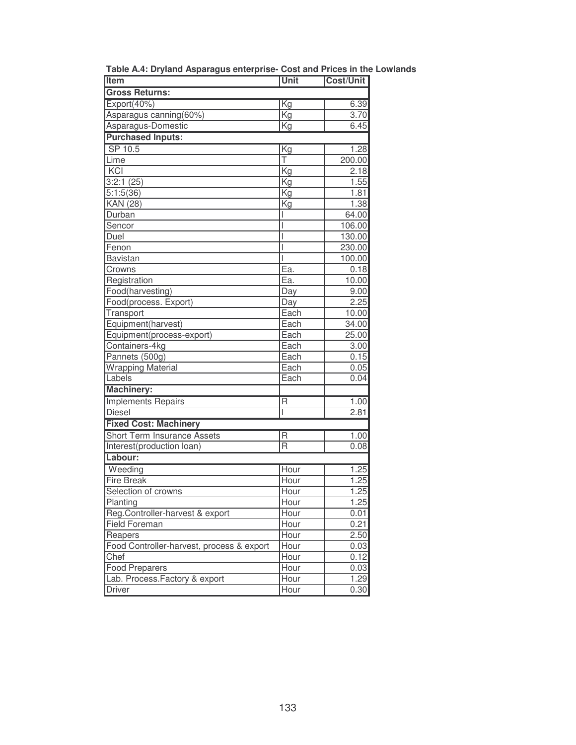**Table A.4: Dryland Asparagus enterprise- Cost and Prices in the Lowlands**

| Item | Unit | Cost/Unit |
|---|---|---|
| **Gross Returns:** | | |
| Export(40%) | Kg | 6.39 |
| Asparagus canning(60%) | Kg | 3.70 |
| Asparagus-Domestic | Kg | 6.45 |
| **Purchased Inputs:** | | |
| SP 10.5 | Kg | 1.28 |
| Lime | T | 200.00 |
| KCl | Kg | 2.18 |
| 3:2:1 (25) | Kg | 1.55 |
| 5:1:5(36) | Kg | 1.81 |
| KAN (28) | Kg | 1.38 |
| Durban | l | 64.00 |
| Sencor | l | 106.00 |
| Duel | l | 130.00 |
| Fenon | l | 230.00 |
| Bavistan | l | 100.00 |
| Crowns | Ea. | 0.18 |
| Registration | Ea. | 10.00 |
| Food(harvesting) | Day | 9.00 |
| Food(process. Export) | Day | 2.25 |
| Transport | Each | 10.00 |
| Equipment(harvest) | Each | 34.00 |
| Equipment(process-export) | Each | 25.00 |
| Containers-4kg | Each | 3.00 |
| Pannets (500g) | Each | 0.15 |
| Wrapping Material | Each | 0.05 |
| Labels | Each | 0.04 |
| **Machinery:** | | |
| Implements Repairs | R | 1.00 |
| Diesel | l | 2.81 |
| **Fixed Cost: Machinery** | | |
| Short Term Insurance Assets | R | 1.00 |
| Interest(production loan) | R | 0.08 |
| **Labour:** | | |
| Weeding | Hour | 1.25 |
| Fire Break | Hour | 1.25 |
| Selection of crowns | Hour | 1.25 |
| Planting | Hour | 1.25 |
| Reg.Controller-harvest & export | Hour | 0.01 |
| Field Foreman | Hour | 0.21 |
| Reapers | Hour | 2.50 |
| Food Controller-harvest, process & export | Hour | 0.03 |
| Chef | Hour | 0.12 |
| Food Preparers | Hour | 0.03 |
| Lab. Process.Factory & export | Hour | 1.29 |
| Driver | Hour | 0.30 |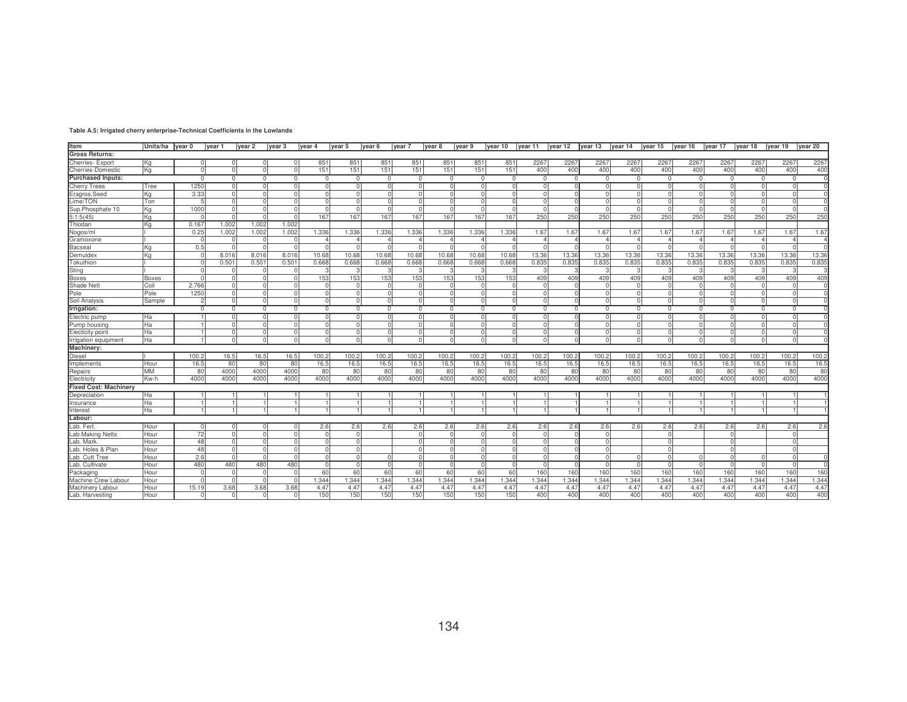**Table A.5: Irrigated cherry enterprise-Technical Coefficients in the Lowlands**

| Item | Units/ha | year 0 | year 1 | year 2 | year 3 | year 4 | year 5 | year 6 | year 7 | year 8 | year 9 | year 10 | year 11 | year 12 | year 13 | year 14 | year 15 | year 16 | year 17 | year 18 | year 19 | year 20 |
|---|---|---|---|---|---|---|---|---|---|---|---|---|---|---|---|---|---|---|---|---|---|---|
| **Gross Returns:** | | | | | | | | | | | | | | | | | | | | | | |
| Cherries- Export | Kg | 0 | 0 | 0 | 0 | 851 | 851 | 851 | 851 | 851 | 851 | 851 | 2267 | 2267 | 2267 | 2267 | 2267 | 2267 | 2267 | 2267 | 2267 | 2267 |
| Cherries-Domestic | Kg | 0 | 0 | 0 | 0 | 151 | 151 | 151 | 151 | 151 | 151 | 151 | 400 | 400 | 400 | 400 | 400 | 400 | 400 | 400 | 400 | 400 |
| **Purchased Inputs:** | | 0 | 0 | 0 | 0 | 0 | 0 | 0 | 0 | 0 | 0 | 0 | 0 | 0 | 0 | 0 | 0 | 0 | 0 | 0 | 0 | 0 |
| Cherry Trees | Tree | 1250 | 0 | 0 | 0 | 0 | 0 | 0 | 0 | 0 | 0 | 0 | 0 | 0 | 0 | 0 | 0 | 0 | 0 | 0 | 0 | 0 |
| Eragros.Seed | Kg | 3.33 | 0 | 0 | 0 | 0 | 0 | 0 | 0 | 0 | 0 | 0 | 0 | 0 | 0 | 0 | 0 | 0 | 0 | 0 | 0 | 0 |
| Lime/TON | Ton | 5 | 0 | 0 | 0 | 0 | 0 | 0 | 0 | 0 | 0 | 0 | 0 | 0 | 0 | 0 | 0 | 0 | 0 | 0 | 0 | 0 |
| Sup.Phosphate 10 | Kg | 1000 | 0 | 0 | 0 | 0 | 0 | 0 | 0 | 0 | 0 | 0 | 0 | 0 | 0 | 0 | 0 | 0 | 0 | 0 | 0 | 0 |
| 5:1:5(45) | Kg | 0 | 0 | 0 | 0 | 167 | 167 | 167 | 167 | 167 | 167 | 167 | 250 | 250 | 250 | 250 | 250 | 250 | 250 | 250 | 250 | 250 |
| Thiodan | Kg | 0.167 | 1.002 | 1.002 | 1.002 | | | | | | | | | | | | | | | | | |
| Nogos/ml | l | 0.25 | 1.002 | 1.002 | 1.002 | 1.336 | 1.336 | 1.336 | 1.336 | 1.336 | 1.336 | 1.336 | 1.67 | 1.67 | 1.67 | 1.67 | 1.67 | 1.67 | 1.67 | 1.67 | 1.67 | 1.67 |
| Gramoxone | l | 0 | 0 | 0 | 0 | 4 | 4 | 4 | 4 | 4 | 4 | 4 | 4 | 4 | 4 | 4 | 4 | 4 | 4 | 4 | 4 | 4 |
| Bacseal | Kg | 0.5 | 0 | 0 | 0 | 0 | 0 | 0 | 0 | 0 | 0 | 0 | 0 | 0 | 0 | 0 | 0 | 0 | 0 | 0 | 0 | 0 |
| Demuldex | Kg | 0 | 8.016 | 8.016 | 8.016 | 10.68 | 10.68 | 10.68 | 10.68 | 10.68 | 10.68 | 10.68 | 13.36 | 13.36 | 13.36 | 13.36 | 13.36 | 13.36 | 13.36 | 13.36 | 13.36 | 13.36 |
| Tokuthion | l | 0 | 0.501 | 0.501 | 0.501 | 0.668 | 0.668 | 0.668 | 0.668 | 0.668 | 0.668 | 0.668 | 0.835 | 0.835 | 0.835 | 0.835 | 0.835 | 0.835 | 0.835 | 0.835 | 0.835 | 0.835 |
| Sting | l | 0 | 0 | 0 | 0 | 3 | 3 | 3 | 3 | 3 | 3 | 3 | 3 | 3 | 3 | 3 | 3 | 3 | 3 | 3 | 3 | 3 |
| Boxes | Boxes | 0 | 0 | 0 | 0 | 153 | 153 | 153 | 153 | 153 | 153 | 153 | 409 | 409 | 409 | 409 | 409 | 409 | 409 | 409 | 409 | 409 |
| Shade Nett | Coil | 2.766 | 0 | 0 | 0 | 0 | 0 | 0 | 0 | 0 | 0 | 0 | 0 | 0 | 0 | 0 | 0 | 0 | 0 | 0 | 0 | 0 |
| Pole | Pole | 1250 | 0 | 0 | 0 | 0 | 0 | 0 | 0 | 0 | 0 | 0 | 0 | 0 | 0 | 0 | 0 | 0 | 0 | 0 | 0 | 0 |
| Soil Analysis | Sample | 2 | 0 | 0 | 0 | 0 | 0 | 0 | 0 | 0 | 0 | 0 | 0 | 0 | 0 | 0 | 0 | 0 | 0 | 0 | 0 | 0 |
| **Irrigation:** | | 0 | 0 | 0 | 0 | 0 | 0 | 0 | 0 | 0 | 0 | 0 | 0 | 0 | 0 | 0 | 0 | 0 | 0 | 0 | 0 | 0 |
| Electric pump | Ha | 1 | 0 | 0 | 0 | 0 | 0 | 0 | 0 | 0 | 0 | 0 | 0 | 0 | 0 | 0 | 0 | 0 | 0 | 0 | 0 | 0 |
| Pump housing | Ha | 1 | 0 | 0 | 0 | 0 | 0 | 0 | 0 | 0 | 0 | 0 | 0 | 0 | 0 | 0 | 0 | 0 | 0 | 0 | 0 | 0 |
| Electicity point | Ha | 1 | 0 | 0 | 0 | 0 | 0 | 0 | 0 | 0 | 0 | 0 | 0 | 0 | 0 | 0 | 0 | 0 | 0 | 0 | 0 | 0 |
| Irrigation equipment | Ha | 1 | 0 | 0 | 0 | 0 | 0 | 0 | 0 | 0 | 0 | 0 | 0 | 0 | 0 | 0 | 0 | 0 | 0 | 0 | 0 | 0 |
| **Machinery:** | | | | | | | | | | | | | | | | | | | | | | |
| Diesel | l | 100.2 | 16.5 | 16.5 | 16.5 | 100.2 | 100.2 | 100.2 | 100.2 | 100.2 | 100.2 | 100.2 | 100.2 | 100.2 | 100.2 | 100.2 | 100.2 | 100.2 | 100.2 | 100.2 | 100.2 | 100.2 |
| Implements | Hour | 16.5 | 80 | 80 | 80 | 16.5 | 16.5 | 16.5 | 16.5 | 16.5 | 16.5 | 16.5 | 16.5 | 16.5 | 16.5 | 16.5 | 16.5 | 16.5 | 16.5 | 16.5 | 16.5 | 16.5 |
| Repairs | MM | 80 | 4000 | 4000 | 4000 | 80 | 80 | 80 | 80 | 80 | 80 | 80 | 80 | 80 | 80 | 80 | 80 | 80 | 80 | 80 | 80 | 80 |
| Electricity | Kw-h | 4000 | 4000 | 4000 | 4000 | 4000 | 4000 | 4000 | 4000 | 4000 | 4000 | 4000 | 4000 | 4000 | 4000 | 4000 | 4000 | 4000 | 4000 | 4000 | 4000 | 4000 |
| **Fixed Cost: Machinery** | | | | | | | | | | | | | | | | | | | | | | |
| Depreciation | Ha | 1 | 1 | 1 | 1 | 1 | 1 | 1 | 1 | 1 | 1 | 1 | 1 | 1 | 1 | 1 | 1 | 1 | 1 | 1 | 1 | 1 |
| Insurance | Ha | 1 | 1 | 1 | 1 | 1 | 1 | 1 | 1 | 1 | 1 | 1 | 1 | 1 | 1 | 1 | 1 | 1 | 1 | 1 | 1 | 1 |
| Interest | Ha | 1 | 1 | 1 | 1 | 1 | 1 | 1 | 1 | 1 | 1 | 1 | 1 | 1 | 1 | 1 | 1 | 1 | 1 | 1 | 1 | 1 |
| **Labour:** | | | | | | | | | | | | | | | | | | | | | | |
| Lab. Fert. | Hour | 0 | 0 | 0 | 0 | 2.6 | 2.6 | 2.6 | 2.6 | 2.6 | 2.6 | 2.6 | 2.6 | 2.6 | 2.6 | 2.6 | 2.6 | 2.6 | 2.6 | 2.6 | 2.6 | 2.6 |
| Lab.Making Netts | Hour | 72 | 0 | 0 | 0 | 0 | 0 | | 0 | 0 | 0 | 0 | 0 | 0 | 0 | | 0 | | 0 | | 0 | |
| Lab. Mark. | Hour | 48 | 0 | 0 | 0 | 0 | 0 | | 0 | 0 | 0 | 0 | 0 | 0 | 0 | | 0 | | 0 | | 0 | |
| Lab. Holes & Plan | Hour | 48 | 0 | 0 | 0 | 0 | 0 | | 0 | 0 | 0 | 0 | 0 | 0 | 0 | | 0 | | 0 | | 0 | |
| Lab. Cutt Tree | Hour | 2.6 | 0 | 0 | 0 | 0 | 0 | 0 | 0 | 0 | 0 | 0 | 0 | 0 | 0 | 0 | 0 | 0 | 0 | 0 | 0 | 0 |
| Lab. Cultivate | Hour | 480 | 480 | 480 | 480 | 0 | 0 | 0 | 0 | 0 | 0 | 0 | 0 | 0 | 0 | 0 | 0 | 0 | 0 | 0 | 0 | 0 |
| Packaging | Hour | 0 | 0 | 0 | 0 | 60 | 60 | 60 | 60 | 60 | 60 | 60 | 160 | 160 | 160 | 160 | 160 | 160 | 160 | 160 | 160 | 160 |
| Machine Crew Labour | Hour | 0 | 0 | 0 | 0 | 1.344 | 1.344 | 1.344 | 1.344 | 1.344 | 1.344 | 1.344 | 1.344 | 1.344 | 1.344 | 1.344 | 1.344 | 1.344 | 1.344 | 1.344 | 1.344 | 1.344 |
| Machinery Labour | Hour | 15.19 | 3.68 | 3.68 | 3.68 | 4.47 | 4.47 | 4.47 | 4.47 | 4.47 | 4.47 | 4.47 | 4.47 | 4.47 | 4.47 | 4.47 | 4.47 | 4.47 | 4.47 | 4.47 | 4.47 | 4.47 |
| Lab. Harvesting | Hour | 0 | 0 | 0 | 0 | 150 | 150 | 150 | 150 | 150 | 150 | 150 | 400 | 400 | 400 | 400 | 400 | 400 | 400 | 400 | 400 | 400 |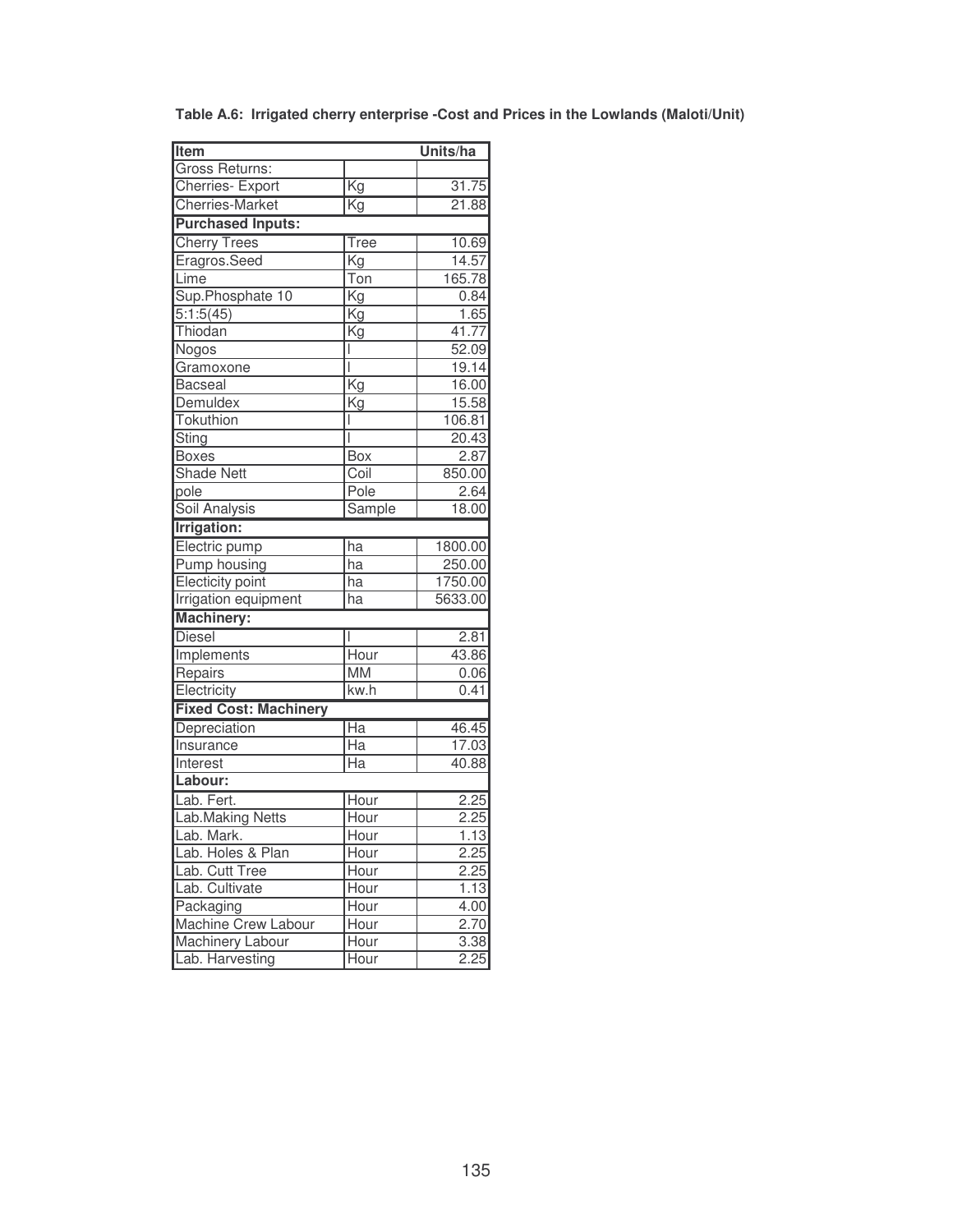**Table A.6: Irrigated cherry enterprise -Cost and Prices in the Lowlands (Maloti/Unit)**

| Item | | Units/ha |
|---|---|---|
| Gross Returns: | | |
| Cherries- Export | Kg | 31.75 |
| Cherries-Market | Kg | 21.88 |
| **Purchased Inputs:** | | |
| Cherry Trees | Tree | 10.69 |
| Eragros.Seed | Kg | 14.57 |
| Lime | Ton | 165.78 |
| Sup.Phosphate 10 | Kg | 0.84 |
| 5:1:5(45) | Kg | 1.65 |
| Thiodan | Kg | 41.77 |
| Nogos | l | 52.09 |
| Gramoxone | l | 19.14 |
| Bacseal | Kg | 16.00 |
| Demuldex | Kg | 15.58 |
| Tokuthion | l | 106.81 |
| Sting | l | 20.43 |
| Boxes | Box | 2.87 |
| Shade Nett | Coil | 850.00 |
| pole | Pole | 2.64 |
| Soil Analysis | Sample | 18.00 |
| **Irrigation:** | | |
| Electric pump | ha | 1800.00 |
| Pump housing | ha | 250.00 |
| Electicity point | ha | 1750.00 |
| Irrigation equipment | ha | 5633.00 |
| **Machinery:** | | |
| Diesel | l | 2.81 |
| Implements | Hour | 43.86 |
| Repairs | MM | 0.06 |
| Electricity | kw.h | 0.41 |
| **Fixed Cost: Machinery** | | |
| Depreciation | Ha | 46.45 |
| Insurance | Ha | 17.03 |
| Interest | Ha | 40.88 |
| **Labour:** | | |
| Lab. Fert. | Hour | 2.25 |
| Lab.Making Netts | Hour | 2.25 |
| Lab. Mark. | Hour | 1.13 |
| Lab. Holes & Plan | Hour | 2.25 |
| Lab. Cutt Tree | Hour | 2.25 |
| Lab. Cultivate | Hour | 1.13 |
| Packaging | Hour | 4.00 |
| Machine Crew Labour | Hour | 2.70 |
| Machinery Labour | Hour | 3.38 |
| Lab. Harvesting | Hour | 2.25 |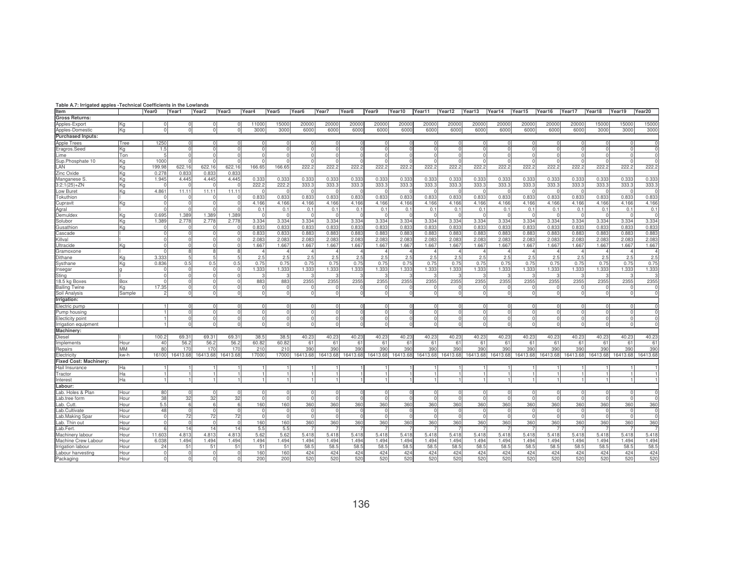**Table A.7: Irrigated apples -Technical Coefficients in the Lowlands**

| Item | | Year0 | Year1 | Year2 | Year3 | Year4 | Year5 | Year6 | Year7 | Year8 | Year9 | Year10 | Year11 | Year12 | Year13 | Year14 | Year15 | Year16 | Year17 | Year18 | Year19 | Year20 |
|---|---|---|---|---|---|---|---|---|---|---|---|---|---|---|---|---|---|---|---|---|---|---|
| **Gross Returns:** | | | | | | | | | | | | | | | | | | | | | | |
| Apples-Export | Kg | 0 | 0 | 0 | 0 | 11000 | 15000 | 20000 | 20000 | 20000 | 20000 | 20000 | 20000 | 20000 | 20000 | 20000 | 20000 | 20000 | 20000 | 15000 | 15000 | 15000 |
| Apples-Domestic | Kg | 0 | 0 | 0 | 0 | 3000 | 3000 | 6000 | 6000 | 6000 | 6000 | 6000 | 6000 | 6000 | 6000 | 6000 | 6000 | 6000 | 6000 | 3000 | 3000 | 3000 |
| **Purchased Inputs:** | | | | | | | | | | | | | | | | | | | | | | |
| Apple Trees | Tree | 1250 | 0 | 0 | 0 | 0 | 0 | 0 | 0 | 0 | 0 | 0 | 0 | 0 | 0 | 0 | 0 | 0 | 0 | 0 | 0 | 0 |
| Eragros.Seed | Kg | 1.5 | 0 | 0 | 0 | 0 | 0 | 0 | 0 | 0 | 0 | 0 | 0 | 0 | 0 | 0 | 0 | 0 | 0 | 0 | 0 | 0 |
| Lime | Ton | 5 | 0 | 0 | 0 | 0 | 0 | 0 | 0 | 0 | 0 | 0 | 0 | 0 | 0 | 0 | 0 | 0 | 0 | 0 | 0 | 0 |
| Sup.Phosphate 10 | Kg | 1000 | 0 | 0 | 0 | 0 | 0 | 0 | 0 | 0 | 0 | 0 | 0 | 0 | 0 | 0 | 0 | 0 | 0 | 0 | 0 | 0 |
| LAN | Kg | 199.98 | 622.16 | 622.16 | 622.16 | 166.65 | 166.65 | 222.2 | 222.2 | 222.2 | 222.2 | 222.2 | 222.2 | 222.2 | 222.2 | 222.2 | 222.2 | 222.2 | 222.2 | 222.2 | 222.2 | 222.2 |
| Zinc Oxide | Kg | 0.278 | 0.833 | 0.833 | 0.833 | | | | | | | | | | | | | | | | | |
| Manganese S. | Kg | 1.945 | 4.445 | 4.445 | 4.445 | 0.333 | 0.333 | 0.333 | 0.333 | 0.333 | 0.333 | 0.333 | 0.333 | 0.333 | 0.333 | 0.333 | 0.333 | 0.333 | 0.333 | 0.333 | 0.333 | 0.333 |
| 3:2:1(25)+ZN | Kg | 0 | 0 | 0 | 0 | 222.2 | 222.2 | 333.3 | 333.3 | 333.3 | 333.3 | 333.3 | 333.3 | 333.3 | 333.3 | 333.3 | 333.3 | 333.3 | 333.3 | 333.3 | 333.3 | 333.3 |
| Low Buret | Kg | 4.861 | 11.11 | 11.11 | 11.11 | 0 | 0 | 0 | 0 | 0 | 0 | 0 | 0 | 0 | 0 | 0 | 0 | 0 | 0 | 0 | 0 | 0 |
| Tokuthion | l | 0 | 0 | 0 | 0 | 0.833 | 0.833 | 0.833 | 0.833 | 0.833 | 0.833 | 0.833 | 0.833 | 0.833 | 0.833 | 0.833 | 0.833 | 0.833 | 0.833 | 0.833 | 0.833 | 0.833 |
| Cupravit | Kg | 0 | 0 | 0 | 0 | 4.166 | 4.166 | 4.166 | 4.166 | 4.166 | 4.166 | 4.166 | 4.166 | 4.166 | 4.166 | 4.166 | 4.166 | 4.166 | 4.166 | 4.166 | 4.166 | 4.166 |
| Agral | l | 0 | 0 | 0 | 0 | 0.1 | 0.1 | 0.1 | 0.1 | 0.1 | 0.1 | 0.1 | 0.1 | 0.1 | 0.1 | 0.1 | 0.1 | 0.1 | 0.1 | 0.1 | 0.1 | 0.1 |
| Demuldex | Kg | 0.695 | 1.389 | 1.389 | 1.389 | 0 | 0 | 0 | 0 | 0 | 0 | 0 | 0 | 0 | 0 | 0 | 0 | 0 | 0 | 0 | 0 | 0 |
| Solubor | Kg | 1.389 | 2.778 | 2.778 | 2.778 | 3.334 | 3.334 | 3.334 | 3.334 | 3.334 | 3.334 | 3.334 | 3.334 | 3.334 | 3.334 | 3.334 | 3.334 | 3.334 | 3.334 | 3.334 | 3.334 | 3.334 |
| Gusathion | Kg | 0 | 0 | 0 | 0 | 0.833 | 0.833 | 0.833 | 0.833 | 0.833 | 0.833 | 0.833 | 0.833 | 0.833 | 0.833 | 0.833 | 0.833 | 0.833 | 0.833 | 0.833 | 0.833 | 0.833 |
| Cascade | l | 0 | 0 | 0 | 0 | 0.833 | 0.833 | 0.883 | 0.883 | 0.883 | 0.883 | 0.883 | 0.883 | 0.883 | 0.883 | 0.883 | 0.883 | 0.883 | 0.883 | 0.883 | 0.883 | 0.883 |
| Killval | l | 0 | 0 | 0 | 0 | 2.083 | 2.083 | 2.083 | 2.083 | 2.083 | 2.083 | 2.083 | 2.083 | 2.083 | 2.083 | 2.083 | 2.083 | 2.083 | 2.083 | 2.083 | 2.083 | 2.083 |
| Ultracide | Kg | 0 | 0 | 0 | 0 | 1.667 | 1.667 | 1.667 | 1.667 | 1.667 | 1.667 | 1.667 | 1.667 | 1.667 | 1.667 | 1.667 | 1.667 | 1.667 | 1.667 | 1.667 | 1.667 | 1.667 |
| Gramoxone | l | 0 | 8 | 8 | 8 | 4 | 4 | 4 | 4 | 4 | 4 | 4 | 4 | 4 | 4 | 4 | 4 | 4 | 4 | 4 | 4 | 4 |
| Dithane | Kg | 3.333 | 5 | 5 | 5 | 2.5 | 2.5 | 2.5 | 2.5 | 2.5 | 2.5 | 2.5 | 2.5 | 2.5 | 2.5 | 2.5 | 2.5 | 2.5 | 2.5 | 2.5 | 2.5 | 2.5 |
| Systhane | Kg | 0.836 | 0.5 | 0.5 | 0.5 | 0.75 | 0.75 | 0.75 | 0.75 | 0.75 | 0.75 | 0.75 | 0.75 | 0.75 | 0.75 | 0.75 | 0.75 | 0.75 | 0.75 | 0.75 | 0.75 | 0.75 |
| Insegar | g | 0 | 0 | 0 | 0 | 1.333 | 1.333 | 1.333 | 1.333 | 1.333 | 1.333 | 1.333 | 1.333 | 1.333 | 1.333 | 1.333 | 1.333 | 1.333 | 1.333 | 1.333 | 1.333 | 1.333 |
| Sting | l | 0 | 0 | 0 | 0 | 3 | 3 | 3 | 3 | 3 | 3 | 3 | 3 | 3 | 3 | 3 | 3 | 3 | 3 | 3 | 3 | 3 |
| 18.5 kg Boxes | Box | 0 | 0 | 0 | 0 | 883 | 883 | 2355 | 2355 | 2355 | 2355 | 2355 | 2355 | 2355 | 2355 | 2355 | 2355 | 2355 | 2355 | 2355 | 2355 | 2355 |
| Bailing Twine | Kg | 17.35 | 0 | 0 | 0 | 0 | 0 | 0 | 0 | 0 | 0 | 0 | 0 | 0 | 0 | 0 | 0 | 0 | 0 | 0 | 0 | 0 |
| Soil Analysis | Sample | 2 | 0 | 0 | 0 | 0 | 0 | 0 | 0 | 0 | 0 | 0 | 0 | 0 | 0 | 0 | 0 | 0 | 0 | 0 | 0 | 0 |
| **Irrigation:** | | | | | | | | | | | | | | | | | | | | | | |
| Electric pump | | 1 | 0 | 0 | 0 | 0 | 0 | 0 | 0 | 0 | 0 | 0 | 0 | 0 | 0 | 0 | 0 | 0 | 0 | 0 | 0 | 0 |
| Pump housing | | 1 | 0 | 0 | 0 | 0 | 0 | 0 | 0 | 0 | 0 | 0 | 0 | 0 | 0 | 0 | 0 | 0 | 0 | 0 | 0 | 0 |
| Electicity point | | 1 | 0 | 0 | 0 | 0 | 0 | 0 | 0 | 0 | 0 | 0 | 0 | 0 | 0 | 0 | 0 | 0 | 0 | 0 | 0 | 0 |
| Irrigation equipment | | 1 | 0 | 0 | 0 | 0 | 0 | 0 | 0 | 0 | 0 | 0 | 0 | 0 | 0 | 0 | 0 | 0 | 0 | 0 | 0 | 0 |
| **Machinery:** | | | | | | | | | | | | | | | | | | | | | | |
| Diesel | l | 100.2 | 69.31 | 69.31 | 69.31 | 38.5 | 38.5 | 40.23 | 40.23 | 40.23 | 40.23 | 40.23 | 40.23 | 40.23 | 40.23 | 40.23 | 40.23 | 40.23 | 40.23 | 40.23 | 40.23 | 40.23 |
| Implements | Hour | 40 | 56.2 | 56.2 | 56.2 | 60.82 | 60.82 | 61 | 61 | 61 | 61 | 61 | 61 | 61 | 61 | 61 | 61 | 61 | 61 | 61 | 61 | 61 |
| Repairs | MM | 80 | 170 | 170 | 170 | 210 | 210 | 390 | 390 | 390 | 390 | 390 | 390 | 390 | 390 | 390 | 390 | 390 | 390 | 390 | 390 | 390 |
| Electricity | kw-h | 16100 | 16413.68 | 16413.68 | 16413.68 | 17000 | 17000 | 16413.68 | 16413.68 | 16413.68 | 16413.68 | 16413.68 | 16413.68 | 16413.68 | 16413.68 | 16413.68 | 16413.68 | 16413.68 | 16413.68 | 16413.68 | 16413.68 | 16413.68 |
| **Fixed Cost: Machinery:** | | | | | | | | | | | | | | | | | | | | | | |
| Hail Insurance | Ha | 1 | 1 | 1 | 1 | 1 | 1 | 1 | 1 | 1 | 1 | 1 | 1 | 1 | 1 | 1 | 1 | 1 | 1 | 1 | 1 | 1 |
| Tractor | Ha | 1 | 1 | 1 | 1 | 1 | 1 | 1 | 1 | 1 | 1 | 1 | 1 | 1 | 1 | 1 | 1 | 1 | 1 | 1 | 1 | 1 |
| Interest | Ha | 1 | 1 | 1 | 1 | 1 | 1 | 1 | 1 | 1 | 1 | 1 | 1 | 1 | 1 | 1 | 1 | 1 | 1 | 1 | 1 | 1 |
| **Labour:** | | | | | | | | | | | | | | | | | | | | | | |
| Lab. Holes & Plan | Hour | 80 | 0 | 0 | 0 | 0 | 0 | 0 | 0 | 0 | 0 | 0 | 0 | 0 | 0 | 0 | 0 | 0 | 0 | 0 | 0 | 0 |
| Lab.tree form | Hour | 38 | 32 | 32 | 32 | 0 | 0 | 0 | 0 | 0 | 0 | 0 | 0 | 0 | 0 | 0 | 0 | 0 | 0 | 0 | 0 | 0 |
| Lab. Cutt. | Hour | 5.5 | 6 | 6 | 6 | 160 | 160 | 360 | 360 | 360 | 360 | 360 | 360 | 360 | 360 | 360 | 360 | 360 | 360 | 360 | 360 | 360 |
| Lab.Cultivate | Hour | 48 | 0 | 0 | 0 | 0 | 0 | 0 | 0 | 0 | 0 | 0 | 0 | 0 | 0 | 0 | 0 | 0 | 0 | 0 | 0 | 0 |
| Lab.Making Spar | Hour | 0 | 72 | 72 | 72 | 0 | 0 | 0 | 0 | 0 | 0 | 0 | 0 | 0 | 0 | 0 | 0 | 0 | 0 | 0 | 0 | 0 |
| Lab. Thin out | Hour | 0 | 0 | 0 | 0 | 160 | 160 | 360 | 360 | 360 | 360 | 360 | 360 | 360 | 360 | 360 | 360 | 360 | 360 | 360 | 360 | 360 |
| Lab.Fert. | Hour | 6 | 14 | 14 | 14 | 5.5 | 5.5 | 7 | 7 | 7 | 7 | 7 | 7 | 7 | 7 | 7 | 7 | 7 | 7 | 7 | 7 | 7 |
| Machinery labour | Hour | 11.603 | 4.813 | 4.813 | 4.813 | 5.62 | 5.62 | 5.418 | 5.418 | 5.418 | 5.418 | 5.418 | 5.418 | 5.418 | 5.418 | 5.418 | 5.418 | 5.418 | 5.418 | 5.418 | 5.418 | 5.418 |
| Machine Crew Labour | Hour | 6.038 | 1.494 | 1.494 | 1.494 | 1.494 | 1.494 | 1.494 | 1.494 | 1.494 | 1.494 | 1.494 | 1.494 | 1.494 | 1.494 | 1.494 | 1.494 | 1.494 | 1.494 | 1.494 | 1.494 | 1.494 |
| Irrigation labour | Hour | 24 | 51 | 51 | 51 | 51 | 51 | 58.5 | 58.5 | 58.5 | 58.5 | 58.5 | 58.5 | 58.5 | 58.5 | 58.5 | 58.5 | 58.5 | 58.5 | 58.5 | 58.5 | 58.5 |
| Labour harvesting | Hour | 0 | 0 | 0 | 0 | 160 | 160 | 424 | 424 | 424 | 424 | 424 | 424 | 424 | 424 | 424 | 424 | 424 | 424 | 424 | 424 | 424 |
| Packaging | Hour | 0 | 0 | 0 | 0 | 200 | 200 | 520 | 520 | 520 | 520 | 520 | 520 | 520 | 520 | 520 | 520 | 520 | 520 | 520 | 520 | 520 |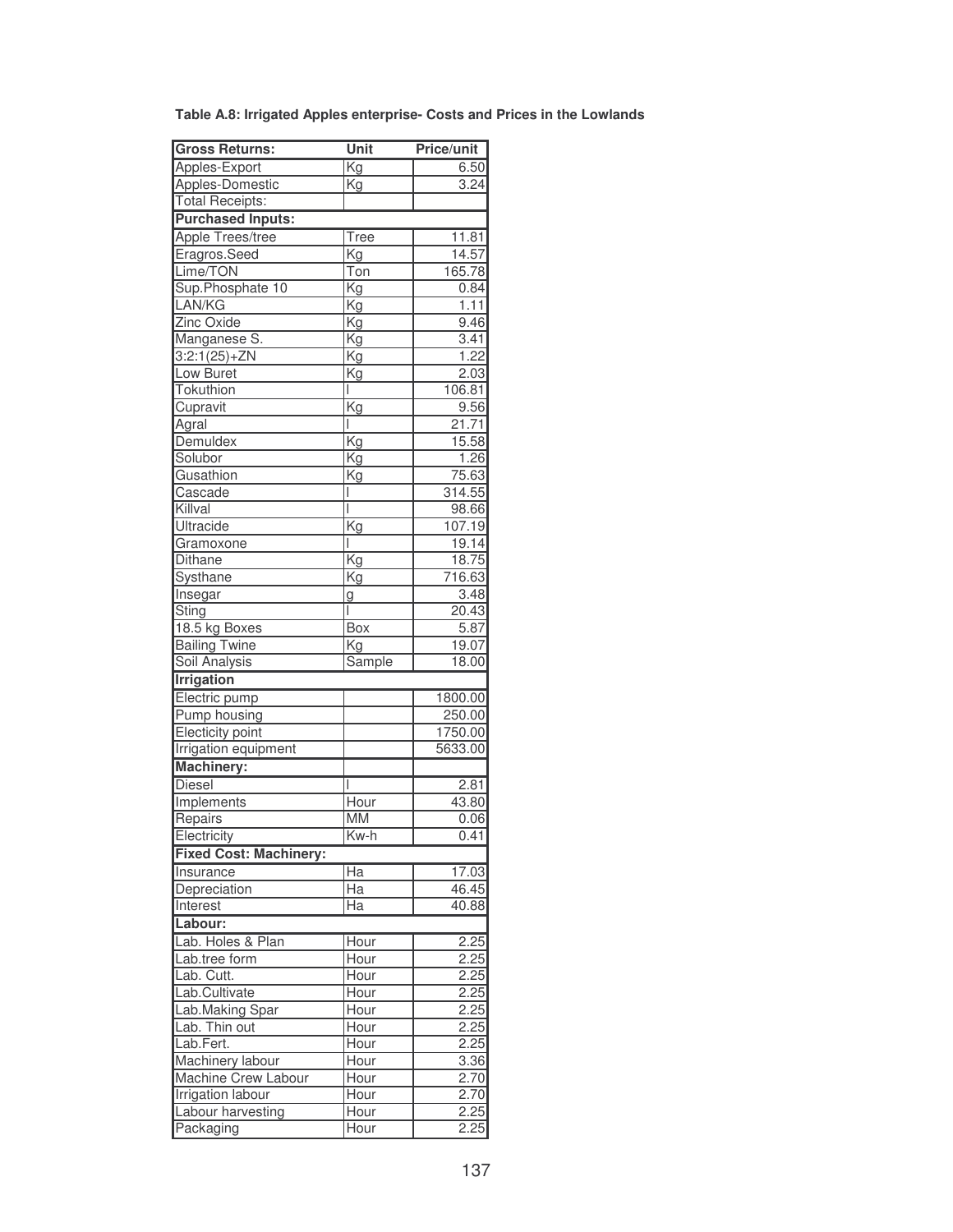**Table A.8: Irrigated Apples enterprise- Costs and Prices in the Lowlands**

| Gross Returns: | Unit | Price/unit |
|---|---|---|
| Apples-Export | Kg | 6.50 |
| Apples-Domestic | Kg | 3.24 |
| Total Receipts: | | |
| **Purchased Inputs:** | | |
| Apple Trees/tree | Tree | 11.81 |
| Eragros.Seed | Kg | 14.57 |
| Lime/TON | Ton | 165.78 |
| Sup.Phosphate 10 | Kg | 0.84 |
| LAN/KG | Kg | 1.11 |
| Zinc Oxide | Kg | 9.46 |
| Manganese S. | Kg | 3.41 |
| 3:2:1(25)+ZN | Kg | 1.22 |
| Low Buret | Kg | 2.03 |
| Tokuthion | l | 106.81 |
| Cupravit | Kg | 9.56 |
| Agral | l | 21.71 |
| Demuldex | Kg | 15.58 |
| Solubor | Kg | 1.26 |
| Gusathion | Kg | 75.63 |
| Cascade | l | 314.55 |
| Killval | l | 98.66 |
| Ultracide | Kg | 107.19 |
| Gramoxone | l | 19.14 |
| Dithane | Kg | 18.75 |
| Systhane | Kg | 716.63 |
| Insegar | g | 3.48 |
| Sting | l | 20.43 |
| 18.5 kg Boxes | Box | 5.87 |
| Bailing Twine | Kg | 19.07 |
| Soil Analysis | Sample | 18.00 |
| **Irrigation** | | |
| Electric pump | | 1800.00 |
| Pump housing | | 250.00 |
| Electicity point | | 1750.00 |
| Irrigation equipment | | 5633.00 |
| **Machinery:** | | |
| Diesel | l | 2.81 |
| Implements | Hour | 43.80 |
| Repairs | MM | 0.06 |
| Electricity | Kw-h | 0.41 |
| **Fixed Cost: Machinery:** | | |
| Insurance | Ha | 17.03 |
| Depreciation | Ha | 46.45 |
| Interest | Ha | 40.88 |
| **Labour:** | | |
| Lab. Holes & Plan | Hour | 2.25 |
| Lab.tree form | Hour | 2.25 |
| Lab. Cutt. | Hour | 2.25 |
| Lab.Cultivate | Hour | 2.25 |
| Lab.Making Spar | Hour | 2.25 |
| Lab. Thin out | Hour | 2.25 |
| Lab.Fert. | Hour | 2.25 |
| Machinery labour | Hour | 3.36 |
| Machine Crew Labour | Hour | 2.70 |
| Irrigation labour | Hour | 2.70 |
| Labour harvesting | Hour | 2.25 |
| Packaging | Hour | 2.25 |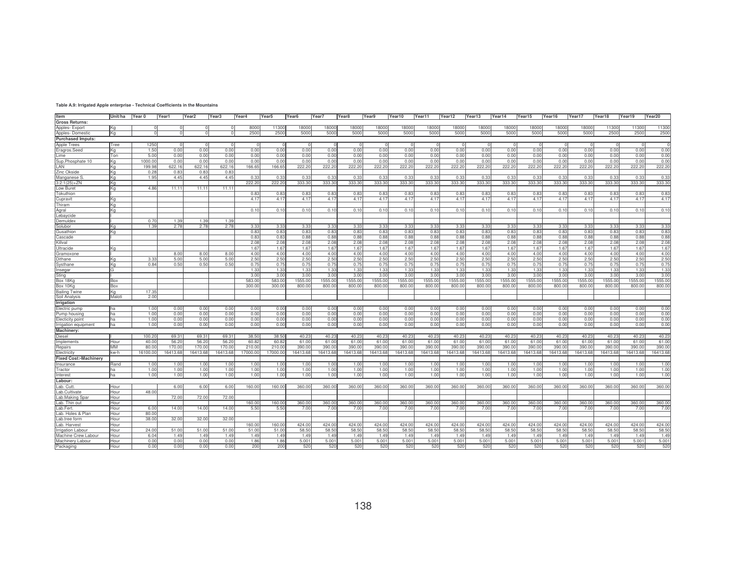**Table A.9: Irrigated Apple enterprise - Technical Coefficients in the Mountains**

| Item | Unit/ha | Year 0 | Year1 | Year2 | Year3 | Year4 | Year5 | Year6 | Year7 | Year8 | Year9 | Year10 | Year11 | Year12 | Year13 | Year14 | Year15 | Year16 | Year17 | Year18 | Year19 | Year20 |
|---|---|---|---|---|---|---|---|---|---|---|---|---|---|---|---|---|---|---|---|---|---|---|
| **Gross Returns:** | | | | | | | | | | | | | | | | | | | | | | |
| Apples- Export | Kg | 0 | 0 | 0 | 0 | 8000 | 11300 | 18000 | 18000 | 18000 | 18000 | 18000 | 18000 | 18000 | 18000 | 18000 | 18000 | 18000 | 18000 | 11300 | 11300 | 11300 |
| Apples- Domestic | Kg | 0 | 0 | 0 | 0 | 2500 | 2500 | 5000 | 5000 | 5000 | 5000 | 5000 | 5000 | 5000 | 5000 | 5000 | 5000 | 5000 | 5000 | 2500 | 2500 | 2500 |
| **Purchased Imputs:** | | | | | | | | | | | | | | | | | | | | | | |
| Apple Trees | Tree | 1250 | 0 | 0 | 0 | 0 | 0 | 0 | 0 | 0 | 0 | 0 | 0 | 0 | 0 | 0 | 0 | 0 | 0 | 0 | 0 | 0 |
| Eragros.Seed | Kg | 1.50 | 0.00 | 0.00 | 0.00 | 0.00 | 0.00 | 0.00 | 0.00 | 0.00 | 0.00 | 0.00 | 0.00 | 0.00 | 0.00 | 0.00 | 0.00 | 0.00 | 0.00 | 0.00 | 0.00 | 0.00 |
| Lime | Ton | 5.00 | 0.00 | 0.00 | 0.00 | 0.00 | 0.00 | 0.00 | 0.00 | 0.00 | 0.00 | 0.00 | 0.00 | 0.00 | 0.00 | 0.00 | 0.00 | 0.00 | 0.00 | 0.00 | 0.00 | 0.00 |
| Sup.Phosphate 10 | Kg | 1000.00 | 0.00 | 0.00 | 0.00 | 0.00 | 0.00 | 0.00 | 0.00 | 0.00 | 0.00 | 0.00 | 0.00 | 0.00 | 0.00 | 0.00 | 0.00 | 0.00 | 0.00 | 0.00 | 0.00 | 0.00 |
| LAN | Kg | 199.98 | 622.16 | 622.16 | 622.16 | 166.65 | 166.65 | 222.20 | 222.20 | 222.20 | 222.20 | 222.20 | 222.20 | 222.20 | 222.20 | 222.20 | 222.20 | 222.20 | 222.20 | 222.20 | 222.20 | 222.20 |
| Zinc Okside | Kg | 0.28 | 0.83 | 0.83 | 0.83 | | | | | | | | | | | | | | | | | |
| Manganese S. | Kg | 1.95 | 4.45 | 4.45 | 4.45 | 0.33 | 0.33 | 0.33 | 0.33 | 0.33 | 0.33 | 0.33 | 0.33 | 0.33 | 0.33 | 0.33 | 0.33 | 0.33 | 0.33 | 0.33 | 0.33 | 0.33 |
| 3:2:1(25)+ZN | Kg | | | | | 222.20 | 222.20 | 333.30 | 333.30 | 333.30 | 333.30 | 333.30 | 333.30 | 333.30 | 333.30 | 333.30 | 333.30 | 333.30 | 333.30 | 333.30 | 333.30 | 333.30 |
| Low Buret | Kg | 4.86 | 11.11 | 11.11 | 11.11 | | | | | | | | | | | | | | | | | |
| Tokuthion | l | | | | | 0.83 | 0.83 | 0.83 | 0.83 | 0.83 | 0.83 | 0.83 | 0.83 | 0.83 | 0.83 | 0.83 | 0.83 | 0.83 | 0.83 | 0.83 | 0.83 | 0.83 |
| Cupravit | Kg | | | | | 4.17 | 4.17 | 4.17 | 4.17 | 4.17 | 4.17 | 4.17 | 4.17 | 4.17 | 4.17 | 4.17 | 4.17 | 4.17 | 4.17 | 4.17 | 4.17 | 4.17 |
| Thiram | Kg | | | | | | | | | | | | | | | | | | | | | |
| Agral | Kg | | | | | 0.10 | 0.10 | 0.10 | 0.10 | 0.10 | 0.10 | 0.10 | 0.10 | 0.10 | 0.10 | 0.10 | 0.10 | 0.10 | 0.10 | 0.10 | 0.10 | 0.10 |
| Lebaycide | l | | | | | | | | | | | | | | | | | | | | | |
| Demuldex | l | 0.70 | 1.39 | 1.39 | 1.39 | | | | | | | | | | | | | | | | | |
| Solubor | Kg | 1.39 | 2.78 | 2.78 | 2.78 | 3.33 | 3.33 | 3.33 | 3.33 | 3.33 | 3.33 | 3.33 | 3.33 | 3.33 | 3.33 | 3.33 | 3.33 | 3.33 | 3.33 | 3.33 | 3.33 | 3.33 |
| Gusathion | Kg | | | | | 0.83 | 0.83 | 0.83 | 0.83 | 0.83 | 0.83 | 0.83 | 0.83 | 0.83 | 0.83 | 0.83 | 0.83 | 0.83 | 0.83 | 0.83 | 0.83 | 0.83 |
| Cascade | l | | | | | 0.83 | 0.83 | 0.88 | 0.88 | 0.88 | 0.88 | 0.88 | 0.88 | 0.88 | 0.88 | 0.88 | 0.88 | 0.88 | 0.88 | 0.88 | 0.88 | 0.88 |
| Killval | l | | | | | 2.08 | 2.08 | 2.08 | 2.08 | 2.08 | 2.08 | 2.08 | 2.08 | 2.08 | 2.08 | 2.08 | 2.08 | 2.08 | 2.08 | 2.08 | 2.08 | 2.08 |
| Ultracide | Kg | | | | | 1.67 | 1.67 | 1.67 | 1.67 | 1.67 | 1.67 | 1.67 | 1.67 | 1.67 | 1.67 | 1.67 | 1.67 | 1.67 | 1.67 | 1.67 | 1.67 | 1.67 |
| Gramoxone | l | | 8.00 | 8.00 | 8.00 | 4.00 | 4.00 | 4.00 | 4.00 | 4.00 | 4.00 | 4.00 | 4.00 | 4.00 | 4.00 | 4.00 | 4.00 | 4.00 | 4.00 | 4.00 | 4.00 | 4.00 |
| Dithane | Kg | 3.33 | 5.00 | 5.00 | 5.00 | 2.50 | 2.50 | 2.50 | 2.50 | 2.50 | 2.50 | 2.50 | 2.50 | 2.50 | 2.50 | 2.50 | 2.50 | 2.50 | 2.50 | 2.50 | 2.50 | 2.50 |
| Systhane | Kg | 0.84 | 0.50 | 0.50 | 0.50 | 0.75 | 0.75 | 0.75 | 0.75 | 0.75 | 0.75 | 0.75 | 0.75 | 0.75 | 0.75 | 0.75 | 0.75 | 0.75 | 0.75 | 0.75 | 0.75 | 0.75 |
| Insegar | G | | | | | 1.33 | 1.33 | 1.33 | 1.33 | 1.33 | 1.33 | 1.33 | 1.33 | 1.33 | 1.33 | 1.33 | 1.33 | 1.33 | 1.33 | 1.33 | 1.33 | 1.33 |
| Sting | l | | | | | 3.00 | 3.00 | 3.00 | 3.00 | 3.00 | 3.00 | 3.00 | 3.00 | 3.00 | 3.00 | 3.00 | 3.00 | 3.00 | 3.00 | 3.00 | 3.00 | 3.00 |
| Box 18Kg | Box | | | | | 583.00 | 583.00 | 1555.00 | 1555.00 | 1555.00 | 1555.00 | 1555.00 | 1555.00 | 1555.00 | 1555.00 | 1555.00 | 1555.00 | 1555.00 | 1555.00 | 1555.00 | 1555.00 | 1555.00 |
| Box 10Kg | Box | | | | | 300.00 | 300.00 | 800.00 | 800.00 | 800.00 | 800.00 | 800.00 | 800.00 | 800.00 | 800.00 | 800.00 | 800.00 | 800.00 | 800.00 | 800.00 | 800.00 | 800.00 |
| Bailing Twine | Kg | 17.35 | | | | | | | | | | | | | | | | | | | | |
| Soil Analysis | Maloti | 2.00 | | | | | | | | | | | | | | | | | | | | |
| **Irrigation** | | | | | | | | | | | | | | | | | | | | | | |
| Electric pump | ha | 1.00 | 0.00 | 0.00 | 0.00 | 0.00 | 0.00 | 0.00 | 0.00 | 0.00 | 0.00 | 0.00 | 0.00 | 0.00 | 0.00 | 0.00 | 0.00 | 0.00 | 0.00 | 0.00 | 0.00 | 0.00 |
| Pump housing | ha | 1.00 | 0.00 | 0.00 | 0.00 | 0.00 | 0.00 | 0.00 | 0.00 | 0.00 | 0.00 | 0.00 | 0.00 | 0.00 | 0.00 | 0.00 | 0.00 | 0.00 | 0.00 | 0.00 | 0.00 | 0.00 |
| Electicity point | ha | 1.00 | 0.00 | 0.00 | 0.00 | 0.00 | 0.00 | 0.00 | 0.00 | 0.00 | 0.00 | 0.00 | 0.00 | 0.00 | 0.00 | 0.00 | 0.00 | 0.00 | 0.00 | 0.00 | 0.00 | 0.00 |
| Irrigation equipment | ha | 1.00 | 0.00 | 0.00 | 0.00 | 0.00 | 0.00 | 0.00 | 0.00 | 0.00 | 0.00 | 0.00 | 0.00 | 0.00 | 0.00 | 0.00 | 0.00 | 0.00 | 0.00 | 0.00 | 0.00 | 0.00 |
| **Machinery:** | | | | | | | | | | | | | | | | | | | | | | |
| Diesel | l | 100.20 | 69.31 | 69.31 | 69.31 | 38.50 | 38.50 | 40.23 | 40.23 | 40.23 | 40.23 | 40.23 | 40.23 | 40.23 | 40.23 | 40.23 | 40.23 | 40.23 | 40.23 | 40.23 | 40.23 | 40.23 |
| Implements | Hour | 40.00 | 56.20 | 56.20 | 56.20 | 60.82 | 60.82 | 61.00 | 61.00 | 61.00 | 61.00 | 61.00 | 61.00 | 61.00 | 61.00 | 61.00 | 61.00 | 61.00 | 61.00 | 61.00 | 61.00 | 61.00 |
| Repairs | MM | 80.00 | 170.00 | 170.00 | 170.00 | 210.00 | 210.00 | 390.00 | 390.00 | 390.00 | 390.00 | 390.00 | 390.00 | 390.00 | 390.00 | 390.00 | 390.00 | 390.00 | 390.00 | 390.00 | 390.00 | 390.00 |
| Electricity | kw-h | 16100.00 | 16413.68 | 16413.68 | 16413.68 | 17000.00 | 17000.00 | 16413.68 | 16413.68 | 16413.68 | 16413.68 | 16413.68 | 16413.68 | 16413.68 | 16413.68 | 16413.68 | 16413.68 | 16413.68 | 16413.68 | 16413.68 | 16413.68 | 16413.68 |
| **Fixed Cost:-Machinery** | | | | | | | | | | | | | | | | | | | | | | |
| Insurance | Rand | 1.00 | 1.00 | 1.00 | 1.00 | 1.00 | 1.00 | 1.00 | 1.00 | 1.00 | 1.00 | 1.00 | 1.00 | 1.00 | 1.00 | 1.00 | 1.00 | 1.00 | 1.00 | 1.00 | 1.00 | 1.00 |
| Tractor | ha | 1.00 | 1.00 | 1.00 | 1.00 | 1.00 | 1.00 | 1.00 | 1.00 | 1.00 | 1.00 | 1.00 | 1.00 | 1.00 | 1.00 | 1.00 | 1.00 | 1.00 | 1.00 | 1.00 | 1.00 | 1.00 |
| Interest | ha | 1.00 | 1.00 | 1.00 | 1.00 | 1.00 | 1.00 | 1.00 | 1.00 | 1.00 | 1.00 | 1.00 | 1.00 | 1.00 | 1.00 | 1.00 | 1.00 | 1.00 | 1.00 | 1.00 | 1.00 | 1.00 |
| **Labour:** | | | | | | | | | | | | | | | | | | | | | | |
| Lab. Cutt. | Hour | | 6.00 | 6.00 | 6.00 | 160.00 | 160.00 | 360.00 | 360.00 | 360.00 | 360.00 | 360.00 | 360.00 | 360.00 | 360.00 | 360.00 | 360.00 | 360.00 | 360.00 | 360.00 | 360.00 | 360.00 |
| Lab.Cultivate | Hour | 48.00 | | | | | | | | | | | | | | | | | | | | |
| Lab.Making Spar | Hour | | 72.00 | 72.00 | 72.00 | | | | | | | | | | | | | | | | | |
| Lab. Thin out | Hour | | | | | 160.00 | 160.00 | 360.00 | 360.00 | 360.00 | 360.00 | 360.00 | 360.00 | 360.00 | 360.00 | 360.00 | 360.00 | 360.00 | 360.00 | 360.00 | 360.00 | 360.00 |
| Lab.Fert. | Hour | 6.00 | 14.00 | 14.00 | 14.00 | 5.50 | 5.50 | 7.00 | 7.00 | 7.00 | 7.00 | 7.00 | 7.00 | 7.00 | 7.00 | 7.00 | 7.00 | 7.00 | 7.00 | 7.00 | 7.00 | 7.00 |
| Lab. Holes & Plan | Hour | 80.00 | | | | | | | | | | | | | | | | | | | | |
| Lab.tree form | Hour | 38.00 | 32.00 | 32.00 | 32.00 | | | | | | | | | | | | | | | | | |
| Lab. Harvest | Hour | | | | | 160.00 | 160.00 | 424.00 | 424.00 | 424.00 | 424.00 | 424.00 | 424.00 | 424.00 | 424.00 | 424.00 | 424.00 | 424.00 | 424.00 | 424.00 | 424.00 | 424.00 |
| Irrigation Labour | Hour | 24.00 | 51.00 | 51.00 | 51.00 | 51.00 | 51.00 | 58.50 | 58.50 | 58.50 | 58.50 | 58.50 | 58.50 | 58.50 | 58.50 | 58.50 | 58.50 | 58.50 | 58.50 | 58.50 | 58.50 | 58.50 |
| Machine Crew Labour | Hour | 6.04 | 1.49 | 1.49 | 1.49 | 1.49 | 1.49 | 1.49 | 1.49 | 1.49 | 1.49 | 1.49 | 1.49 | 1.49 | 1.49 | 1.49 | 1.49 | 1.49 | 1.49 | 1.49 | 1.49 | 1.49 |
| Machinery Labour | Hour | 0.00 | 0.00 | 0.00 | 0.00 | 1.86 | 1.86 | 5.001 | 5.001 | 5.001 | 5.001 | 5.001 | 5.001 | 5.001 | 5.001 | 5.001 | 5.001 | 5.001 | 5.001 | 5.001 | 5.001 | 5.001 |
| Packaging | Hour | 0.00 | 0.00 | 0.00 | 0.00 | 200 | 200 | 520 | 520 | 520 | 520 | 520 | 520 | 520 | 520 | 520 | 520 | 520 | 520 | 520 | 520 | 520 |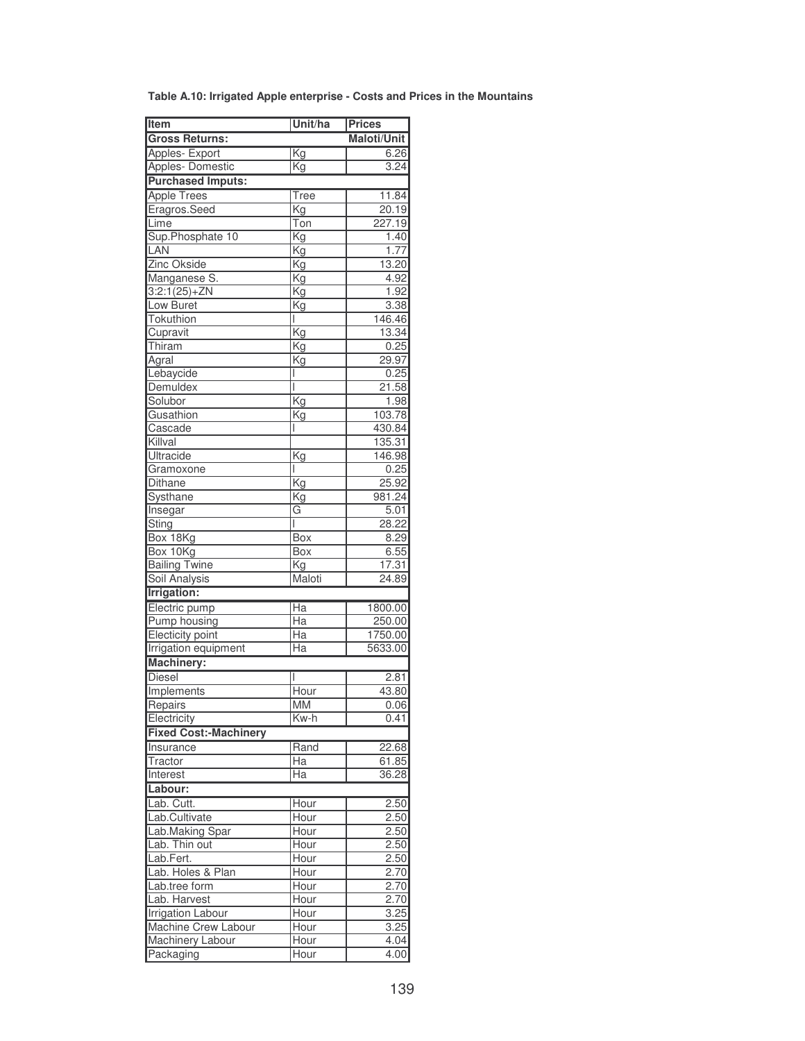**Table A.10: Irrigated Apple enterprise - Costs and Prices in the Mountains**

| Item | Unit/ha | Prices |
|---|---|---|
| **Gross Returns:** | | **Maloti/Unit** |
| Apples- Export | Kg | 6.26 |
| Apples- Domestic | Kg | 3.24 |
| **Purchased Imputs:** | | |
| Apple Trees | Tree | 11.84 |
| Eragros.Seed | Kg | 20.19 |
| Lime | Ton | 227.19 |
| Sup.Phosphate 10 | Kg | 1.40 |
| LAN | Kg | 1.77 |
| Zinc Okside | Kg | 13.20 |
| Manganese S. | Kg | 4.92 |
| 3:2:1(25)+ZN | Kg | 1.92 |
| Low Buret | Kg | 3.38 |
| Tokuthion | l | 146.46 |
| Cupravit | Kg | 13.34 |
| Thiram | Kg | 0.25 |
| Agral | Kg | 29.97 |
| Lebaycide | l | 0.25 |
| Demuldex | l | 21.58 |
| Solubor | Kg | 1.98 |
| Gusathion | Kg | 103.78 |
| Cascade | l | 430.84 |
| Killval | | 135.31 |
| Ultracide | Kg | 146.98 |
| Gramoxone | l | 0.25 |
| Dithane | Kg | 25.92 |
| Systhane | Kg | 981.24 |
| Insegar | G | 5.01 |
| Sting | l | 28.22 |
| Box 18Kg | Box | 8.29 |
| Box 10Kg | Box | 6.55 |
| Bailing Twine | Kg | 17.31 |
| Soil Analysis | Maloti | 24.89 |
| **Irrigation:** | | |
| Electric pump | Ha | 1800.00 |
| Pump housing | Ha | 250.00 |
| Electicity point | Ha | 1750.00 |
| Irrigation equipment | Ha | 5633.00 |
| **Machinery:** | | |
| Diesel | l | 2.81 |
| Implements | Hour | 43.80 |
| Repairs | MM | 0.06 |
| Electricity | Kw-h | 0.41 |
| **Fixed Cost:-Machinery** | | |
| Insurance | Rand | 22.68 |
| Tractor | Ha | 61.85 |
| Interest | Ha | 36.28 |
| **Labour:** | | |
| Lab. Cutt. | Hour | 2.50 |
| Lab.Cultivate | Hour | 2.50 |
| Lab.Making Spar | Hour | 2.50 |
| Lab. Thin out | Hour | 2.50 |
| Lab.Fert. | Hour | 2.50 |
| Lab. Holes & Plan | Hour | 2.70 |
| Lab.tree form | Hour | 2.70 |
| Lab. Harvest | Hour | 2.70 |
| Irrigation Labour | Hour | 3.25 |
| Machine Crew Labour | Hour | 3.25 |
| Machinery Labour | Hour | 4.04 |
| Packaging | Hour | 4.00 |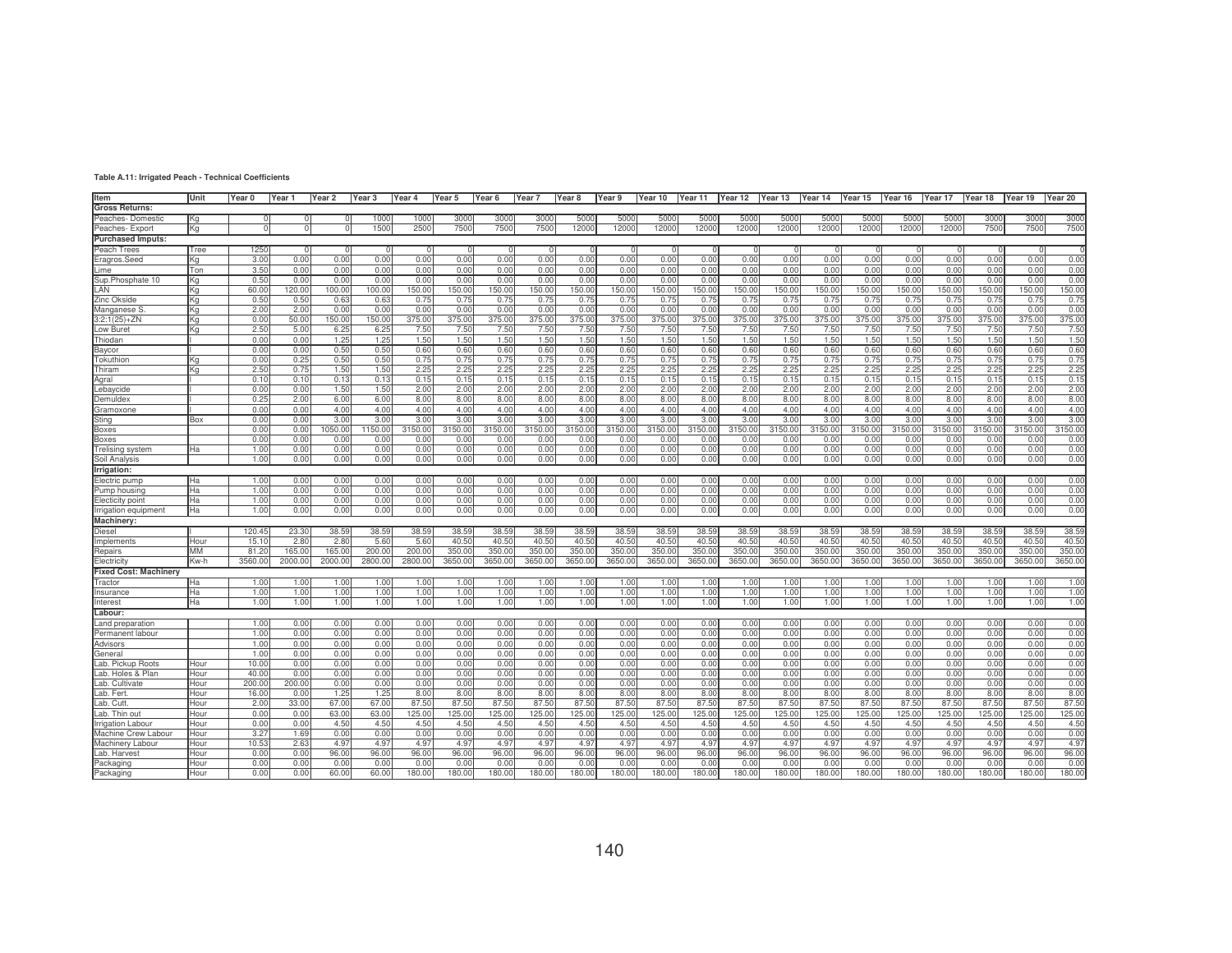**Table A.11: Irrigated Peach - Technical Coefficients**

| Item | Unit | Year 0 | Year 1 | Year 2 | Year 3 | Year 4 | Year 5 | Year 6 | Year 7 | Year 8 | Year 9 | Year 10 | Year 11 | Year 12 | Year 13 | Year 14 | Year 15 | Year 16 | Year 17 | Year 18 | Year 19 | Year 20 |
|---|---|---|---|---|---|---|---|---|---|---|---|---|---|---|---|---|---|---|---|---|---|---|
| **Gross Returns:** | | | | | | | | | | | | | | | | | | | | | | |
| Peaches- Domestic | Kg | 0 | 0 | 0 | 1000 | 1000 | 3000 | 3000 | 3000 | 5000 | 5000 | 5000 | 5000 | 5000 | 5000 | 5000 | 5000 | 5000 | 5000 | 3000 | 3000 | 3000 |
| Peaches- Export | Kg | 0 | 0 | 0 | 1500 | 2500 | 7500 | 7500 | 7500 | 12000 | 12000 | 12000 | 12000 | 12000 | 12000 | 12000 | 12000 | 12000 | 12000 | 7500 | 7500 | 7500 |
| **Purchased Imputs:** | | | | | | | | | | | | | | | | | | | | | | |
| Peach Trees | Tree | 1250 | 0 | 0 | 0 | 0 | 0 | 0 | 0 | 0 | 0 | 0 | 0 | 0 | 0 | 0 | 0 | 0 | 0 | 0 | 0 | 0 |
| Eragros.Seed | Kg | 3.00 | 0.00 | 0.00 | 0.00 | 0.00 | 0.00 | 0.00 | 0.00 | 0.00 | 0.00 | 0.00 | 0.00 | 0.00 | 0.00 | 0.00 | 0.00 | 0.00 | 0.00 | 0.00 | 0.00 | 0.00 |
| Lime | Ton | 3.50 | 0.00 | 0.00 | 0.00 | 0.00 | 0.00 | 0.00 | 0.00 | 0.00 | 0.00 | 0.00 | 0.00 | 0.00 | 0.00 | 0.00 | 0.00 | 0.00 | 0.00 | 0.00 | 0.00 | 0.00 |
| Sup.Phosphate 10 | Kg | 0.50 | 0.00 | 0.00 | 0.00 | 0.00 | 0.00 | 0.00 | 0.00 | 0.00 | 0.00 | 0.00 | 0.00 | 0.00 | 0.00 | 0.00 | 0.00 | 0.00 | 0.00 | 0.00 | 0.00 | 0.00 |
| LAN | Kg | 60.00 | 120.00 | 100.00 | 100.00 | 150.00 | 150.00 | 150.00 | 150.00 | 150.00 | 150.00 | 150.00 | 150.00 | 150.00 | 150.00 | 150.00 | 150.00 | 150.00 | 150.00 | 150.00 | 150.00 | 150.00 |
| Zinc Okside | Kg | 0.50 | 0.50 | 0.63 | 0.63 | 0.75 | 0.75 | 0.75 | 0.75 | 0.75 | 0.75 | 0.75 | 0.75 | 0.75 | 0.75 | 0.75 | 0.75 | 0.75 | 0.75 | 0.75 | 0.75 | 0.75 |
| Manganese S. | Kg | 2.00 | 2.00 | 0.00 | 0.00 | 0.00 | 0.00 | 0.00 | 0.00 | 0.00 | 0.00 | 0.00 | 0.00 | 0.00 | 0.00 | 0.00 | 0.00 | 0.00 | 0.00 | 0.00 | 0.00 | 0.00 |
| 3:2:1(25)+ZN | Kg | 0.00 | 50.00 | 150.00 | 150.00 | 375.00 | 375.00 | 375.00 | 375.00 | 375.00 | 375.00 | 375.00 | 375.00 | 375.00 | 375.00 | 375.00 | 375.00 | 375.00 | 375.00 | 375.00 | 375.00 | 375.00 |
| Low Buret | Kg | 2.50 | 5.00 | 6.25 | 6.25 | 7.50 | 7.50 | 7.50 | 7.50 | 7.50 | 7.50 | 7.50 | 7.50 | 7.50 | 7.50 | 7.50 | 7.50 | 7.50 | 7.50 | 7.50 | 7.50 | 7.50 |
| Thiodan | l | 0.00 | 0.00 | 1.25 | 1.25 | 1.50 | 1.50 | 1.50 | 1.50 | 1.50 | 1.50 | 1.50 | 1.50 | 1.50 | 1.50 | 1.50 | 1.50 | 1.50 | 1.50 | 1.50 | 1.50 | 1.50 |
| Baycor | l | 0.00 | 0.00 | 0.50 | 0.50 | 0.60 | 0.60 | 0.60 | 0.60 | 0.60 | 0.60 | 0.60 | 0.60 | 0.60 | 0.60 | 0.60 | 0.60 | 0.60 | 0.60 | 0.60 | 0.60 | 0.60 |
| Tokuthion | Kg | 0.00 | 0.25 | 0.50 | 0.50 | 0.75 | 0.75 | 0.75 | 0.75 | 0.75 | 0.75 | 0.75 | 0.75 | 0.75 | 0.75 | 0.75 | 0.75 | 0.75 | 0.75 | 0.75 | 0.75 | 0.75 |
| Thiram | Kg | 2.50 | 0.75 | 1.50 | 1.50 | 2.25 | 2.25 | 2.25 | 2.25 | 2.25 | 2.25 | 2.25 | 2.25 | 2.25 | 2.25 | 2.25 | 2.25 | 2.25 | 2.25 | 2.25 | 2.25 | 2.25 |
| Agral | l | 0.10 | 0.10 | 0.13 | 0.13 | 0.15 | 0.15 | 0.15 | 0.15 | 0.15 | 0.15 | 0.15 | 0.15 | 0.15 | 0.15 | 0.15 | 0.15 | 0.15 | 0.15 | 0.15 | 0.15 | 0.15 |
| Lebaycide | l | 0.00 | 0.00 | 1.50 | 1.50 | 2.00 | 2.00 | 2.00 | 2.00 | 2.00 | 2.00 | 2.00 | 2.00 | 2.00 | 2.00 | 2.00 | 2.00 | 2.00 | 2.00 | 2.00 | 2.00 | 2.00 |
| Demuldex | l | 0.25 | 2.00 | 6.00 | 6.00 | 8.00 | 8.00 | 8.00 | 8.00 | 8.00 | 8.00 | 8.00 | 8.00 | 8.00 | 8.00 | 8.00 | 8.00 | 8.00 | 8.00 | 8.00 | 8.00 | 8.00 |
| Gramoxone | l | 0.00 | 0.00 | 4.00 | 4.00 | 4.00 | 4.00 | 4.00 | 4.00 | 4.00 | 4.00 | 4.00 | 4.00 | 4.00 | 4.00 | 4.00 | 4.00 | 4.00 | 4.00 | 4.00 | 4.00 | 4.00 |
| Sting | Box | 0.00 | 0.00 | 3.00 | 3.00 | 3.00 | 3.00 | 3.00 | 3.00 | 3.00 | 3.00 | 3.00 | 3.00 | 3.00 | 3.00 | 3.00 | 3.00 | 3.00 | 3.00 | 3.00 | 3.00 | 3.00 |
| Boxes | | 0.00 | 0.00 | 1050.00 | 1150.00 | 3150.00 | 3150.00 | 3150.00 | 3150.00 | 3150.00 | 3150.00 | 3150.00 | 3150.00 | 3150.00 | 3150.00 | 3150.00 | 3150.00 | 3150.00 | 3150.00 | 3150.00 | 3150.00 | 3150.00 |
| Boxes | | 0.00 | 0.00 | 0.00 | 0.00 | 0.00 | 0.00 | 0.00 | 0.00 | 0.00 | 0.00 | 0.00 | 0.00 | 0.00 | 0.00 | 0.00 | 0.00 | 0.00 | 0.00 | 0.00 | 0.00 | 0.00 |
| Trelising system | Ha | 1.00 | 0.00 | 0.00 | 0.00 | 0.00 | 0.00 | 0.00 | 0.00 | 0.00 | 0.00 | 0.00 | 0.00 | 0.00 | 0.00 | 0.00 | 0.00 | 0.00 | 0.00 | 0.00 | 0.00 | 0.00 |
| Soil Analysis | | 1.00 | 0.00 | 0.00 | 0.00 | 0.00 | 0.00 | 0.00 | 0.00 | 0.00 | 0.00 | 0.00 | 0.00 | 0.00 | 0.00 | 0.00 | 0.00 | 0.00 | 0.00 | 0.00 | 0.00 | 0.00 |
| **Irrigation:** | | | | | | | | | | | | | | | | | | | | | | |
| Electric pump | Ha | 1.00 | 0.00 | 0.00 | 0.00 | 0.00 | 0.00 | 0.00 | 0.00 | 0.00 | 0.00 | 0.00 | 0.00 | 0.00 | 0.00 | 0.00 | 0.00 | 0.00 | 0.00 | 0.00 | 0.00 | 0.00 |
| Pump housing | Ha | 1.00 | 0.00 | 0.00 | 0.00 | 0.00 | 0.00 | 0.00 | 0.00 | 0.00 | 0.00 | 0.00 | 0.00 | 0.00 | 0.00 | 0.00 | 0.00 | 0.00 | 0.00 | 0.00 | 0.00 | 0.00 |
| Electicity point | Ha | 1.00 | 0.00 | 0.00 | 0.00 | 0.00 | 0.00 | 0.00 | 0.00 | 0.00 | 0.00 | 0.00 | 0.00 | 0.00 | 0.00 | 0.00 | 0.00 | 0.00 | 0.00 | 0.00 | 0.00 | 0.00 |
| Irrigation equipment | Ha | 1.00 | 0.00 | 0.00 | 0.00 | 0.00 | 0.00 | 0.00 | 0.00 | 0.00 | 0.00 | 0.00 | 0.00 | 0.00 | 0.00 | 0.00 | 0.00 | 0.00 | 0.00 | 0.00 | 0.00 | 0.00 |
| **Machinery:** | | | | | | | | | | | | | | | | | | | | | | |
| Diesel | l | 120.45 | 23.30 | 38.59 | 38.59 | 38.59 | 38.59 | 38.59 | 38.59 | 38.59 | 38.59 | 38.59 | 38.59 | 38.59 | 38.59 | 38.59 | 38.59 | 38.59 | 38.59 | 38.59 | 38.59 | 38.59 |
| Implements | Hour | 15.10 | 2.80 | 2.80 | 5.60 | 5.60 | 40.50 | 40.50 | 40.50 | 40.50 | 40.50 | 40.50 | 40.50 | 40.50 | 40.50 | 40.50 | 40.50 | 40.50 | 40.50 | 40.50 | 40.50 | 40.50 |
| Repairs | MM | 81.20 | 165.00 | 165.00 | 200.00 | 200.00 | 350.00 | 350.00 | 350.00 | 350.00 | 350.00 | 350.00 | 350.00 | 350.00 | 350.00 | 350.00 | 350.00 | 350.00 | 350.00 | 350.00 | 350.00 | 350.00 |
| Electricity | Kw-h | 3560.00 | 2000.00 | 2000.00 | 2800.00 | 2800.00 | 3650.00 | 3650.00 | 3650.00 | 3650.00 | 3650.00 | 3650.00 | 3650.00 | 3650.00 | 3650.00 | 3650.00 | 3650.00 | 3650.00 | 3650.00 | 3650.00 | 3650.00 | 3650.00 |
| **Fixed Cost: Machinery** | | | | | | | | | | | | | | | | | | | | | | |
| Tractor | Ha | 1.00 | 1.00 | 1.00 | 1.00 | 1.00 | 1.00 | 1.00 | 1.00 | 1.00 | 1.00 | 1.00 | 1.00 | 1.00 | 1.00 | 1.00 | 1.00 | 1.00 | 1.00 | 1.00 | 1.00 | 1.00 |
| Insurance | Ha | 1.00 | 1.00 | 1.00 | 1.00 | 1.00 | 1.00 | 1.00 | 1.00 | 1.00 | 1.00 | 1.00 | 1.00 | 1.00 | 1.00 | 1.00 | 1.00 | 1.00 | 1.00 | 1.00 | 1.00 | 1.00 |
| Interest | Ha | 1.00 | 1.00 | 1.00 | 1.00 | 1.00 | 1.00 | 1.00 | 1.00 | 1.00 | 1.00 | 1.00 | 1.00 | 1.00 | 1.00 | 1.00 | 1.00 | 1.00 | 1.00 | 1.00 | 1.00 | 1.00 |
| **Labour:** | | | | | | | | | | | | | | | | | | | | | | |
| Land preparation | | 1.00 | 0.00 | 0.00 | 0.00 | 0.00 | 0.00 | 0.00 | 0.00 | 0.00 | 0.00 | 0.00 | 0.00 | 0.00 | 0.00 | 0.00 | 0.00 | 0.00 | 0.00 | 0.00 | 0.00 | 0.00 |
| Permanent labour | | 1.00 | 0.00 | 0.00 | 0.00 | 0.00 | 0.00 | 0.00 | 0.00 | 0.00 | 0.00 | 0.00 | 0.00 | 0.00 | 0.00 | 0.00 | 0.00 | 0.00 | 0.00 | 0.00 | 0.00 | 0.00 |
| Advisors | | 1.00 | 0.00 | 0.00 | 0.00 | 0.00 | 0.00 | 0.00 | 0.00 | 0.00 | 0.00 | 0.00 | 0.00 | 0.00 | 0.00 | 0.00 | 0.00 | 0.00 | 0.00 | 0.00 | 0.00 | 0.00 |
| General | | 1.00 | 0.00 | 0.00 | 0.00 | 0.00 | 0.00 | 0.00 | 0.00 | 0.00 | 0.00 | 0.00 | 0.00 | 0.00 | 0.00 | 0.00 | 0.00 | 0.00 | 0.00 | 0.00 | 0.00 | 0.00 |
| Lab. Pickup Roots | Hour | 10.00 | 0.00 | 0.00 | 0.00 | 0.00 | 0.00 | 0.00 | 0.00 | 0.00 | 0.00 | 0.00 | 0.00 | 0.00 | 0.00 | 0.00 | 0.00 | 0.00 | 0.00 | 0.00 | 0.00 | 0.00 |
| Lab. Holes & Plan | Hour | 40.00 | 0.00 | 0.00 | 0.00 | 0.00 | 0.00 | 0.00 | 0.00 | 0.00 | 0.00 | 0.00 | 0.00 | 0.00 | 0.00 | 0.00 | 0.00 | 0.00 | 0.00 | 0.00 | 0.00 | 0.00 |
| Lab. Cultivate | Hour | 200.00 | 200.00 | 0.00 | 0.00 | 0.00 | 0.00 | 0.00 | 0.00 | 0.00 | 0.00 | 0.00 | 0.00 | 0.00 | 0.00 | 0.00 | 0.00 | 0.00 | 0.00 | 0.00 | 0.00 | 0.00 |
| Lab. Fert. | Hour | 16.00 | 0.00 | 1.25 | 1.25 | 8.00 | 8.00 | 8.00 | 8.00 | 8.00 | 8.00 | 8.00 | 8.00 | 8.00 | 8.00 | 8.00 | 8.00 | 8.00 | 8.00 | 8.00 | 8.00 | 8.00 |
| Lab. Cutt. | Hour | 2.00 | 33.00 | 67.00 | 67.00 | 87.50 | 87.50 | 87.50 | 87.50 | 87.50 | 87.50 | 87.50 | 87.50 | 87.50 | 87.50 | 87.50 | 87.50 | 87.50 | 87.50 | 87.50 | 87.50 | 87.50 |
| Lab. Thin out | Hour | 0.00 | 0.00 | 63.00 | 63.00 | 125.00 | 125.00 | 125.00 | 125.00 | 125.00 | 125.00 | 125.00 | 125.00 | 125.00 | 125.00 | 125.00 | 125.00 | 125.00 | 125.00 | 125.00 | 125.00 | 125.00 |
| Irrigation Labour | Hour | 0.00 | 0.00 | 4.50 | 4.50 | 4.50 | 4.50 | 4.50 | 4.50 | 4.50 | 4.50 | 4.50 | 4.50 | 4.50 | 4.50 | 4.50 | 4.50 | 4.50 | 4.50 | 4.50 | 4.50 | 4.50 |
| Machine Crew Labour | Hour | 3.27 | 1.69 | 0.00 | 0.00 | 0.00 | 0.00 | 0.00 | 0.00 | 0.00 | 0.00 | 0.00 | 0.00 | 0.00 | 0.00 | 0.00 | 0.00 | 0.00 | 0.00 | 0.00 | 0.00 | 0.00 |
| Machinery Labour | Hour | 10.53 | 2.63 | 4.97 | 4.97 | 4.97 | 4.97 | 4.97 | 4.97 | 4.97 | 4.97 | 4.97 | 4.97 | 4.97 | 4.97 | 4.97 | 4.97 | 4.97 | 4.97 | 4.97 | 4.97 | 4.97 |
| Lab. Harvest | Hour | 0.00 | 0.00 | 96.00 | 96.00 | 96.00 | 96.00 | 96.00 | 96.00 | 96.00 | 96.00 | 96.00 | 96.00 | 96.00 | 96.00 | 96.00 | 96.00 | 96.00 | 96.00 | 96.00 | 96.00 | 96.00 |
| Packaging | Hour | 0.00 | 0.00 | 0.00 | 0.00 | 0.00 | 0.00 | 0.00 | 0.00 | 0.00 | 0.00 | 0.00 | 0.00 | 0.00 | 0.00 | 0.00 | 0.00 | 0.00 | 0.00 | 0.00 | 0.00 | 0.00 |
| Packaging | Hour | 0.00 | 0.00 | 60.00 | 60.00 | 180.00 | 180.00 | 180.00 | 180.00 | 180.00 | 180.00 | 180.00 | 180.00 | 180.00 | 180.00 | 180.00 | 180.00 | 180.00 | 180.00 | 180.00 | 180.00 | 180.00 |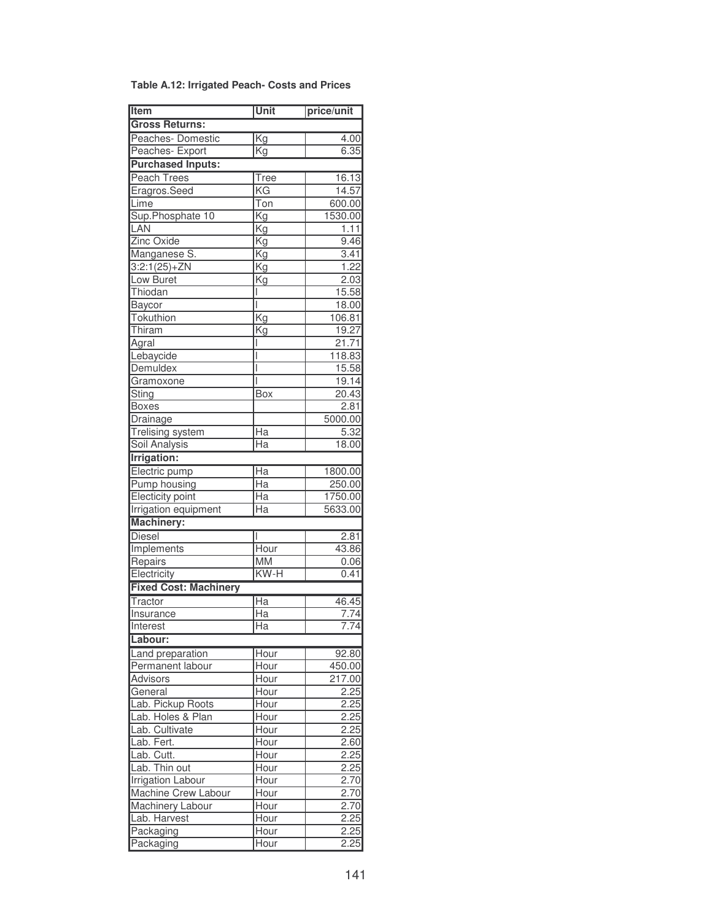**Table A.12: Irrigated Peach- Costs and Prices**

| Item | Unit | price/unit |
|---|---|---|
| **Gross Returns:** | | |
| Peaches- Domestic | Kg | 4.00 |
| Peaches- Export | Kg | 6.35 |
| **Purchased Inputs:** | | |
| Peach Trees | Tree | 16.13 |
| Eragros.Seed | KG | 14.57 |
| Lime | Ton | 600.00 |
| Sup.Phosphate 10 | Kg | 1530.00 |
| LAN | Kg | 1.11 |
| Zinc Oxide | Kg | 9.46 |
| Manganese S. | Kg | 3.41 |
| 3:2:1(25)+ZN | Kg | 1.22 |
| Low Buret | Kg | 2.03 |
| Thiodan | l | 15.58 |
| Baycor | l | 18.00 |
| Tokuthion | Kg | 106.81 |
| Thiram | Kg | 19.27 |
| Agral | l | 21.71 |
| Lebaycide | l | 118.83 |
| Demuldex | l | 15.58 |
| Gramoxone | l | 19.14 |
| Sting | Box | 20.43 |
| Boxes | | 2.81 |
| Drainage | | 5000.00 |
| Trelising system | Ha | 5.32 |
| Soil Analysis | Ha | 18.00 |
| **Irrigation:** | | |
| Electric pump | Ha | 1800.00 |
| Pump housing | Ha | 250.00 |
| Electicity point | Ha | 1750.00 |
| Irrigation equipment | Ha | 5633.00 |
| **Machinery:** | | |
| Diesel | l | 2.81 |
| Implements | Hour | 43.86 |
| Repairs | MM | 0.06 |
| Electricity | KW-H | 0.41 |
| **Fixed Cost: Machinery** | | |
| Tractor | Ha | 46.45 |
| Insurance | Ha | 7.74 |
| Interest | Ha | 7.74 |
| **Labour:** | | |
| Land preparation | Hour | 92.80 |
| Permanent labour | Hour | 450.00 |
| Advisors | Hour | 217.00 |
| General | Hour | 2.25 |
| Lab. Pickup Roots | Hour | 2.25 |
| Lab. Holes & Plan | Hour | 2.25 |
| Lab. Cultivate | Hour | 2.25 |
| Lab. Fert. | Hour | 2.60 |
| Lab. Cutt. | Hour | 2.25 |
| Lab. Thin out | Hour | 2.25 |
| Irrigation Labour | Hour | 2.70 |
| Machine Crew Labour | Hour | 2.70 |
| Machinery Labour | Hour | 2.70 |
| Lab. Harvest | Hour | 2.25 |
| Packaging | Hour | 2.25 |
| Packaging | Hour | 2.25 |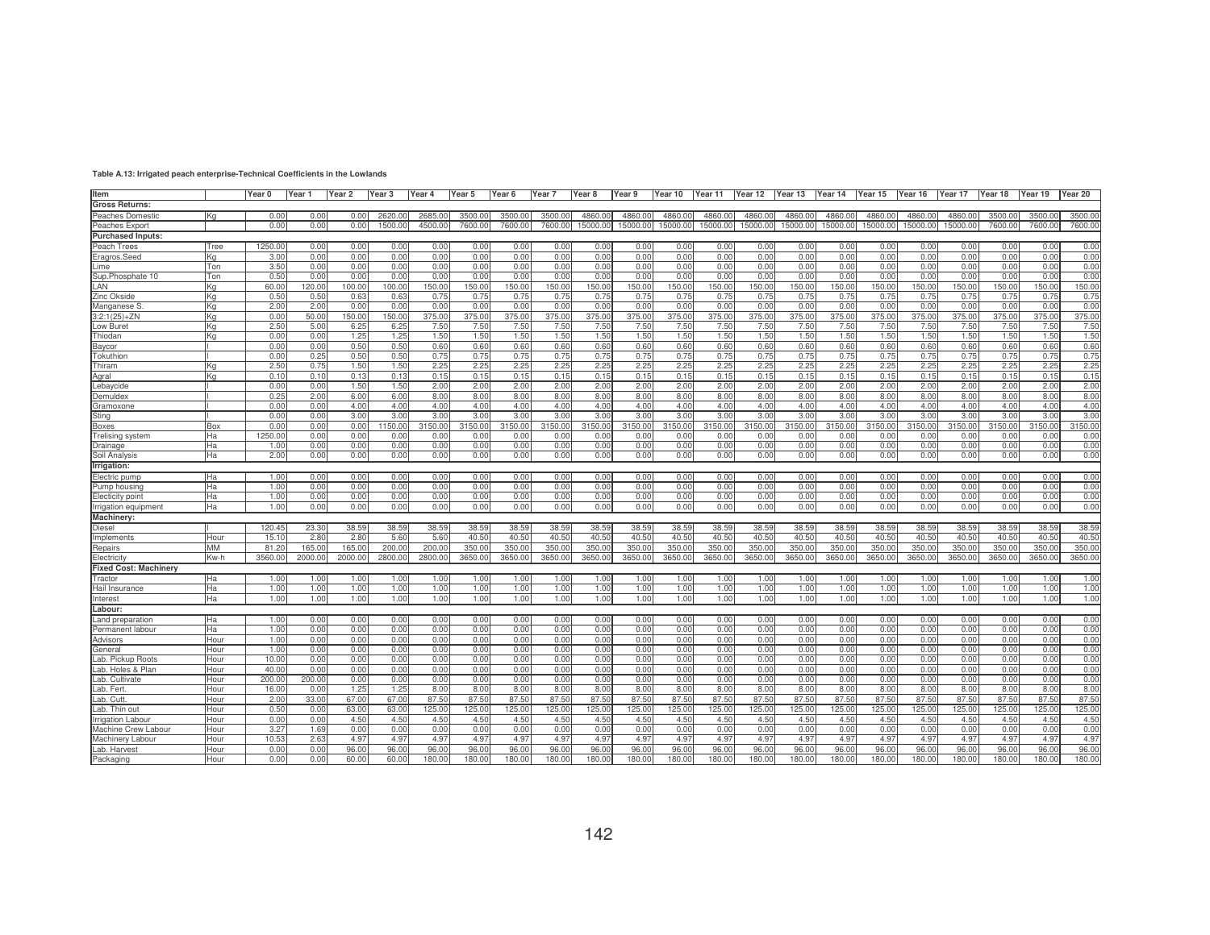**Table A.13: Irrigated peach enterprise-Technical Coefficients in the Lowlands**

| Item | | Year 0 | Year 1 | Year 2 | Year 3 | Year 4 | Year 5 | Year 6 | Year 7 | Year 8 | Year 9 | Year 10 | Year 11 | Year 12 | Year 13 | Year 14 | Year 15 | Year 16 | Year 17 | Year 18 | Year 19 | Year 20 |
|---|---|---|---|---|---|---|---|---|---|---|---|---|---|---|---|---|---|---|---|---|---|---|
| **Gross Returns:** | | | | | | | | | | | | | | | | | | | | | | |
| Peaches Domestic | Kg | 0.00 | 0.00 | 0.00 | 2620.00 | 2685.00 | 3500.00 | 3500.00 | 3500.00 | 4860.00 | 4860.00 | 4860.00 | 4860.00 | 4860.00 | 4860.00 | 4860.00 | 4860.00 | 4860.00 | 4860.00 | 3500.00 | 3500.00 | 3500.00 |
| Peaches Export | | 0.00 | 0.00 | 0.00 | 1500.00 | 4500.00 | 7600.00 | 7600.00 | 7600.00 | 15000.00 | 15000.00 | 15000.00 | 15000.00 | 15000.00 | 15000.00 | 15000.00 | 15000.00 | 15000.00 | 15000.00 | 7600.00 | 7600.00 | 7600.00 |
| **Purchased Inputs:** | | | | | | | | | | | | | | | | | | | | | | |
| Peach Trees | Tree | 1250.00 | 0.00 | 0.00 | 0.00 | 0.00 | 0.00 | 0.00 | 0.00 | 0.00 | 0.00 | 0.00 | 0.00 | 0.00 | 0.00 | 0.00 | 0.00 | 0.00 | 0.00 | 0.00 | 0.00 | 0.00 |
| Eragros.Seed | Kg | 3.00 | 0.00 | 0.00 | 0.00 | 0.00 | 0.00 | 0.00 | 0.00 | 0.00 | 0.00 | 0.00 | 0.00 | 0.00 | 0.00 | 0.00 | 0.00 | 0.00 | 0.00 | 0.00 | 0.00 | 0.00 |
| Lime | Ton | 3.50 | 0.00 | 0.00 | 0.00 | 0.00 | 0.00 | 0.00 | 0.00 | 0.00 | 0.00 | 0.00 | 0.00 | 0.00 | 0.00 | 0.00 | 0.00 | 0.00 | 0.00 | 0.00 | 0.00 | 0.00 |
| Sup.Phosphate 10 | Ton | 0.50 | 0.00 | 0.00 | 0.00 | 0.00 | 0.00 | 0.00 | 0.00 | 0.00 | 0.00 | 0.00 | 0.00 | 0.00 | 0.00 | 0.00 | 0.00 | 0.00 | 0.00 | 0.00 | 0.00 | 0.00 |
| LAN | Kg | 60.00 | 120.00 | 100.00 | 100.00 | 150.00 | 150.00 | 150.00 | 150.00 | 150.00 | 150.00 | 150.00 | 150.00 | 150.00 | 150.00 | 150.00 | 150.00 | 150.00 | 150.00 | 150.00 | 150.00 | 150.00 |
| Zinc Okside | Kg | 0.50 | 0.50 | 0.63 | 0.63 | 0.75 | 0.75 | 0.75 | 0.75 | 0.75 | 0.75 | 0.75 | 0.75 | 0.75 | 0.75 | 0.75 | 0.75 | 0.75 | 0.75 | 0.75 | 0.75 | 0.75 |
| Manganese S. | Kg | 2.00 | 2.00 | 0.00 | 0.00 | 0.00 | 0.00 | 0.00 | 0.00 | 0.00 | 0.00 | 0.00 | 0.00 | 0.00 | 0.00 | 0.00 | 0.00 | 0.00 | 0.00 | 0.00 | 0.00 | 0.00 |
| 3:2:1(25)+ZN | Kg | 0.00 | 50.00 | 150.00 | 150.00 | 375.00 | 375.00 | 375.00 | 375.00 | 375.00 | 375.00 | 375.00 | 375.00 | 375.00 | 375.00 | 375.00 | 375.00 | 375.00 | 375.00 | 375.00 | 375.00 | 375.00 |
| Low Buret | Kg | 2.50 | 5.00 | 6.25 | 6.25 | 7.50 | 7.50 | 7.50 | 7.50 | 7.50 | 7.50 | 7.50 | 7.50 | 7.50 | 7.50 | 7.50 | 7.50 | 7.50 | 7.50 | 7.50 | 7.50 | 7.50 |
| Thiodan | Kg | 0.00 | 0.00 | 1.25 | 1.25 | 1.50 | 1.50 | 1.50 | 1.50 | 1.50 | 1.50 | 1.50 | 1.50 | 1.50 | 1.50 | 1.50 | 1.50 | 1.50 | 1.50 | 1.50 | 1.50 | 1.50 |
| Baycor | l | 0.00 | 0.00 | 0.50 | 0.50 | 0.60 | 0.60 | 0.60 | 0.60 | 0.60 | 0.60 | 0.60 | 0.60 | 0.60 | 0.60 | 0.60 | 0.60 | 0.60 | 0.60 | 0.60 | 0.60 | 0.60 |
| Tokuthion | l | 0.00 | 0.25 | 0.50 | 0.50 | 0.75 | 0.75 | 0.75 | 0.75 | 0.75 | 0.75 | 0.75 | 0.75 | 0.75 | 0.75 | 0.75 | 0.75 | 0.75 | 0.75 | 0.75 | 0.75 | 0.75 |
| Thiram | Kg | 2.50 | 0.75 | 1.50 | 1.50 | 2.25 | 2.25 | 2.25 | 2.25 | 2.25 | 2.25 | 2.25 | 2.25 | 2.25 | 2.25 | 2.25 | 2.25 | 2.25 | 2.25 | 2.25 | 2.25 | 2.25 |
| Agral | Kg | 0.10 | 0.10 | 0.13 | 0.13 | 0.15 | 0.15 | 0.15 | 0.15 | 0.15 | 0.15 | 0.15 | 0.15 | 0.15 | 0.15 | 0.15 | 0.15 | 0.15 | 0.15 | 0.15 | 0.15 | 0.15 |
| Lebaycide | l | 0.00 | 0.00 | 1.50 | 1.50 | 2.00 | 2.00 | 2.00 | 2.00 | 2.00 | 2.00 | 2.00 | 2.00 | 2.00 | 2.00 | 2.00 | 2.00 | 2.00 | 2.00 | 2.00 | 2.00 | 2.00 |
| Demuldex | l | 0.25 | 2.00 | 6.00 | 6.00 | 8.00 | 8.00 | 8.00 | 8.00 | 8.00 | 8.00 | 8.00 | 8.00 | 8.00 | 8.00 | 8.00 | 8.00 | 8.00 | 8.00 | 8.00 | 8.00 | 8.00 |
| Gramoxone | l | 0.00 | 0.00 | 4.00 | 4.00 | 4.00 | 4.00 | 4.00 | 4.00 | 4.00 | 4.00 | 4.00 | 4.00 | 4.00 | 4.00 | 4.00 | 4.00 | 4.00 | 4.00 | 4.00 | 4.00 | 4.00 |
| Sting | l | 0.00 | 0.00 | 3.00 | 3.00 | 3.00 | 3.00 | 3.00 | 3.00 | 3.00 | 3.00 | 3.00 | 3.00 | 3.00 | 3.00 | 3.00 | 3.00 | 3.00 | 3.00 | 3.00 | 3.00 | 3.00 |
| Boxes | Box | 0.00 | 0.00 | 0.00 | 1150.00 | 3150.00 | 3150.00 | 3150.00 | 3150.00 | 3150.00 | 3150.00 | 3150.00 | 3150.00 | 3150.00 | 3150.00 | 3150.00 | 3150.00 | 3150.00 | 3150.00 | 3150.00 | 3150.00 | 3150.00 |
| Trelising system | Ha | 1250.00 | 0.00 | 0.00 | 0.00 | 0.00 | 0.00 | 0.00 | 0.00 | 0.00 | 0.00 | 0.00 | 0.00 | 0.00 | 0.00 | 0.00 | 0.00 | 0.00 | 0.00 | 0.00 | 0.00 | 0.00 |
| Drainage | Ha | 1.00 | 0.00 | 0.00 | 0.00 | 0.00 | 0.00 | 0.00 | 0.00 | 0.00 | 0.00 | 0.00 | 0.00 | 0.00 | 0.00 | 0.00 | 0.00 | 0.00 | 0.00 | 0.00 | 0.00 | 0.00 |
| Soil Analysis | Ha | 2.00 | 0.00 | 0.00 | 0.00 | 0.00 | 0.00 | 0.00 | 0.00 | 0.00 | 0.00 | 0.00 | 0.00 | 0.00 | 0.00 | 0.00 | 0.00 | 0.00 | 0.00 | 0.00 | 0.00 | 0.00 |
| **Irrigation:** | | | | | | | | | | | | | | | | | | | | | | |
| Electric pump | Ha | 1.00 | 0.00 | 0.00 | 0.00 | 0.00 | 0.00 | 0.00 | 0.00 | 0.00 | 0.00 | 0.00 | 0.00 | 0.00 | 0.00 | 0.00 | 0.00 | 0.00 | 0.00 | 0.00 | 0.00 | 0.00 |
| Pump housing | Ha | 1.00 | 0.00 | 0.00 | 0.00 | 0.00 | 0.00 | 0.00 | 0.00 | 0.00 | 0.00 | 0.00 | 0.00 | 0.00 | 0.00 | 0.00 | 0.00 | 0.00 | 0.00 | 0.00 | 0.00 | 0.00 |
| Electicity point | Ha | 1.00 | 0.00 | 0.00 | 0.00 | 0.00 | 0.00 | 0.00 | 0.00 | 0.00 | 0.00 | 0.00 | 0.00 | 0.00 | 0.00 | 0.00 | 0.00 | 0.00 | 0.00 | 0.00 | 0.00 | 0.00 |
| Irrigation equipment | Ha | 1.00 | 0.00 | 0.00 | 0.00 | 0.00 | 0.00 | 0.00 | 0.00 | 0.00 | 0.00 | 0.00 | 0.00 | 0.00 | 0.00 | 0.00 | 0.00 | 0.00 | 0.00 | 0.00 | 0.00 | 0.00 |
| **Machinery:** | | | | | | | | | | | | | | | | | | | | | | |
| Diesel | l | 120.45 | 23.30 | 38.59 | 38.59 | 38.59 | 38.59 | 38.59 | 38.59 | 38.59 | 38.59 | 38.59 | 38.59 | 38.59 | 38.59 | 38.59 | 38.59 | 38.59 | 38.59 | 38.59 | 38.59 | 38.59 |
| Implements | Hour | 15.10 | 2.80 | 2.80 | 5.60 | 5.60 | 40.50 | 40.50 | 40.50 | 40.50 | 40.50 | 40.50 | 40.50 | 40.50 | 40.50 | 40.50 | 40.50 | 40.50 | 40.50 | 40.50 | 40.50 | 40.50 |
| Repairs | MM | 81.20 | 165.00 | 165.00 | 200.00 | 200.00 | 350.00 | 350.00 | 350.00 | 350.00 | 350.00 | 350.00 | 350.00 | 350.00 | 350.00 | 350.00 | 350.00 | 350.00 | 350.00 | 350.00 | 350.00 | 350.00 |
| Electricity | Kw-h | 3560.00 | 2000.00 | 2000.00 | 2800.00 | 2800.00 | 3650.00 | 3650.00 | 3650.00 | 3650.00 | 3650.00 | 3650.00 | 3650.00 | 3650.00 | 3650.00 | 3650.00 | 3650.00 | 3650.00 | 3650.00 | 3650.00 | 3650.00 | 3650.00 |
| **Fixed Cost: Machinery** | | | | | | | | | | | | | | | | | | | | | | |
| Tractor | Ha | 1.00 | 1.00 | 1.00 | 1.00 | 1.00 | 1.00 | 1.00 | 1.00 | 1.00 | 1.00 | 1.00 | 1.00 | 1.00 | 1.00 | 1.00 | 1.00 | 1.00 | 1.00 | 1.00 | 1.00 | 1.00 |
| Hail Insurance | Ha | 1.00 | 1.00 | 1.00 | 1.00 | 1.00 | 1.00 | 1.00 | 1.00 | 1.00 | 1.00 | 1.00 | 1.00 | 1.00 | 1.00 | 1.00 | 1.00 | 1.00 | 1.00 | 1.00 | 1.00 | 1.00 |
| Interest | Ha | 1.00 | 1.00 | 1.00 | 1.00 | 1.00 | 1.00 | 1.00 | 1.00 | 1.00 | 1.00 | 1.00 | 1.00 | 1.00 | 1.00 | 1.00 | 1.00 | 1.00 | 1.00 | 1.00 | 1.00 | 1.00 |
| **Labour:** | | | | | | | | | | | | | | | | | | | | | | |
| Land preparation | Ha | 1.00 | 0.00 | 0.00 | 0.00 | 0.00 | 0.00 | 0.00 | 0.00 | 0.00 | 0.00 | 0.00 | 0.00 | 0.00 | 0.00 | 0.00 | 0.00 | 0.00 | 0.00 | 0.00 | 0.00 | 0.00 |
| Permanent labour | Ha | 1.00 | 0.00 | 0.00 | 0.00 | 0.00 | 0.00 | 0.00 | 0.00 | 0.00 | 0.00 | 0.00 | 0.00 | 0.00 | 0.00 | 0.00 | 0.00 | 0.00 | 0.00 | 0.00 | 0.00 | 0.00 |
| Advisors | Hour | 1.00 | 0.00 | 0.00 | 0.00 | 0.00 | 0.00 | 0.00 | 0.00 | 0.00 | 0.00 | 0.00 | 0.00 | 0.00 | 0.00 | 0.00 | 0.00 | 0.00 | 0.00 | 0.00 | 0.00 | 0.00 |
| General | Hour | 1.00 | 0.00 | 0.00 | 0.00 | 0.00 | 0.00 | 0.00 | 0.00 | 0.00 | 0.00 | 0.00 | 0.00 | 0.00 | 0.00 | 0.00 | 0.00 | 0.00 | 0.00 | 0.00 | 0.00 | 0.00 |
| Lab. Pickup Roots | Hour | 10.00 | 0.00 | 0.00 | 0.00 | 0.00 | 0.00 | 0.00 | 0.00 | 0.00 | 0.00 | 0.00 | 0.00 | 0.00 | 0.00 | 0.00 | 0.00 | 0.00 | 0.00 | 0.00 | 0.00 | 0.00 |
| Lab. Holes & Plan | Hour | 40.00 | 0.00 | 0.00 | 0.00 | 0.00 | 0.00 | 0.00 | 0.00 | 0.00 | 0.00 | 0.00 | 0.00 | 0.00 | 0.00 | 0.00 | 0.00 | 0.00 | 0.00 | 0.00 | 0.00 | 0.00 |
| Lab. Cultivate | Hour | 200.00 | 200.00 | 0.00 | 0.00 | 0.00 | 0.00 | 0.00 | 0.00 | 0.00 | 0.00 | 0.00 | 0.00 | 0.00 | 0.00 | 0.00 | 0.00 | 0.00 | 0.00 | 0.00 | 0.00 | 0.00 |
| Lab. Fert. | Hour | 16.00 | 0.00 | 1.25 | 1.25 | 8.00 | 8.00 | 8.00 | 8.00 | 8.00 | 8.00 | 8.00 | 8.00 | 8.00 | 8.00 | 8.00 | 8.00 | 8.00 | 8.00 | 8.00 | 8.00 | 8.00 |
| Lab. Cutt. | Hour | 2.00 | 33.00 | 67.00 | 67.00 | 87.50 | 87.50 | 87.50 | 87.50 | 87.50 | 87.50 | 87.50 | 87.50 | 87.50 | 87.50 | 87.50 | 87.50 | 87.50 | 87.50 | 87.50 | 87.50 | 87.50 |
| Lab. Thin out | Hour | 0.50 | 0.00 | 63.00 | 63.00 | 125.00 | 125.00 | 125.00 | 125.00 | 125.00 | 125.00 | 125.00 | 125.00 | 125.00 | 125.00 | 125.00 | 125.00 | 125.00 | 125.00 | 125.00 | 125.00 | 125.00 |
| Irrigation Labour | Hour | 0.00 | 0.00 | 4.50 | 4.50 | 4.50 | 4.50 | 4.50 | 4.50 | 4.50 | 4.50 | 4.50 | 4.50 | 4.50 | 4.50 | 4.50 | 4.50 | 4.50 | 4.50 | 4.50 | 4.50 | 4.50 |
| Machine Crew Labour | Hour | 3.27 | 1.69 | 0.00 | 0.00 | 0.00 | 0.00 | 0.00 | 0.00 | 0.00 | 0.00 | 0.00 | 0.00 | 0.00 | 0.00 | 0.00 | 0.00 | 0.00 | 0.00 | 0.00 | 0.00 | 0.00 |
| Machinery Labour | Hour | 10.53 | 2.63 | 4.97 | 4.97 | 4.97 | 4.97 | 4.97 | 4.97 | 4.97 | 4.97 | 4.97 | 4.97 | 4.97 | 4.97 | 4.97 | 4.97 | 4.97 | 4.97 | 4.97 | 4.97 | 4.97 |
| Lab. Harvest | Hour | 0.00 | 0.00 | 96.00 | 96.00 | 96.00 | 96.00 | 96.00 | 96.00 | 96.00 | 96.00 | 96.00 | 96.00 | 96.00 | 96.00 | 96.00 | 96.00 | 96.00 | 96.00 | 96.00 | 96.00 | 96.00 |
| Packaging | Hour | 0.00 | 0.00 | 60.00 | 60.00 | 180.00 | 180.00 | 180.00 | 180.00 | 180.00 | 180.00 | 180.00 | 180.00 | 180.00 | 180.00 | 180.00 | 180.00 | 180.00 | 180.00 | 180.00 | 180.00 | 180.00 |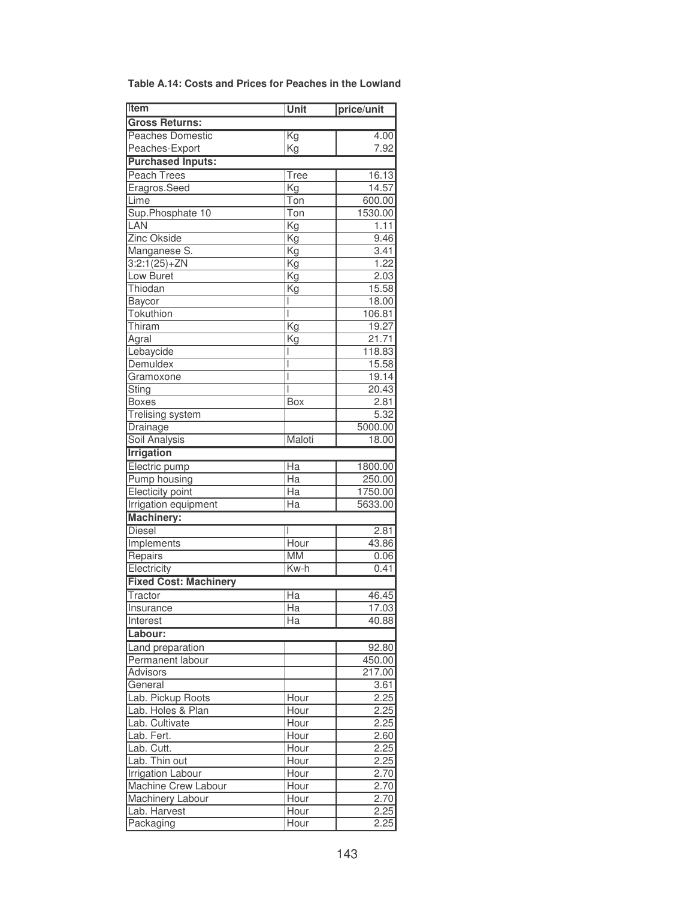**Table A.14: Costs and Prices for Peaches in the Lowland**

| Item | Unit | price/unit |
|---|---|---|
| **Gross Returns:** | | |
| Peaches Domestic | Kg | 4.00 |
| Peaches-Export | Kg | 7.92 |
| **Purchased Inputs:** | | |
| Peach Trees | Tree | 16.13 |
| Eragros.Seed | Kg | 14.57 |
| Lime | Ton | 600.00 |
| Sup.Phosphate 10 | Ton | 1530.00 |
| LAN | Kg | 1.11 |
| Zinc Okside | Kg | 9.46 |
| Manganese S. | Kg | 3.41 |
| 3:2:1(25)+ZN | Kg | 1.22 |
| Low Buret | Kg | 2.03 |
| Thiodan | Kg | 15.58 |
| Baycor | l | 18.00 |
| Tokuthion | l | 106.81 |
| Thiram | Kg | 19.27 |
| Agral | Kg | 21.71 |
| Lebaycide | l | 118.83 |
| Demuldex | l | 15.58 |
| Gramoxone | l | 19.14 |
| Sting | l | 20.43 |
| Boxes | Box | 2.81 |
| Trelising system | | 5.32 |
| Drainage | | 5000.00 |
| Soil Analysis | Maloti | 18.00 |
| **Irrigation** | | |
| Electric pump | Ha | 1800.00 |
| Pump housing | Ha | 250.00 |
| Electicity point | Ha | 1750.00 |
| Irrigation equipment | Ha | 5633.00 |
| **Machinery:** | | |
| Diesel | l | 2.81 |
| Implements | Hour | 43.86 |
| Repairs | MM | 0.06 |
| Electricity | Kw-h | 0.41 |
| **Fixed Cost: Machinery** | | |
| Tractor | Ha | 46.45 |
| Insurance | Ha | 17.03 |
| Interest | Ha | 40.88 |
| **Labour:** | | |
| Land preparation | | 92.80 |
| Permanent labour | | 450.00 |
| Advisors | | 217.00 |
| General | | 3.61 |
| Lab. Pickup Roots | Hour | 2.25 |
| Lab. Holes & Plan | Hour | 2.25 |
| Lab. Cultivate | Hour | 2.25 |
| Lab. Fert. | Hour | 2.60 |
| Lab. Cutt. | Hour | 2.25 |
| Lab. Thin out | Hour | 2.25 |
| Irrigation Labour | Hour | 2.70 |
| Machine Crew Labour | Hour | 2.70 |
| Machinery Labour | Hour | 2.70 |
| Lab. Harvest | Hour | 2.25 |
| Packaging | Hour | 2.25 |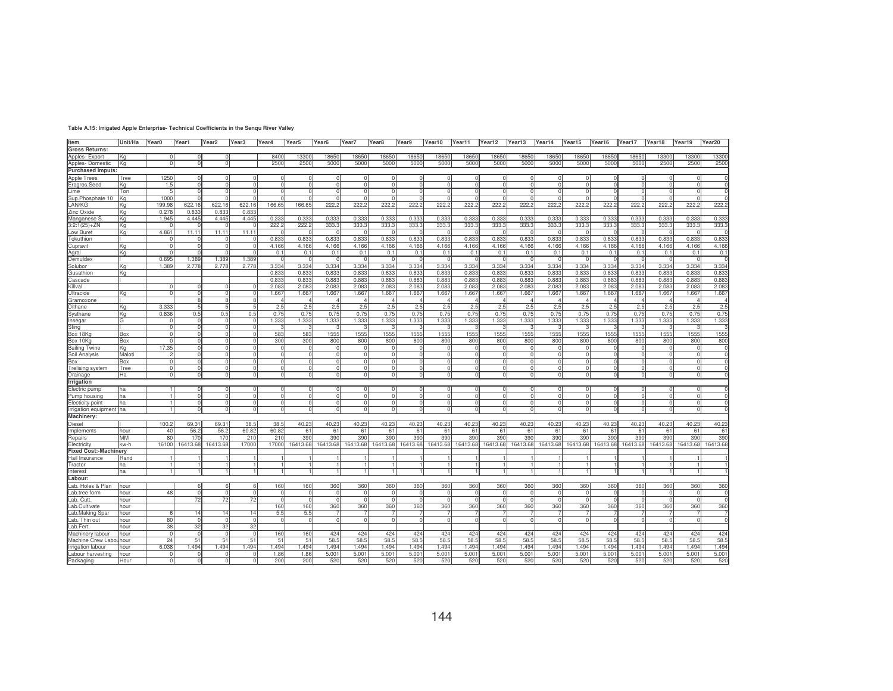**Table A.15: Irrigated Apple Enterprise- Technical Coefficients in the Senqu River Valley**

| Item | Unit/Ha | Year0 | Year1 | Year2 | Year3 | Year4 | Year5 | Year6 | Year7 | Year8 | Year9 | Year10 | Year11 | Year12 | Year13 | Year14 | Year15 | Year16 | Year17 | Year18 | Year19 | Year20 |
|---|---|---|---|---|---|---|---|---|---|---|---|---|---|---|---|---|---|---|---|---|---|---|
| **Gross Returns:** | | | | | | | | | | | | | | | | | | | | | | |
| Apples- Export | Kg | 0 | 0 | 0 | | 8400 | 13300 | 18650 | 18650 | 18650 | 18650 | 18650 | 18650 | 18650 | 18650 | 18650 | 18650 | 18650 | 18650 | 13300 | 13300 | 13300 |
| Apples- Domestic | Kg | 0 | 0 | 0 | | 2500 | 2500 | 5000 | 5000 | 5000 | 5000 | 5000 | 5000 | 5000 | 5000 | 5000 | 5000 | 5000 | 5000 | 2500 | 2500 | 2500 |
| **Purchased Imputs:** | | | | | | | | | | | | | | | | | | | | | | |
| Apple Trees | Tree | 1250 | 0 | 0 | 0 | 0 | 0 | 0 | 0 | 0 | 0 | 0 | 0 | 0 | 0 | 0 | 0 | 0 | 0 | 0 | 0 | 0 |
| Eragros.Seed | Kg | 1.5 | 0 | 0 | 0 | 0 | 0 | 0 | 0 | 0 | 0 | 0 | 0 | 0 | 0 | 0 | 0 | 0 | 0 | 0 | 0 | 0 |
| Lime | Ton | 5 | 0 | 0 | 0 | 0 | 0 | 0 | 0 | 0 | 0 | 0 | 0 | 0 | 0 | 0 | 0 | 0 | 0 | 0 | 0 | 0 |
| Sup.Phosphate 10 | Kg | 1000 | 0 | 0 | 0 | 0 | 0 | 0 | 0 | 0 | 0 | 0 | 0 | 0 | 0 | 0 | 0 | 0 | 0 | 0 | 0 | 0 |
| LAN/KG | Kg | 199.98 | 622.16 | 622.16 | 622.16 | 166.65 | 166.65 | 222.2 | 222.2 | 222.2 | 222.2 | 222.2 | 222.2 | 222.2 | 222.2 | 222.2 | 222.2 | 222.2 | 222.2 | 222.2 | 222.2 | 222.2 |
| Zinc Oxide | Kg | 0.278 | 0.833 | 0.833 | 0.833 | | | | | | | | | | | | | | | | | |
| Manganese S. | Kg | 1.945 | 4.445 | 4.445 | 4.445 | 0.333 | 0.333 | 0.333 | 0.333 | 0.333 | 0.333 | 0.333 | 0.333 | 0.333 | 0.333 | 0.333 | 0.333 | 0.333 | 0.333 | 0.333 | 0.333 | 0.333 |
| 3:2:1(25)+ZN | Kg | 0 | 0 | 0 | 0 | 222.2 | 222.2 | 333.3 | 333.3 | 333.3 | 333.3 | 333.3 | 333.3 | 333.3 | 333.3 | 333.3 | 333.3 | 333.3 | 333.3 | 333.3 | 333.3 | 333.3 |
| Low Buret | Kg | 4.861 | 11.11 | 11.11 | 11.11 | 0 | 0 | 0 | 0 | 0 | 0 | 0 | 0 | 0 | 0 | 0 | 0 | 0 | 0 | 0 | 0 | 0 |
| Tokuthion | l | 0 | 0 | 0 | 0 | 0.833 | 0.833 | 0.833 | 0.833 | 0.833 | 0.833 | 0.833 | 0.833 | 0.833 | 0.833 | 0.833 | 0.833 | 0.833 | 0.833 | 0.833 | 0.833 | 0.833 |
| Cupravit | Kg | 0 | 0 | 0 | 0 | 4.166 | 4.166 | 4.166 | 4.166 | 4.166 | 4.166 | 4.166 | 4.166 | 4.166 | 4.166 | 4.166 | 4.166 | 4.166 | 4.166 | 4.166 | 4.166 | 4.166 |
| Agral | Kg | 0 | 0 | 0 | 0 | 0.1 | 0.1 | 0.1 | 0.1 | 0.1 | 0.1 | 0.1 | 0.1 | 0.1 | 0.1 | 0.1 | 0.1 | 0.1 | 0.1 | 0.1 | 0.1 | 0.1 |
| Demuldex | l | 0.695 | 1.389 | 1.389 | 1.389 | 0 | 0 | 0 | 0 | 0 | 0 | 0 | 0 | 0 | 0 | 0 | 0 | 0 | 0 | 0 | 0 | 0 |
| Solubor | Kg | 1.389 | 2.778 | 2.778 | 2.778 | 3.334 | 3.334 | 3.334 | 3.334 | 3.334 | 3.334 | 3.334 | 3.334 | 3.334 | 3.334 | 3.334 | 3.334 | 3.334 | 3.334 | 3.334 | 3.334 | 3.334 |
| Gusathion | Kg | | | | | 0.833 | 0.833 | 0.833 | 0.833 | 0.833 | 0.833 | 0.833 | 0.833 | 0.833 | 0.833 | 0.833 | 0.833 | 0.833 | 0.833 | 0.833 | 0.833 | 0.833 |
| Cascade | l | | | | | 0.833 | 0.833 | 0.883 | 0.883 | 0.883 | 0.883 | 0.883 | 0.883 | 0.883 | 0.883 | 0.883 | 0.883 | 0.883 | 0.883 | 0.883 | 0.883 | 0.883 |
| Killval | | 0 | 0 | 0 | 0 | 2.083 | 2.083 | 2.083 | 2.083 | 2.083 | 2.083 | 2.083 | 2.083 | 2.083 | 2.083 | 2.083 | 2.083 | 2.083 | 2.083 | 2.083 | 2.083 | 2.083 |
| Ultracide | Kg | 0 | 0 | 0 | 0 | 1.667 | 1.667 | 1.667 | 1.667 | 1.667 | 1.667 | 1.667 | 1.667 | 1.667 | 1.667 | 1.667 | 1.667 | 1.667 | 1.667 | 1.667 | 1.667 | 1.667 |
| Gramoxone | l | | 8 | 8 | 8 | 4 | 4 | 4 | 4 | 4 | 4 | 4 | 4 | 4 | 4 | 4 | 4 | 4 | 4 | 4 | 4 | 4 |
| Dithane | Kg | 3.333 | 5 | 5 | 5 | 2.5 | 2.5 | 2.5 | 2.5 | 2.5 | 2.5 | 2.5 | 2.5 | 2.5 | 2.5 | 2.5 | 2.5 | 2.5 | 2.5 | 2.5 | 2.5 | 2.5 |
| Systhane | Kg | 0.836 | 0.5 | 0.5 | 0.5 | 0.75 | 0.75 | 0.75 | 0.75 | 0.75 | 0.75 | 0.75 | 0.75 | 0.75 | 0.75 | 0.75 | 0.75 | 0.75 | 0.75 | 0.75 | 0.75 | 0.75 |
| Insegar | G | 0 | 0 | 0 | 0 | 1.333 | 1.333 | 1.333 | 1.333 | 1.333 | 1.333 | 1.333 | 1.333 | 1.333 | 1.333 | 1.333 | 1.333 | 1.333 | 1.333 | 1.333 | 1.333 | 1.333 |
| Sting | l | 0 | 0 | 0 | 0 | 3 | 3 | 3 | 3 | 3 | 3 | 3 | 3 | 3 | 3 | 3 | 3 | 3 | 3 | 3 | 3 | 3 |
| Box 18Kg | Box | 0 | 0 | 0 | 0 | 583 | 583 | 1555 | 1555 | 1555 | 1555 | 1555 | 1555 | 1555 | 1555 | 1555 | 1555 | 1555 | 1555 | 1555 | 1555 | 1555 |
| Box 10Kg | Box | 0 | 0 | 0 | 0 | 300 | 300 | 800 | 800 | 800 | 800 | 800 | 800 | 800 | 800 | 800 | 800 | 800 | 800 | 800 | 800 | 800 |
| Bailing Twine | Kg | 17.35 | 0 | 0 | 0 | 0 | 0 | 0 | 0 | 0 | 0 | 0 | 0 | 0 | 0 | 0 | 0 | 0 | 0 | 0 | 0 | 0 |
| Soil Analysis | Maloti | 2 | 0 | 0 | 0 | 0 | 0 | 0 | 0 | 0 | 0 | 0 | 0 | 0 | 0 | 0 | 0 | 0 | 0 | 0 | 0 | 0 |
| Box | Box | 0 | 0 | 0 | 0 | 0 | 0 | 0 | 0 | 0 | 0 | 0 | 0 | 0 | 0 | 0 | 0 | 0 | 0 | 0 | 0 | 0 |
| Trelising system | Tree | 0 | 0 | 0 | 0 | 0 | 0 | 0 | 0 | 0 | 0 | 0 | 0 | 0 | 0 | 0 | 0 | 0 | 0 | 0 | 0 | 0 |
| Drainage | Ha | 0 | 0 | 0 | 0 | 0 | 0 | 0 | 0 | 0 | 0 | 0 | 0 | 0 | 0 | 0 | 0 | 0 | 0 | 0 | 0 | 0 |
| **Irrigation** | | | | | | | | | | | | | | | | | | | | | | |
| Electric pump | ha | 1 | 0 | 0 | 0 | 0 | 0 | 0 | 0 | 0 | 0 | 0 | 0 | 0 | 0 | 0 | 0 | 0 | 0 | 0 | 0 | 0 |
| Pump housing | ha | 1 | 0 | 0 | 0 | 0 | 0 | 0 | 0 | 0 | 0 | 0 | 0 | 0 | 0 | 0 | 0 | 0 | 0 | 0 | 0 | 0 |
| Electicity point | ha | 1 | 0 | 0 | 0 | 0 | 0 | 0 | 0 | 0 | 0 | 0 | 0 | 0 | 0 | 0 | 0 | 0 | 0 | 0 | 0 | 0 |
| Irrigation equipment | ha | 1 | 0 | 0 | 0 | 0 | 0 | 0 | 0 | 0 | 0 | 0 | 0 | 0 | 0 | 0 | 0 | 0 | 0 | 0 | 0 | 0 |
| **Machinery:** | | | | | | | | | | | | | | | | | | | | | | |
| Diesel | l | 100.2 | 69.31 | 69.31 | 38.5 | 38.5 | 40.23 | 40.23 | 40.23 | 40.23 | 40.23 | 40.23 | 40.23 | 40.23 | 40.23 | 40.23 | 40.23 | 40.23 | 40.23 | 40.23 | 40.23 | 40.23 |
| Implements | hour | 40 | 56.2 | 56.2 | 60.82 | 60.82 | 61 | 61 | 61 | 61 | 61 | 61 | 61 | 61 | 61 | 61 | 61 | 61 | 61 | 61 | 61 | 61 |
| Repairs | MM | 80 | 170 | 170 | 210 | 210 | 390 | 390 | 390 | 390 | 390 | 390 | 390 | 390 | 390 | 390 | 390 | 390 | 390 | 390 | 390 | 390 |
| Electricity | kw-h | 16100 | 16413.68 | 16413.68 | 17000 | 17000 | 16413.68 | 16413.68 | 16413.68 | 16413.68 | 16413.68 | 16413.68 | 16413.68 | 16413.68 | 16413.68 | 16413.68 | 16413.68 | 16413.68 | 16413.68 | 16413.68 | 16413.68 | 16413.68 |
| **Fixed Cost:-Machinery** | | | | | | | | | | | | | | | | | | | | | | |
| Hail Insurance | Rand | 1 | 1 | 1 | 1 | 1 | 1 | 1 | 1 | 1 | 1 | 1 | 1 | 1 | 1 | 1 | 1 | 1 | 1 | 1 | 1 | 1 |
| Tractor | ha | 1 | 1 | 1 | 1 | 1 | 1 | 1 | 1 | 1 | 1 | 1 | 1 | 1 | 1 | 1 | 1 | 1 | 1 | 1 | 1 | 1 |
| Interest | ha | 1 | 1 | 1 | 1 | 1 | 1 | 1 | 1 | 1 | 1 | 1 | 1 | 1 | 1 | 1 | 1 | 1 | 1 | 1 | 1 | 1 |
| **Labour:** | | | | | | | | | | | | | | | | | | | | | | |
| Lab. Holes & Plan | hour | | 6 | 6 | 6 | 160 | 160 | 360 | 360 | 360 | 360 | 360 | 360 | 360 | 360 | 360 | 360 | 360 | 360 | 360 | 360 | 360 |
| Lab.tree form | hour | 48 | 0 | 0 | 0 | 0 | 0 | 0 | 0 | 0 | 0 | 0 | 0 | 0 | 0 | 0 | 0 | 0 | 0 | 0 | 0 | 0 |
| Lab. Cutt. | hour | | 72 | 72 | 72 | 0 | 0 | 0 | 0 | 0 | 0 | 0 | 0 | 0 | 0 | 0 | 0 | 0 | 0 | 0 | 0 | 0 |
| Lab.Cultivate | hour | | | | | 160 | 160 | 360 | 360 | 360 | 360 | 360 | 360 | 360 | 360 | 360 | 360 | 360 | 360 | 360 | 360 | 360 |
| Lab.Making Spar | hour | 6 | 14 | 14 | 14 | 5.5 | 5.5 | 7 | 7 | 7 | 7 | 7 | 7 | 7 | 7 | 7 | 7 | 7 | 7 | 7 | 7 | 7 |
| Lab. Thin out | hour | 80 | 0 | 0 | 0 | 0 | 0 | 0 | 0 | 0 | 0 | 0 | 0 | 0 | 0 | 0 | 0 | 0 | 0 | 0 | 0 | 0 |
| Lab.Fert. | hour | 38 | 32 | 32 | 32 | | | | | | | | | | | | | | | | | |
| Machinery labour | hour | 0 | 0 | 0 | 0 | 160 | 160 | 424 | 424 | 424 | 424 | 424 | 424 | 424 | 424 | 424 | 424 | 424 | 424 | 424 | 424 | 424 |
| Machine Crew Labour | hour | 24 | 51 | 51 | 51 | 51 | 51 | 58.5 | 58.5 | 58.5 | 58.5 | 58.5 | 58.5 | 58.5 | 58.5 | 58.5 | 58.5 | 58.5 | 58.5 | 58.5 | 58.5 | 58.5 |
| Irrigation labour | hour | 6.038 | 1.494 | 1.494 | 1.494 | 1.494 | 1.494 | 1.494 | 1.494 | 1.494 | 1.494 | 1.494 | 1.494 | 1.494 | 1.494 | 1.494 | 1.494 | 1.494 | 1.494 | 1.494 | 1.494 | 1.494 |
| Labour harvesting | hour | 0 | 0 | 0 | 0 | 1.86 | 1.86 | 5.001 | 5.001 | 5.001 | 5.001 | 5.001 | 5.001 | 5.001 | 5.001 | 5.001 | 5.001 | 5.001 | 5.001 | 5.001 | 5.001 | 5.001 |
| Packaging | Hour | 0 | 0 | 0 | 0 | 200 | 200 | 520 | 520 | 520 | 520 | 520 | 520 | 520 | 520 | 520 | 520 | 520 | 520 | 520 | 520 | 520 |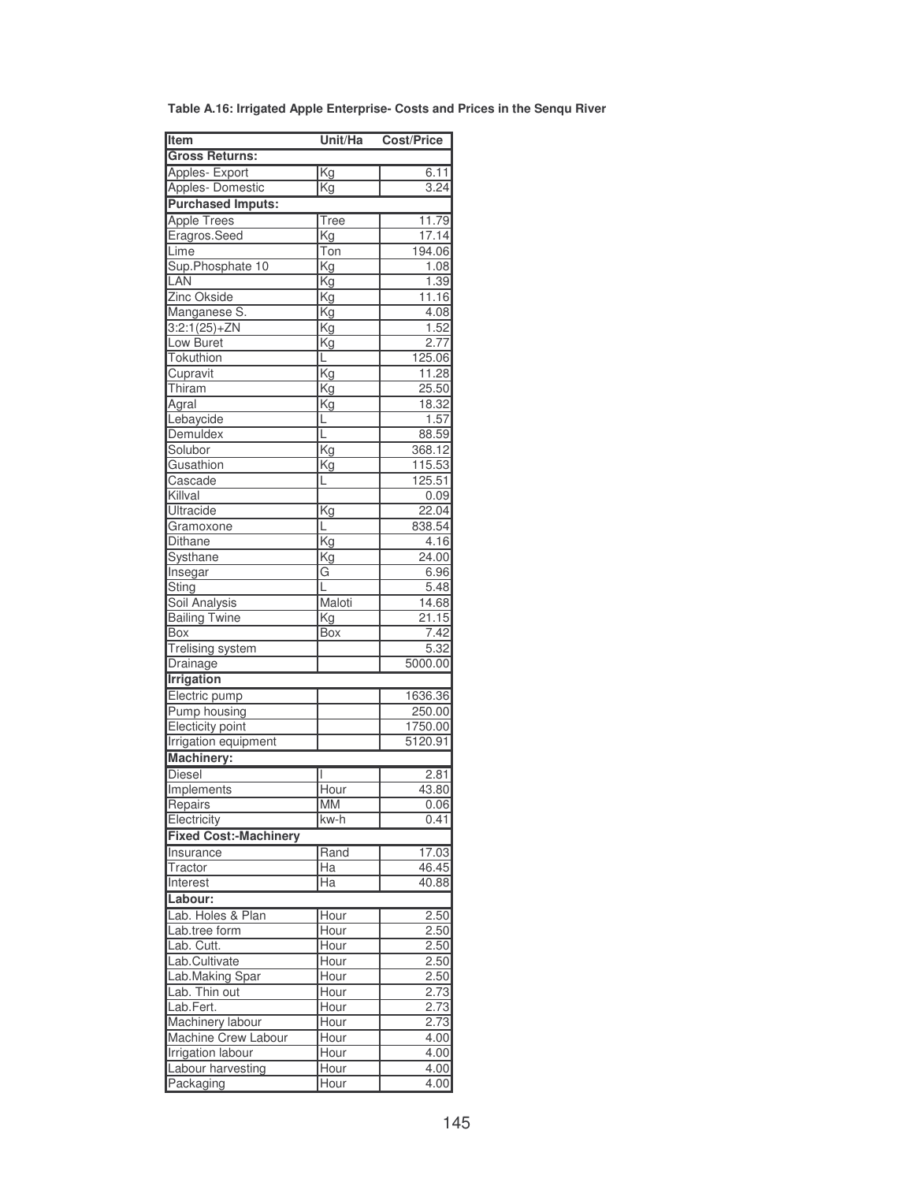**Table A.16: Irrigated Apple Enterprise- Costs and Prices in the Senqu River**

| Item | Unit/Ha | Cost/Price |
|---|---|---|
| **Gross Returns:** | | |
| Apples- Export | Kg | 6.11 |
| Apples- Domestic | Kg | 3.24 |
| **Purchased Imputs:** | | |
| Apple Trees | Tree | 11.79 |
| Eragros.Seed | Kg | 17.14 |
| Lime | Ton | 194.06 |
| Sup.Phosphate 10 | Kg | 1.08 |
| LAN | Kg | 1.39 |
| Zinc Okside | Kg | 11.16 |
| Manganese S. | Kg | 4.08 |
| 3:2:1(25)+ZN | Kg | 1.52 |
| Low Buret | Kg | 2.77 |
| Tokuthion | L | 125.06 |
| Cupravit | Kg | 11.28 |
| Thiram | Kg | 25.50 |
| Agral | Kg | 18.32 |
| Lebaycide | L | 1.57 |
| Demuldex | L | 88.59 |
| Solubor | Kg | 368.12 |
| Gusathion | Kg | 115.53 |
| Cascade | L | 125.51 |
| Killval | | 0.09 |
| Ultracide | Kg | 22.04 |
| Gramoxone | L | 838.54 |
| Dithane | Kg | 4.16 |
| Systhane | Kg | 24.00 |
| Insegar | G | 6.96 |
| Sting | L | 5.48 |
| Soil Analysis | Maloti | 14.68 |
| Bailing Twine | Kg | 21.15 |
| Box | Box | 7.42 |
| Trelising system | | 5.32 |
| Drainage | | 5000.00 |
| **Irrigation** | | |
| Electric pump | | 1636.36 |
| Pump housing | | 250.00 |
| Electicity point | | 1750.00 |
| Irrigation equipment | | 5120.91 |
| **Machinery:** | | |
| Diesel | l | 2.81 |
| Implements | Hour | 43.80 |
| Repairs | MM | 0.06 |
| Electricity | kw-h | 0.41 |
| **Fixed Cost:-Machinery** | | |
| Insurance | Rand | 17.03 |
| Tractor | Ha | 46.45 |
| Interest | Ha | 40.88 |
| **Labour:** | | |
| Lab. Holes & Plan | Hour | 2.50 |
| Lab.tree form | Hour | 2.50 |
| Lab. Cutt. | Hour | 2.50 |
| Lab.Cultivate | Hour | 2.50 |
| Lab.Making Spar | Hour | 2.50 |
| Lab. Thin out | Hour | 2.73 |
| Lab.Fert. | Hour | 2.73 |
| Machinery labour | Hour | 2.73 |
| Machine Crew Labour | Hour | 4.00 |
| Irrigation labour | Hour | 4.00 |
| Labour harvesting | Hour | 4.00 |
| Packaging | Hour | 4.00 |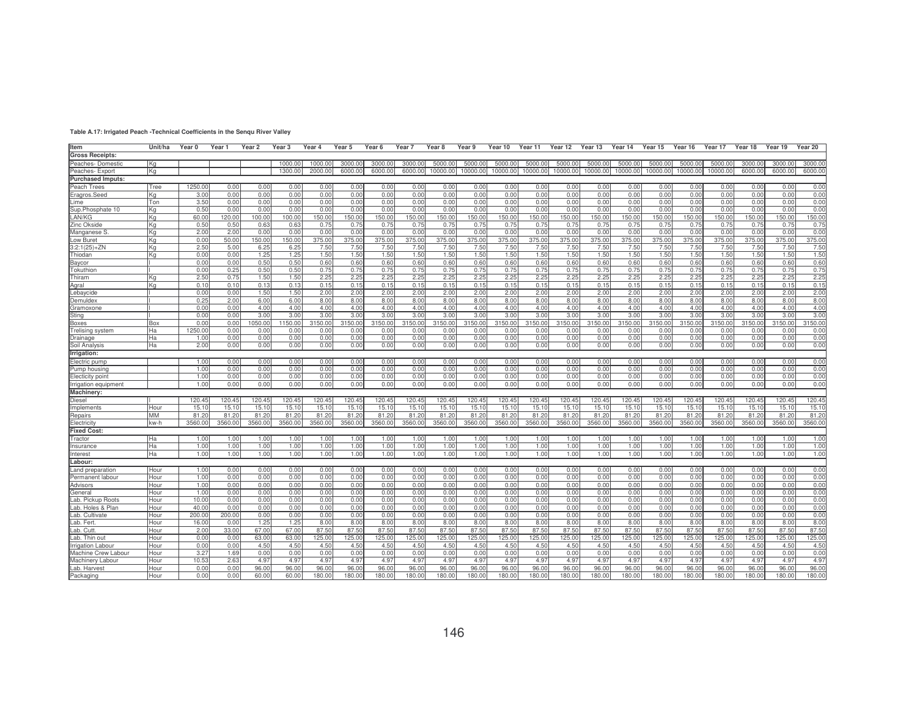**Table A.17: Irrigated Peach -Technical Coefficients in the Senqu River Valley**

| Item | Unit/ha | Year 0 | Year 1 | Year 2 | Year 3 | Year 4 | Year 5 | Year 6 | Year 7 | Year 8 | Year 9 | Year 10 | Year 11 | Year 12 | Year 13 | Year 14 | Year 15 | Year 16 | Year 17 | Year 18 | Year 19 | Year 20 |
|---|---|---|---|---|---|---|---|---|---|---|---|---|---|---|---|---|---|---|---|---|---|---|
| **Gross Receipts:** | | | | | | | | | | | | | | | | | | | | | | |
| Peaches- Domestic | Kg | | | | 1000.00 | 1000.00 | 3000.00 | 3000.00 | 3000.00 | 5000.00 | 5000.00 | 5000.00 | 5000.00 | 5000.00 | 5000.00 | 5000.00 | 5000.00 | 5000.00 | 5000.00 | 3000.00 | 3000.00 | 3000.00 |
| Peaches- Export | Kg | | | | 1300.00 | 2000.00 | 6000.00 | 6000.00 | 6000.00 | 10000.00 | 10000.00 | 10000.00 | 10000.00 | 10000.00 | 10000.00 | 10000.00 | 10000.00 | 10000.00 | 10000.00 | 6000.00 | 6000.00 | 6000.00 |
| **Purchased Imputs:** | | | | | | | | | | | | | | | | | | | | | | |
| Peach Trees | Tree | 1250.00 | 0.00 | 0.00 | 0.00 | 0.00 | 0.00 | 0.00 | 0.00 | 0.00 | 0.00 | 0.00 | 0.00 | 0.00 | 0.00 | 0.00 | 0.00 | 0.00 | 0.00 | 0.00 | 0.00 | 0.00 |
| Eragros.Seed | Kg | 3.00 | 0.00 | 0.00 | 0.00 | 0.00 | 0.00 | 0.00 | 0.00 | 0.00 | 0.00 | 0.00 | 0.00 | 0.00 | 0.00 | 0.00 | 0.00 | 0.00 | 0.00 | 0.00 | 0.00 | 0.00 |
| Lime | Ton | 3.50 | 0.00 | 0.00 | 0.00 | 0.00 | 0.00 | 0.00 | 0.00 | 0.00 | 0.00 | 0.00 | 0.00 | 0.00 | 0.00 | 0.00 | 0.00 | 0.00 | 0.00 | 0.00 | 0.00 | 0.00 |
| Sup.Phosphate 10 | Kg | 0.50 | 0.00 | 0.00 | 0.00 | 0.00 | 0.00 | 0.00 | 0.00 | 0.00 | 0.00 | 0.00 | 0.00 | 0.00 | 0.00 | 0.00 | 0.00 | 0.00 | 0.00 | 0.00 | 0.00 | 0.00 |
| LAN/KG | Kg | 60.00 | 120.00 | 100.00 | 100.00 | 150.00 | 150.00 | 150.00 | 150.00 | 150.00 | 150.00 | 150.00 | 150.00 | 150.00 | 150.00 | 150.00 | 150.00 | 150.00 | 150.00 | 150.00 | 150.00 | 150.00 |
| Zinc Okside | Kg | 0.50 | 0.50 | 0.63 | 0.63 | 0.75 | 0.75 | 0.75 | 0.75 | 0.75 | 0.75 | 0.75 | 0.75 | 0.75 | 0.75 | 0.75 | 0.75 | 0.75 | 0.75 | 0.75 | 0.75 | 0.75 |
| Manganese S. | Kg | 2.00 | 2.00 | 0.00 | 0.00 | 0.00 | 0.00 | 0.00 | 0.00 | 0.00 | 0.00 | 0.00 | 0.00 | 0.00 | 0.00 | 0.00 | 0.00 | 0.00 | 0.00 | 0.00 | 0.00 | 0.00 |
| Low Buret | Kg | 0.00 | 50.00 | 150.00 | 150.00 | 375.00 | 375.00 | 375.00 | 375.00 | 375.00 | 375.00 | 375.00 | 375.00 | 375.00 | 375.00 | 375.00 | 375.00 | 375.00 | 375.00 | 375.00 | 375.00 | 375.00 |
| 3:2:1(25)+ZN | Kg | 2.50 | 5.00 | 6.25 | 6.25 | 7.50 | 7.50 | 7.50 | 7.50 | 7.50 | 7.50 | 7.50 | 7.50 | 7.50 | 7.50 | 7.50 | 7.50 | 7.50 | 7.50 | 7.50 | 7.50 | 7.50 |
| Thiodan | Kg | 0.00 | 0.00 | 1.25 | 1.25 | 1.50 | 1.50 | 1.50 | 1.50 | 1.50 | 1.50 | 1.50 | 1.50 | 1.50 | 1.50 | 1.50 | 1.50 | 1.50 | 1.50 | 1.50 | 1.50 | 1.50 |
| Baycor | l | 0.00 | 0.00 | 0.50 | 0.50 | 0.60 | 0.60 | 0.60 | 0.60 | 0.60 | 0.60 | 0.60 | 0.60 | 0.60 | 0.60 | 0.60 | 0.60 | 0.60 | 0.60 | 0.60 | 0.60 | 0.60 |
| Tokuthion | l | 0.00 | 0.25 | 0.50 | 0.50 | 0.75 | 0.75 | 0.75 | 0.75 | 0.75 | 0.75 | 0.75 | 0.75 | 0.75 | 0.75 | 0.75 | 0.75 | 0.75 | 0.75 | 0.75 | 0.75 | 0.75 |
| Thiram | Kg | 2.50 | 0.75 | 1.50 | 1.50 | 2.25 | 2.25 | 2.25 | 2.25 | 2.25 | 2.25 | 2.25 | 2.25 | 2.25 | 2.25 | 2.25 | 2.25 | 2.25 | 2.25 | 2.25 | 2.25 | 2.25 |
| Agral | Kg | 0.10 | 0.10 | 0.13 | 0.13 | 0.15 | 0.15 | 0.15 | 0.15 | 0.15 | 0.15 | 0.15 | 0.15 | 0.15 | 0.15 | 0.15 | 0.15 | 0.15 | 0.15 | 0.15 | 0.15 | 0.15 |
| Lebaycide | l | 0.00 | 0.00 | 1.50 | 1.50 | 2.00 | 2.00 | 2.00 | 2.00 | 2.00 | 2.00 | 2.00 | 2.00 | 2.00 | 2.00 | 2.00 | 2.00 | 2.00 | 2.00 | 2.00 | 2.00 | 2.00 |
| Demuldex | l | 0.25 | 2.00 | 6.00 | 6.00 | 8.00 | 8.00 | 8.00 | 8.00 | 8.00 | 8.00 | 8.00 | 8.00 | 8.00 | 8.00 | 8.00 | 8.00 | 8.00 | 8.00 | 8.00 | 8.00 | 8.00 |
| Gramoxone | l | 0.00 | 0.00 | 4.00 | 4.00 | 4.00 | 4.00 | 4.00 | 4.00 | 4.00 | 4.00 | 4.00 | 4.00 | 4.00 | 4.00 | 4.00 | 4.00 | 4.00 | 4.00 | 4.00 | 4.00 | 4.00 |
| Sting | l | 0.00 | 0.00 | 3.00 | 3.00 | 3.00 | 3.00 | 3.00 | 3.00 | 3.00 | 3.00 | 3.00 | 3.00 | 3.00 | 3.00 | 3.00 | 3.00 | 3.00 | 3.00 | 3.00 | 3.00 | 3.00 |
| Boxes | Box | 0.00 | 0.00 | 1050.00 | 1150.00 | 3150.00 | 3150.00 | 3150.00 | 3150.00 | 3150.00 | 3150.00 | 3150.00 | 3150.00 | 3150.00 | 3150.00 | 3150.00 | 3150.00 | 3150.00 | 3150.00 | 3150.00 | 3150.00 | 3150.00 |
| Trelising system | Ha | 1250.00 | 0.00 | 0.00 | 0.00 | 0.00 | 0.00 | 0.00 | 0.00 | 0.00 | 0.00 | 0.00 | 0.00 | 0.00 | 0.00 | 0.00 | 0.00 | 0.00 | 0.00 | 0.00 | 0.00 | 0.00 |
| Drainage | Ha | 1.00 | 0.00 | 0.00 | 0.00 | 0.00 | 0.00 | 0.00 | 0.00 | 0.00 | 0.00 | 0.00 | 0.00 | 0.00 | 0.00 | 0.00 | 0.00 | 0.00 | 0.00 | 0.00 | 0.00 | 0.00 |
| Soil Analysis | Ha | 2.00 | 0.00 | 0.00 | 0.00 | 0.00 | 0.00 | 0.00 | 0.00 | 0.00 | 0.00 | 0.00 | 0.00 | 0.00 | 0.00 | 0.00 | 0.00 | 0.00 | 0.00 | 0.00 | 0.00 | 0.00 |
| **Irrigation:** | | | | | | | | | | | | | | | | | | | | | | |
| Electric pump | | 1.00 | 0.00 | 0.00 | 0.00 | 0.00 | 0.00 | 0.00 | 0.00 | 0.00 | 0.00 | 0.00 | 0.00 | 0.00 | 0.00 | 0.00 | 0.00 | 0.00 | 0.00 | 0.00 | 0.00 | 0.00 |
| Pump housing | | 1.00 | 0.00 | 0.00 | 0.00 | 0.00 | 0.00 | 0.00 | 0.00 | 0.00 | 0.00 | 0.00 | 0.00 | 0.00 | 0.00 | 0.00 | 0.00 | 0.00 | 0.00 | 0.00 | 0.00 | 0.00 |
| Electicity point | | 1.00 | 0.00 | 0.00 | 0.00 | 0.00 | 0.00 | 0.00 | 0.00 | 0.00 | 0.00 | 0.00 | 0.00 | 0.00 | 0.00 | 0.00 | 0.00 | 0.00 | 0.00 | 0.00 | 0.00 | 0.00 |
| Irrigation equipment | | 1.00 | 0.00 | 0.00 | 0.00 | 0.00 | 0.00 | 0.00 | 0.00 | 0.00 | 0.00 | 0.00 | 0.00 | 0.00 | 0.00 | 0.00 | 0.00 | 0.00 | 0.00 | 0.00 | 0.00 | 0.00 |
| **Machinery:** | | | | | | | | | | | | | | | | | | | | | | |
| Diesel | l | 120.45 | 120.45 | 120.45 | 120.45 | 120.45 | 120.45 | 120.45 | 120.45 | 120.45 | 120.45 | 120.45 | 120.45 | 120.45 | 120.45 | 120.45 | 120.45 | 120.45 | 120.45 | 120.45 | 120.45 | 120.45 |
| Implements | Hour | 15.10 | 15.10 | 15.10 | 15.10 | 15.10 | 15.10 | 15.10 | 15.10 | 15.10 | 15.10 | 15.10 | 15.10 | 15.10 | 15.10 | 15.10 | 15.10 | 15.10 | 15.10 | 15.10 | 15.10 | 15.10 |
| Repairs | MM | 81.20 | 81.20 | 81.20 | 81.20 | 81.20 | 81.20 | 81.20 | 81.20 | 81.20 | 81.20 | 81.20 | 81.20 | 81.20 | 81.20 | 81.20 | 81.20 | 81.20 | 81.20 | 81.20 | 81.20 | 81.20 |
| Electricity | kw-h | 3560.00 | 3560.00 | 3560.00 | 3560.00 | 3560.00 | 3560.00 | 3560.00 | 3560.00 | 3560.00 | 3560.00 | 3560.00 | 3560.00 | 3560.00 | 3560.00 | 3560.00 | 3560.00 | 3560.00 | 3560.00 | 3560.00 | 3560.00 | 3560.00 |
| **Fixed Cost:** | | | | | | | | | | | | | | | | | | | | | | |
| Tractor | Ha | 1.00 | 1.00 | 1.00 | 1.00 | 1.00 | 1.00 | 1.00 | 1.00 | 1.00 | 1.00 | 1.00 | 1.00 | 1.00 | 1.00 | 1.00 | 1.00 | 1.00 | 1.00 | 1.00 | 1.00 | 1.00 |
| Insurance | Ha | 1.00 | 1.00 | 1.00 | 1.00 | 1.00 | 1.00 | 1.00 | 1.00 | 1.00 | 1.00 | 1.00 | 1.00 | 1.00 | 1.00 | 1.00 | 1.00 | 1.00 | 1.00 | 1.00 | 1.00 | 1.00 |
| Interest | Ha | 1.00 | 1.00 | 1.00 | 1.00 | 1.00 | 1.00 | 1.00 | 1.00 | 1.00 | 1.00 | 1.00 | 1.00 | 1.00 | 1.00 | 1.00 | 1.00 | 1.00 | 1.00 | 1.00 | 1.00 | 1.00 |
| **Labour:** | | | | | | | | | | | | | | | | | | | | | | |
| Land preparation | Hour | 1.00 | 0.00 | 0.00 | 0.00 | 0.00 | 0.00 | 0.00 | 0.00 | 0.00 | 0.00 | 0.00 | 0.00 | 0.00 | 0.00 | 0.00 | 0.00 | 0.00 | 0.00 | 0.00 | 0.00 | 0.00 |
| Permanent labour | Hour | 1.00 | 0.00 | 0.00 | 0.00 | 0.00 | 0.00 | 0.00 | 0.00 | 0.00 | 0.00 | 0.00 | 0.00 | 0.00 | 0.00 | 0.00 | 0.00 | 0.00 | 0.00 | 0.00 | 0.00 | 0.00 |
| Advisors | Hour | 1.00 | 0.00 | 0.00 | 0.00 | 0.00 | 0.00 | 0.00 | 0.00 | 0.00 | 0.00 | 0.00 | 0.00 | 0.00 | 0.00 | 0.00 | 0.00 | 0.00 | 0.00 | 0.00 | 0.00 | 0.00 |
| General | Hour | 1.00 | 0.00 | 0.00 | 0.00 | 0.00 | 0.00 | 0.00 | 0.00 | 0.00 | 0.00 | 0.00 | 0.00 | 0.00 | 0.00 | 0.00 | 0.00 | 0.00 | 0.00 | 0.00 | 0.00 | 0.00 |
| Lab. Pickup Roots | Hour | 10.00 | 0.00 | 0.00 | 0.00 | 0.00 | 0.00 | 0.00 | 0.00 | 0.00 | 0.00 | 0.00 | 0.00 | 0.00 | 0.00 | 0.00 | 0.00 | 0.00 | 0.00 | 0.00 | 0.00 | 0.00 |
| Lab. Holes & Plan | Hour | 40.00 | 0.00 | 0.00 | 0.00 | 0.00 | 0.00 | 0.00 | 0.00 | 0.00 | 0.00 | 0.00 | 0.00 | 0.00 | 0.00 | 0.00 | 0.00 | 0.00 | 0.00 | 0.00 | 0.00 | 0.00 |
| Lab. Cultivate | Hour | 200.00 | 200.00 | 0.00 | 0.00 | 0.00 | 0.00 | 0.00 | 0.00 | 0.00 | 0.00 | 0.00 | 0.00 | 0.00 | 0.00 | 0.00 | 0.00 | 0.00 | 0.00 | 0.00 | 0.00 | 0.00 |
| Lab. Fert. | Hour | 16.00 | 0.00 | 1.25 | 1.25 | 8.00 | 8.00 | 8.00 | 8.00 | 8.00 | 8.00 | 8.00 | 8.00 | 8.00 | 8.00 | 8.00 | 8.00 | 8.00 | 8.00 | 8.00 | 8.00 | 8.00 |
| Lab. Cutt. | Hour | 2.00 | 33.00 | 67.00 | 67.00 | 87.50 | 87.50 | 87.50 | 87.50 | 87.50 | 87.50 | 87.50 | 87.50 | 87.50 | 87.50 | 87.50 | 87.50 | 87.50 | 87.50 | 87.50 | 87.50 | 87.50 |
| Lab. Thin out | Hour | 0.00 | 0.00 | 63.00 | 63.00 | 125.00 | 125.00 | 125.00 | 125.00 | 125.00 | 125.00 | 125.00 | 125.00 | 125.00 | 125.00 | 125.00 | 125.00 | 125.00 | 125.00 | 125.00 | 125.00 | 125.00 |
| Irrigation Labour | Hour | 0.00 | 0.00 | 4.50 | 4.50 | 4.50 | 4.50 | 4.50 | 4.50 | 4.50 | 4.50 | 4.50 | 4.50 | 4.50 | 4.50 | 4.50 | 4.50 | 4.50 | 4.50 | 4.50 | 4.50 | 4.50 |
| Machine Crew Labour | Hour | 3.27 | 1.69 | 0.00 | 0.00 | 0.00 | 0.00 | 0.00 | 0.00 | 0.00 | 0.00 | 0.00 | 0.00 | 0.00 | 0.00 | 0.00 | 0.00 | 0.00 | 0.00 | 0.00 | 0.00 | 0.00 |
| Machinery Labour | Hour | 10.53 | 2.63 | 4.97 | 4.97 | 4.97 | 4.97 | 4.97 | 4.97 | 4.97 | 4.97 | 4.97 | 4.97 | 4.97 | 4.97 | 4.97 | 4.97 | 4.97 | 4.97 | 4.97 | 4.97 | 4.97 |
| Lab. Harvest | Hour | 0.00 | 0.00 | 96.00 | 96.00 | 96.00 | 96.00 | 96.00 | 96.00 | 96.00 | 96.00 | 96.00 | 96.00 | 96.00 | 96.00 | 96.00 | 96.00 | 96.00 | 96.00 | 96.00 | 96.00 | 96.00 |
| Packaging | Hour | 0.00 | 0.00 | 60.00 | 60.00 | 180.00 | 180.00 | 180.00 | 180.00 | 180.00 | 180.00 | 180.00 | 180.00 | 180.00 | 180.00 | 180.00 | 180.00 | 180.00 | 180.00 | 180.00 | 180.00 | 180.00 |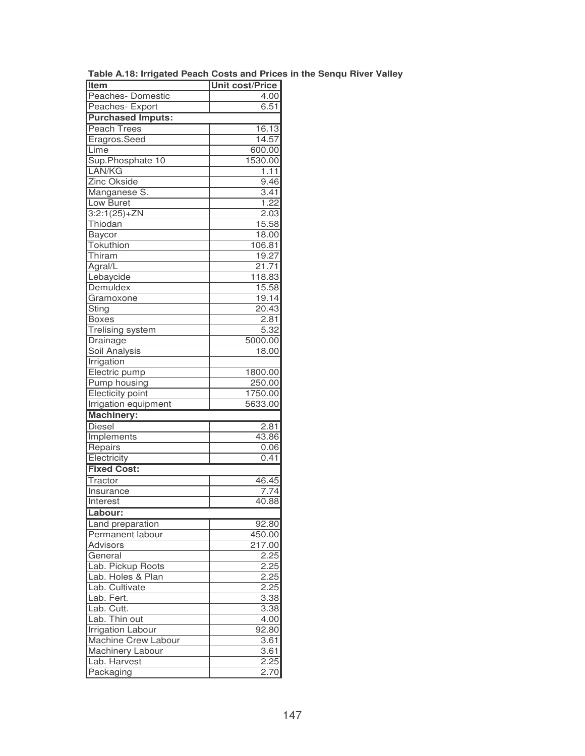**Table A.18: Irrigated Peach Costs and Prices in the Senqu River Valley**

| Item | Unit cost/Price |
|---|---|
| Peaches- Domestic | 4.00 |
| Peaches- Export | 6.51 |
| **Purchased Imputs:** | |
| Peach Trees | 16.13 |
| Eragros.Seed | 14.57 |
| Lime | 600.00 |
| Sup.Phosphate 10 | 1530.00 |
| LAN/KG | 1.11 |
| Zinc Okside | 9.46 |
| Manganese S. | 3.41 |
| Low Buret | 1.22 |
| 3:2:1(25)+ZN | 2.03 |
| Thiodan | 15.58 |
| Baycor | 18.00 |
| Tokuthion | 106.81 |
| Thiram | 19.27 |
| Agral/L | 21.71 |
| Lebaycide | 118.83 |
| Demuldex | 15.58 |
| Gramoxone | 19.14 |
| Sting | 20.43 |
| Boxes | 2.81 |
| Trelising system | 5.32 |
| Drainage | 5000.00 |
| Soil Analysis | 18.00 |
| Irrigation | |
| Electric pump | 1800.00 |
| Pump housing | 250.00 |
| Electicity point | 1750.00 |
| Irrigation equipment | 5633.00 |
| **Machinery:** | |
| Diesel | 2.81 |
| Implements | 43.86 |
| Repairs | 0.06 |
| Electricity | 0.41 |
| **Fixed Cost:** | |
| Tractor | 46.45 |
| Insurance | 7.74 |
| Interest | 40.88 |
| **Labour:** | |
| Land preparation | 92.80 |
| Permanent labour | 450.00 |
| Advisors | 217.00 |
| General | 2.25 |
| Lab. Pickup Roots | 2.25 |
| Lab. Holes & Plan | 2.25 |
| Lab. Cultivate | 2.25 |
| Lab. Fert. | 3.38 |
| Lab. Cutt. | 3.38 |
| Lab. Thin out | 4.00 |
| Irrigation Labour | 92.80 |
| Machine Crew Labour | 3.61 |
| Machinery Labour | 3.61 |
| Lab. Harvest | 2.25 |
| Packaging | 2.70 |